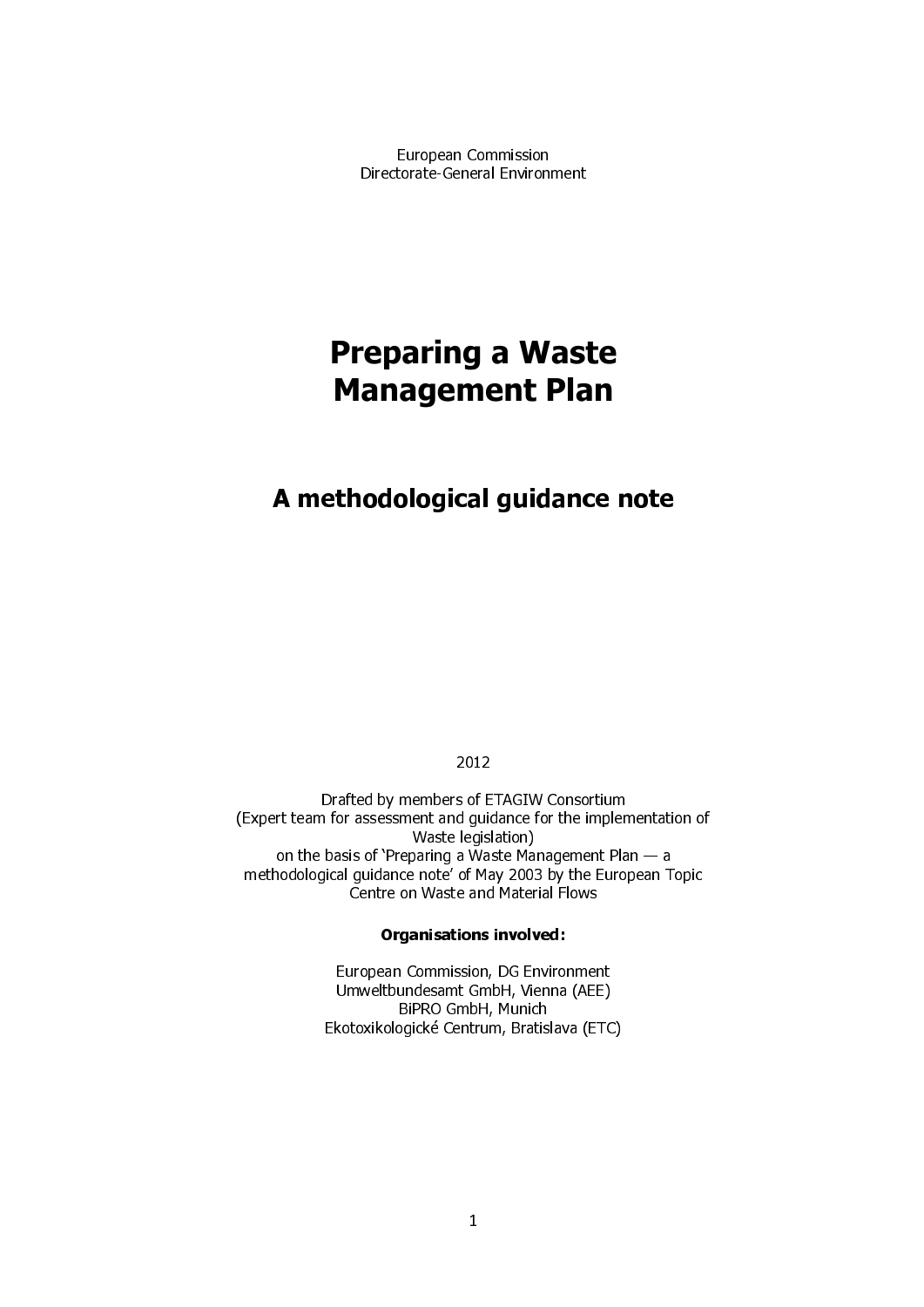European Commission
Directorate-General Environment

# Preparing a Waste Management Plan

## A methodological guidance note

2012

Drafted by members of ETAGIW Consortium
(Expert team for assessment and guidance for the implementation of Waste legislation)
on the basis of 'Preparing a Waste Management Plan — a methodological guidance note' of May 2003 by the European Topic Centre on Waste and Material Flows

**Organisations involved:**

European Commission, DG Environment
Umweltbundesamt GmbH, Vienna (AEE)
BiPRO GmbH, Munich
Ekotoxikologické Centrum, Bratislava (ETC)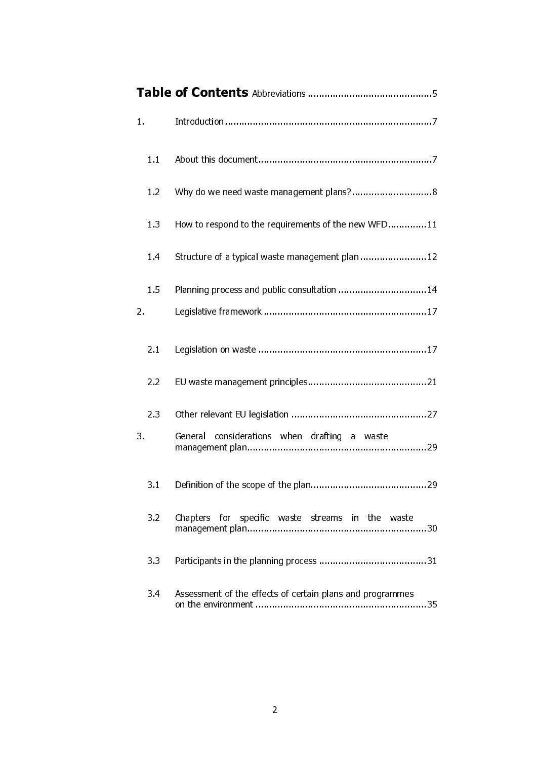# Table of Contents

Abbreviations .............................................5

1. Introduction .............................................7

   1.1 About this document .............................................7

   1.2 Why do we need waste management plans? .............................................8

   1.3 How to respond to the requirements of the new WFD .............................................11

   1.4 Structure of a typical waste management plan .............................................12

   1.5 Planning process and public consultation .............................................14

2. Legislative framework .............................................17

   2.1 Legislation on waste .............................................17

   2.2 EU waste management principles .............................................21

   2.3 Other relevant EU legislation .............................................27

3. General considerations when drafting a waste management plan .............................................29

   3.1 Definition of the scope of the plan .............................................29

   3.2 Chapters for specific waste streams in the waste management plan .............................................30

   3.3 Participants in the planning process .............................................31

   3.4 Assessment of the effects of certain plans and programmes on the environment .............................................35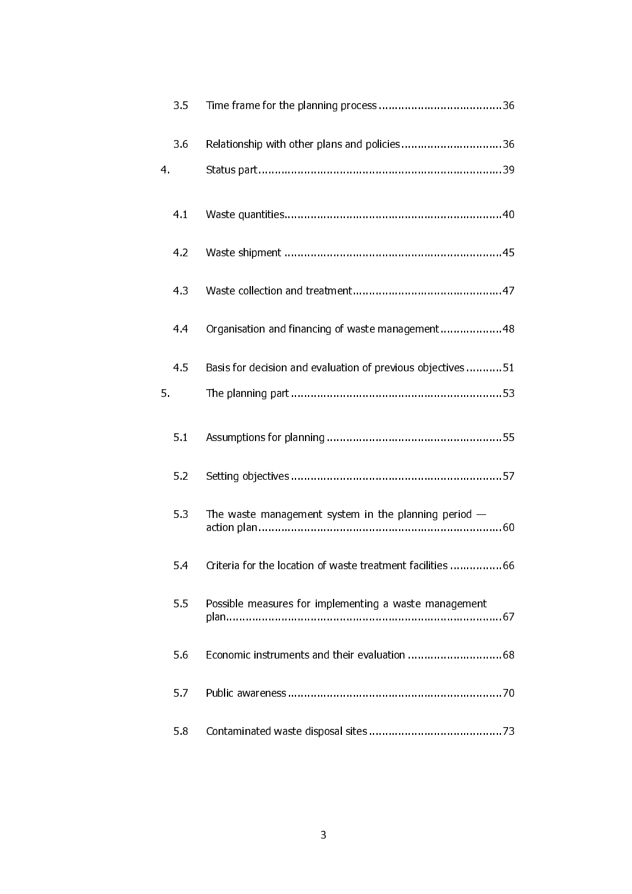3.5 Time frame for the planning process ......................................36

3.6 Relationship with other plans and policies ...............................36

4. Status part ..........................................................................39

4.1 Waste quantities..................................................................40

4.2 Waste shipment ..................................................................45

4.3 Waste collection and treatment.............................................47

4.4 Organisation and financing of waste management ...................48

4.5 Basis for decision and evaluation of previous objectives ...........51

5. The planning part ................................................................53

5.1 Assumptions for planning ......................................................55

5.2 Setting objectives ................................................................57

5.3 The waste management system in the planning period — action plan..........................................................................60

5.4 Criteria for the location of waste treatment facilities ................66

5.5 Possible measures for implementing a waste management plan....................................................................................67

5.6 Economic instruments and their evaluation .............................68

5.7 Public awareness .................................................................70

5.8 Contaminated waste disposal sites .........................................73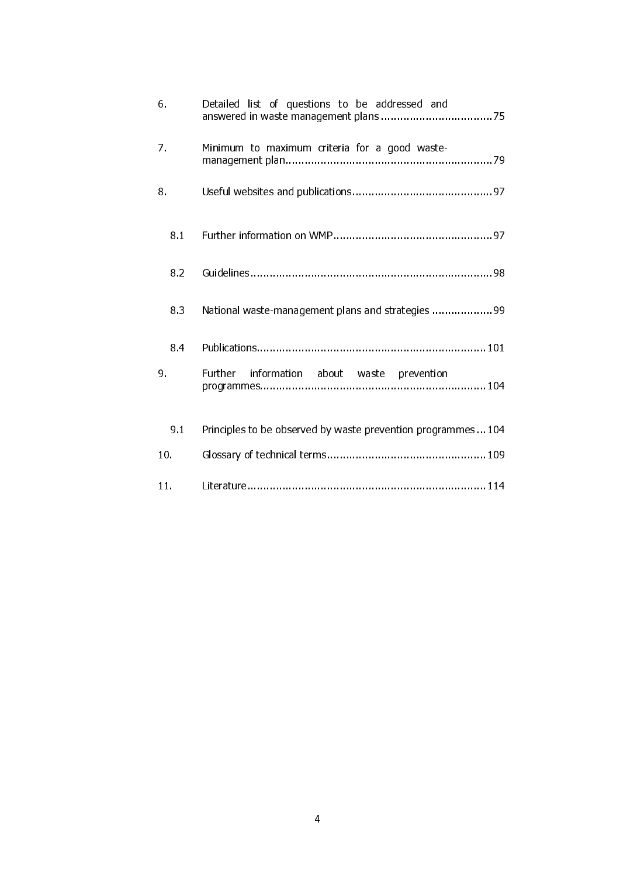6. Detailed list of questions to be addressed and answered in waste management plans ....................................75

7. Minimum to maximum criteria for a good waste-management plan ..................................................................79

8. Useful websites and publications ............................................97

   8.1 Further information on WMP ..................................................97

   8.2 Guidelines ............................................................................98

   8.3 National waste-management plans and strategies ...................99

   8.4 Publications........................................................................101

9. Further information about waste prevention programmes........................................................................104

   9.1 Principles to be observed by waste prevention programmes ...104

10. Glossary of technical terms..................................................109

11. Literature ...........................................................................114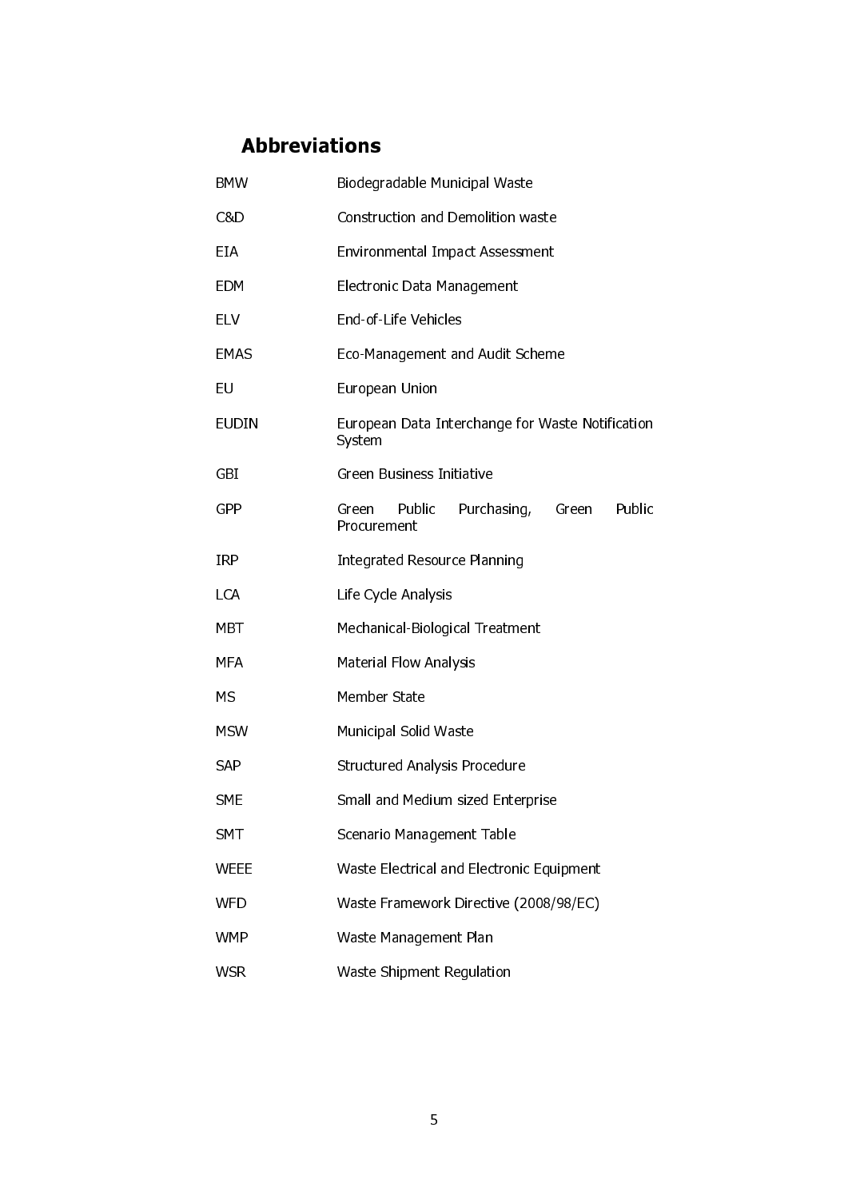# Abbreviations

| | |
|---|---|
| BMW | Biodegradable Municipal Waste |
| C&D | Construction and Demolition waste |
| EIA | Environmental Impact Assessment |
| EDM | Electronic Data Management |
| ELV | End-of-Life Vehicles |
| EMAS | Eco-Management and Audit Scheme |
| EU | European Union |
| EUDIN | European Data Interchange for Waste Notification System |
| GBI | Green Business Initiative |
| GPP | Green Public Purchasing, Green Public Procurement |
| IRP | Integrated Resource Planning |
| LCA | Life Cycle Analysis |
| MBT | Mechanical-Biological Treatment |
| MFA | Material Flow Analysis |
| MS | Member State |
| MSW | Municipal Solid Waste |
| SAP | Structured Analysis Procedure |
| SME | Small and Medium sized Enterprise |
| SMT | Scenario Management Table |
| WEEE | Waste Electrical and Electronic Equipment |
| WFD | Waste Framework Directive (2008/98/EC) |
| WMP | Waste Management Plan |
| WSR | Waste Shipment Regulation |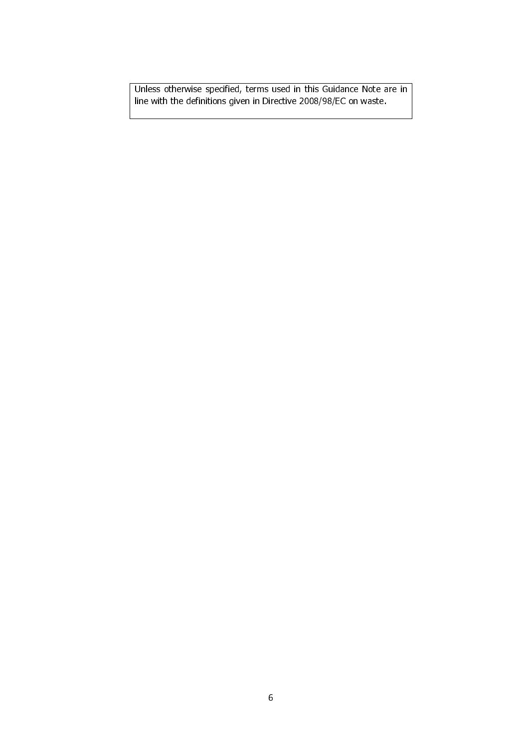Unless otherwise specified, terms used in this Guidance Note are in line with the definitions given in Directive 2008/98/EC on waste.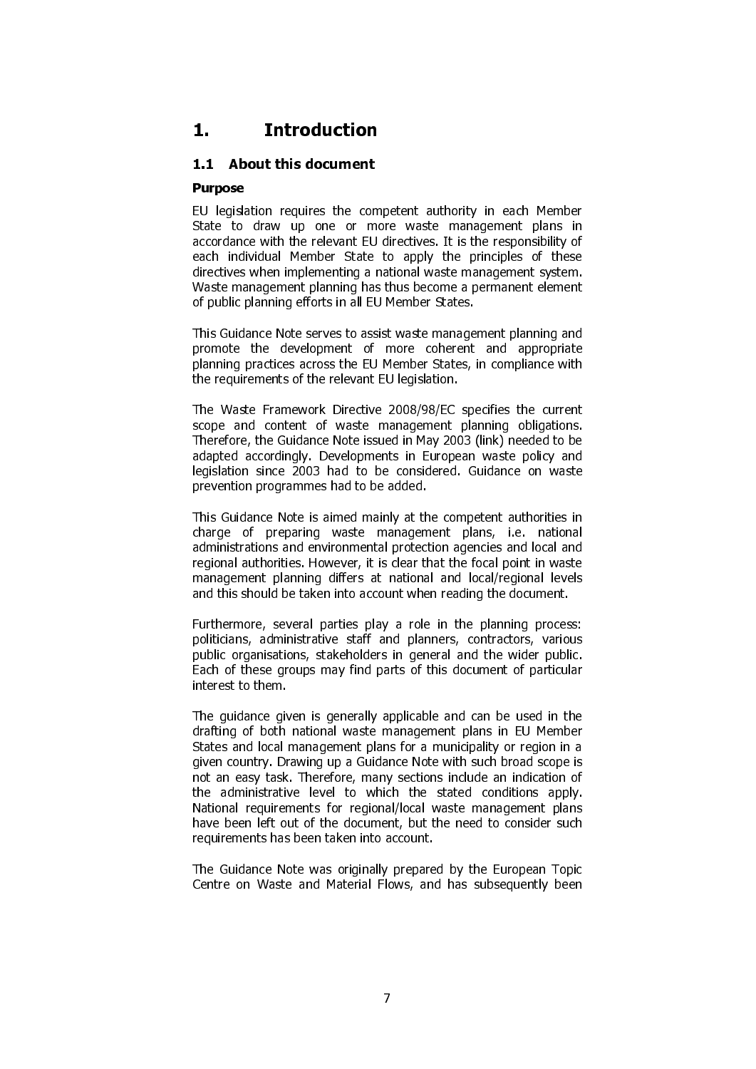# 1. Introduction

## 1.1 About this document

**Purpose**

EU legislation requires the competent authority in each Member State to draw up one or more waste management plans in accordance with the relevant EU directives. It is the responsibility of each individual Member State to apply the principles of these directives when implementing a national waste management system. Waste management planning has thus become a permanent element of public planning efforts in all EU Member States.

This Guidance Note serves to assist waste management planning and promote the development of more coherent and appropriate planning practices across the EU Member States, in compliance with the requirements of the relevant EU legislation.

The Waste Framework Directive 2008/98/EC specifies the current scope and content of waste management planning obligations. Therefore, the Guidance Note issued in May 2003 (link) needed to be adapted accordingly. Developments in European waste policy and legislation since 2003 had to be considered. Guidance on waste prevention programmes had to be added.

This Guidance Note is aimed mainly at the competent authorities in charge of preparing waste management plans, i.e. national administrations and environmental protection agencies and local and regional authorities. However, it is clear that the focal point in waste management planning differs at national and local/regional levels and this should be taken into account when reading the document.

Furthermore, several parties play a role in the planning process: politicians, administrative staff and planners, contractors, various public organisations, stakeholders in general and the wider public. Each of these groups may find parts of this document of particular interest to them.

The guidance given is generally applicable and can be used in the drafting of both national waste management plans in EU Member States and local management plans for a municipality or region in a given country. Drawing up a Guidance Note with such broad scope is not an easy task. Therefore, many sections include an indication of the administrative level to which the stated conditions apply. National requirements for regional/local waste management plans have been left out of the document, but the need to consider such requirements has been taken into account.

The Guidance Note was originally prepared by the European Topic Centre on Waste and Material Flows, and has subsequently been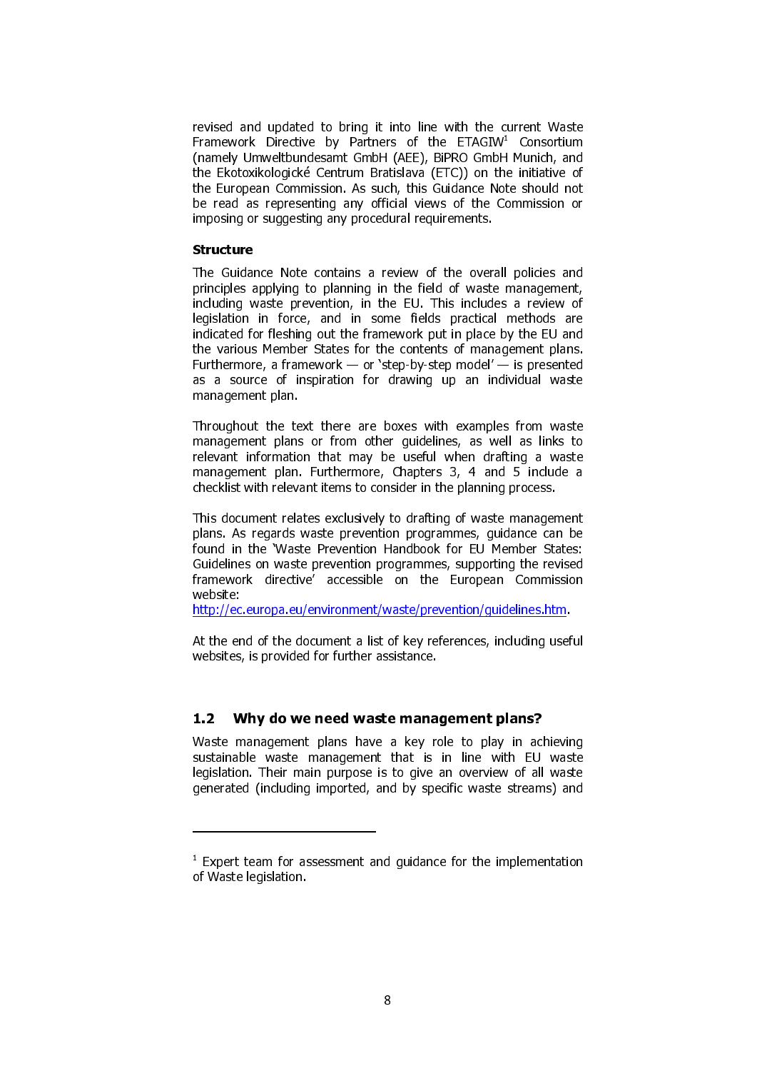revised and updated to bring it into line with the current Waste Framework Directive by Partners of the ETAGIW[1] Consortium (namely Umweltbundesamt GmbH (AEE), BiPRO GmbH Munich, and the Ekotoxikologické Centrum Bratislava (ETC)) on the initiative of the European Commission. As such, this Guidance Note should not be read as representing any official views of the Commission or imposing or suggesting any procedural requirements.

**Structure**

The Guidance Note contains a review of the overall policies and principles applying to planning in the field of waste management, including waste prevention, in the EU. This includes a review of legislation in force, and in some fields practical methods are indicated for fleshing out the framework put in place by the EU and the various Member States for the contents of management plans. Furthermore, a framework — or 'step-by-step model' — is presented as a source of inspiration for drawing up an individual waste management plan.

Throughout the text there are boxes with examples from waste management plans or from other guidelines, as well as links to relevant information that may be useful when drafting a waste management plan. Furthermore, Chapters 3, 4 and 5 include a checklist with relevant items to consider in the planning process.

This document relates exclusively to drafting of waste management plans. As regards waste prevention programmes, guidance can be found in the 'Waste Prevention Handbook for EU Member States: Guidelines on waste prevention programmes, supporting the revised framework directive' accessible on the European Commission website:
http://ec.europa.eu/environment/waste/prevention/guidelines.htm.

At the end of the document a list of key references, including useful websites, is provided for further assistance.

## 1.2 Why do we need waste management plans?

Waste management plans have a key role to play in achieving sustainable waste management that is in line with EU waste legislation. Their main purpose is to give an overview of all waste generated (including imported, and by specific waste streams) and

---

[1] Expert team for assessment and guidance for the implementation of Waste legislation.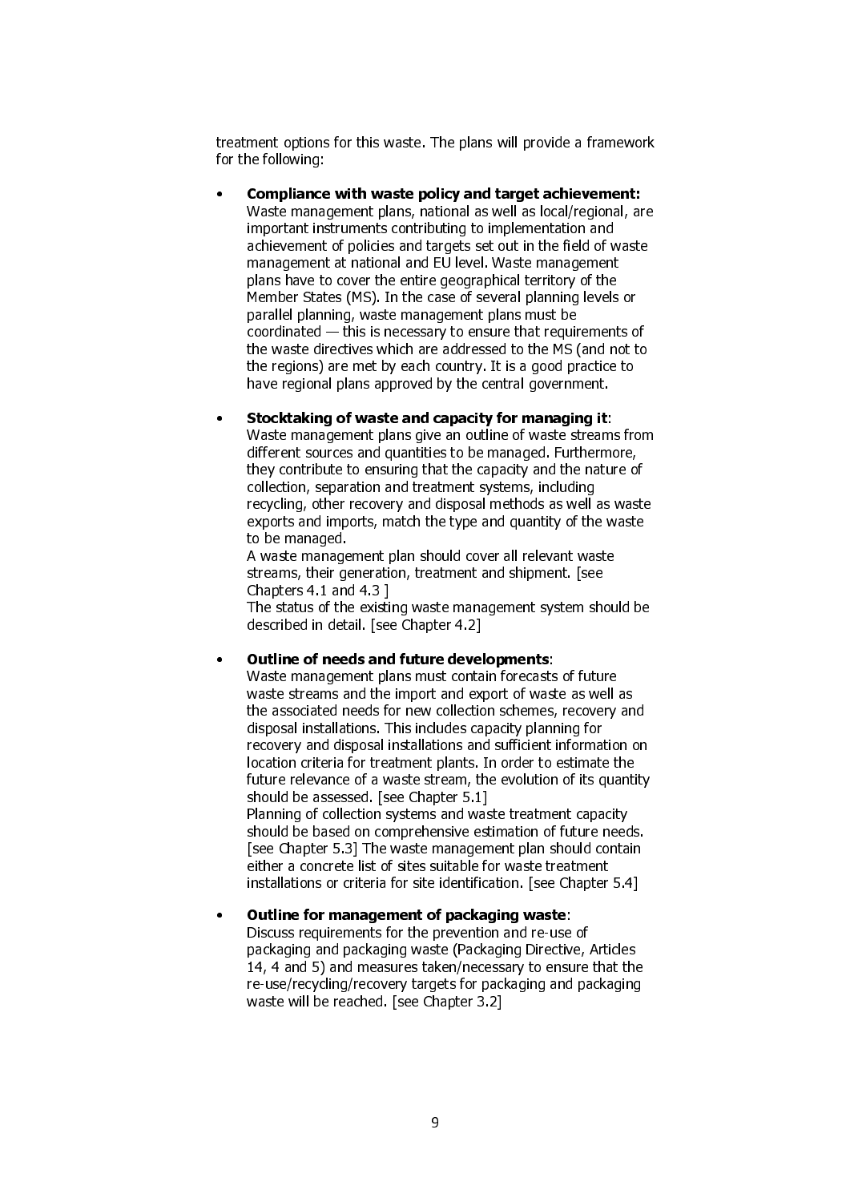treatment options for this waste. The plans will provide a framework for the following:

- **Compliance with waste policy and target achievement:** Waste management plans, national as well as local/regional, are important instruments contributing to implementation and achievement of policies and targets set out in the field of waste management at national and EU level. Waste management plans have to cover the entire geographical territory of the Member States (MS). In the case of several planning levels or parallel planning, waste management plans must be coordinated — this is necessary to ensure that requirements of the waste directives which are addressed to the MS (and not to the regions) are met by each country. It is a good practice to have regional plans approved by the central government.

- **Stocktaking of waste and capacity for managing it**: Waste management plans give an outline of waste streams from different sources and quantities to be managed. Furthermore, they contribute to ensuring that the capacity and the nature of collection, separation and treatment systems, including recycling, other recovery and disposal methods as well as waste exports and imports, match the type and quantity of the waste to be managed.
  A waste management plan should cover all relevant waste streams, their generation, treatment and shipment. [see Chapters 4.1 and 4.3 ]
  The status of the existing waste management system should be described in detail. [see Chapter 4.2]

- **Outline of needs and future developments**: Waste management plans must contain forecasts of future waste streams and the import and export of waste as well as the associated needs for new collection schemes, recovery and disposal installations. This includes capacity planning for recovery and disposal installations and sufficient information on location criteria for treatment plants. In order to estimate the future relevance of a waste stream, the evolution of its quantity should be assessed. [see Chapter 5.1]
  Planning of collection systems and waste treatment capacity should be based on comprehensive estimation of future needs. [see Chapter 5.3] The waste management plan should contain either a concrete list of sites suitable for waste treatment installations or criteria for site identification. [see Chapter 5.4]

- **Outline for management of packaging waste**: Discuss requirements for the prevention and re-use of packaging and packaging waste (Packaging Directive, Articles 14, 4 and 5) and measures taken/necessary to ensure that the re-use/recycling/recovery targets for packaging and packaging waste will be reached. [see Chapter 3.2]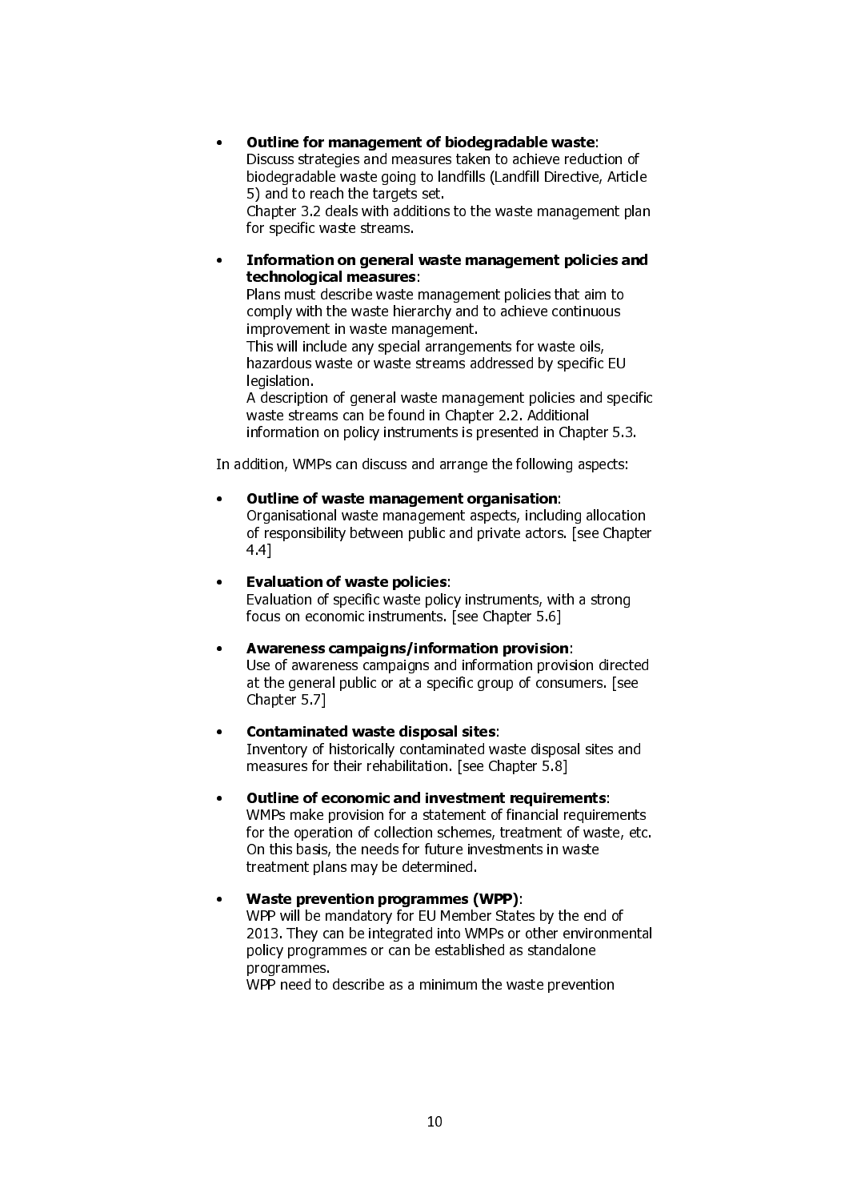- **Outline for management of biodegradable waste**:
  Discuss strategies and measures taken to achieve reduction of biodegradable waste going to landfills (Landfill Directive, Article 5) and to reach the targets set.
  Chapter 3.2 deals with additions to the waste management plan for specific waste streams.

- **Information on general waste management policies and technological measures**:
  Plans must describe waste management policies that aim to comply with the waste hierarchy and to achieve continuous improvement in waste management.
  This will include any special arrangements for waste oils, hazardous waste or waste streams addressed by specific EU legislation.
  A description of general waste management policies and specific waste streams can be found in Chapter 2.2. Additional information on policy instruments is presented in Chapter 5.3.

In addition, WMPs can discuss and arrange the following aspects:

- **Outline of waste management organisation**:
  Organisational waste management aspects, including allocation of responsibility between public and private actors. [see Chapter 4.4]

- **Evaluation of waste policies**:
  Evaluation of specific waste policy instruments, with a strong focus on economic instruments. [see Chapter 5.6]

- **Awareness campaigns/information provision**:
  Use of awareness campaigns and information provision directed at the general public or at a specific group of consumers. [see Chapter 5.7]

- **Contaminated waste disposal sites**:
  Inventory of historically contaminated waste disposal sites and measures for their rehabilitation. [see Chapter 5.8]

- **Outline of economic and investment requirements**:
  WMPs make provision for a statement of financial requirements for the operation of collection schemes, treatment of waste, etc. On this basis, the needs for future investments in waste treatment plans may be determined.

- **Waste prevention programmes (WPP)**:
  WPP will be mandatory for EU Member States by the end of 2013. They can be integrated into WMPs or other environmental policy programmes or can be established as standalone programmes.
  WPP need to describe as a minimum the waste prevention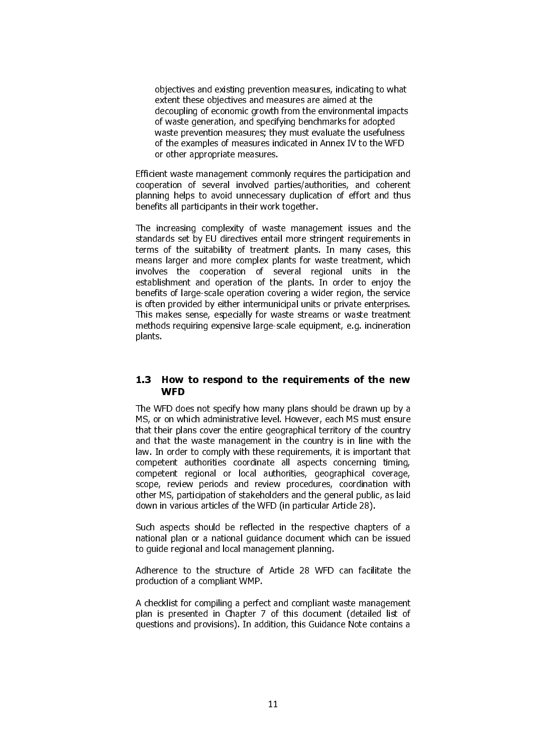objectives and existing prevention measures, indicating to what extent these objectives and measures are aimed at the decoupling of economic growth from the environmental impacts of waste generation, and specifying benchmarks for adopted waste prevention measures; they must evaluate the usefulness of the examples of measures indicated in Annex IV to the WFD or other appropriate measures.

Efficient waste management commonly requires the participation and cooperation of several involved parties/authorities, and coherent planning helps to avoid unnecessary duplication of effort and thus benefits all participants in their work together.

The increasing complexity of waste management issues and the standards set by EU directives entail more stringent requirements in terms of the suitability of treatment plants. In many cases, this means larger and more complex plants for waste treatment, which involves the cooperation of several regional units in the establishment and operation of the plants. In order to enjoy the benefits of large-scale operation covering a wider region, the service is often provided by either intermunicipal units or private enterprises. This makes sense, especially for waste streams or waste treatment methods requiring expensive large-scale equipment, e.g. incineration plants.

## 1.3 How to respond to the requirements of the new WFD

The WFD does not specify how many plans should be drawn up by a MS, or on which administrative level. However, each MS must ensure that their plans cover the entire geographical territory of the country and that the waste management in the country is in line with the law. In order to comply with these requirements, it is important that competent authorities coordinate all aspects concerning timing, competent regional or local authorities, geographical coverage, scope, review periods and review procedures, coordination with other MS, participation of stakeholders and the general public, as laid down in various articles of the WFD (in particular Article 28).

Such aspects should be reflected in the respective chapters of a national plan or a national guidance document which can be issued to guide regional and local management planning.

Adherence to the structure of Article 28 WFD can facilitate the production of a compliant WMP.

A checklist for compiling a perfect and compliant waste management plan is presented in Chapter 7 of this document (detailed list of questions and provisions). In addition, this Guidance Note contains a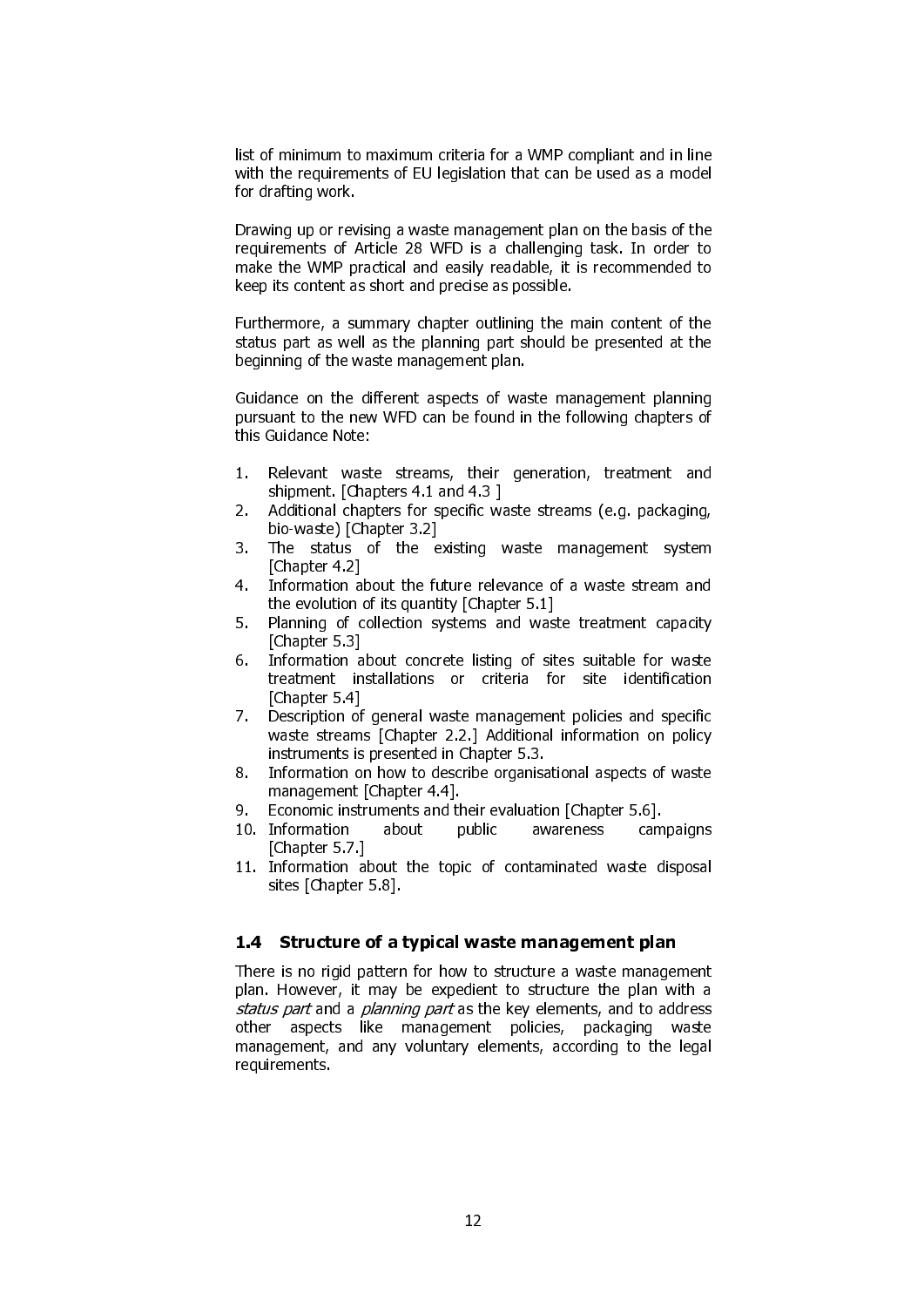list of minimum to maximum criteria for a WMP compliant and in line with the requirements of EU legislation that can be used as a model for drafting work.

Drawing up or revising a waste management plan on the basis of the requirements of Article 28 WFD is a challenging task. In order to make the WMP practical and easily readable, it is recommended to keep its content as short and precise as possible.

Furthermore, a summary chapter outlining the main content of the status part as well as the planning part should be presented at the beginning of the waste management plan.

Guidance on the different aspects of waste management planning pursuant to the new WFD can be found in the following chapters of this Guidance Note:

1. Relevant waste streams, their generation, treatment and shipment. [Chapters 4.1 and 4.3 ]
2. Additional chapters for specific waste streams (e.g. packaging, bio-waste) [Chapter 3.2]
3. The status of the existing waste management system [Chapter 4.2]
4. Information about the future relevance of a waste stream and the evolution of its quantity [Chapter 5.1]
5. Planning of collection systems and waste treatment capacity [Chapter 5.3]
6. Information about concrete listing of sites suitable for waste treatment installations or criteria for site identification [Chapter 5.4]
7. Description of general waste management policies and specific waste streams [Chapter 2.2.] Additional information on policy instruments is presented in Chapter 5.3.
8. Information on how to describe organisational aspects of waste management [Chapter 4.4].
9. Economic instruments and their evaluation [Chapter 5.6].
10. Information about public awareness campaigns [Chapter 5.7.]
11. Information about the topic of contaminated waste disposal sites [Chapter 5.8].

## 1.4 Structure of a typical waste management plan

There is no rigid pattern for how to structure a waste management plan. However, it may be expedient to structure the plan with a *status part* and a *planning part* as the key elements, and to address other aspects like management policies, packaging waste management, and any voluntary elements, according to the legal requirements.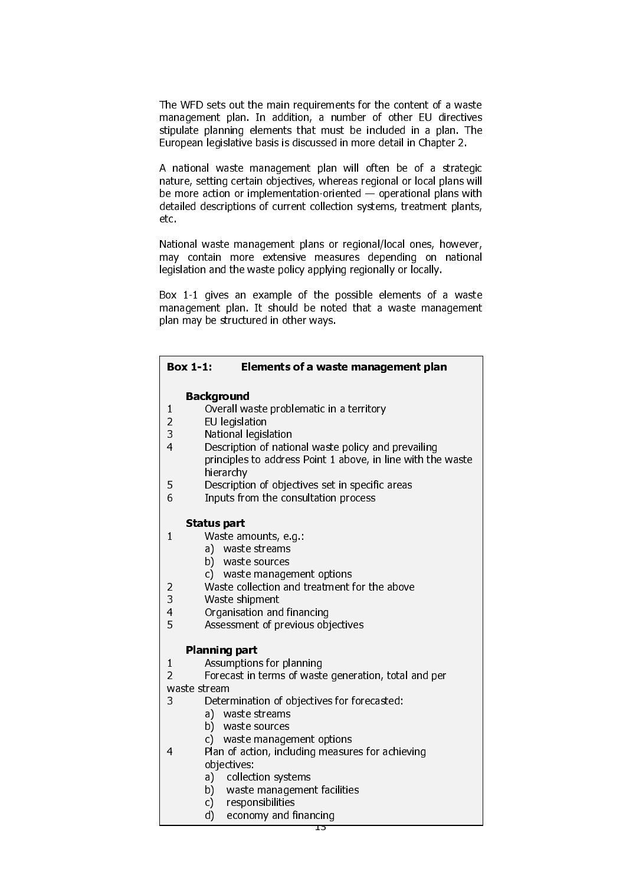The WFD sets out the main requirements for the content of a waste management plan. In addition, a number of other EU directives stipulate planning elements that must be included in a plan. The European legislative basis is discussed in more detail in Chapter 2.

A national waste management plan will often be of a strategic nature, setting certain objectives, whereas regional or local plans will be more action or implementation-oriented — operational plans with detailed descriptions of current collection systems, treatment plants, etc.

National waste management plans or regional/local ones, however, may contain more extensive measures depending on national legislation and the waste policy applying regionally or locally.

Box 1-1 gives an example of the possible elements of a waste management plan. It should be noted that a waste management plan may be structured in other ways.

**Box 1-1: Elements of a waste management plan**

**Background**

1. Overall waste problematic in a territory
2. EU legislation
3. National legislation
4. Description of national waste policy and prevailing principles to address Point 1 above, in line with the waste hierarchy
5. Description of objectives set in specific areas
6. Inputs from the consultation process

**Status part**

1. Waste amounts, e.g.:
   a) waste streams
   b) waste sources
   c) waste management options
2. Waste collection and treatment for the above
3. Waste shipment
4. Organisation and financing
5. Assessment of previous objectives

**Planning part**

1. Assumptions for planning
2. Forecast in terms of waste generation, total and per waste stream
3. Determination of objectives for forecasted:
   a) waste streams
   b) waste sources
   c) waste management options
4. Plan of action, including measures for achieving objectives:
   a) collection systems
   b) waste management facilities
   c) responsibilities
   d) economy and financing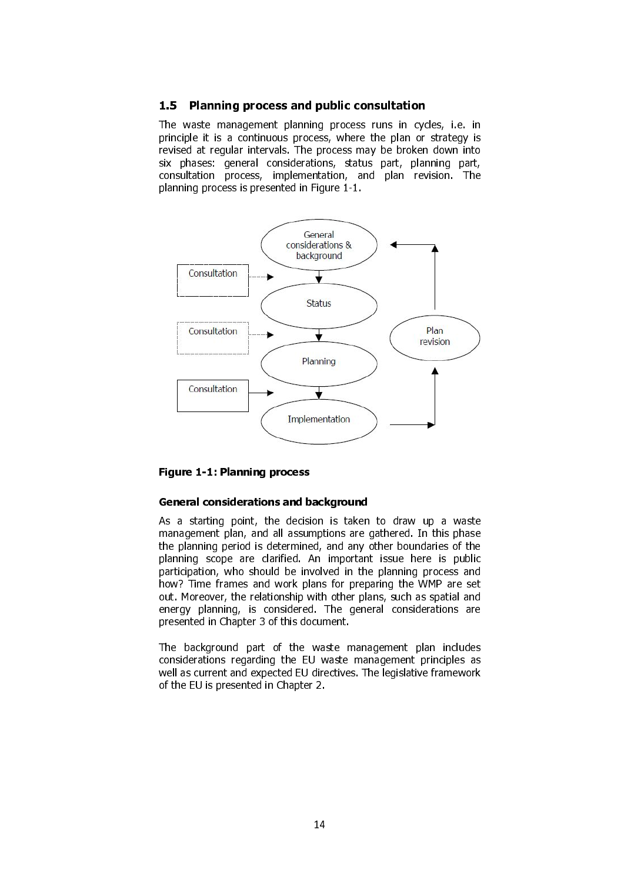## 1.5 Planning process and public consultation

The waste management planning process runs in cycles, i.e. in principle it is a continuous process, where the plan or strategy is revised at regular intervals. The process may be broken down into six phases: general considerations, status part, planning part, consultation process, implementation, and plan revision. The planning process is presented in Figure 1-1.

**Figure 1-1: Planning process**

### General considerations and background

As a starting point, the decision is taken to draw up a waste management plan, and all assumptions are gathered. In this phase the planning period is determined, and any other boundaries of the planning scope are clarified. An important issue here is public participation, who should be involved in the planning process and how? Time frames and work plans for preparing the WMP are set out. Moreover, the relationship with other plans, such as spatial and energy planning, is considered. The general considerations are presented in Chapter 3 of this document.

The background part of the waste management plan includes considerations regarding the EU waste management principles as well as current and expected EU directives. The legislative framework of the EU is presented in Chapter 2.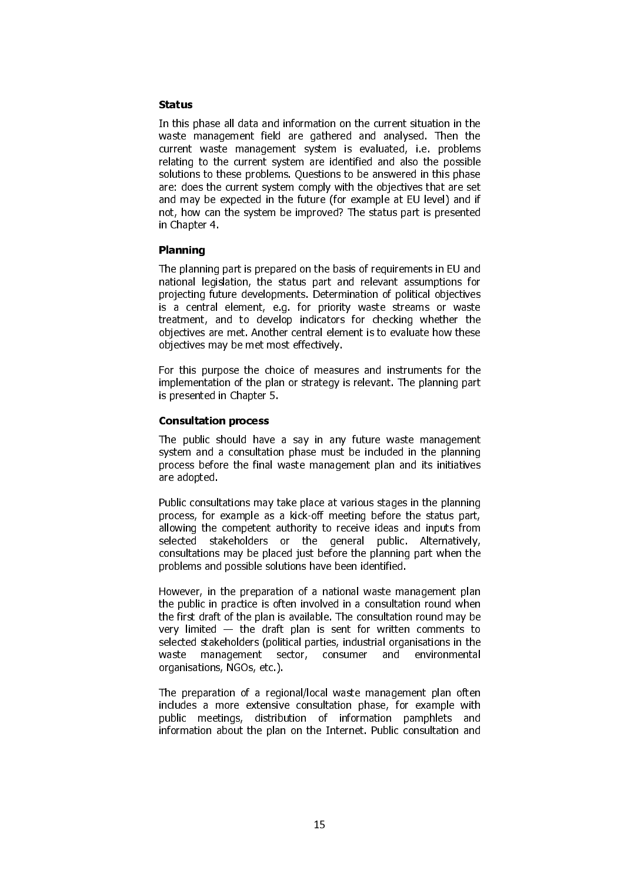**Status**

In this phase all data and information on the current situation in the waste management field are gathered and analysed. Then the current waste management system is evaluated, i.e. problems relating to the current system are identified and also the possible solutions to these problems. Questions to be answered in this phase are: does the current system comply with the objectives that are set and may be expected in the future (for example at EU level) and if not, how can the system be improved? The status part is presented in Chapter 4.

**Planning**

The planning part is prepared on the basis of requirements in EU and national legislation, the status part and relevant assumptions for projecting future developments. Determination of political objectives is a central element, e.g. for priority waste streams or waste treatment, and to develop indicators for checking whether the objectives are met. Another central element is to evaluate how these objectives may be met most effectively.

For this purpose the choice of measures and instruments for the implementation of the plan or strategy is relevant. The planning part is presented in Chapter 5.

**Consultation process**

The public should have a say in any future waste management system and a consultation phase must be included in the planning process before the final waste management plan and its initiatives are adopted.

Public consultations may take place at various stages in the planning process, for example as a kick-off meeting before the status part, allowing the competent authority to receive ideas and inputs from selected stakeholders or the general public. Alternatively, consultations may be placed just before the planning part when the problems and possible solutions have been identified.

However, in the preparation of a national waste management plan the public in practice is often involved in a consultation round when the first draft of the plan is available. The consultation round may be very limited — the draft plan is sent for written comments to selected stakeholders (political parties, industrial organisations in the waste management sector, consumer and environmental organisations, NGOs, etc.).

The preparation of a regional/local waste management plan often includes a more extensive consultation phase, for example with public meetings, distribution of information pamphlets and information about the plan on the Internet. Public consultation and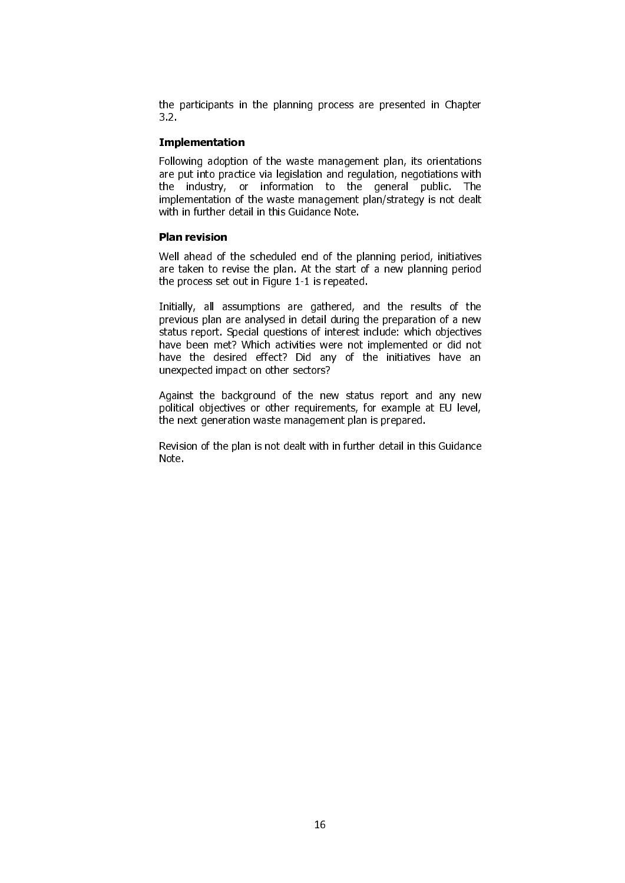the participants in the planning process are presented in Chapter 3.2.

**Implementation**

Following adoption of the waste management plan, its orientations are put into practice via legislation and regulation, negotiations with the industry, or information to the general public. The implementation of the waste management plan/strategy is not dealt with in further detail in this Guidance Note.

**Plan revision**

Well ahead of the scheduled end of the planning period, initiatives are taken to revise the plan. At the start of a new planning period the process set out in Figure 1-1 is repeated.

Initially, all assumptions are gathered, and the results of the previous plan are analysed in detail during the preparation of a new status report. Special questions of interest include: which objectives have been met? Which activities were not implemented or did not have the desired effect? Did any of the initiatives have an unexpected impact on other sectors?

Against the background of the new status report and any new political objectives or other requirements, for example at EU level, the next generation waste management plan is prepared.

Revision of the plan is not dealt with in further detail in this Guidance Note.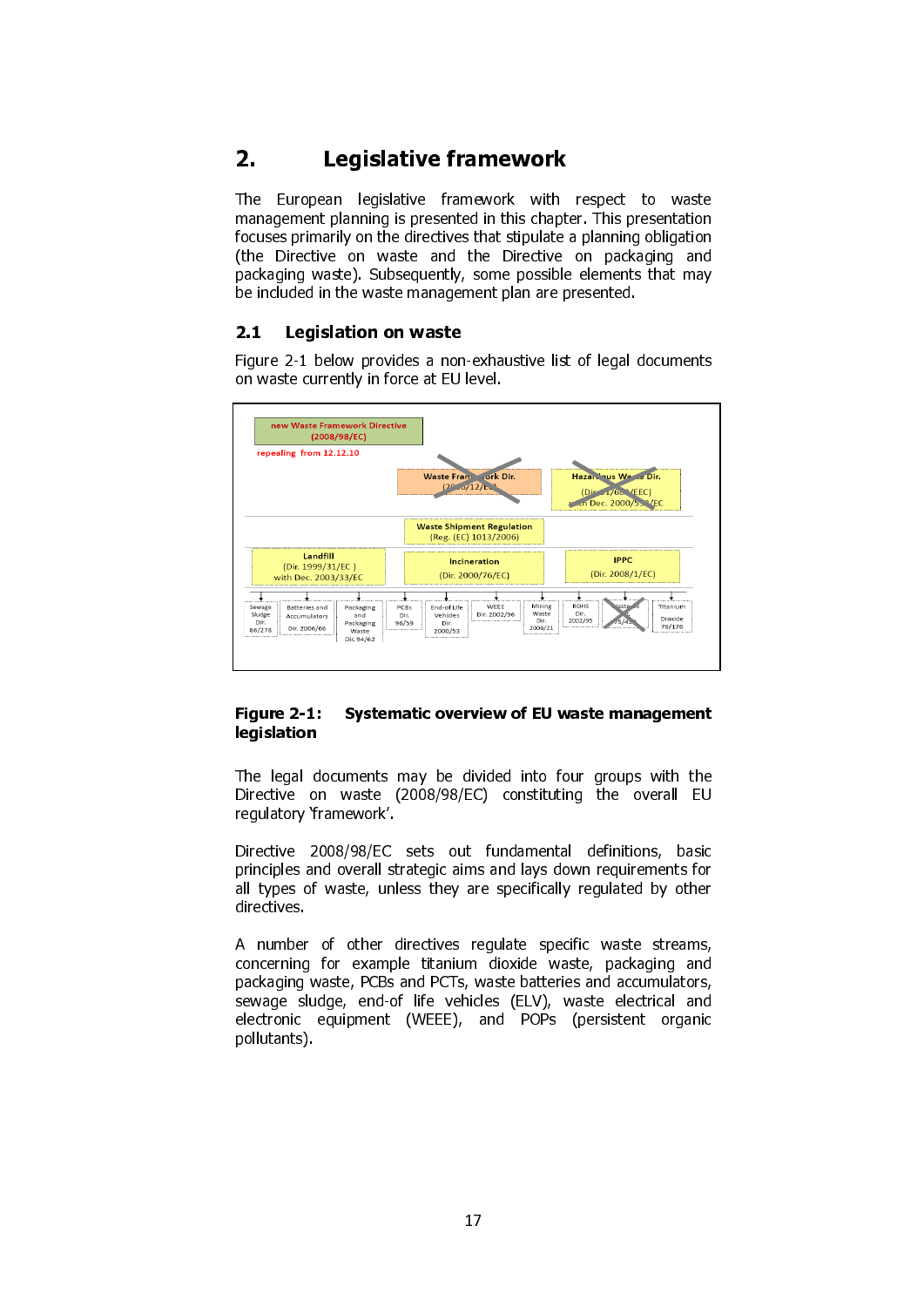# 2. Legislative framework

The European legislative framework with respect to waste management planning is presented in this chapter. This presentation focuses primarily on the directives that stipulate a planning obligation (the Directive on waste and the Directive on packaging and packaging waste). Subsequently, some possible elements that may be included in the waste management plan are presented.

## 2.1 Legislation on waste

Figure 2-1 below provides a non-exhaustive list of legal documents on waste currently in force at EU level.

**Figure 2-1: Systematic overview of EU waste management legislation**

The legal documents may be divided into four groups with the Directive on waste (2008/98/EC) constituting the overall EU regulatory 'framework'.

Directive 2008/98/EC sets out fundamental definitions, basic principles and overall strategic aims and lays down requirements for all types of waste, unless they are specifically regulated by other directives.

A number of other directives regulate specific waste streams, concerning for example titanium dioxide waste, packaging and packaging waste, PCBs and PCTs, waste batteries and accumulators, sewage sludge, end-of life vehicles (ELV), waste electrical and electronic equipment (WEEE), and POPs (persistent organic pollutants).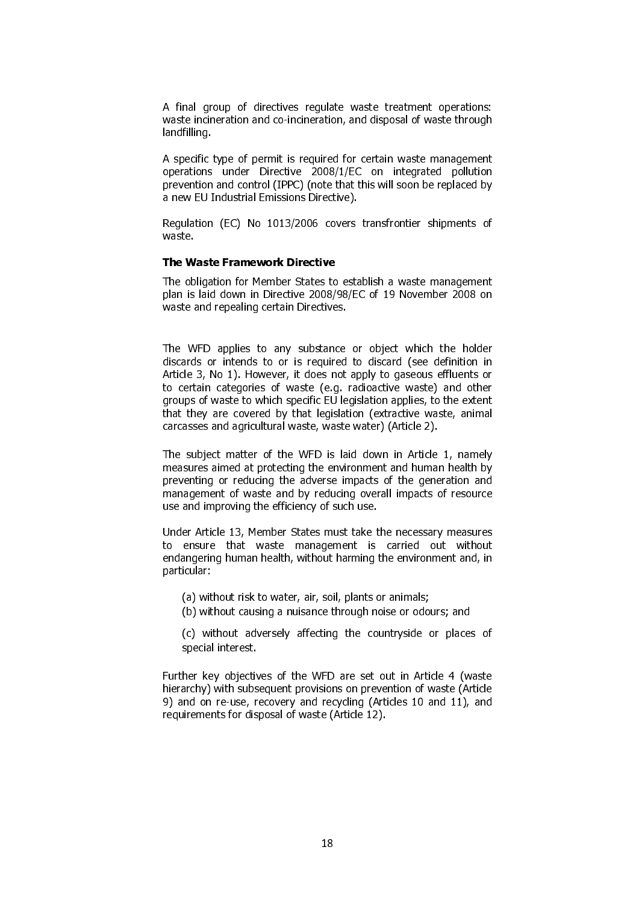A final group of directives regulate waste treatment operations: waste incineration and co-incineration, and disposal of waste through landfilling.

A specific type of permit is required for certain waste management operations under Directive 2008/1/EC on integrated pollution prevention and control (IPPC) (note that this will soon be replaced by a new EU Industrial Emissions Directive).

Regulation (EC) No 1013/2006 covers transfrontier shipments of waste.

**The Waste Framework Directive**

The obligation for Member States to establish a waste management plan is laid down in Directive 2008/98/EC of 19 November 2008 on waste and repealing certain Directives.

The WFD applies to any substance or object which the holder discards or intends to or is required to discard (see definition in Article 3, No 1). However, it does not apply to gaseous effluents or to certain categories of waste (e.g. radioactive waste) and other groups of waste to which specific EU legislation applies, to the extent that they are covered by that legislation (extractive waste, animal carcasses and agricultural waste, waste water) (Article 2).

The subject matter of the WFD is laid down in Article 1, namely measures aimed at protecting the environment and human health by preventing or reducing the adverse impacts of the generation and management of waste and by reducing overall impacts of resource use and improving the efficiency of such use.

Under Article 13, Member States must take the necessary measures to ensure that waste management is carried out without endangering human health, without harming the environment and, in particular:

(a) without risk to water, air, soil, plants or animals;

(b) without causing a nuisance through noise or odours; and

(c) without adversely affecting the countryside or places of special interest.

Further key objectives of the WFD are set out in Article 4 (waste hierarchy) with subsequent provisions on prevention of waste (Article 9) and on re-use, recovery and recycling (Articles 10 and 11), and requirements for disposal of waste (Article 12).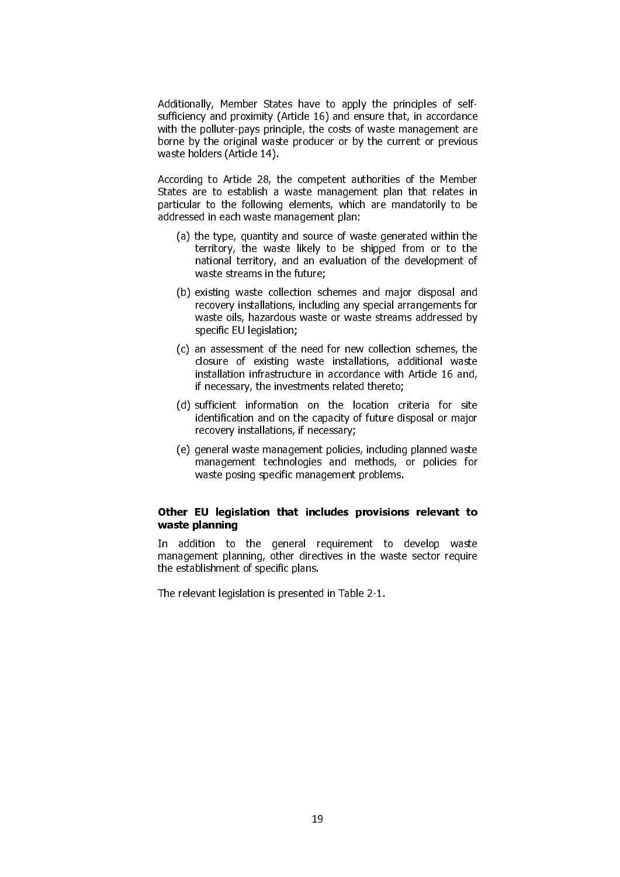Additionally, Member States have to apply the principles of self-sufficiency and proximity (Article 16) and ensure that, in accordance with the polluter-pays principle, the costs of waste management are borne by the original waste producer or by the current or previous waste holders (Article 14).

According to Article 28, the competent authorities of the Member States are to establish a waste management plan that relates in particular to the following elements, which are mandatorily to be addressed in each waste management plan:

(a) the type, quantity and source of waste generated within the territory, the waste likely to be shipped from or to the national territory, and an evaluation of the development of waste streams in the future;

(b) existing waste collection schemes and major disposal and recovery installations, including any special arrangements for waste oils, hazardous waste or waste streams addressed by specific EU legislation;

(c) an assessment of the need for new collection schemes, the closure of existing waste installations, additional waste installation infrastructure in accordance with Article 16 and, if necessary, the investments related thereto;

(d) sufficient information on the location criteria for site identification and on the capacity of future disposal or major recovery installations, if necessary;

(e) general waste management policies, including planned waste management technologies and methods, or policies for waste posing specific management problems.

**Other EU legislation that includes provisions relevant to waste planning**

In addition to the general requirement to develop waste management planning, other directives in the waste sector require the establishment of specific plans.

The relevant legislation is presented in Table 2-1.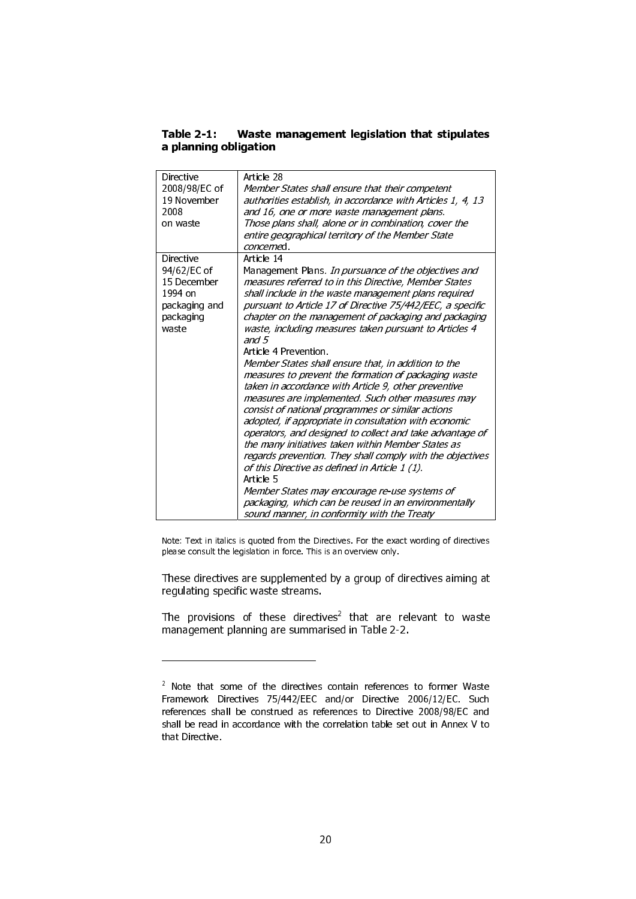**Table 2-1: Waste management legislation that stipulates a planning obligation**

| | |
|---|---|
| Directive 2008/98/EC of 19 November 2008 on waste | Article 28<br>*Member States shall ensure that their competent authorities establish, in accordance with Articles 1, 4, 13 and 16, one or more waste management plans.*<br>*Those plans shall, alone or in combination, cover the entire geographical territory of the Member State concerned*. |
| Directive 94/62/EC of 15 December 1994 on packaging and packaging waste | Article 14<br>Management Plans. *In pursuance of the objectives and measures referred to in this Directive, Member States shall include in the waste management plans required pursuant to Article 17 of Directive 75/442/EEC, a specific chapter on the management of packaging and packaging waste, including measures taken pursuant to Articles 4 and 5*<br>Article 4 Prevention.<br>*Member States shall ensure that, in addition to the measures to prevent the formation of packaging waste taken in accordance with Article 9, other preventive measures are implemented. Such other measures may consist of national programmes or similar actions adopted, if appropriate in consultation with economic operators, and designed to collect and take advantage of the many initiatives taken within Member States as regards prevention. They shall comply with the objectives of this Directive as defined in Article 1 (1).*<br>Article 5<br>*Member States may encourage re-use systems of packaging, which can be reused in an environmentally sound manner, in conformity with the Treaty* |

Note: Text in italics is quoted from the Directives. For the exact wording of directives please consult the legislation in force. This is an overview only.

These directives are supplemented by a group of directives aiming at regulating specific waste streams.

The provisions of these directives[2] that are relevant to waste management planning are summarised in Table 2-2.

[2] Note that some of the directives contain references to former Waste Framework Directives 75/442/EEC and/or Directive 2006/12/EC. Such references shall be construed as references to Directive 2008/98/EC and shall be read in accordance with the correlation table set out in Annex V to that Directive.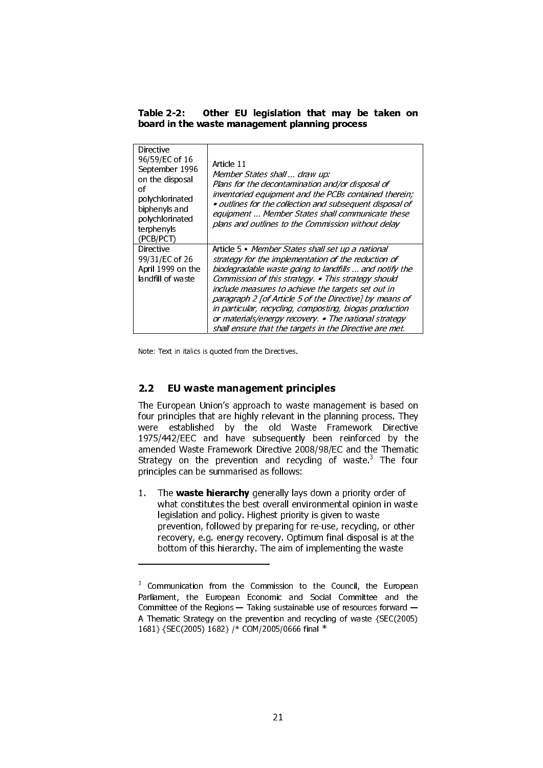**Table 2-2: Other EU legislation that may be taken on board in the waste management planning process**

| | |
|---|---|
| Directive 96/59/EC of 16 September 1996 on the disposal of polychlorinated biphenyls and polychlorinated terphenyls (PCB/PCT) | Article 11 *Member States shall … draw up: Plans for the decontamination and/or disposal of inventoried equipment and the PCBs contained therein; • outlines for the collection and subsequent disposal of equipment … Member States shall communicate these plans and outlines to the Commission without delay* |
| Directive 99/31/EC of 26 April 1999 on the landfill of waste | Article 5 • *Member States shall set up a national strategy for the implementation of the reduction of biodegradable waste going to landfills … and notify the Commission of this strategy. • This strategy should include measures to achieve the targets set out in paragraph 2 [of Article 5 of the Directive] by means of in particular, recycling, composting, biogas production or materials/energy recovery. • The national strategy shall ensure that the targets in the Directive are met.* |

Note: Text in italics is quoted from the Directives.

## 2.2 EU waste management principles

The European Union's approach to waste management is based on four principles that are highly relevant in the planning process. They were established by the old Waste Framework Directive 1975/442/EEC and have subsequently been reinforced by the amended Waste Framework Directive 2008/98/EC and the Thematic Strategy on the prevention and recycling of waste.[3] The four principles can be summarised as follows:

1. The **waste hierarchy** generally lays down a priority order of what constitutes the best overall environmental opinion in waste legislation and policy. Highest priority is given to waste prevention, followed by preparing for re-use, recycling, or other recovery, e.g. energy recovery. Optimum final disposal is at the bottom of this hierarchy. The aim of implementing the waste

---

[3] Communication from the Commission to the Council, the European Parliament, the European Economic and Social Committee and the Committee of the Regions — Taking sustainable use of resources forward — A Thematic Strategy on the prevention and recycling of waste {SEC(2005) 1681} {SEC(2005) 1682} /* COM/2005/0666 final *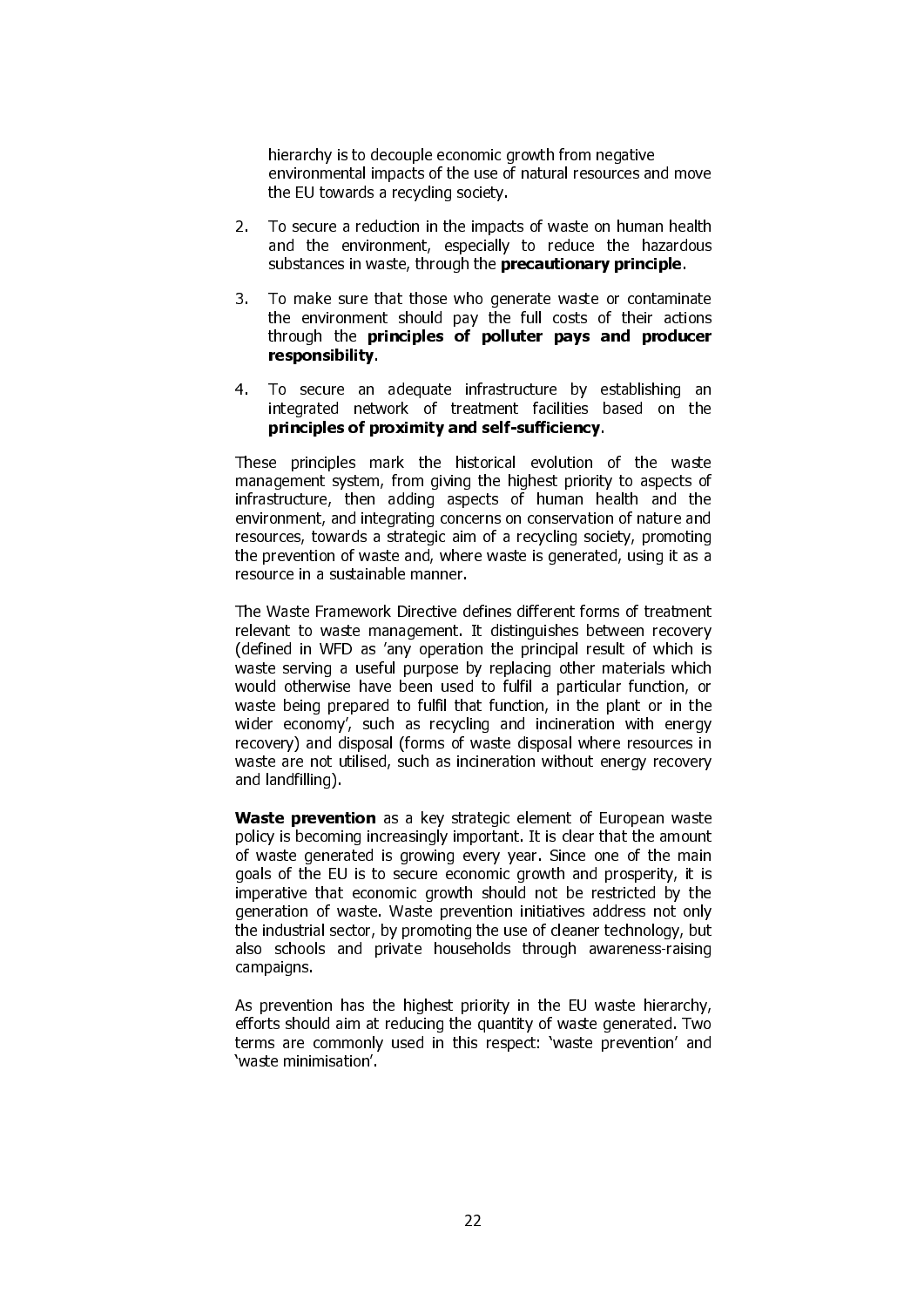hierarchy is to decouple economic growth from negative environmental impacts of the use of natural resources and move the EU towards a recycling society.

2. To secure a reduction in the impacts of waste on human health and the environment, especially to reduce the hazardous substances in waste, through the **precautionary principle**.

3. To make sure that those who generate waste or contaminate the environment should pay the full costs of their actions through the **principles of polluter pays and producer responsibility**.

4. To secure an adequate infrastructure by establishing an integrated network of treatment facilities based on the **principles of proximity and self-sufficiency**.

These principles mark the historical evolution of the waste management system, from giving the highest priority to aspects of infrastructure, then adding aspects of human health and the environment, and integrating concerns on conservation of nature and resources, towards a strategic aim of a recycling society, promoting the prevention of waste and, where waste is generated, using it as a resource in a sustainable manner.

The Waste Framework Directive defines different forms of treatment relevant to waste management. It distinguishes between recovery (defined in WFD as 'any operation the principal result of which is waste serving a useful purpose by replacing other materials which would otherwise have been used to fulfil a particular function, or waste being prepared to fulfil that function, in the plant or in the wider economy', such as recycling and incineration with energy recovery) and disposal (forms of waste disposal where resources in waste are not utilised, such as incineration without energy recovery and landfilling).

**Waste prevention** as a key strategic element of European waste policy is becoming increasingly important. It is clear that the amount of waste generated is growing every year. Since one of the main goals of the EU is to secure economic growth and prosperity, it is imperative that economic growth should not be restricted by the generation of waste. Waste prevention initiatives address not only the industrial sector, by promoting the use of cleaner technology, but also schools and private households through awareness-raising campaigns.

As prevention has the highest priority in the EU waste hierarchy, efforts should aim at reducing the quantity of waste generated. Two terms are commonly used in this respect: 'waste prevention' and 'waste minimisation'.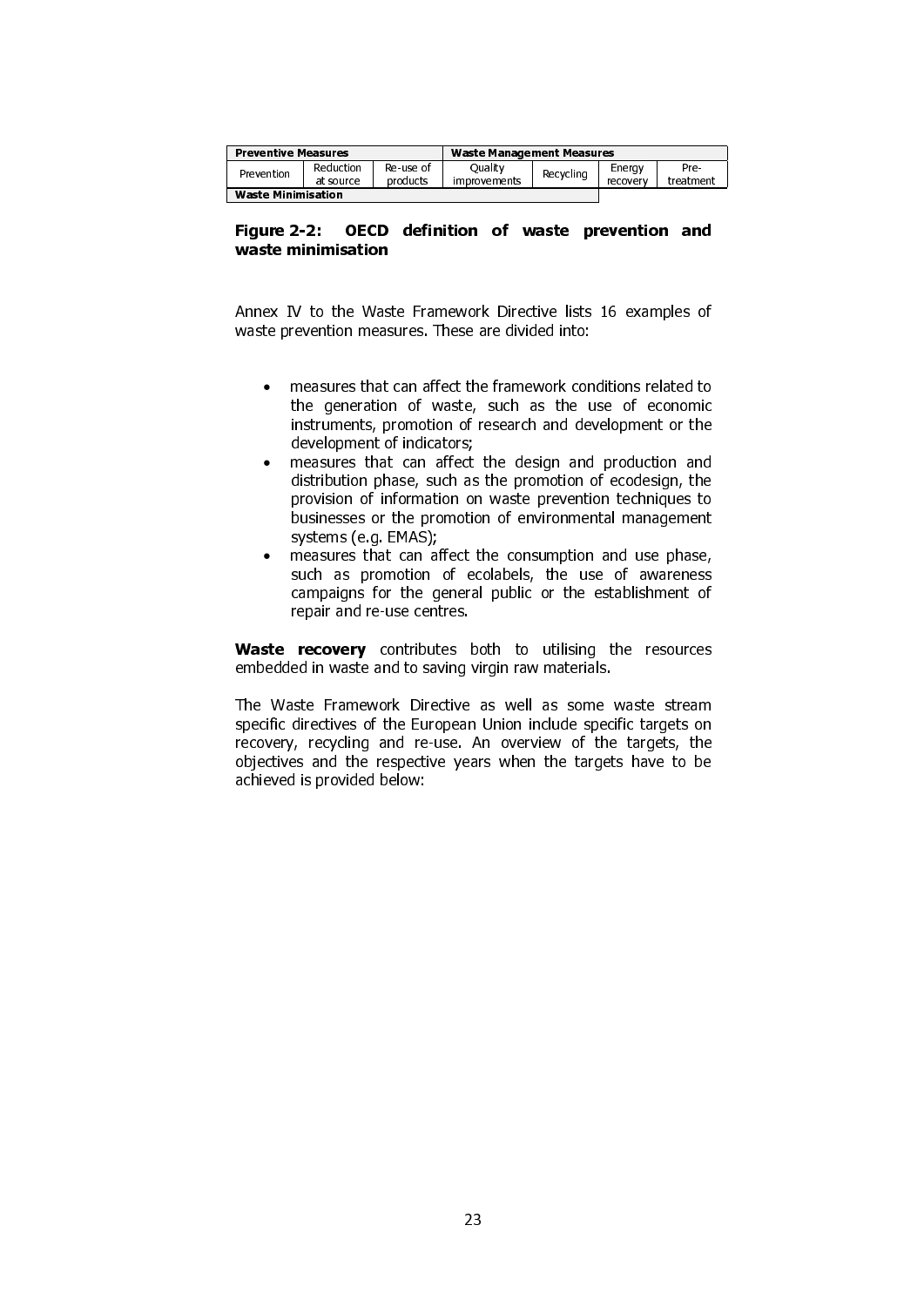| Preventive Measures | | | Waste Management Measures | | | |
|---|---|---|---|---|---|---|
| Prevention | Reduction at source | Re-use of products | Quality improvements | Recycling | Energy recovery | Pre-treatment |
| Waste Minimisation | | | | | | |

**Figure 2-2: OECD definition of waste prevention and waste minimisation**

Annex IV to the Waste Framework Directive lists 16 examples of waste prevention measures. These are divided into:

- measures that can affect the framework conditions related to the generation of waste, such as the use of economic instruments, promotion of research and development or the development of indicators;
- measures that can affect the design and production and distribution phase, such as the promotion of ecodesign, the provision of information on waste prevention techniques to businesses or the promotion of environmental management systems (e.g. EMAS);
- measures that can affect the consumption and use phase, such as promotion of ecolabels, the use of awareness campaigns for the general public or the establishment of repair and re-use centres.

**Waste recovery** contributes both to utilising the resources embedded in waste and to saving virgin raw materials.

The Waste Framework Directive as well as some waste stream specific directives of the European Union include specific targets on recovery, recycling and re-use. An overview of the targets, the objectives and the respective years when the targets have to be achieved is provided below: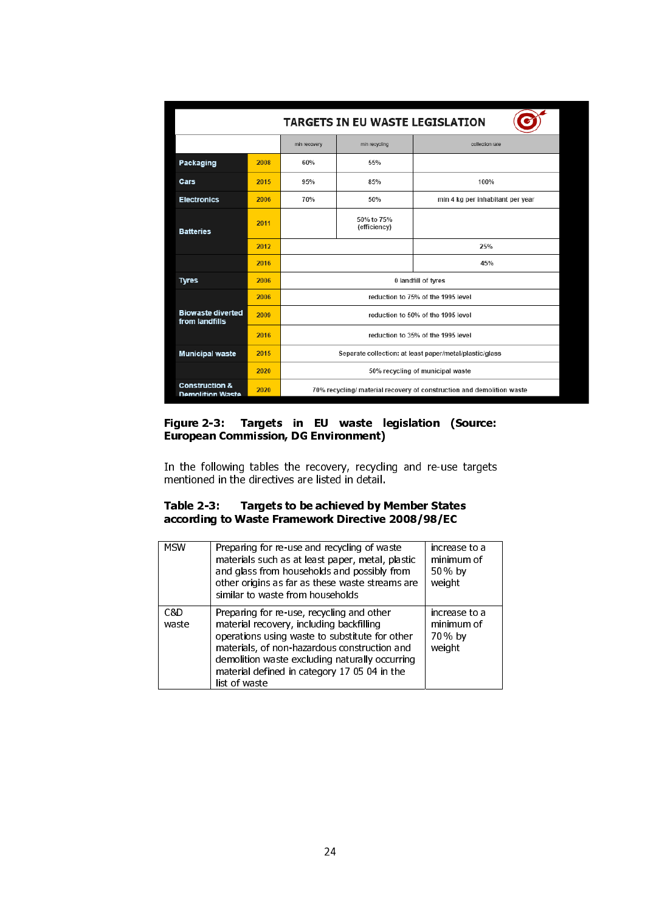| TARGETS IN EU WASTE LEGISLATION | | | | |
|---|---|---|---|---|
| | | min recovery | min recycling | collection rate |
| Packaging | 2008 | 60% | 55% | |
| Cars | 2015 | 95% | 85% | 100% |
| Electronics | 2006 | 70% | 50% | min 4 kg per inhabitant per year |
| Batteries | 2011 | | 50% to 75% (efficiency) | |
| | 2012 | | | 25% |
| | 2016 | | | 45% |
| Tyres | 2006 | 0 landfill of tyres | | |
| Biowaste diverted from landfills | 2006 | reduction to 75% of the 1995 level | | |
| | 2009 | reduction to 50% of the 1995 level | | |
| | 2016 | reduction to 35% of the 1995 level | | |
| Municipal waste | 2015 | Separate collection: at least paper/metal/plastic/glass | | |
| | 2020 | 50% recycling of municipal waste | | |
| Construction & Demolition Waste | 2020 | 70% recycling/ material recovery of construction and demolition waste | | |

**Figure 2-3: Targets in EU waste legislation (Source: European Commission, DG Environment)**

In the following tables the recovery, recycling and re-use targets mentioned in the directives are listed in detail.

**Table 2-3: Targets to be achieved by Member States according to Waste Framework Directive 2008/98/EC**

| | | |
|---|---|---|
| MSW | Preparing for re-use and recycling of waste materials such as at least paper, metal, plastic and glass from households and possibly from other origins as far as these waste streams are similar to waste from households | increase to a minimum of 50% by weight |
| C&D waste | Preparing for re-use, recycling and other material recovery, including backfilling operations using waste to substitute for other materials, of non-hazardous construction and demolition waste excluding naturally occurring material defined in category 17 05 04 in the list of waste | increase to a minimum of 70% by weight |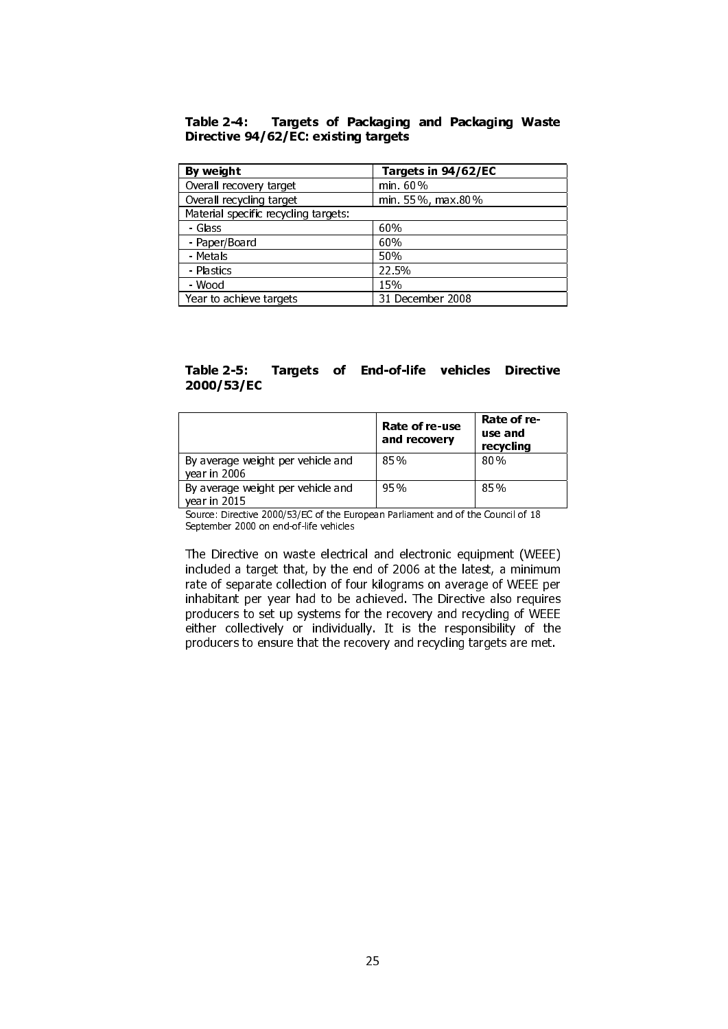**Table 2-4: Targets of Packaging and Packaging Waste Directive 94/62/EC: existing targets**

| By weight | Targets in 94/62/EC |
|---|---|
| Overall recovery target | min. 60% |
| Overall recycling target | min. 55%, max.80% |
| Material specific recycling targets: | |
| - Glass | 60% |
| - Paper/Board | 60% |
| - Metals | 50% |
| - Plastics | 22.5% |
| - Wood | 15% |
| Year to achieve targets | 31 December 2008 |

**Table 2-5: Targets of End-of-life vehicles Directive 2000/53/EC**

| | Rate of re-use and recovery | Rate of re-use and recycling |
|---|---|---|
| By average weight per vehicle and year in 2006 | 85% | 80% |
| By average weight per vehicle and year in 2015 | 95% | 85% |

Source: Directive 2000/53/EC of the European Parliament and of the Council of 18 September 2000 on end-of-life vehicles

The Directive on waste electrical and electronic equipment (WEEE) included a target that, by the end of 2006 at the latest, a minimum rate of separate collection of four kilograms on average of WEEE per inhabitant per year had to be achieved. The Directive also requires producers to set up systems for the recovery and recycling of WEEE either collectively or individually. It is the responsibility of the producers to ensure that the recovery and recycling targets are met.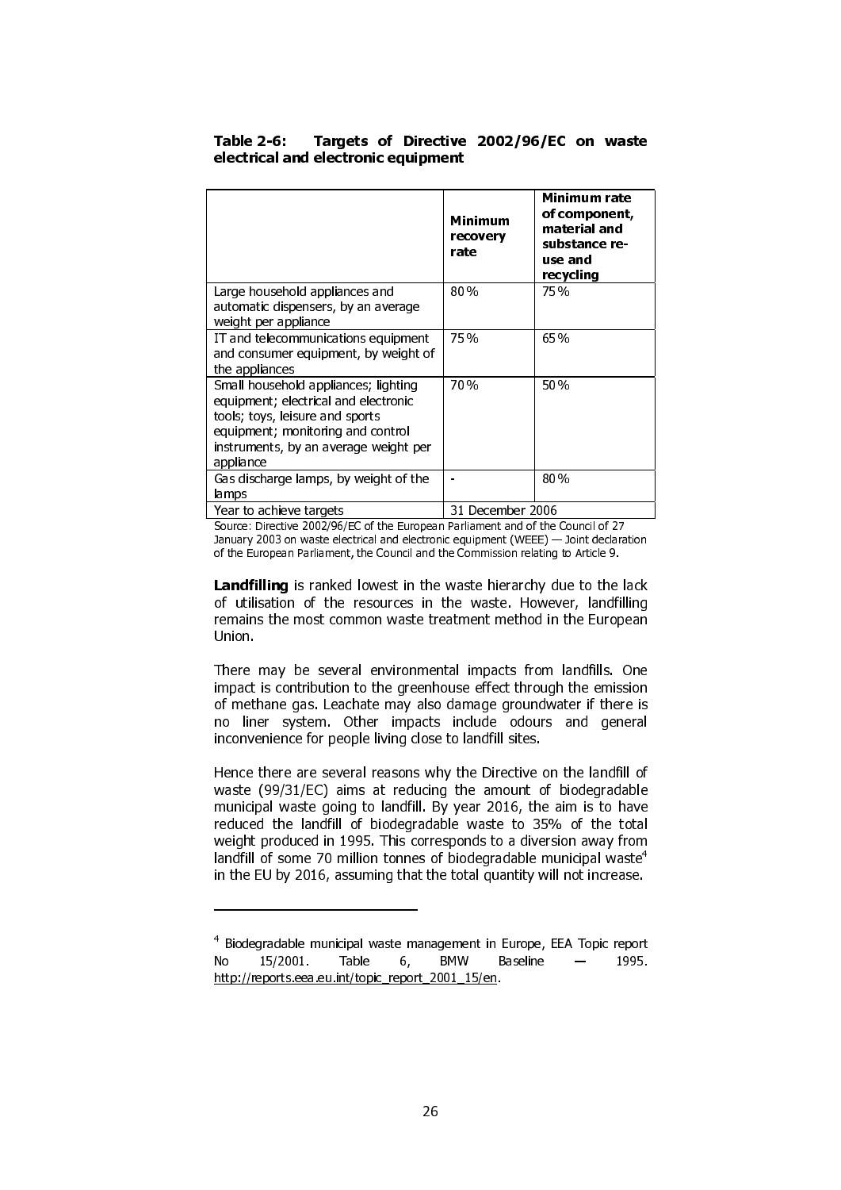**Table 2-6: Targets of Directive 2002/96/EC on waste electrical and electronic equipment**

| | **Minimum recovery rate** | **Minimum rate of component, material and substance re-use and recycling** |
|---|---|---|
| Large household appliances and automatic dispensers, by an average weight per appliance | 80% | 75% |
| IT and telecommunications equipment and consumer equipment, by weight of the appliances | 75% | 65% |
| Small household appliances; lighting equipment; electrical and electronic tools; toys, leisure and sports equipment; monitoring and control instruments, by an average weight per appliance | 70% | 50% |
| Gas discharge lamps, by weight of the lamps | - | 80% |
| Year to achieve targets | 31 December 2006 | |

Source: Directive 2002/96/EC of the European Parliament and of the Council of 27 January 2003 on waste electrical and electronic equipment (WEEE) — Joint declaration of the European Parliament, the Council and the Commission relating to Article 9.

**Landfilling** is ranked lowest in the waste hierarchy due to the lack of utilisation of the resources in the waste. However, landfilling remains the most common waste treatment method in the European Union.

There may be several environmental impacts from landfills. One impact is contribution to the greenhouse effect through the emission of methane gas. Leachate may also damage groundwater if there is no liner system. Other impacts include odours and general inconvenience for people living close to landfill sites.

Hence there are several reasons why the Directive on the landfill of waste (99/31/EC) aims at reducing the amount of biodegradable municipal waste going to landfill. By year 2016, the aim is to have reduced the landfill of biodegradable waste to 35% of the total weight produced in 1995. This corresponds to a diversion away from landfill of some 70 million tonnes of biodegradable municipal waste[4] in the EU by 2016, assuming that the total quantity will not increase.

---

[4] Biodegradable municipal waste management in Europe, EEA Topic report No 15/2001. Table 6, BMW Baseline — 1995. http://reports.eea.eu.int/topic_report_2001_15/en.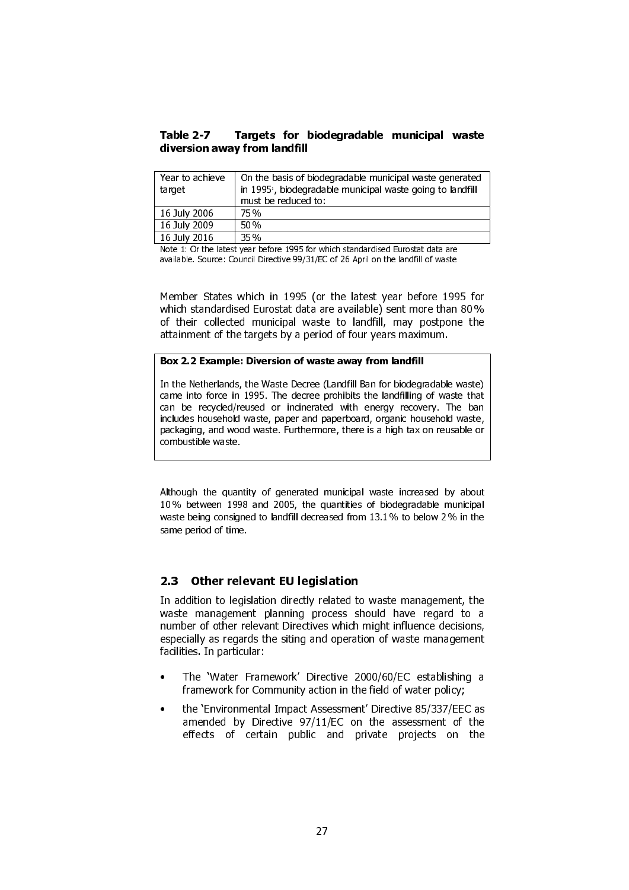**Table 2-7 Targets for biodegradable municipal waste diversion away from landfill**

| Year to achieve target | On the basis of biodegradable municipal waste generated in 1995[1], biodegradable municipal waste going to landfill must be reduced to: |
|---|---|
| 16 July 2006 | 75% |
| 16 July 2009 | 50% |
| 16 July 2016 | 35% |

Note 1: Or the latest year before 1995 for which standardised Eurostat data are available. Source: Council Directive 99/31/EC of 26 April on the landfill of waste

Member States which in 1995 (or the latest year before 1995 for which standardised Eurostat data are available) sent more than 80% of their collected municipal waste to landfill, may postpone the attainment of the targets by a period of four years maximum.

**Box 2.2 Example: Diversion of waste away from landfill**

In the Netherlands, the Waste Decree (Landfill Ban for biodegradable waste) came into force in 1995. The decree prohibits the landfilling of waste that can be recycled/reused or incinerated with energy recovery. The ban includes household waste, paper and paperboard, organic household waste, packaging, and wood waste. Furthermore, there is a high tax on reusable or combustible waste.

Although the quantity of generated municipal waste increased by about 10% between 1998 and 2005, the quantities of biodegradable municipal waste being consigned to landfill decreased from 13.1% to below 2% in the same period of time.

## 2.3 Other relevant EU legislation

In addition to legislation directly related to waste management, the waste management planning process should have regard to a number of other relevant Directives which might influence decisions, especially as regards the siting and operation of waste management facilities. In particular:

- The 'Water Framework' Directive 2000/60/EC establishing a framework for Community action in the field of water policy;
- the 'Environmental Impact Assessment' Directive 85/337/EEC as amended by Directive 97/11/EC on the assessment of the effects of certain public and private projects on the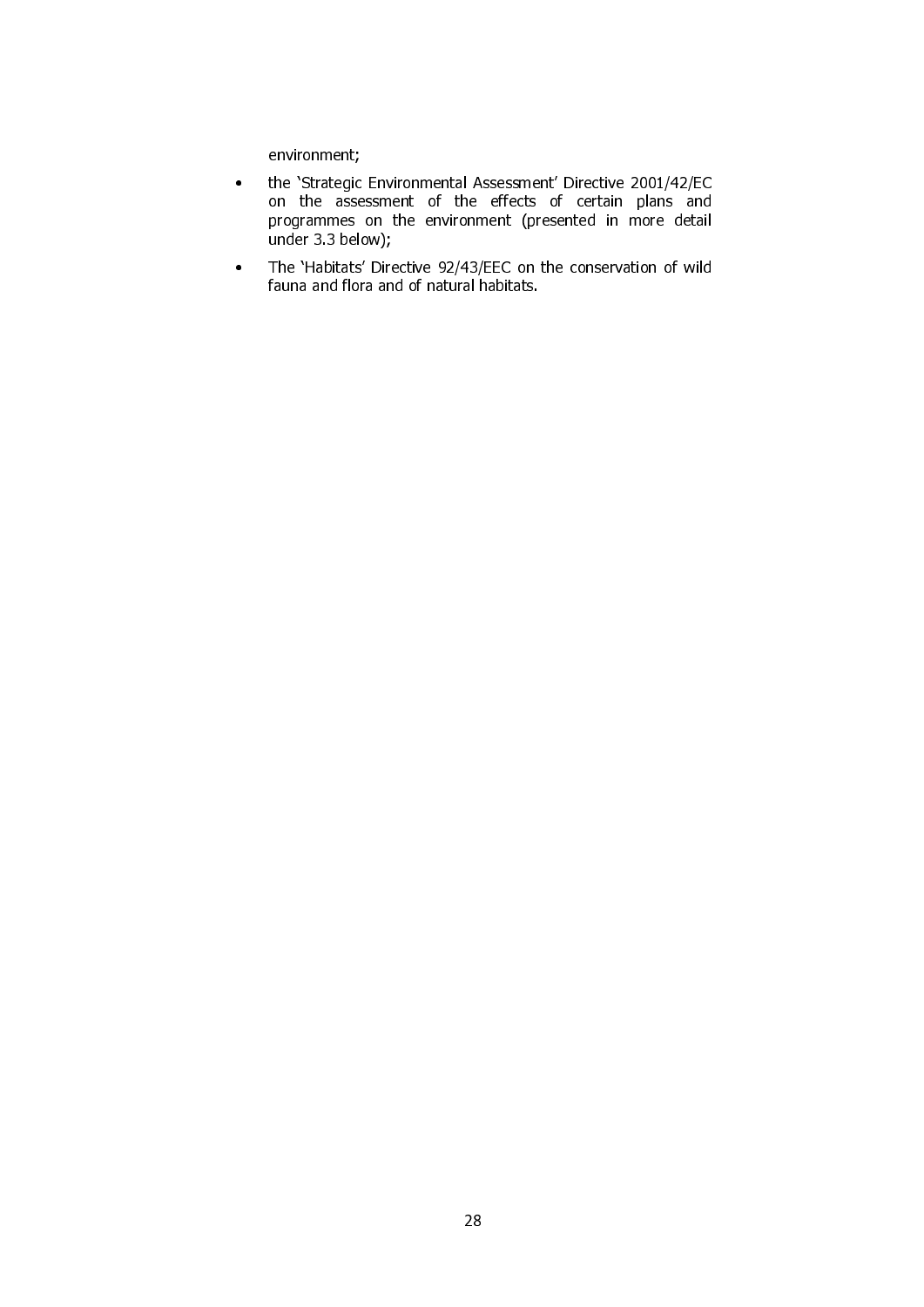environment;

- the ‘Strategic Environmental Assessment’ Directive 2001/42/EC on the assessment of the effects of certain plans and programmes on the environment (presented in more detail under 3.3 below);
- The ‘Habitats’ Directive 92/43/EEC on the conservation of wild fauna and flora and of natural habitats.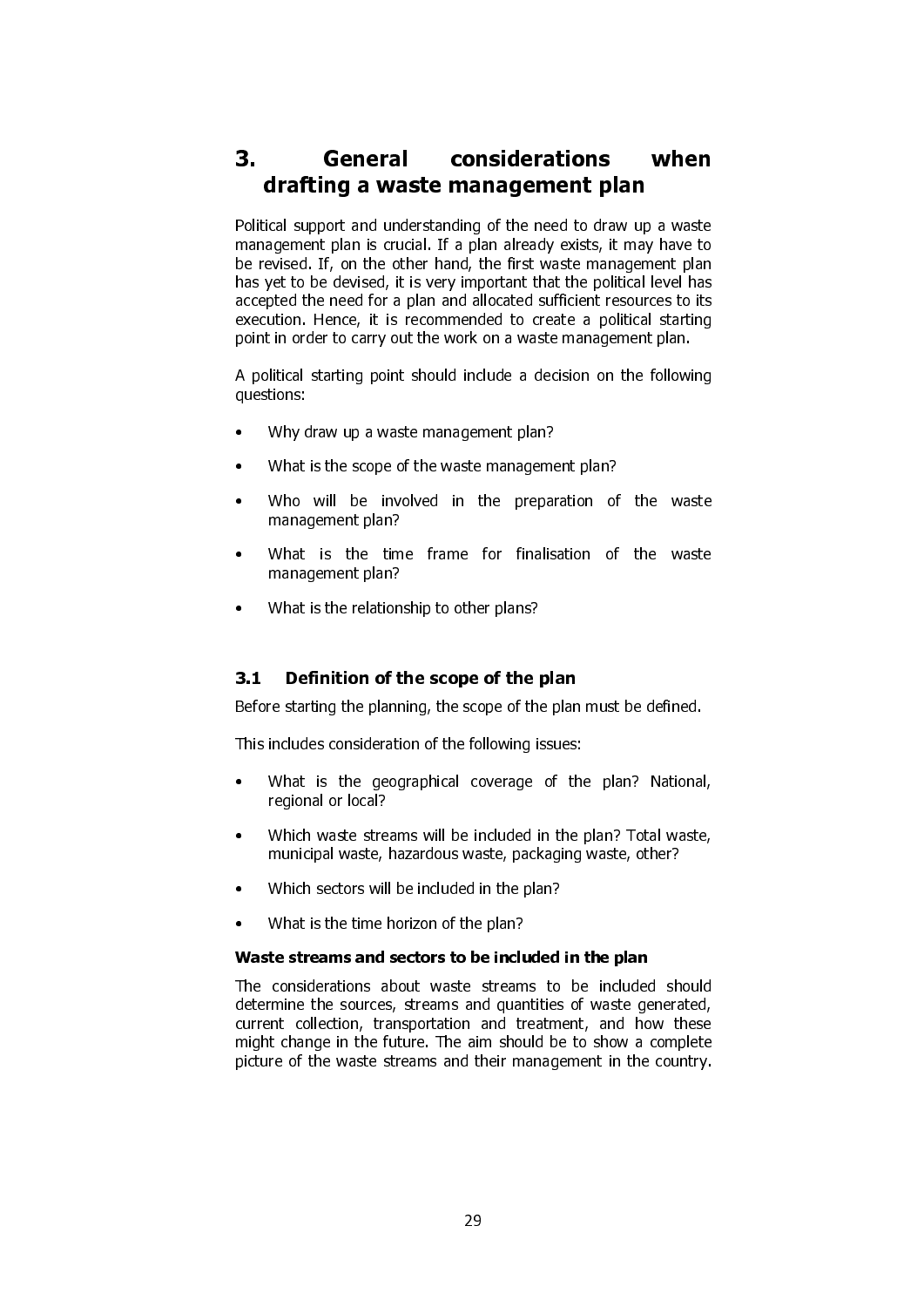# 3. General considerations when drafting a waste management plan

Political support and understanding of the need to draw up a waste management plan is crucial. If a plan already exists, it may have to be revised. If, on the other hand, the first waste management plan has yet to be devised, it is very important that the political level has accepted the need for a plan and allocated sufficient resources to its execution. Hence, it is recommended to create a political starting point in order to carry out the work on a waste management plan.

A political starting point should include a decision on the following questions:

- Why draw up a waste management plan?
- What is the scope of the waste management plan?
- Who will be involved in the preparation of the waste management plan?
- What is the time frame for finalisation of the waste management plan?
- What is the relationship to other plans?

## 3.1 Definition of the scope of the plan

Before starting the planning, the scope of the plan must be defined.

This includes consideration of the following issues:

- What is the geographical coverage of the plan? National, regional or local?
- Which waste streams will be included in the plan? Total waste, municipal waste, hazardous waste, packaging waste, other?
- Which sectors will be included in the plan?
- What is the time horizon of the plan?

**Waste streams and sectors to be included in the plan**

The considerations about waste streams to be included should determine the sources, streams and quantities of waste generated, current collection, transportation and treatment, and how these might change in the future. The aim should be to show a complete picture of the waste streams and their management in the country.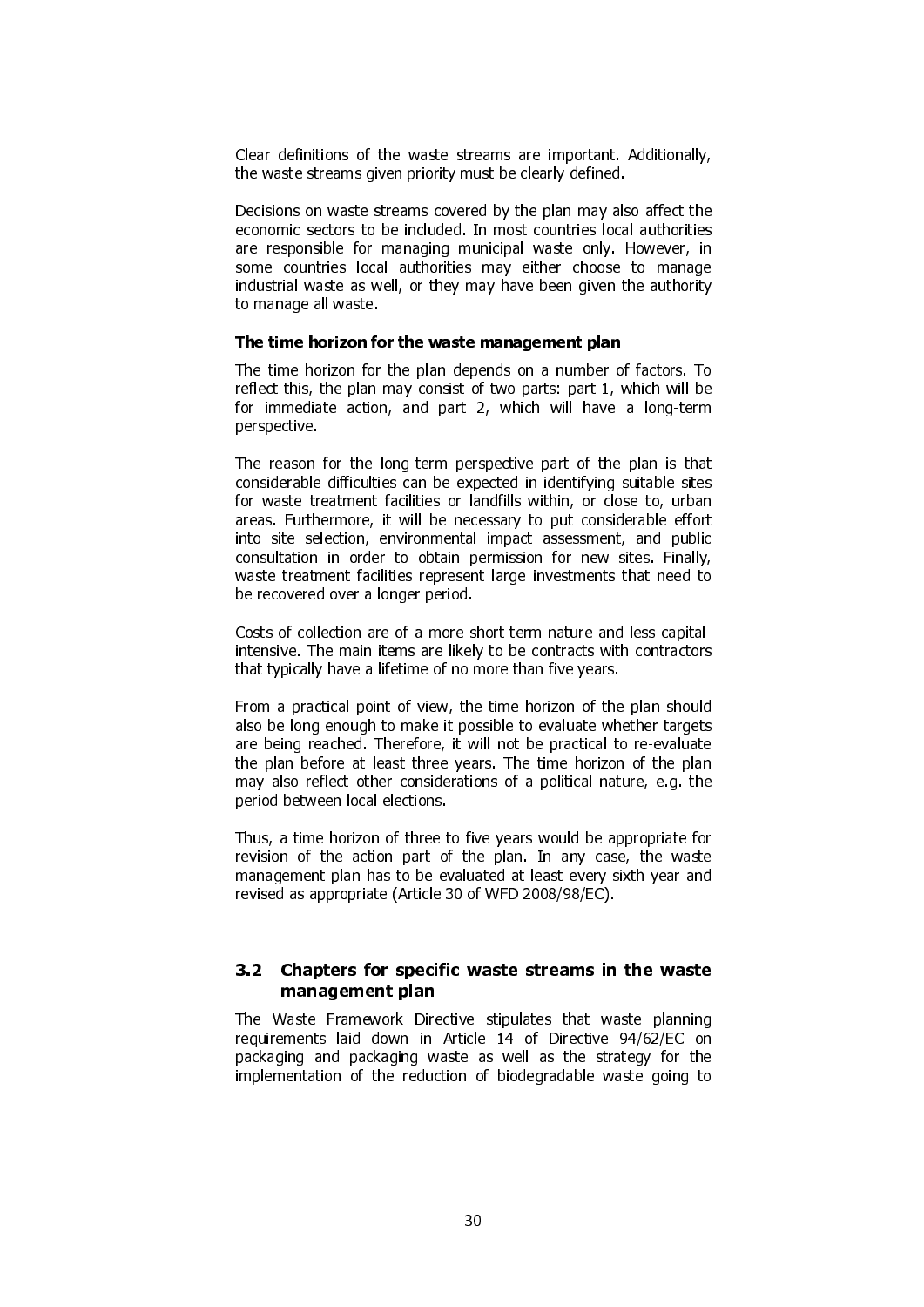Clear definitions of the waste streams are important. Additionally, the waste streams given priority must be clearly defined.

Decisions on waste streams covered by the plan may also affect the economic sectors to be included. In most countries local authorities are responsible for managing municipal waste only. However, in some countries local authorities may either choose to manage industrial waste as well, or they may have been given the authority to manage all waste.

**The time horizon for the waste management plan**

The time horizon for the plan depends on a number of factors. To reflect this, the plan may consist of two parts: part 1, which will be for immediate action, and part 2, which will have a long-term perspective.

The reason for the long-term perspective part of the plan is that considerable difficulties can be expected in identifying suitable sites for waste treatment facilities or landfills within, or close to, urban areas. Furthermore, it will be necessary to put considerable effort into site selection, environmental impact assessment, and public consultation in order to obtain permission for new sites. Finally, waste treatment facilities represent large investments that need to be recovered over a longer period.

Costs of collection are of a more short-term nature and less capital-intensive. The main items are likely to be contracts with contractors that typically have a lifetime of no more than five years.

From a practical point of view, the time horizon of the plan should also be long enough to make it possible to evaluate whether targets are being reached. Therefore, it will not be practical to re-evaluate the plan before at least three years. The time horizon of the plan may also reflect other considerations of a political nature, e.g. the period between local elections.

Thus, a time horizon of three to five years would be appropriate for revision of the action part of the plan. In any case, the waste management plan has to be evaluated at least every sixth year and revised as appropriate (Article 30 of WFD 2008/98/EC).

## 3.2 Chapters for specific waste streams in the waste management plan

The Waste Framework Directive stipulates that waste planning requirements laid down in Article 14 of Directive 94/62/EC on packaging and packaging waste as well as the strategy for the implementation of the reduction of biodegradable waste going to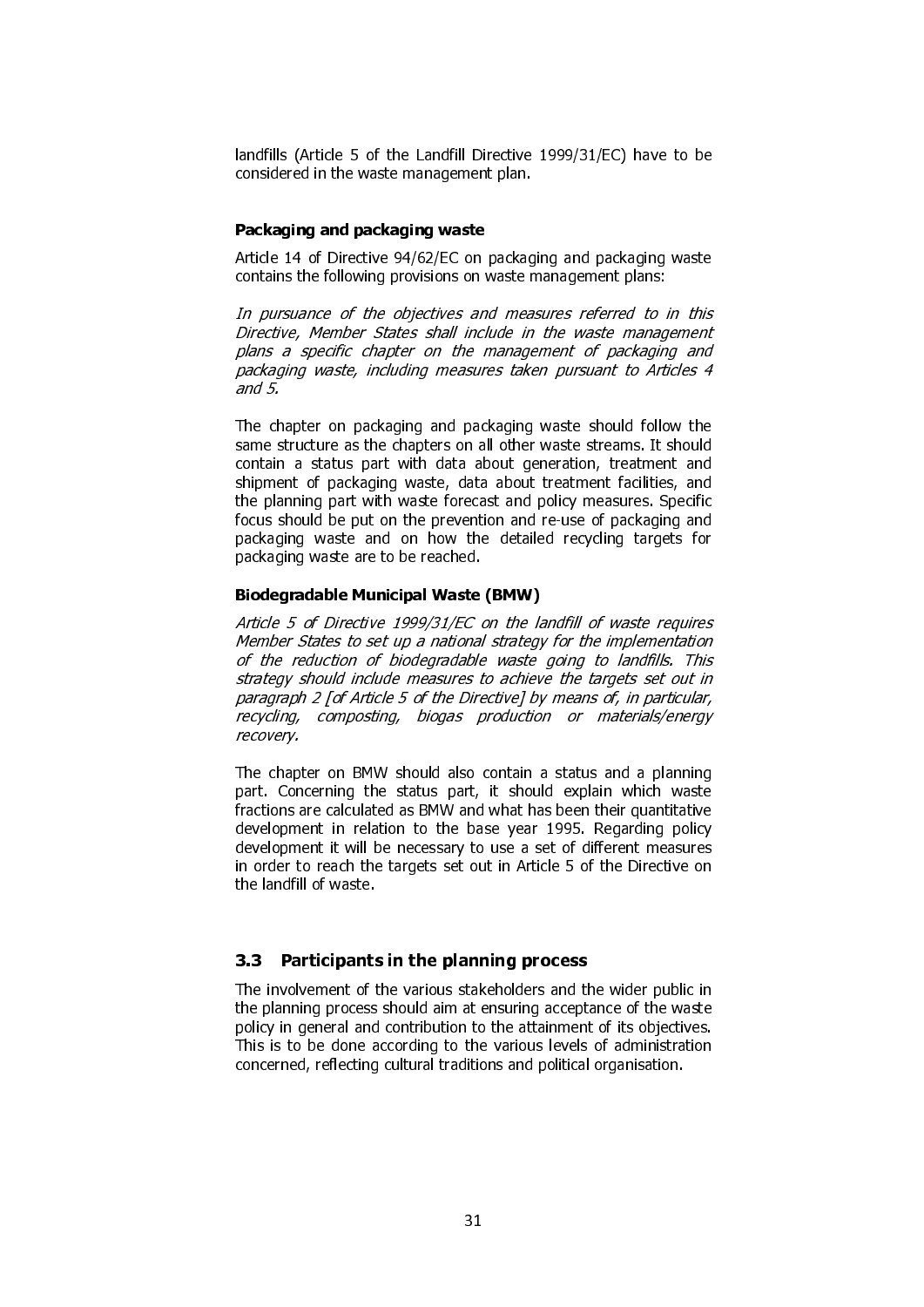landfills (Article 5 of the Landfill Directive 1999/31/EC) have to be considered in the waste management plan.

**Packaging and packaging waste**

Article 14 of Directive 94/62/EC on packaging and packaging waste contains the following provisions on waste management plans:

*In pursuance of the objectives and measures referred to in this Directive, Member States shall include in the waste management plans a specific chapter on the management of packaging and packaging waste, including measures taken pursuant to Articles 4 and 5.*

The chapter on packaging and packaging waste should follow the same structure as the chapters on all other waste streams. It should contain a status part with data about generation, treatment and shipment of packaging waste, data about treatment facilities, and the planning part with waste forecast and policy measures. Specific focus should be put on the prevention and re-use of packaging and packaging waste and on how the detailed recycling targets for packaging waste are to be reached.

**Biodegradable Municipal Waste (BMW)**

*Article 5 of Directive 1999/31/EC on the landfill of waste requires Member States to set up a national strategy for the implementation of the reduction of biodegradable waste going to landfills. This strategy should include measures to achieve the targets set out in paragraph 2 [of Article 5 of the Directive] by means of, in particular, recycling, composting, biogas production or materials/energy recovery.*

The chapter on BMW should also contain a status and a planning part. Concerning the status part, it should explain which waste fractions are calculated as BMW and what has been their quantitative development in relation to the base year 1995. Regarding policy development it will be necessary to use a set of different measures in order to reach the targets set out in Article 5 of the Directive on the landfill of waste.

## 3.3 Participants in the planning process

The involvement of the various stakeholders and the wider public in the planning process should aim at ensuring acceptance of the waste policy in general and contribution to the attainment of its objectives. This is to be done according to the various levels of administration concerned, reflecting cultural traditions and political organisation.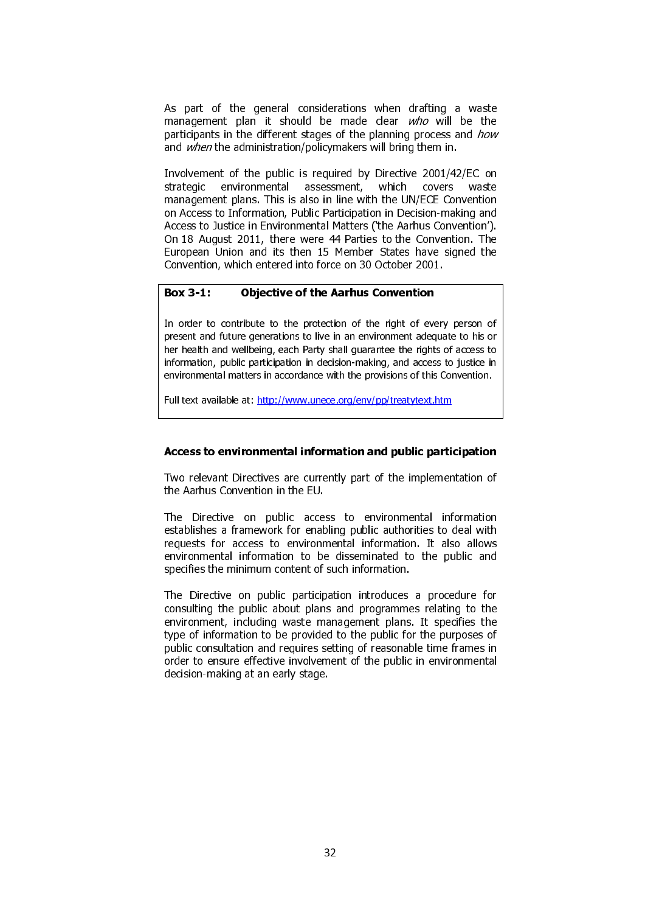As part of the general considerations when drafting a waste management plan it should be made clear *who* will be the participants in the different stages of the planning process and *how* and *when* the administration/policymakers will bring them in.

Involvement of the public is required by Directive 2001/42/EC on strategic environmental assessment, which covers waste management plans. This is also in line with the UN/ECE Convention on Access to Information, Public Participation in Decision-making and Access to Justice in Environmental Matters ('the Aarhus Convention'). On 18 August 2011, there were 44 Parties to the Convention. The European Union and its then 15 Member States have signed the Convention, which entered into force on 30 October 2001.

> **Box 3-1: Objective of the Aarhus Convention**
>
> In order to contribute to the protection of the right of every person of present and future generations to live in an environment adequate to his or her health and wellbeing, each Party shall guarantee the rights of access to information, public participation in decision-making, and access to justice in environmental matters in accordance with the provisions of this Convention.
>
> Full text available at: http://www.unece.org/env/pp/treatytext.htm

**Access to environmental information and public participation**

Two relevant Directives are currently part of the implementation of the Aarhus Convention in the EU.

The Directive on public access to environmental information establishes a framework for enabling public authorities to deal with requests for access to environmental information. It also allows environmental information to be disseminated to the public and specifies the minimum content of such information.

The Directive on public participation introduces a procedure for consulting the public about plans and programmes relating to the environment, including waste management plans. It specifies the type of information to be provided to the public for the purposes of public consultation and requires setting of reasonable time frames in order to ensure effective involvement of the public in environmental decision-making at an early stage.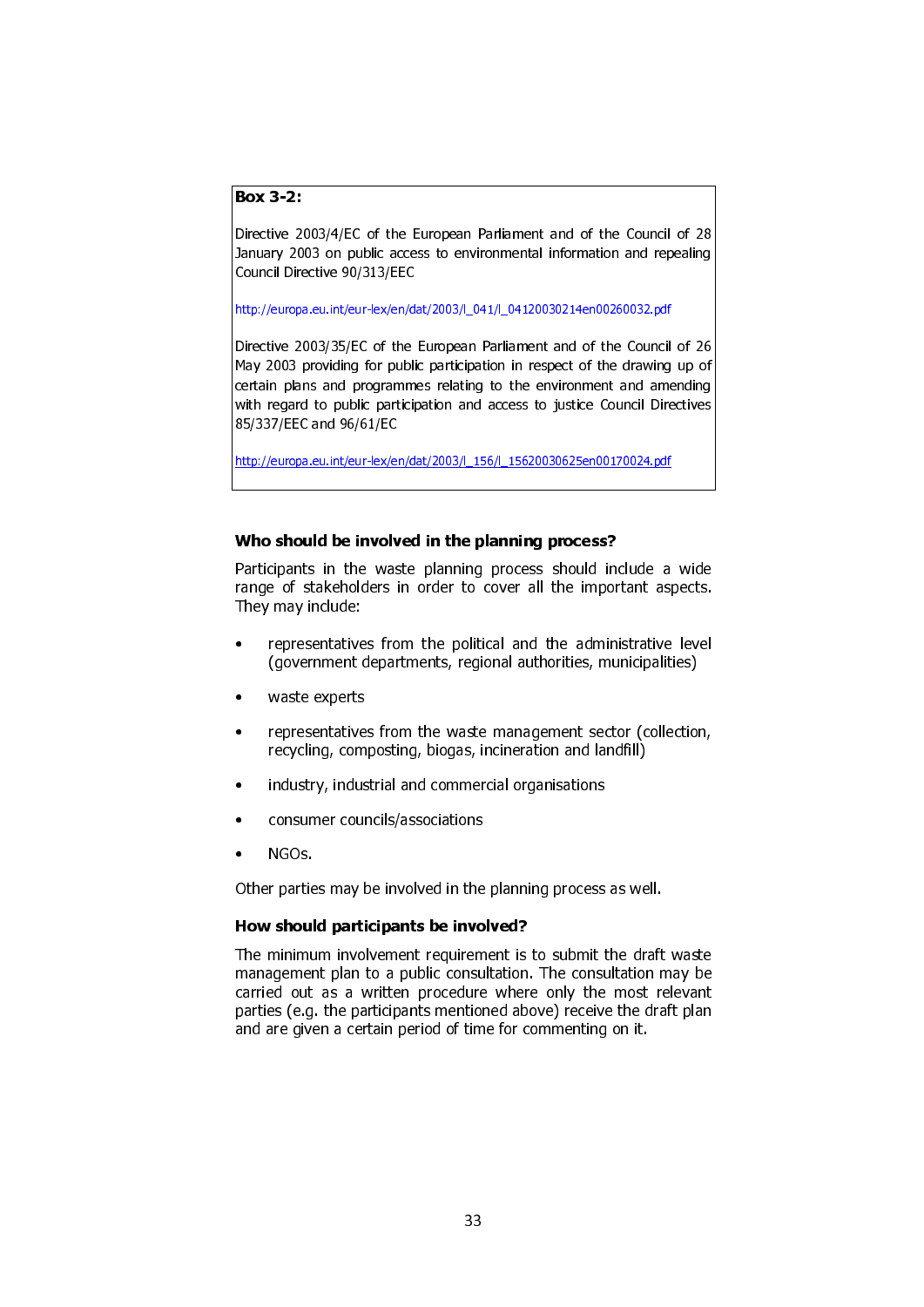**Box 3-2:**

Directive 2003/4/EC of the European Parliament and of the Council of 28 January 2003 on public access to environmental information and repealing Council Directive 90/313/EEC

http://europa.eu.int/eur-lex/en/dat/2003/l_041/l_04120030214en00260032.pdf

Directive 2003/35/EC of the European Parliament and of the Council of 26 May 2003 providing for public participation in respect of the drawing up of certain plans and programmes relating to the environment and amending with regard to public participation and access to justice Council Directives 85/337/EEC and 96/61/EC

http://europa.eu.int/eur-lex/en/dat/2003/l_156/l_15620030625en00170024.pdf

### Who should be involved in the planning process?

Participants in the waste planning process should include a wide range of stakeholders in order to cover all the important aspects. They may include:

- representatives from the political and the administrative level (government departments, regional authorities, municipalities)
- waste experts
- representatives from the waste management sector (collection, recycling, composting, biogas, incineration and landfill)
- industry, industrial and commercial organisations
- consumer councils/associations
- NGOs.

Other parties may be involved in the planning process as well.

### How should participants be involved?

The minimum involvement requirement is to submit the draft waste management plan to a public consultation. The consultation may be carried out as a written procedure where only the most relevant parties (e.g. the participants mentioned above) receive the draft plan and are given a certain period of time for commenting on it.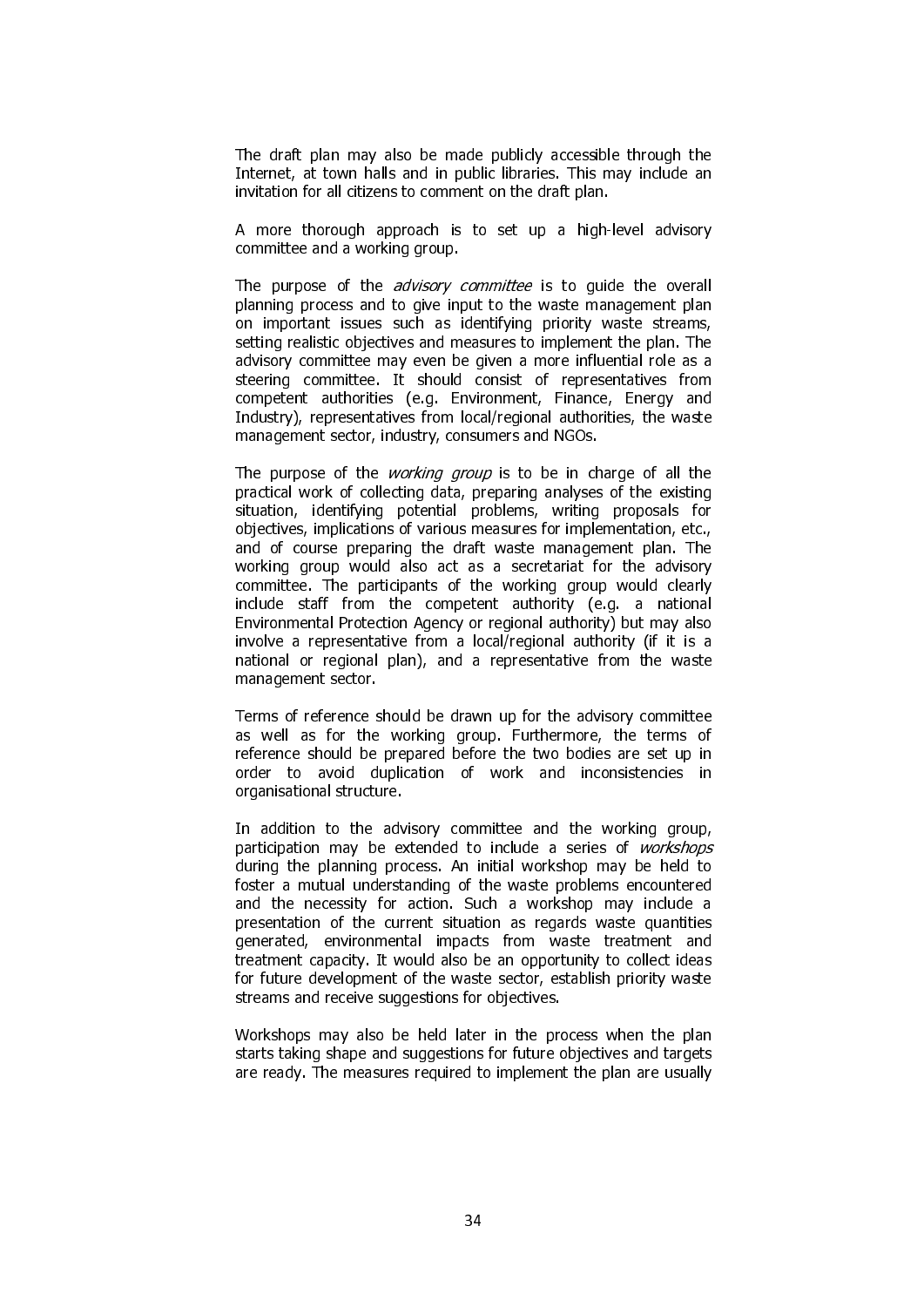The draft plan may also be made publicly accessible through the Internet, at town halls and in public libraries. This may include an invitation for all citizens to comment on the draft plan.

A more thorough approach is to set up a high-level advisory committee and a working group.

The purpose of the *advisory committee* is to guide the overall planning process and to give input to the waste management plan on important issues such as identifying priority waste streams, setting realistic objectives and measures to implement the plan. The advisory committee may even be given a more influential role as a steering committee. It should consist of representatives from competent authorities (e.g. Environment, Finance, Energy and Industry), representatives from local/regional authorities, the waste management sector, industry, consumers and NGOs.

The purpose of the *working group* is to be in charge of all the practical work of collecting data, preparing analyses of the existing situation, identifying potential problems, writing proposals for objectives, implications of various measures for implementation, etc., and of course preparing the draft waste management plan. The working group would also act as a secretariat for the advisory committee. The participants of the working group would clearly include staff from the competent authority (e.g. a national Environmental Protection Agency or regional authority) but may also involve a representative from a local/regional authority (if it is a national or regional plan), and a representative from the waste management sector.

Terms of reference should be drawn up for the advisory committee as well as for the working group. Furthermore, the terms of reference should be prepared before the two bodies are set up in order to avoid duplication of work and inconsistencies in organisational structure.

In addition to the advisory committee and the working group, participation may be extended to include a series of *workshops* during the planning process. An initial workshop may be held to foster a mutual understanding of the waste problems encountered and the necessity for action. Such a workshop may include a presentation of the current situation as regards waste quantities generated, environmental impacts from waste treatment and treatment capacity. It would also be an opportunity to collect ideas for future development of the waste sector, establish priority waste streams and receive suggestions for objectives.

Workshops may also be held later in the process when the plan starts taking shape and suggestions for future objectives and targets are ready. The measures required to implement the plan are usually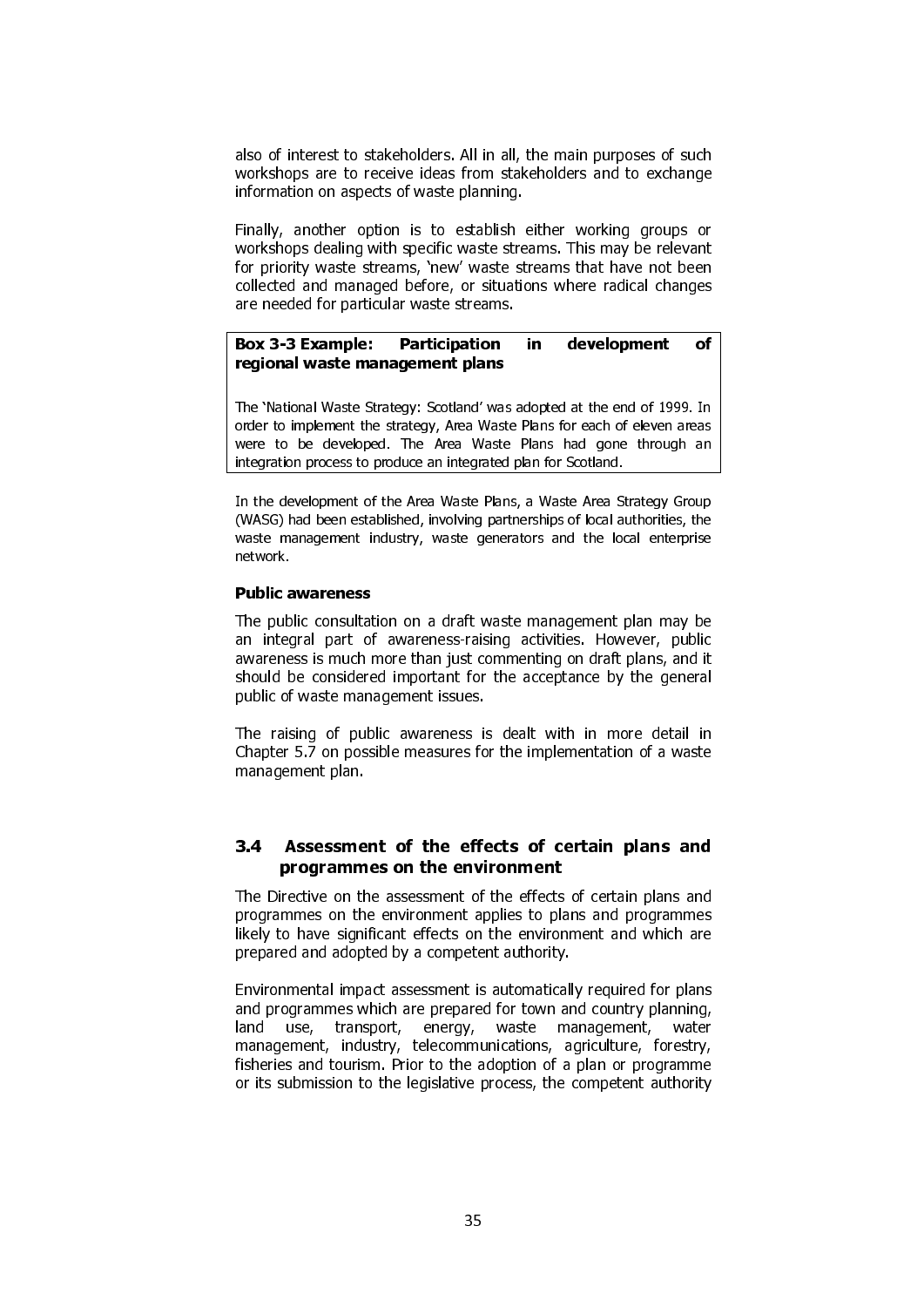also of interest to stakeholders. All in all, the main purposes of such workshops are to receive ideas from stakeholders and to exchange information on aspects of waste planning.

Finally, another option is to establish either working groups or workshops dealing with specific waste streams. This may be relevant for priority waste streams, 'new' waste streams that have not been collected and managed before, or situations where radical changes are needed for particular waste streams.

> **Box 3-3 Example: Participation in development of regional waste management plans**
>
> The 'National Waste Strategy: Scotland' was adopted at the end of 1999. In order to implement the strategy, Area Waste Plans for each of eleven areas were to be developed. The Area Waste Plans had gone through an integration process to produce an integrated plan for Scotland.

In the development of the Area Waste Plans, a Waste Area Strategy Group (WASG) had been established, involving partnerships of local authorities, the waste management industry, waste generators and the local enterprise network.

**Public awareness**

The public consultation on a draft waste management plan may be an integral part of awareness-raising activities. However, public awareness is much more than just commenting on draft plans, and it should be considered important for the acceptance by the general public of waste management issues.

The raising of public awareness is dealt with in more detail in Chapter 5.7 on possible measures for the implementation of a waste management plan.

## 3.4 Assessment of the effects of certain plans and programmes on the environment

The Directive on the assessment of the effects of certain plans and programmes on the environment applies to plans and programmes likely to have significant effects on the environment and which are prepared and adopted by a competent authority.

Environmental impact assessment is automatically required for plans and programmes which are prepared for town and country planning, land use, transport, energy, waste management, water management, industry, telecommunications, agriculture, forestry, fisheries and tourism. Prior to the adoption of a plan or programme or its submission to the legislative process, the competent authority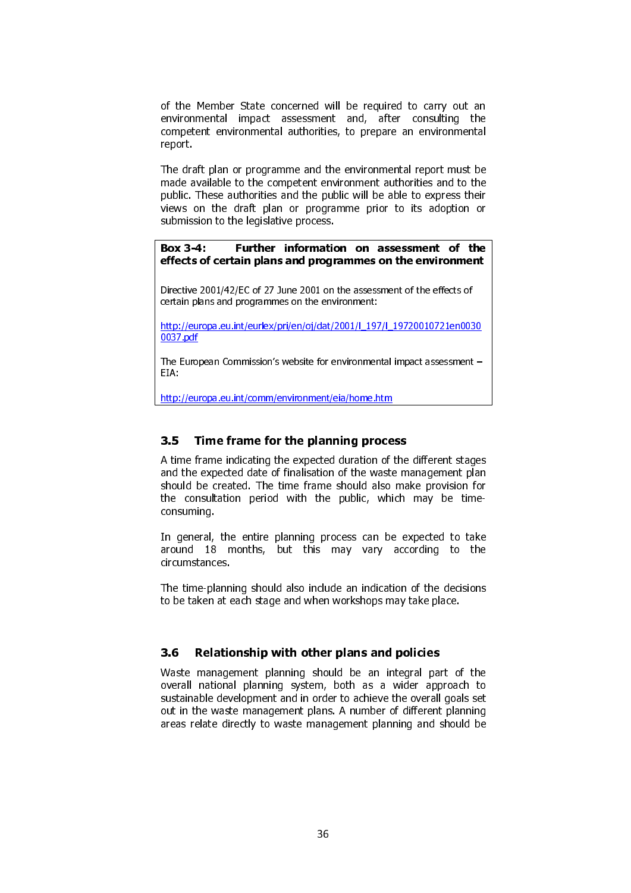of the Member State concerned will be required to carry out an environmental impact assessment and, after consulting the competent environmental authorities, to prepare an environmental report.

The draft plan or programme and the environmental report must be made available to the competent environment authorities and to the public. These authorities and the public will be able to express their views on the draft plan or programme prior to its adoption or submission to the legislative process.

> **Box 3-4: Further information on assessment of the effects of certain plans and programmes on the environment**
>
> Directive 2001/42/EC of 27 June 2001 on the assessment of the effects of certain plans and programmes on the environment:
>
> http://europa.eu.int/eurlex/pri/en/oj/dat/2001/l_197/l_19720010721en00300037.pdf
>
> The European Commission's website for environmental impact assessment – EIA:
>
> http://europa.eu.int/comm/environment/eia/home.htm

## 3.5 Time frame for the planning process

A time frame indicating the expected duration of the different stages and the expected date of finalisation of the waste management plan should be created. The time frame should also make provision for the consultation period with the public, which may be time-consuming.

In general, the entire planning process can be expected to take around 18 months, but this may vary according to the circumstances.

The time-planning should also include an indication of the decisions to be taken at each stage and when workshops may take place.

## 3.6 Relationship with other plans and policies

Waste management planning should be an integral part of the overall national planning system, both as a wider approach to sustainable development and in order to achieve the overall goals set out in the waste management plans. A number of different planning areas relate directly to waste management planning and should be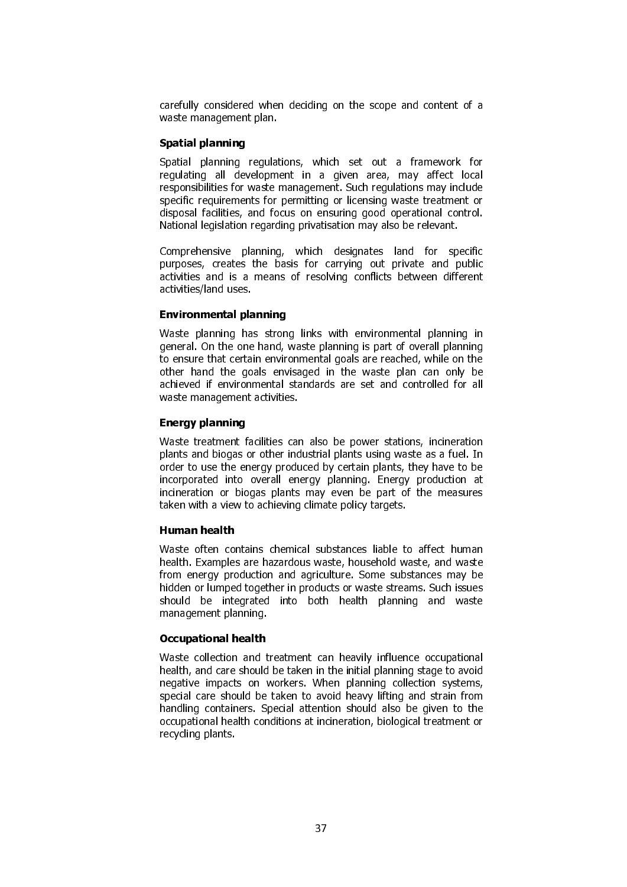carefully considered when deciding on the scope and content of a waste management plan.

### Spatial planning

Spatial planning regulations, which set out a framework for regulating all development in a given area, may affect local responsibilities for waste management. Such regulations may include specific requirements for permitting or licensing waste treatment or disposal facilities, and focus on ensuring good operational control. National legislation regarding privatisation may also be relevant.

Comprehensive planning, which designates land for specific purposes, creates the basis for carrying out private and public activities and is a means of resolving conflicts between different activities/land uses.

### Environmental planning

Waste planning has strong links with environmental planning in general. On the one hand, waste planning is part of overall planning to ensure that certain environmental goals are reached, while on the other hand the goals envisaged in the waste plan can only be achieved if environmental standards are set and controlled for all waste management activities.

### Energy planning

Waste treatment facilities can also be power stations, incineration plants and biogas or other industrial plants using waste as a fuel. In order to use the energy produced by certain plants, they have to be incorporated into overall energy planning. Energy production at incineration or biogas plants may even be part of the measures taken with a view to achieving climate policy targets.

### Human health

Waste often contains chemical substances liable to affect human health. Examples are hazardous waste, household waste, and waste from energy production and agriculture. Some substances may be hidden or lumped together in products or waste streams. Such issues should be integrated into both health planning and waste management planning.

### Occupational health

Waste collection and treatment can heavily influence occupational health, and care should be taken in the initial planning stage to avoid negative impacts on workers. When planning collection systems, special care should be taken to avoid heavy lifting and strain from handling containers. Special attention should also be given to the occupational health conditions at incineration, biological treatment or recycling plants.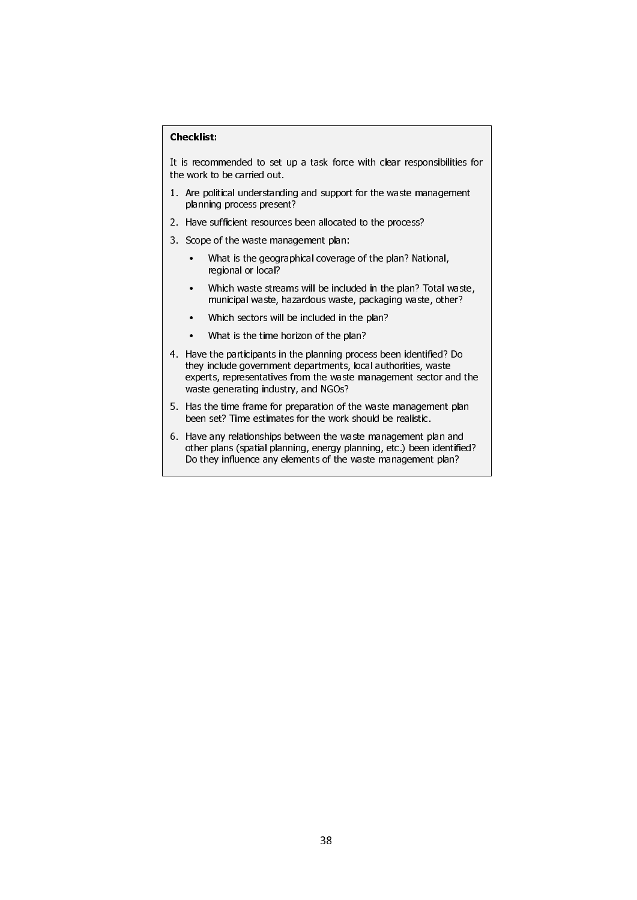**Checklist:**

It is recommended to set up a task force with clear responsibilities for the work to be carried out.

1. Are political understanding and support for the waste management planning process present?
2. Have sufficient resources been allocated to the process?
3. Scope of the waste management plan:
   - What is the geographical coverage of the plan? National, regional or local?
   - Which waste streams will be included in the plan? Total waste, municipal waste, hazardous waste, packaging waste, other?
   - Which sectors will be included in the plan?
   - What is the time horizon of the plan?
4. Have the participants in the planning process been identified? Do they include government departments, local authorities, waste experts, representatives from the waste management sector and the waste generating industry, and NGOs?
5. Has the time frame for preparation of the waste management plan been set? Time estimates for the work should be realistic.
6. Have any relationships between the waste management plan and other plans (spatial planning, energy planning, etc.) been identified? Do they influence any elements of the waste management plan?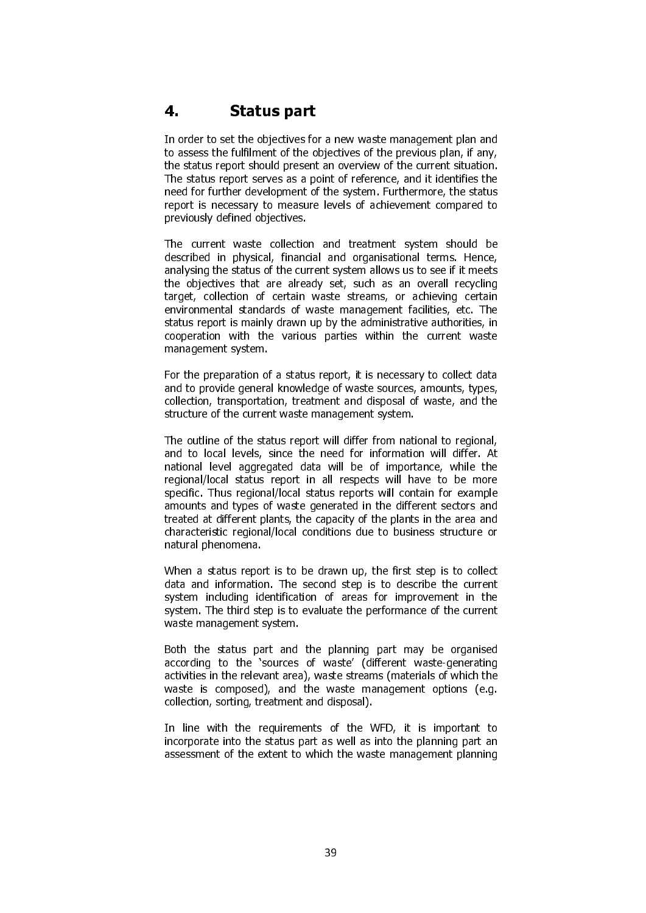# 4. Status part

In order to set the objectives for a new waste management plan and to assess the fulfilment of the objectives of the previous plan, if any, the status report should present an overview of the current situation. The status report serves as a point of reference, and it identifies the need for further development of the system. Furthermore, the status report is necessary to measure levels of achievement compared to previously defined objectives.

The current waste collection and treatment system should be described in physical, financial and organisational terms. Hence, analysing the status of the current system allows us to see if it meets the objectives that are already set, such as an overall recycling target, collection of certain waste streams, or achieving certain environmental standards of waste management facilities, etc. The status report is mainly drawn up by the administrative authorities, in cooperation with the various parties within the current waste management system.

For the preparation of a status report, it is necessary to collect data and to provide general knowledge of waste sources, amounts, types, collection, transportation, treatment and disposal of waste, and the structure of the current waste management system.

The outline of the status report will differ from national to regional, and to local levels, since the need for information will differ. At national level aggregated data will be of importance, while the regional/local status report in all respects will have to be more specific. Thus regional/local status reports will contain for example amounts and types of waste generated in the different sectors and treated at different plants, the capacity of the plants in the area and characteristic regional/local conditions due to business structure or natural phenomena.

When a status report is to be drawn up, the first step is to collect data and information. The second step is to describe the current system including identification of areas for improvement in the system. The third step is to evaluate the performance of the current waste management system.

Both the status part and the planning part may be organised according to the 'sources of waste' (different waste-generating activities in the relevant area), waste streams (materials of which the waste is composed), and the waste management options (e.g. collection, sorting, treatment and disposal).

In line with the requirements of the WFD, it is important to incorporate into the status part as well as into the planning part an assessment of the extent to which the waste management planning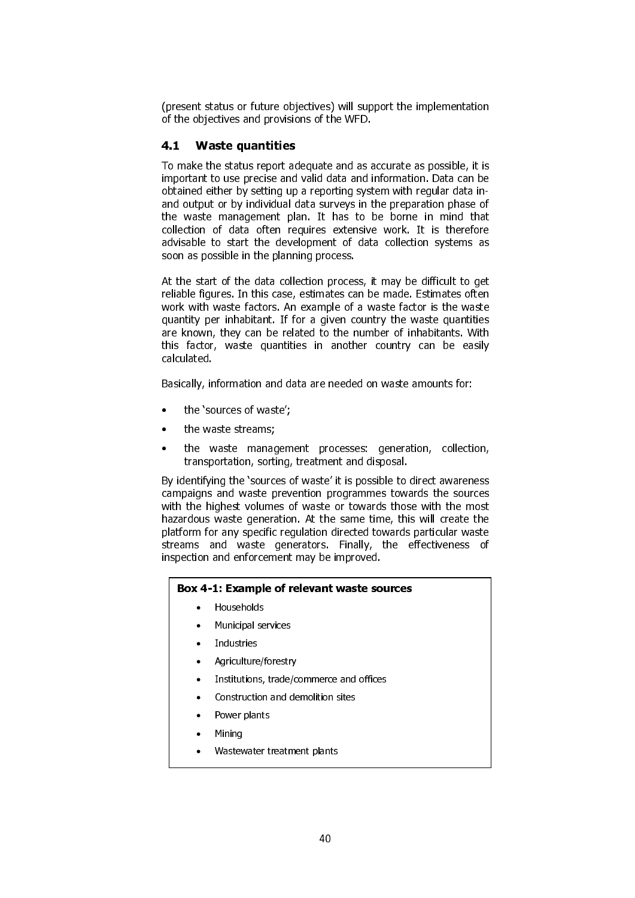(present status or future objectives) will support the implementation of the objectives and provisions of the WFD.

## 4.1 Waste quantities

To make the status report adequate and as accurate as possible, it is important to use precise and valid data and information. Data can be obtained either by setting up a reporting system with regular data in- and output or by individual data surveys in the preparation phase of the waste management plan. It has to be borne in mind that collection of data often requires extensive work. It is therefore advisable to start the development of data collection systems as soon as possible in the planning process.

At the start of the data collection process, it may be difficult to get reliable figures. In this case, estimates can be made. Estimates often work with waste factors. An example of a waste factor is the waste quantity per inhabitant. If for a given country the waste quantities are known, they can be related to the number of inhabitants. With this factor, waste quantities in another country can be easily calculated.

Basically, information and data are needed on waste amounts for:

- the 'sources of waste';
- the waste streams;
- the waste management processes: generation, collection, transportation, sorting, treatment and disposal.

By identifying the 'sources of waste' it is possible to direct awareness campaigns and waste prevention programmes towards the sources with the highest volumes of waste or towards those with the most hazardous waste generation. At the same time, this will create the platform for any specific regulation directed towards particular waste streams and waste generators. Finally, the effectiveness of inspection and enforcement may be improved.

**Box 4-1: Example of relevant waste sources**

- Households
- Municipal services
- Industries
- Agriculture/forestry
- Institutions, trade/commerce and offices
- Construction and demolition sites
- Power plants
- Mining
- Wastewater treatment plants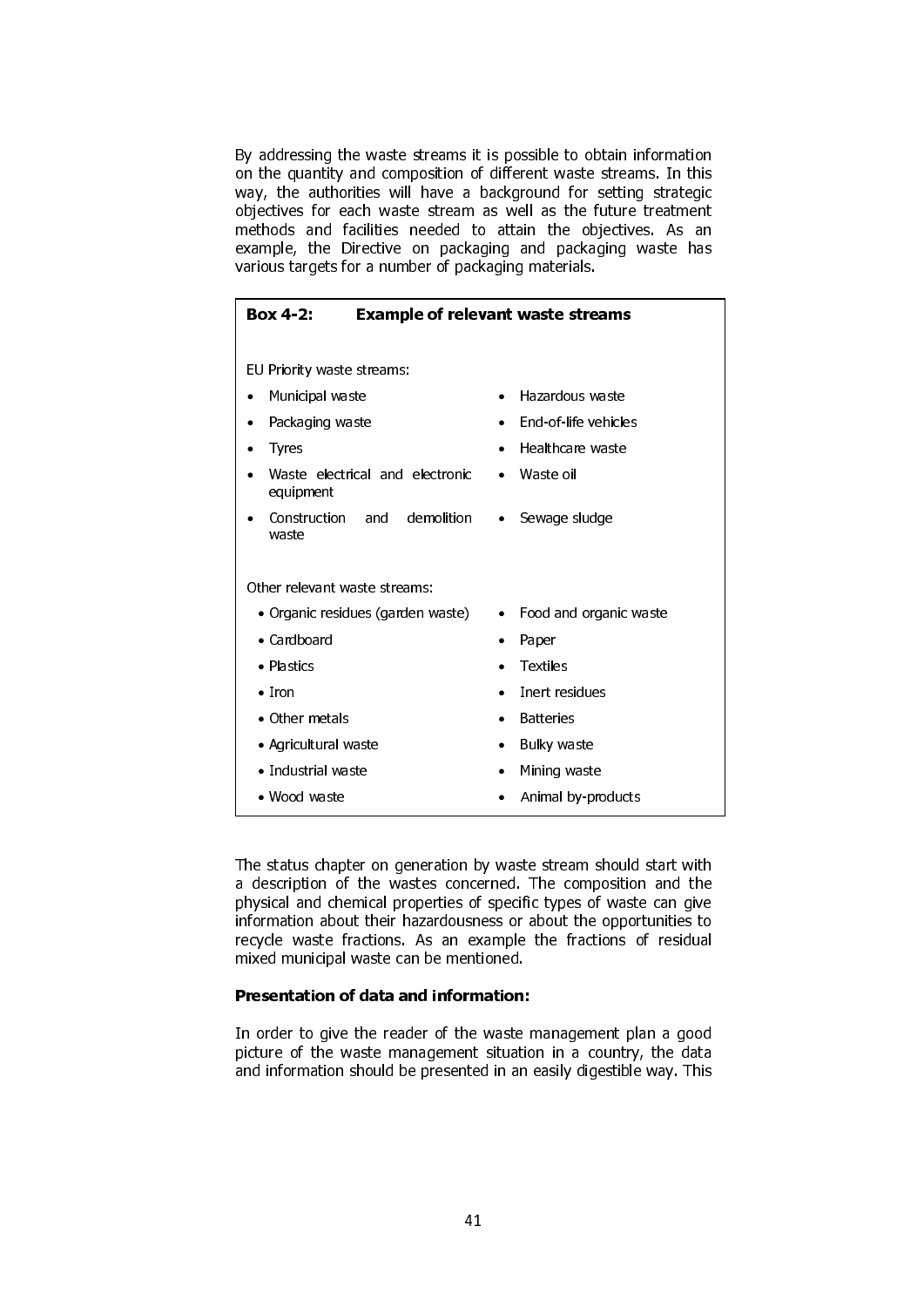By addressing the waste streams it is possible to obtain information on the quantity and composition of different waste streams. In this way, the authorities will have a background for setting strategic objectives for each waste stream as well as the future treatment methods and facilities needed to attain the objectives. As an example, the Directive on packaging and packaging waste has various targets for a number of packaging materials.

**Box 4-2: Example of relevant waste streams**

EU Priority waste streams:

- Municipal waste
- Packaging waste
- Tyres
- Waste electrical and electronic equipment
- Construction and demolition waste
- Hazardous waste
- End-of-life vehicles
- Healthcare waste
- Waste oil
- Sewage sludge

Other relevant waste streams:

- Organic residues (garden waste)
- Cardboard
- Plastics
- Iron
- Other metals
- Agricultural waste
- Industrial waste
- Wood waste
- Food and organic waste
- Paper
- Textiles
- Inert residues
- Batteries
- Bulky waste
- Mining waste
- Animal by-products

The status chapter on generation by waste stream should start with a description of the wastes concerned. The composition and the physical and chemical properties of specific types of waste can give information about their hazardousness or about the opportunities to recycle waste fractions. As an example the fractions of residual mixed municipal waste can be mentioned.

**Presentation of data and information:**

In order to give the reader of the waste management plan a good picture of the waste management situation in a country, the data and information should be presented in an easily digestible way. This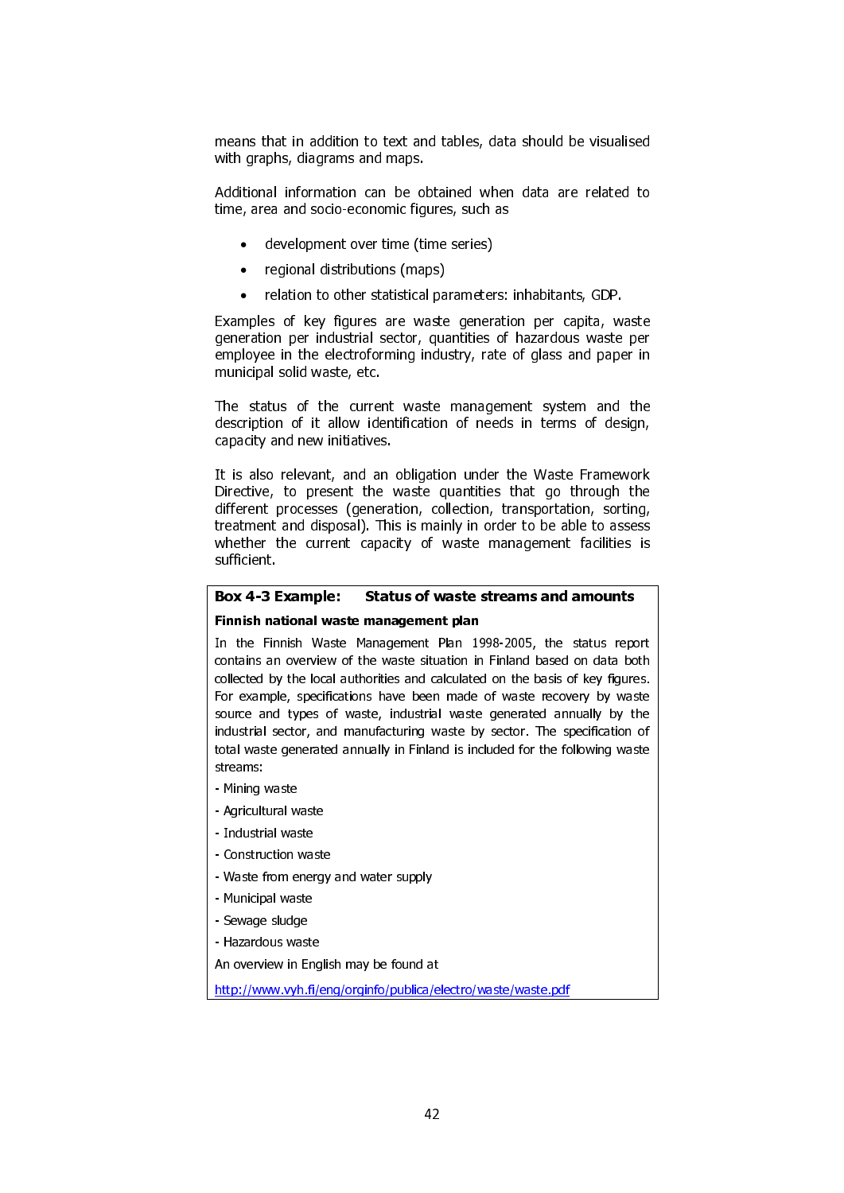means that in addition to text and tables, data should be visualised with graphs, diagrams and maps.

Additional information can be obtained when data are related to time, area and socio-economic figures, such as

- development over time (time series)
- regional distributions (maps)
- relation to other statistical parameters: inhabitants, GDP.

Examples of key figures are waste generation per capita, waste generation per industrial sector, quantities of hazardous waste per employee in the electroforming industry, rate of glass and paper in municipal solid waste, etc.

The status of the current waste management system and the description of it allow identification of needs in terms of design, capacity and new initiatives.

It is also relevant, and an obligation under the Waste Framework Directive, to present the waste quantities that go through the different processes (generation, collection, transportation, sorting, treatment and disposal). This is mainly in order to be able to assess whether the current capacity of waste management facilities is sufficient.

**Box 4-3 Example: Status of waste streams and amounts**

**Finnish national waste management plan**

In the Finnish Waste Management Plan 1998-2005, the status report contains an overview of the waste situation in Finland based on data both collected by the local authorities and calculated on the basis of key figures. For example, specifications have been made of waste recovery by waste source and types of waste, industrial waste generated annually by the industrial sector, and manufacturing waste by sector. The specification of total waste generated annually in Finland is included for the following waste streams:

- Mining waste
- Agricultural waste
- Industrial waste
- Construction waste
- Waste from energy and water supply
- Municipal waste
- Sewage sludge
- Hazardous waste

An overview in English may be found at

http://www.vyh.fi/eng/orginfo/publica/electro/waste/waste.pdf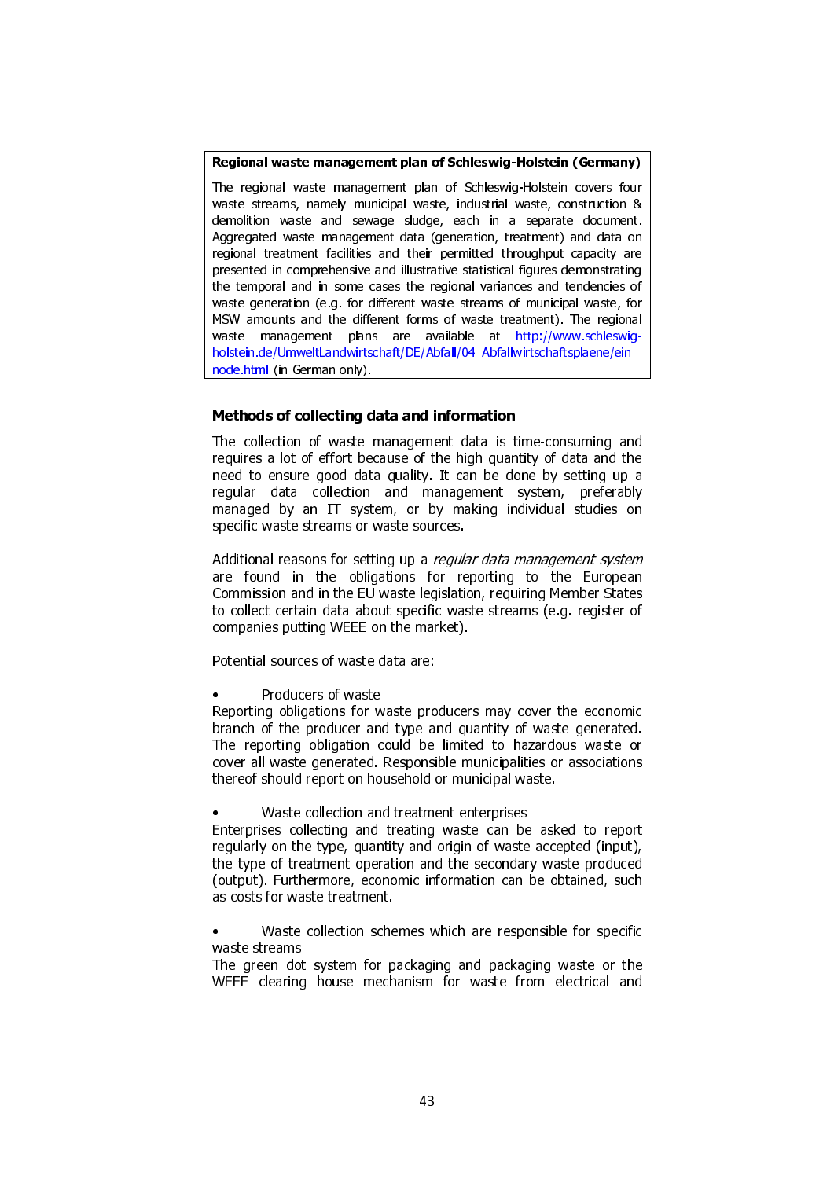**Regional waste management plan of Schleswig-Holstein (Germany)**

The regional waste management plan of Schleswig-Holstein covers four waste streams, namely municipal waste, industrial waste, construction & demolition waste and sewage sludge, each in a separate document. Aggregated waste management data (generation, treatment) and data on regional treatment facilities and their permitted throughput capacity are presented in comprehensive and illustrative statistical figures demonstrating the temporal and in some cases the regional variances and tendencies of waste generation (e.g. for different waste streams of municipal waste, for MSW amounts and the different forms of waste treatment). The regional waste management plans are available at http://www.schleswig-holstein.de/UmweltLandwirtschaft/DE/Abfall/04_Abfallwirtschaftsplaene/ein_node.html (in German only).

## Methods of collecting data and information

The collection of waste management data is time-consuming and requires a lot of effort because of the high quantity of data and the need to ensure good data quality. It can be done by setting up a regular data collection and management system, preferably managed by an IT system, or by making individual studies on specific waste streams or waste sources.

Additional reasons for setting up a *regular data management system* are found in the obligations for reporting to the European Commission and in the EU waste legislation, requiring Member States to collect certain data about specific waste streams (e.g. register of companies putting WEEE on the market).

Potential sources of waste data are:

- Producers of waste

Reporting obligations for waste producers may cover the economic branch of the producer and type and quantity of waste generated. The reporting obligation could be limited to hazardous waste or cover all waste generated. Responsible municipalities or associations thereof should report on household or municipal waste.

- Waste collection and treatment enterprises

Enterprises collecting and treating waste can be asked to report regularly on the type, quantity and origin of waste accepted (input), the type of treatment operation and the secondary waste produced (output). Furthermore, economic information can be obtained, such as costs for waste treatment.

- Waste collection schemes which are responsible for specific waste streams

The green dot system for packaging and packaging waste or the WEEE clearing house mechanism for waste from electrical and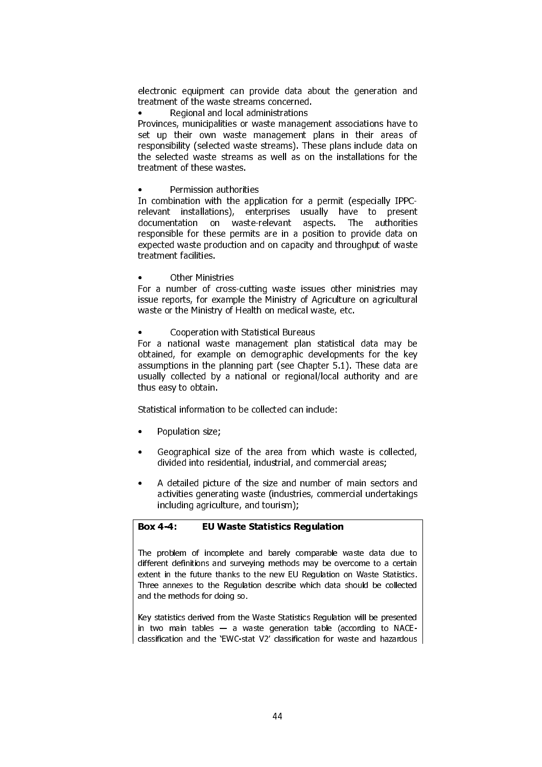electronic equipment can provide data about the generation and treatment of the waste streams concerned.

- Regional and local administrations

Provinces, municipalities or waste management associations have to set up their own waste management plans in their areas of responsibility (selected waste streams). These plans include data on the selected waste streams as well as on the installations for the treatment of these wastes.

- Permission authorities

In combination with the application for a permit (especially IPPC-relevant installations), enterprises usually have to present documentation on waste-relevant aspects. The authorities responsible for these permits are in a position to provide data on expected waste production and on capacity and throughput of waste treatment facilities.

- Other Ministries

For a number of cross-cutting waste issues other ministries may issue reports, for example the Ministry of Agriculture on agricultural waste or the Ministry of Health on medical waste, etc.

- Cooperation with Statistical Bureaus

For a national waste management plan statistical data may be obtained, for example on demographic developments for the key assumptions in the planning part (see Chapter 5.1). These data are usually collected by a national or regional/local authority and are thus easy to obtain.

Statistical information to be collected can include:

- Population size;
- Geographical size of the area from which waste is collected, divided into residential, industrial, and commercial areas;
- A detailed picture of the size and number of main sectors and activities generating waste (industries, commercial undertakings including agriculture, and tourism);

**Box 4-4: EU Waste Statistics Regulation**

The problem of incomplete and barely comparable waste data due to different definitions and surveying methods may be overcome to a certain extent in the future thanks to the new EU Regulation on Waste Statistics. Three annexes to the Regulation describe which data should be collected and the methods for doing so.

Key statistics derived from the Waste Statistics Regulation will be presented in two main tables — a waste generation table (according to NACE-classification and the 'EWC-stat V2' classification for waste and hazardous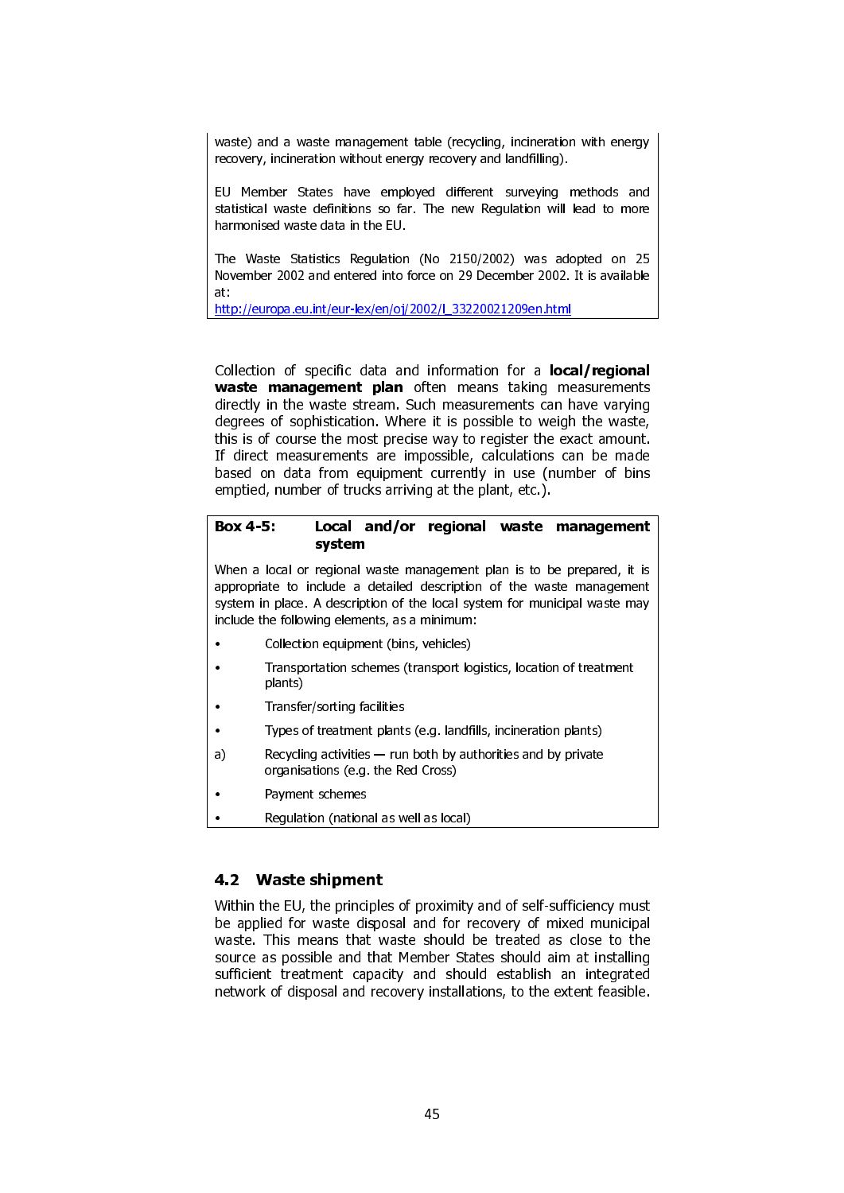waste) and a waste management table (recycling, incineration with energy recovery, incineration without energy recovery and landfilling).

EU Member States have employed different surveying methods and statistical waste definitions so far. The new Regulation will lead to more harmonised waste data in the EU.

The Waste Statistics Regulation (No 2150/2002) was adopted on 25 November 2002 and entered into force on 29 December 2002. It is available at:
http://europa.eu.int/eur-lex/en/oj/2002/l_33220021209en.html

Collection of specific data and information for a **local/regional waste management plan** often means taking measurements directly in the waste stream. Such measurements can have varying degrees of sophistication. Where it is possible to weigh the waste, this is of course the most precise way to register the exact amount. If direct measurements are impossible, calculations can be made based on data from equipment currently in use (number of bins emptied, number of trucks arriving at the plant, etc.).

**Box 4-5: Local and/or regional waste management system**

When a local or regional waste management plan is to be prepared, it is appropriate to include a detailed description of the waste management system in place. A description of the local system for municipal waste may include the following elements, as a minimum:

- Collection equipment (bins, vehicles)
- Transportation schemes (transport logistics, location of treatment plants)
- Transfer/sorting facilities
- Types of treatment plants (e.g. landfills, incineration plants)

a) Recycling activities — run both by authorities and by private organisations (e.g. the Red Cross)

- Payment schemes
- Regulation (national as well as local)

## 4.2 Waste shipment

Within the EU, the principles of proximity and of self-sufficiency must be applied for waste disposal and for recovery of mixed municipal waste. This means that waste should be treated as close to the source as possible and that Member States should aim at installing sufficient treatment capacity and should establish an integrated network of disposal and recovery installations, to the extent feasible.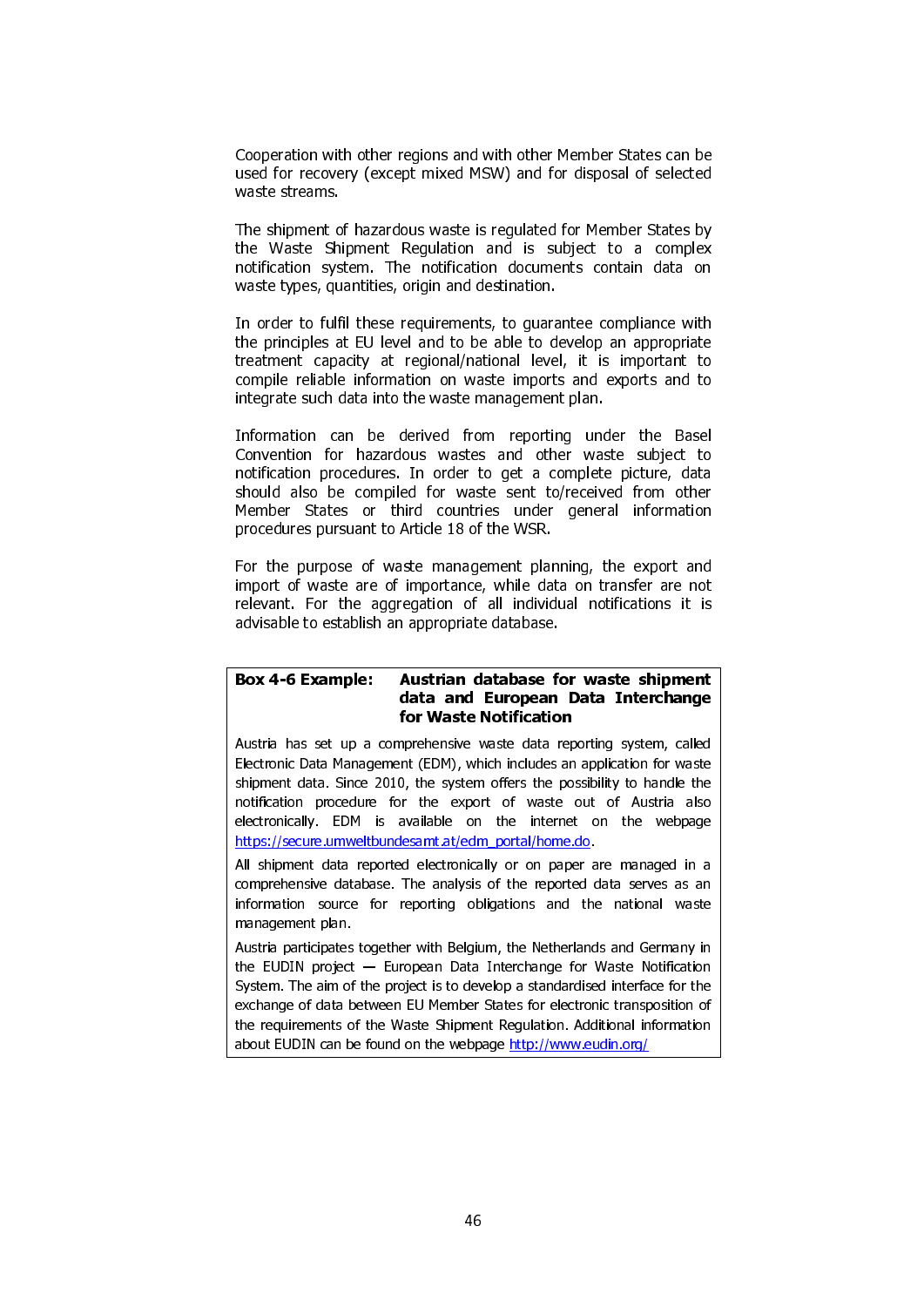Cooperation with other regions and with other Member States can be used for recovery (except mixed MSW) and for disposal of selected waste streams.

The shipment of hazardous waste is regulated for Member States by the Waste Shipment Regulation and is subject to a complex notification system. The notification documents contain data on waste types, quantities, origin and destination.

In order to fulfil these requirements, to guarantee compliance with the principles at EU level and to be able to develop an appropriate treatment capacity at regional/national level, it is important to compile reliable information on waste imports and exports and to integrate such data into the waste management plan.

Information can be derived from reporting under the Basel Convention for hazardous wastes and other waste subject to notification procedures. In order to get a complete picture, data should also be compiled for waste sent to/received from other Member States or third countries under general information procedures pursuant to Article 18 of the WSR.

For the purpose of waste management planning, the export and import of waste are of importance, while data on transfer are not relevant. For the aggregation of all individual notifications it is advisable to establish an appropriate database.

**Box 4-6 Example: Austrian database for waste shipment data and European Data Interchange for Waste Notification**

Austria has set up a comprehensive waste data reporting system, called Electronic Data Management (EDM), which includes an application for waste shipment data. Since 2010, the system offers the possibility to handle the notification procedure for the export of waste out of Austria also electronically. EDM is available on the internet on the webpage https://secure.umweltbundesamt.at/edm_portal/home.do.

All shipment data reported electronically or on paper are managed in a comprehensive database. The analysis of the reported data serves as an information source for reporting obligations and the national waste management plan.

Austria participates together with Belgium, the Netherlands and Germany in the EUDIN project — European Data Interchange for Waste Notification System. The aim of the project is to develop a standardised interface for the exchange of data between EU Member States for electronic transposition of the requirements of the Waste Shipment Regulation. Additional information about EUDIN can be found on the webpage http://www.eudin.org/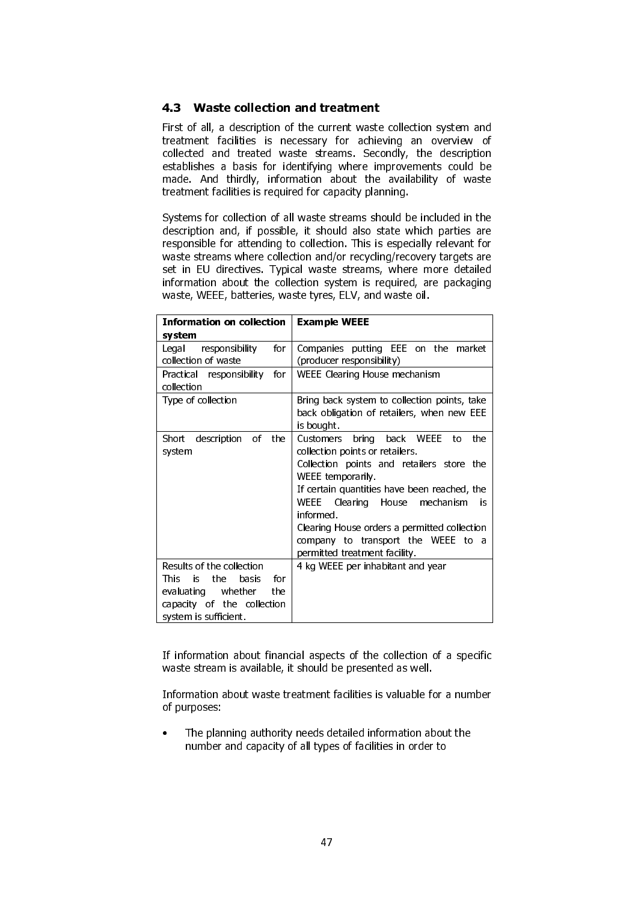### 4.3 Waste collection and treatment

First of all, a description of the current waste collection system and treatment facilities is necessary for achieving an overview of collected and treated waste streams. Secondly, the description establishes a basis for identifying where improvements could be made. And thirdly, information about the availability of waste treatment facilities is required for capacity planning.

Systems for collection of all waste streams should be included in the description and, if possible, it should also state which parties are responsible for attending to collection. This is especially relevant for waste streams where collection and/or recycling/recovery targets are set in EU directives. Typical waste streams, where more detailed information about the collection system is required, are packaging waste, WEEE, batteries, waste tyres, ELV, and waste oil.

| **Information on collection system** | **Example WEEE** |
|---|---|
| Legal responsibility for collection of waste | Companies putting EEE on the market (producer responsibility) |
| Practical responsibility for collection | WEEE Clearing House mechanism |
| Type of collection | Bring back system to collection points, take back obligation of retailers, when new EEE is bought. |
| Short description of the system | Customers bring back WEEE to the collection points or retailers.<br>Collection points and retailers store the WEEE temporarily.<br>If certain quantities have been reached, the WEEE Clearing House mechanism is informed.<br>Clearing House orders a permitted collection company to transport the WEEE to a permitted treatment facility. |
| Results of the collection<br>This is the basis for evaluating whether the capacity of the collection system is sufficient. | 4 kg WEEE per inhabitant and year |

If information about financial aspects of the collection of a specific waste stream is available, it should be presented as well.

Information about waste treatment facilities is valuable for a number of purposes:

- The planning authority needs detailed information about the number and capacity of all types of facilities in order to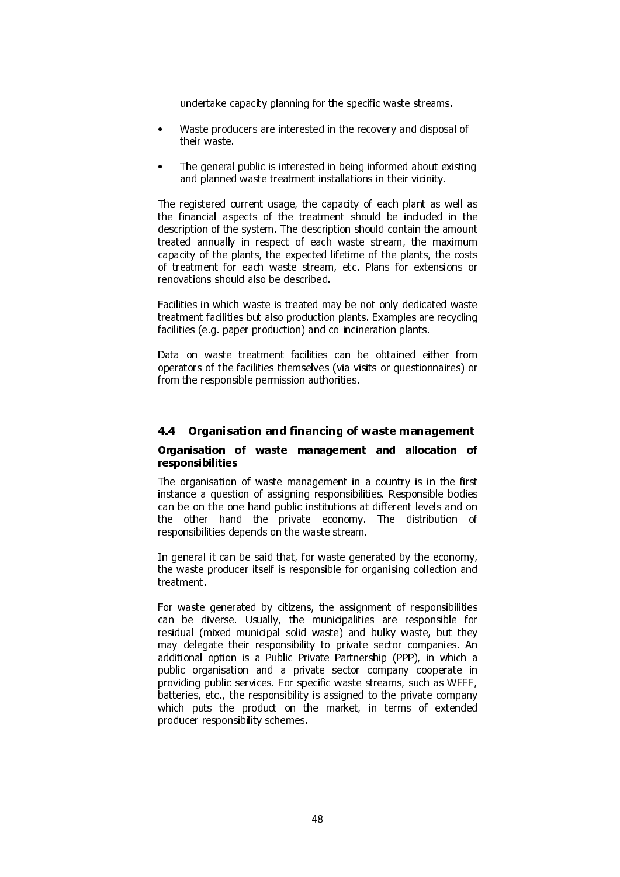undertake capacity planning for the specific waste streams.

- Waste producers are interested in the recovery and disposal of their waste.
- The general public is interested in being informed about existing and planned waste treatment installations in their vicinity.

The registered current usage, the capacity of each plant as well as the financial aspects of the treatment should be included in the description of the system. The description should contain the amount treated annually in respect of each waste stream, the maximum capacity of the plants, the expected lifetime of the plants, the costs of treatment for each waste stream, etc. Plans for extensions or renovations should also be described.

Facilities in which waste is treated may be not only dedicated waste treatment facilities but also production plants. Examples are recycling facilities (e.g. paper production) and co-incineration plants.

Data on waste treatment facilities can be obtained either from operators of the facilities themselves (via visits or questionnaires) or from the responsible permission authorities.

## 4.4 Organisation and financing of waste management

**Organisation of waste management and allocation of responsibilities**

The organisation of waste management in a country is in the first instance a question of assigning responsibilities. Responsible bodies can be on the one hand public institutions at different levels and on the other hand the private economy. The distribution of responsibilities depends on the waste stream.

In general it can be said that, for waste generated by the economy, the waste producer itself is responsible for organising collection and treatment.

For waste generated by citizens, the assignment of responsibilities can be diverse. Usually, the municipalities are responsible for residual (mixed municipal solid waste) and bulky waste, but they may delegate their responsibility to private sector companies. An additional option is a Public Private Partnership (PPP), in which a public organisation and a private sector company cooperate in providing public services. For specific waste streams, such as WEEE, batteries, etc., the responsibility is assigned to the private company which puts the product on the market, in terms of extended producer responsibility schemes.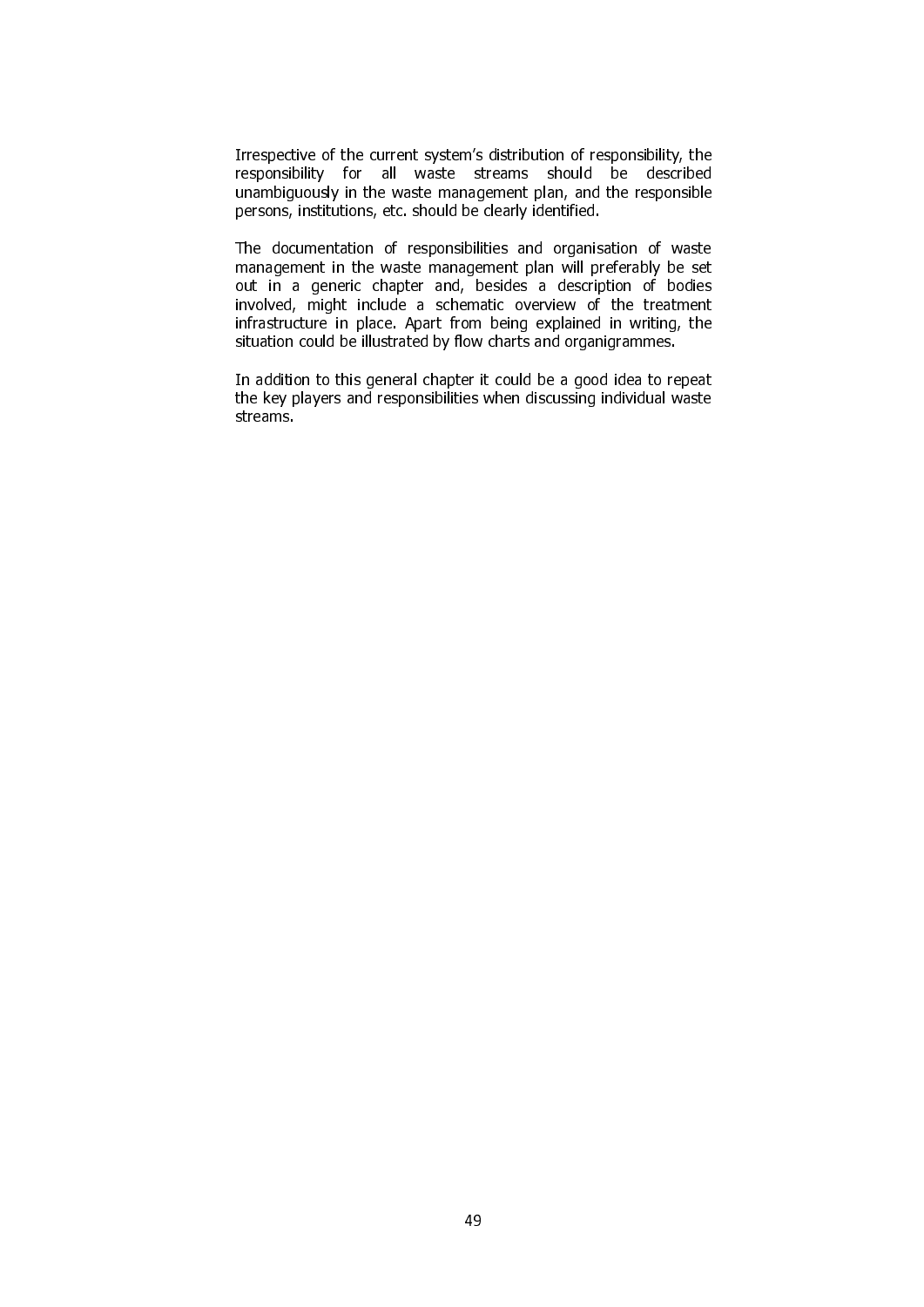Irrespective of the current system's distribution of responsibility, the responsibility for all waste streams should be described unambiguously in the waste management plan, and the responsible persons, institutions, etc. should be clearly identified.

The documentation of responsibilities and organisation of waste management in the waste management plan will preferably be set out in a generic chapter and, besides a description of bodies involved, might include a schematic overview of the treatment infrastructure in place. Apart from being explained in writing, the situation could be illustrated by flow charts and organigrammes.

In addition to this general chapter it could be a good idea to repeat the key players and responsibilities when discussing individual waste streams.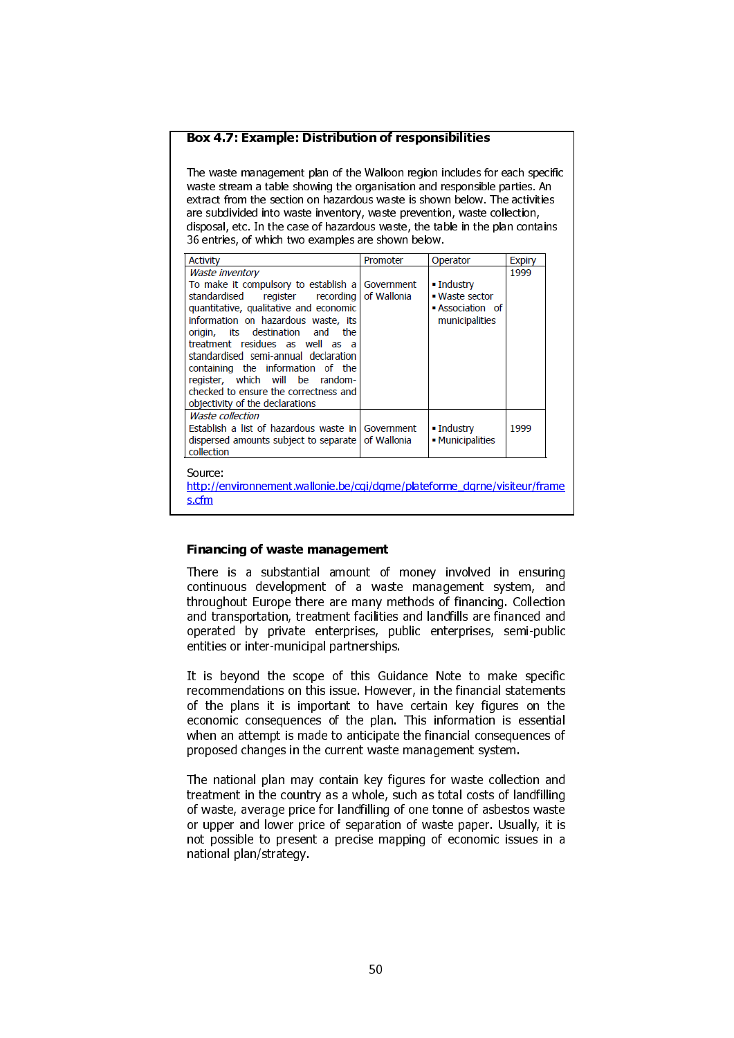**Box 4.7: Example: Distribution of responsibilities**

The waste management plan of the Walloon region includes for each specific waste stream a table showing the organisation and responsible parties. An extract from the section on hazardous waste is shown below. The activities are subdivided into waste inventory, waste prevention, waste collection, disposal, etc. In the case of hazardous waste, the table in the plan contains 36 entries, of which two examples are shown below.

| Activity | Promoter | Operator | Expiry |
|---|---|---|---|
| *Waste inventory*<br>To make it compulsory to establish a standardised register recording quantitative, qualitative and economic information on hazardous waste, its origin, its destination and the treatment residues as well as a standardised semi-annual declaration containing the information of the register, which will be random-checked to ensure the correctness and objectivity of the declarations | Government of Wallonia | ▪ Industry<br>▪ Waste sector<br>▪ Association of municipalities | 1999 |
| *Waste collection*<br>Establish a list of hazardous waste in dispersed amounts subject to separate collection | Government of Wallonia | ▪ Industry<br>▪ Municipalities | 1999 |

Source:
http://environnement.wallonie.be/cgi/dgrne/plateforme_dgrne/visiteur/frames.cfm

**Financing of waste management**

There is a substantial amount of money involved in ensuring continuous development of a waste management system, and throughout Europe there are many methods of financing. Collection and transportation, treatment facilities and landfills are financed and operated by private enterprises, public enterprises, semi-public entities or inter-municipal partnerships.

It is beyond the scope of this Guidance Note to make specific recommendations on this issue. However, in the financial statements of the plans it is important to have certain key figures on the economic consequences of the plan. This information is essential when an attempt is made to anticipate the financial consequences of proposed changes in the current waste management system.

The national plan may contain key figures for waste collection and treatment in the country as a whole, such as total costs of landfilling of waste, average price for landfilling of one tonne of asbestos waste or upper and lower price of separation of waste paper. Usually, it is not possible to present a precise mapping of economic issues in a national plan/strategy.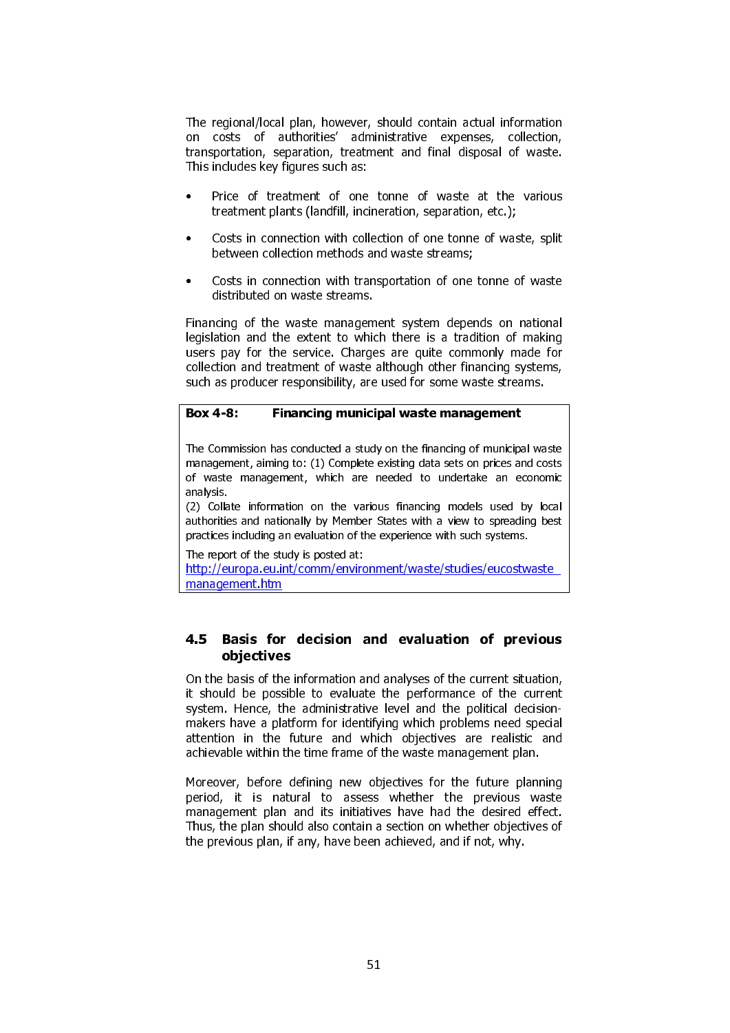The regional/local plan, however, should contain actual information on costs of authorities' administrative expenses, collection, transportation, separation, treatment and final disposal of waste. This includes key figures such as:

- Price of treatment of one tonne of waste at the various treatment plants (landfill, incineration, separation, etc.);
- Costs in connection with collection of one tonne of waste, split between collection methods and waste streams;
- Costs in connection with transportation of one tonne of waste distributed on waste streams.

Financing of the waste management system depends on national legislation and the extent to which there is a tradition of making users pay for the service. Charges are quite commonly made for collection and treatment of waste although other financing systems, such as producer responsibility, are used for some waste streams.

> **Box 4-8: Financing municipal waste management**
>
> The Commission has conducted a study on the financing of municipal waste management, aiming to: (1) Complete existing data sets on prices and costs of waste management, which are needed to undertake an economic analysis.
>
> (2) Collate information on the various financing models used by local authorities and nationally by Member States with a view to spreading best practices including an evaluation of the experience with such systems.
>
> The report of the study is posted at:
> [http://europa.eu.int/comm/environment/waste/studies/eucostwaste_management.htm](http://europa.eu.int/comm/environment/waste/studies/eucostwaste_management.htm)

## 4.5 Basis for decision and evaluation of previous objectives

On the basis of the information and analyses of the current situation, it should be possible to evaluate the performance of the current system. Hence, the administrative level and the political decision-makers have a platform for identifying which problems need special attention in the future and which objectives are realistic and achievable within the time frame of the waste management plan.

Moreover, before defining new objectives for the future planning period, it is natural to assess whether the previous waste management plan and its initiatives have had the desired effect. Thus, the plan should also contain a section on whether objectives of the previous plan, if any, have been achieved, and if not, why.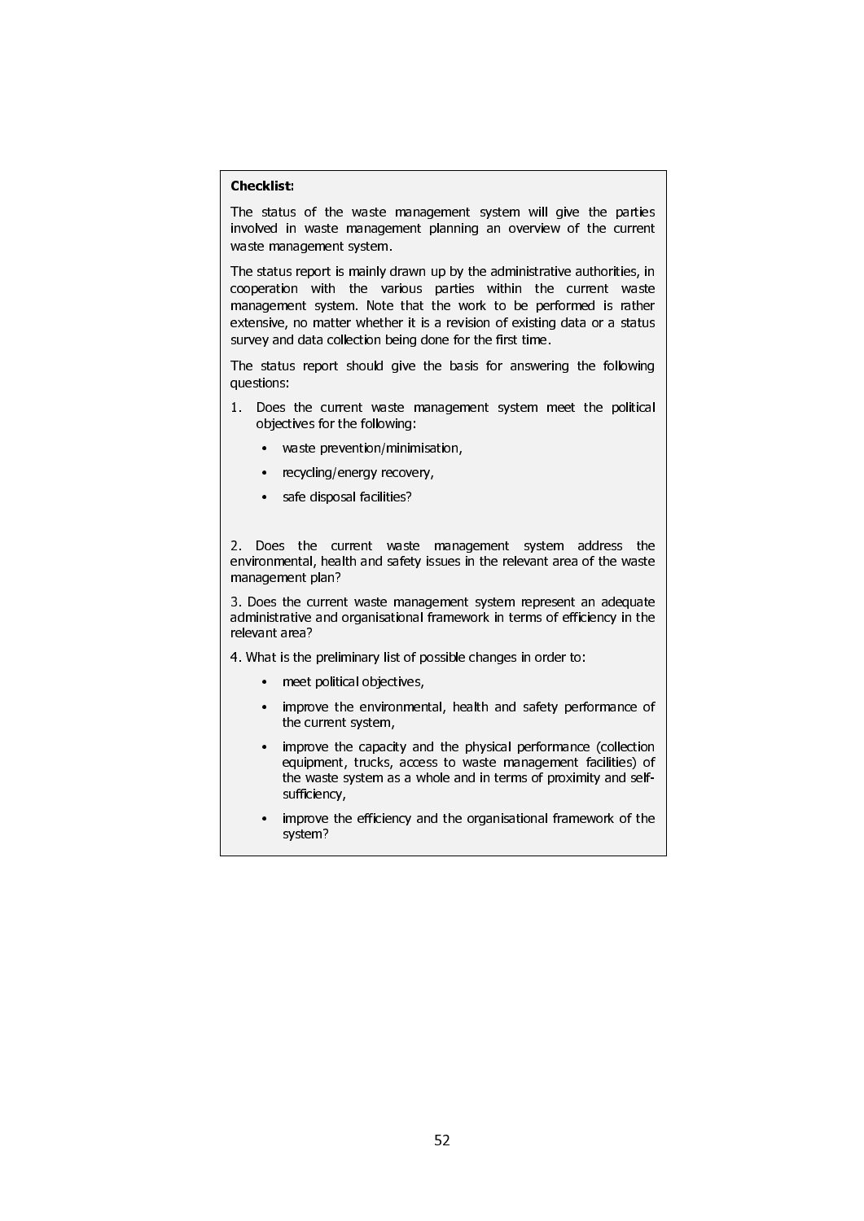**Checklist:**

The status of the waste management system will give the parties involved in waste management planning an overview of the current waste management system.

The status report is mainly drawn up by the administrative authorities, in cooperation with the various parties within the current waste management system. Note that the work to be performed is rather extensive, no matter whether it is a revision of existing data or a status survey and data collection being done for the first time.

The status report should give the basis for answering the following questions:

1. Does the current waste management system meet the political objectives for the following:
   - waste prevention/minimisation,
   - recycling/energy recovery,
   - safe disposal facilities?

2. Does the current waste management system address the environmental, health and safety issues in the relevant area of the waste management plan?

3. Does the current waste management system represent an adequate administrative and organisational framework in terms of efficiency in the relevant area?

4. What is the preliminary list of possible changes in order to:
   - meet political objectives,
   - improve the environmental, health and safety performance of the current system,
   - improve the capacity and the physical performance (collection equipment, trucks, access to waste management facilities) of the waste system as a whole and in terms of proximity and self-sufficiency,
   - improve the efficiency and the organisational framework of the system?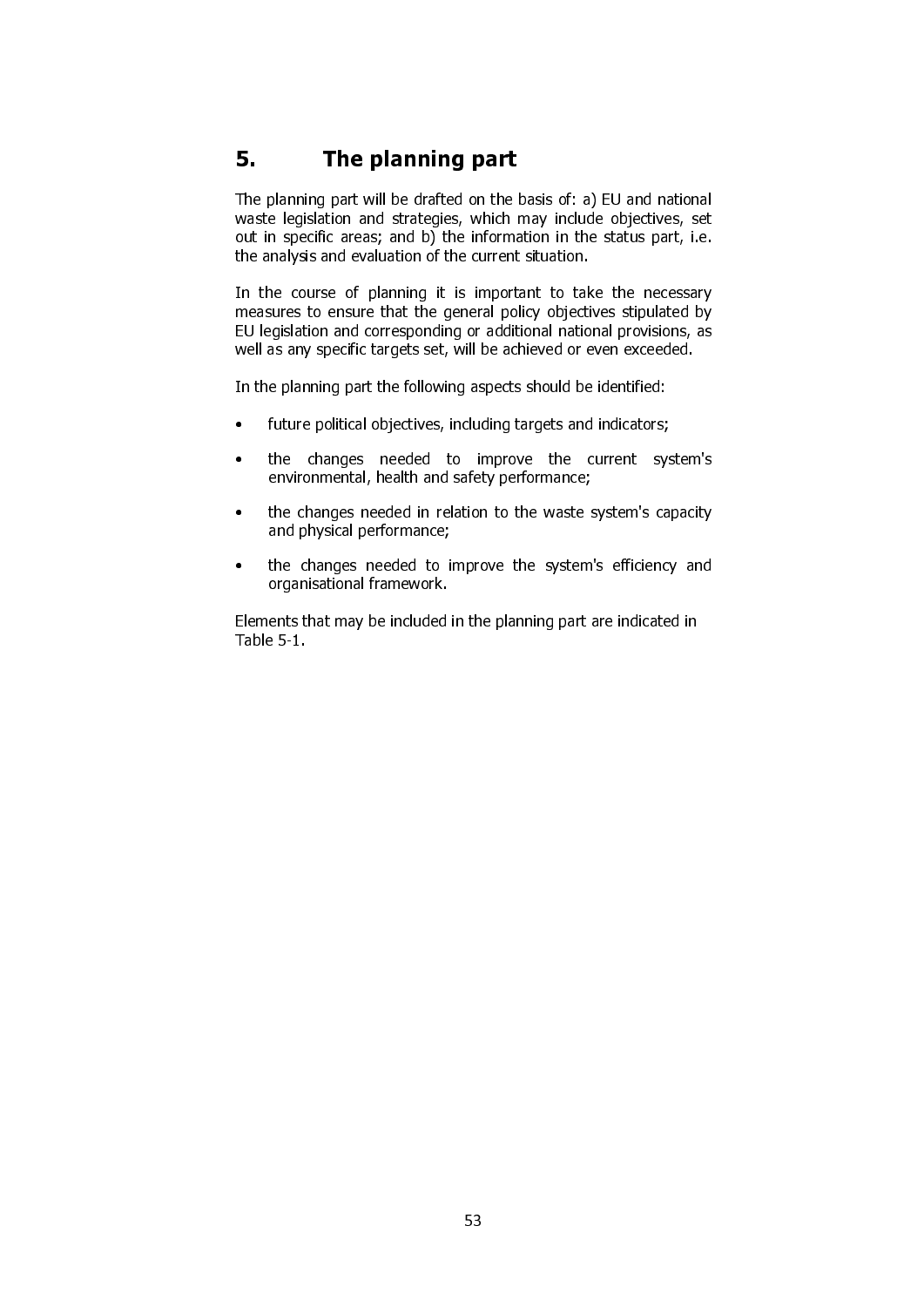# 5. The planning part

The planning part will be drafted on the basis of: a) EU and national waste legislation and strategies, which may include objectives, set out in specific areas; and b) the information in the status part, i.e. the analysis and evaluation of the current situation.

In the course of planning it is important to take the necessary measures to ensure that the general policy objectives stipulated by EU legislation and corresponding or additional national provisions, as well as any specific targets set, will be achieved or even exceeded.

In the planning part the following aspects should be identified:

- future political objectives, including targets and indicators;
- the changes needed to improve the current system's environmental, health and safety performance;
- the changes needed in relation to the waste system's capacity and physical performance;
- the changes needed to improve the system's efficiency and organisational framework.

Elements that may be included in the planning part are indicated in Table 5-1.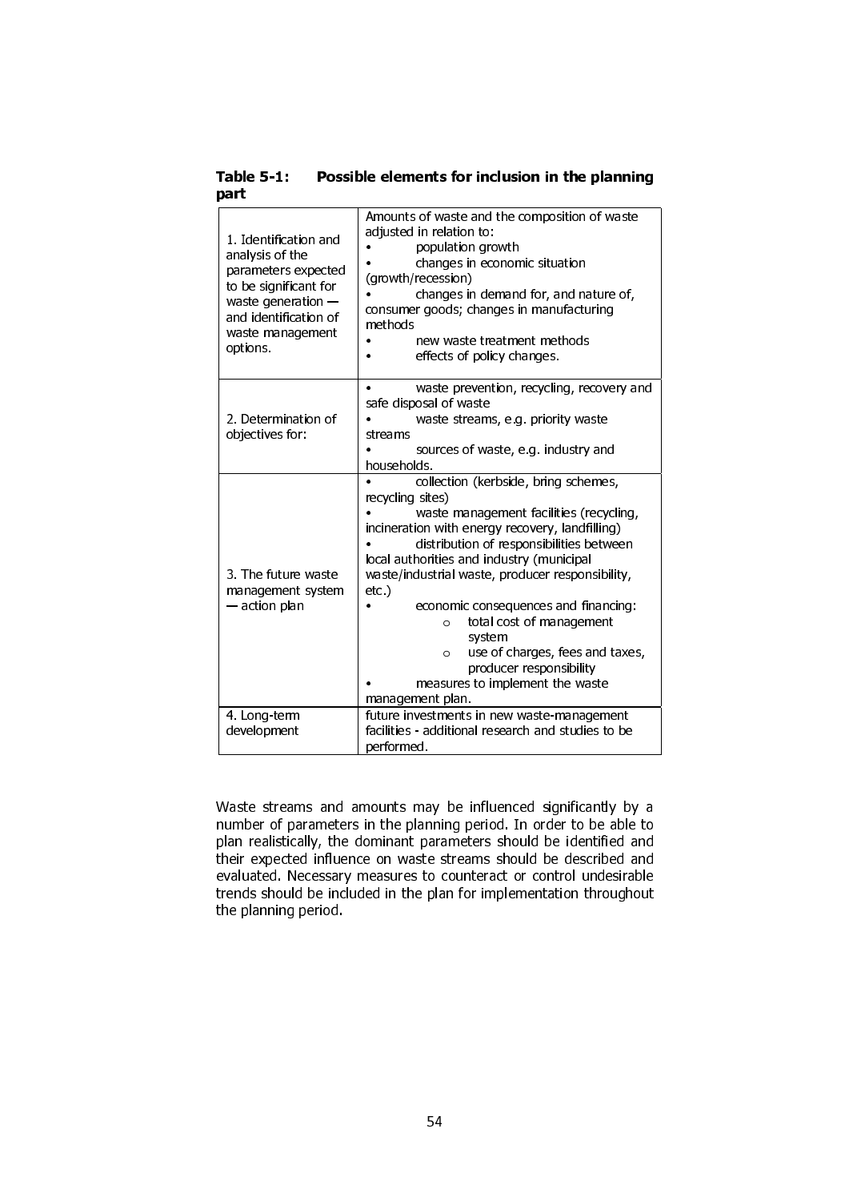**Table 5-1: Possible elements for inclusion in the planning part**

| | |
|---|---|
| 1. Identification and analysis of the parameters expected to be significant for waste generation — and identification of waste management options. | Amounts of waste and the composition of waste adjusted in relation to:<br>• population growth<br>• changes in economic situation (growth/recession)<br>• changes in demand for, and nature of, consumer goods; changes in manufacturing methods<br>• new waste treatment methods<br>• effects of policy changes. |
| 2. Determination of objectives for: | • waste prevention, recycling, recovery and safe disposal of waste<br>• waste streams, e.g. priority waste streams<br>• sources of waste, e.g. industry and households. |
| 3. The future waste management system — action plan | • collection (kerbside, bring schemes, recycling sites)<br>• waste management facilities (recycling, incineration with energy recovery, landfilling)<br>• distribution of responsibilities between local authorities and industry (municipal waste/industrial waste, producer responsibility, etc.)<br>• economic consequences and financing:<br>&nbsp;&nbsp;&nbsp;&nbsp;o total cost of management system<br>&nbsp;&nbsp;&nbsp;&nbsp;o use of charges, fees and taxes, producer responsibility<br>• measures to implement the waste management plan. |
| 4. Long-term development | future investments in new waste-management facilities - additional research and studies to be performed. |

Waste streams and amounts may be influenced significantly by a number of parameters in the planning period. In order to be able to plan realistically, the dominant parameters should be identified and their expected influence on waste streams should be described and evaluated. Necessary measures to counteract or control undesirable trends should be included in the plan for implementation throughout the planning period.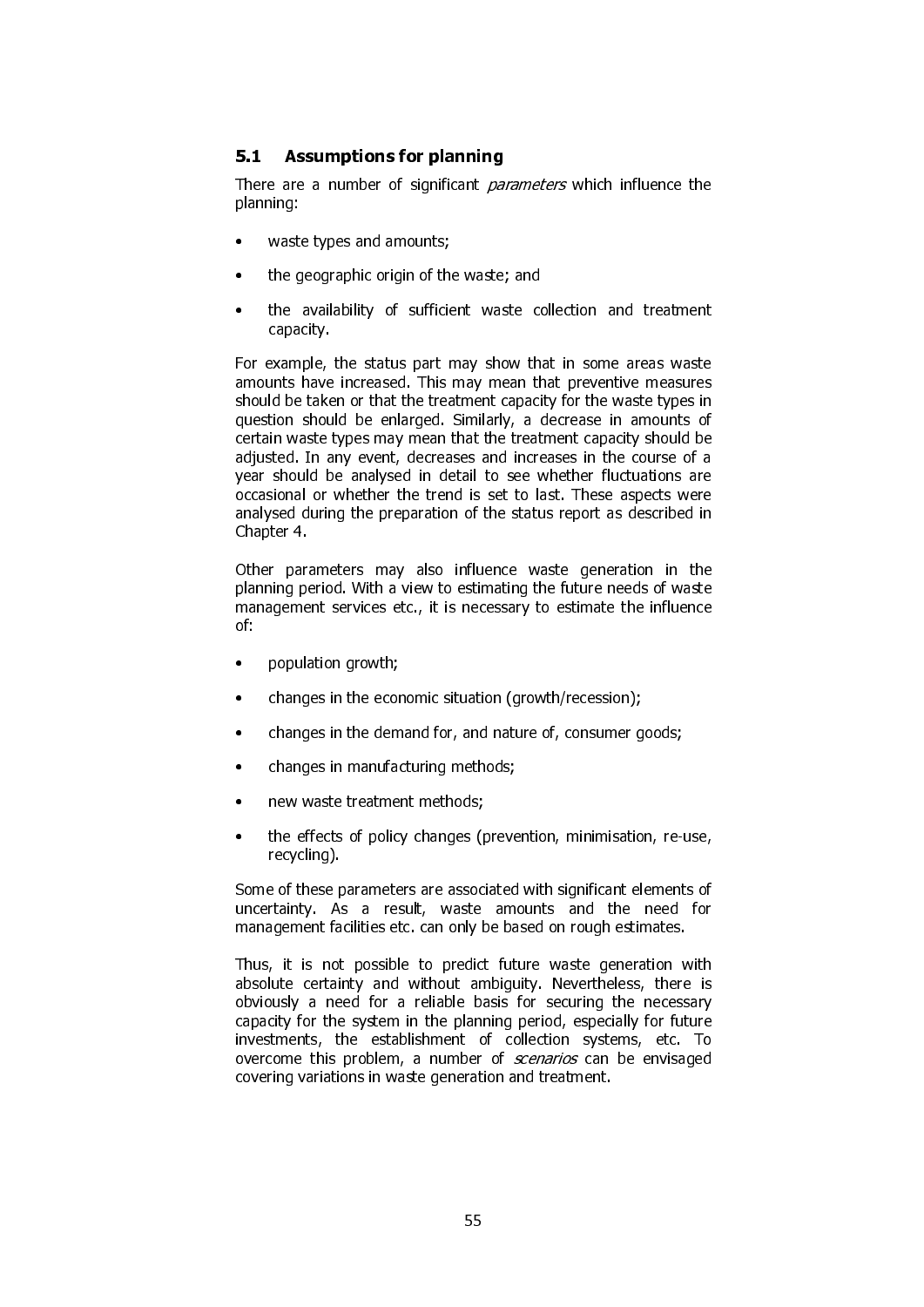## 5.1 Assumptions for planning

There are a number of significant *parameters* which influence the planning:

- waste types and amounts;
- the geographic origin of the waste; and
- the availability of sufficient waste collection and treatment capacity.

For example, the status part may show that in some areas waste amounts have increased. This may mean that preventive measures should be taken or that the treatment capacity for the waste types in question should be enlarged. Similarly, a decrease in amounts of certain waste types may mean that the treatment capacity should be adjusted. In any event, decreases and increases in the course of a year should be analysed in detail to see whether fluctuations are occasional or whether the trend is set to last. These aspects were analysed during the preparation of the status report as described in Chapter 4.

Other parameters may also influence waste generation in the planning period. With a view to estimating the future needs of waste management services etc., it is necessary to estimate the influence of:

- population growth;
- changes in the economic situation (growth/recession);
- changes in the demand for, and nature of, consumer goods;
- changes in manufacturing methods;
- new waste treatment methods;
- the effects of policy changes (prevention, minimisation, re-use, recycling).

Some of these parameters are associated with significant elements of uncertainty. As a result, waste amounts and the need for management facilities etc. can only be based on rough estimates.

Thus, it is not possible to predict future waste generation with absolute certainty and without ambiguity. Nevertheless, there is obviously a need for a reliable basis for securing the necessary capacity for the system in the planning period, especially for future investments, the establishment of collection systems, etc. To overcome this problem, a number of *scenarios* can be envisaged covering variations in waste generation and treatment.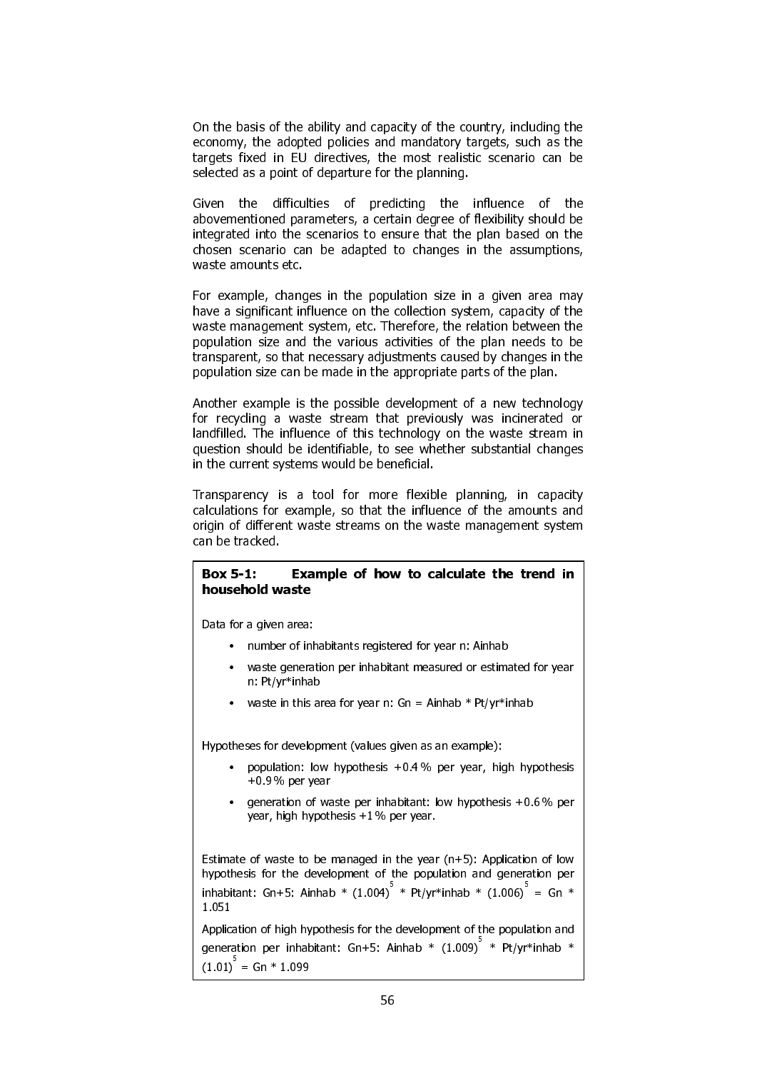On the basis of the ability and capacity of the country, including the economy, the adopted policies and mandatory targets, such as the targets fixed in EU directives, the most realistic scenario can be selected as a point of departure for the planning.

Given the difficulties of predicting the influence of the abovementioned parameters, a certain degree of flexibility should be integrated into the scenarios to ensure that the plan based on the chosen scenario can be adapted to changes in the assumptions, waste amounts etc.

For example, changes in the population size in a given area may have a significant influence on the collection system, capacity of the waste management system, etc. Therefore, the relation between the population size and the various activities of the plan needs to be transparent, so that necessary adjustments caused by changes in the population size can be made in the appropriate parts of the plan.

Another example is the possible development of a new technology for recycling a waste stream that previously was incinerated or landfilled. The influence of this technology on the waste stream in question should be identifiable, to see whether substantial changes in the current systems would be beneficial.

Transparency is a tool for more flexible planning, in capacity calculations for example, so that the influence of the amounts and origin of different waste streams on the waste management system can be tracked.

**Box 5-1: Example of how to calculate the trend in household waste**

Data for a given area:

- number of inhabitants registered for year n: Ainhab
- waste generation per inhabitant measured or estimated for year n: Pt/yr*inhab
- waste in this area for year n: Gn = Ainhab * Pt/yr*inhab

Hypotheses for development (values given as an example):

- population: low hypothesis +0.4 % per year, high hypothesis +0.9 % per year
- generation of waste per inhabitant: low hypothesis +0.6 % per year, high hypothesis +1 % per year.

Estimate of waste to be managed in the year (n+5): Application of low hypothesis for the development of the population and generation per inhabitant: Gn+5: Ainhab * $(1.004)^5$ * Pt/yr*inhab * $(1.006)^5$ = Gn * 1.051

Application of high hypothesis for the development of the population and generation per inhabitant: Gn+5: Ainhab * $(1.009)^5$ * Pt/yr*inhab * $(1.01)^5$ = Gn * 1.099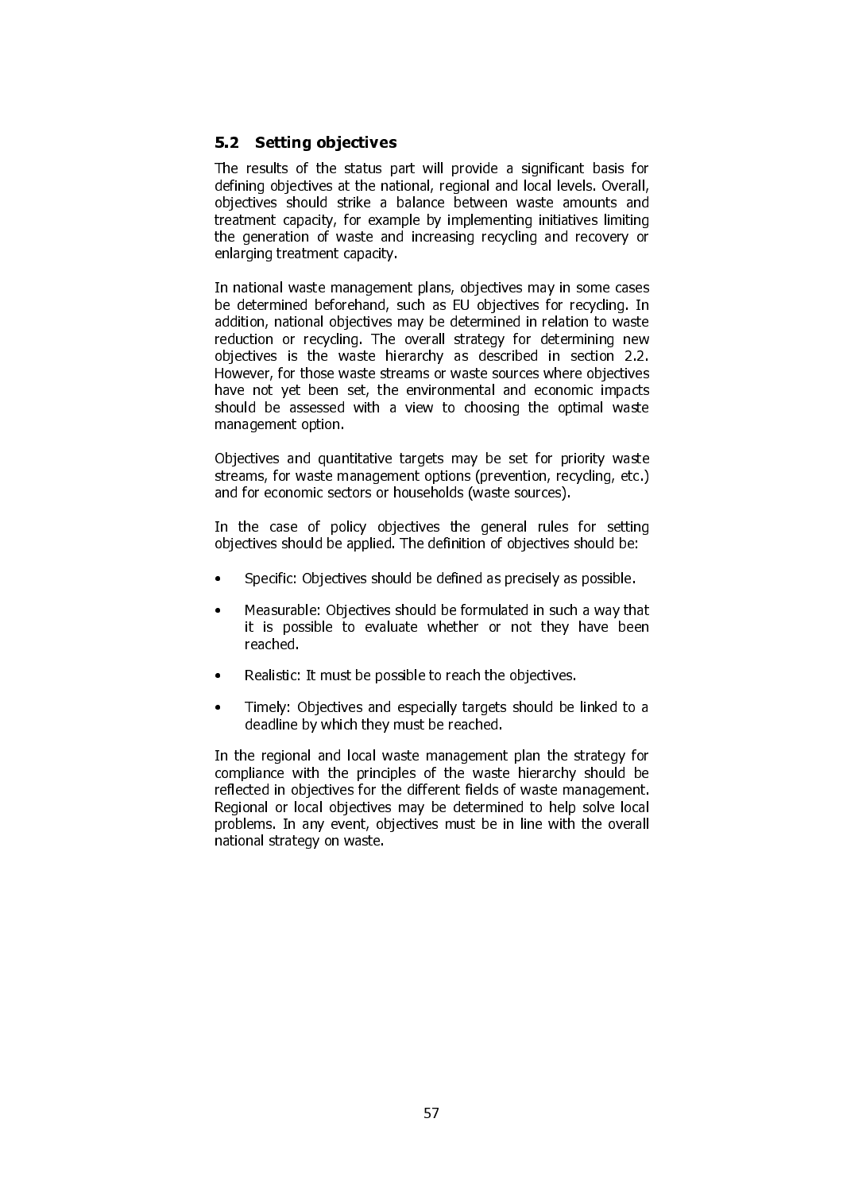## 5.2 Setting objectives

The results of the status part will provide a significant basis for defining objectives at the national, regional and local levels. Overall, objectives should strike a balance between waste amounts and treatment capacity, for example by implementing initiatives limiting the generation of waste and increasing recycling and recovery or enlarging treatment capacity.

In national waste management plans, objectives may in some cases be determined beforehand, such as EU objectives for recycling. In addition, national objectives may be determined in relation to waste reduction or recycling. The overall strategy for determining new objectives is the waste hierarchy as described in section 2.2. However, for those waste streams or waste sources where objectives have not yet been set, the environmental and economic impacts should be assessed with a view to choosing the optimal waste management option.

Objectives and quantitative targets may be set for priority waste streams, for waste management options (prevention, recycling, etc.) and for economic sectors or households (waste sources).

In the case of policy objectives the general rules for setting objectives should be applied. The definition of objectives should be:

- Specific: Objectives should be defined as precisely as possible.
- Measurable: Objectives should be formulated in such a way that it is possible to evaluate whether or not they have been reached.
- Realistic: It must be possible to reach the objectives.
- Timely: Objectives and especially targets should be linked to a deadline by which they must be reached.

In the regional and local waste management plan the strategy for compliance with the principles of the waste hierarchy should be reflected in objectives for the different fields of waste management. Regional or local objectives may be determined to help solve local problems. In any event, objectives must be in line with the overall national strategy on waste.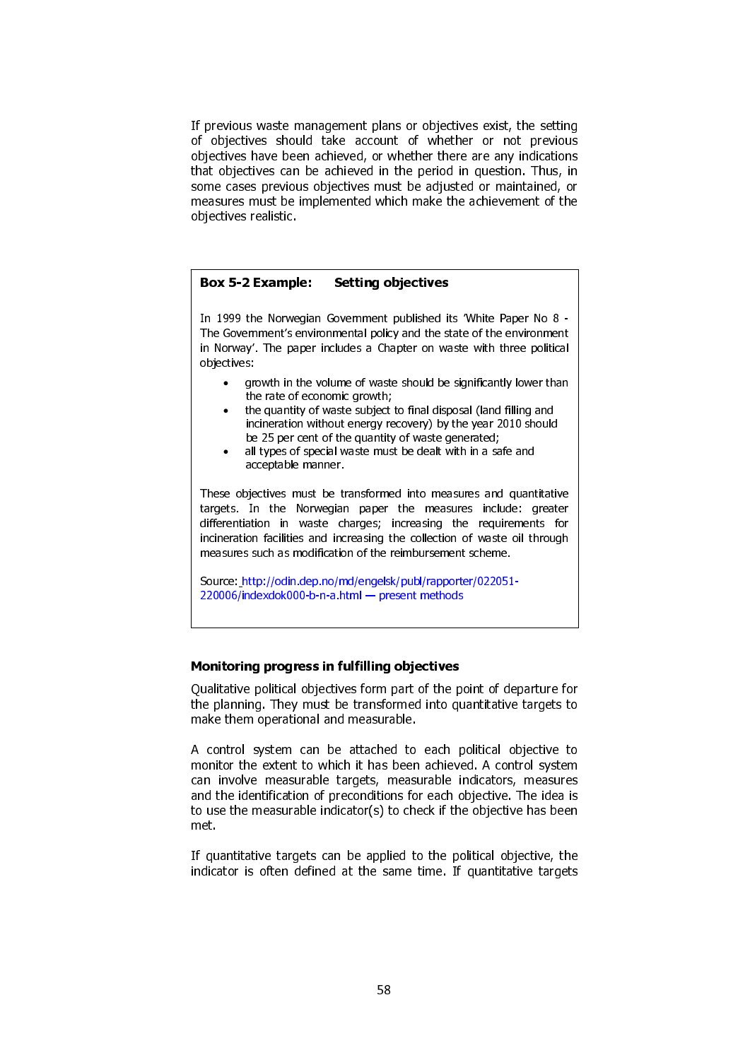If previous waste management plans or objectives exist, the setting of objectives should take account of whether or not previous objectives have been achieved, or whether there are any indications that objectives can be achieved in the period in question. Thus, in some cases previous objectives must be adjusted or maintained, or measures must be implemented which make the achievement of the objectives realistic.

> **Box 5-2 Example: Setting objectives**
>
> In 1999 the Norwegian Government published its 'White Paper No 8 - The Government's environmental policy and the state of the environment in Norway'. The paper includes a Chapter on waste with three political objectives:
>
> - growth in the volume of waste should be significantly lower than the rate of economic growth;
> - the quantity of waste subject to final disposal (land filling and incineration without energy recovery) by the year 2010 should be 25 per cent of the quantity of waste generated;
> - all types of special waste must be dealt with in a safe and acceptable manner.
>
> These objectives must be transformed into measures and quantitative targets. In the Norwegian paper the measures include: greater differentiation in waste charges; increasing the requirements for incineration facilities and increasing the collection of waste oil through measures such as modification of the reimbursement scheme.
>
> Source: http://odin.dep.no/md/engelsk/publ/rapporter/022051-220006/indexdok000-b-n-a.html — present methods

**Monitoring progress in fulfilling objectives**

Qualitative political objectives form part of the point of departure for the planning. They must be transformed into quantitative targets to make them operational and measurable.

A control system can be attached to each political objective to monitor the extent to which it has been achieved. A control system can involve measurable targets, measurable indicators, measures and the identification of preconditions for each objective. The idea is to use the measurable indicator(s) to check if the objective has been met.

If quantitative targets can be applied to the political objective, the indicator is often defined at the same time. If quantitative targets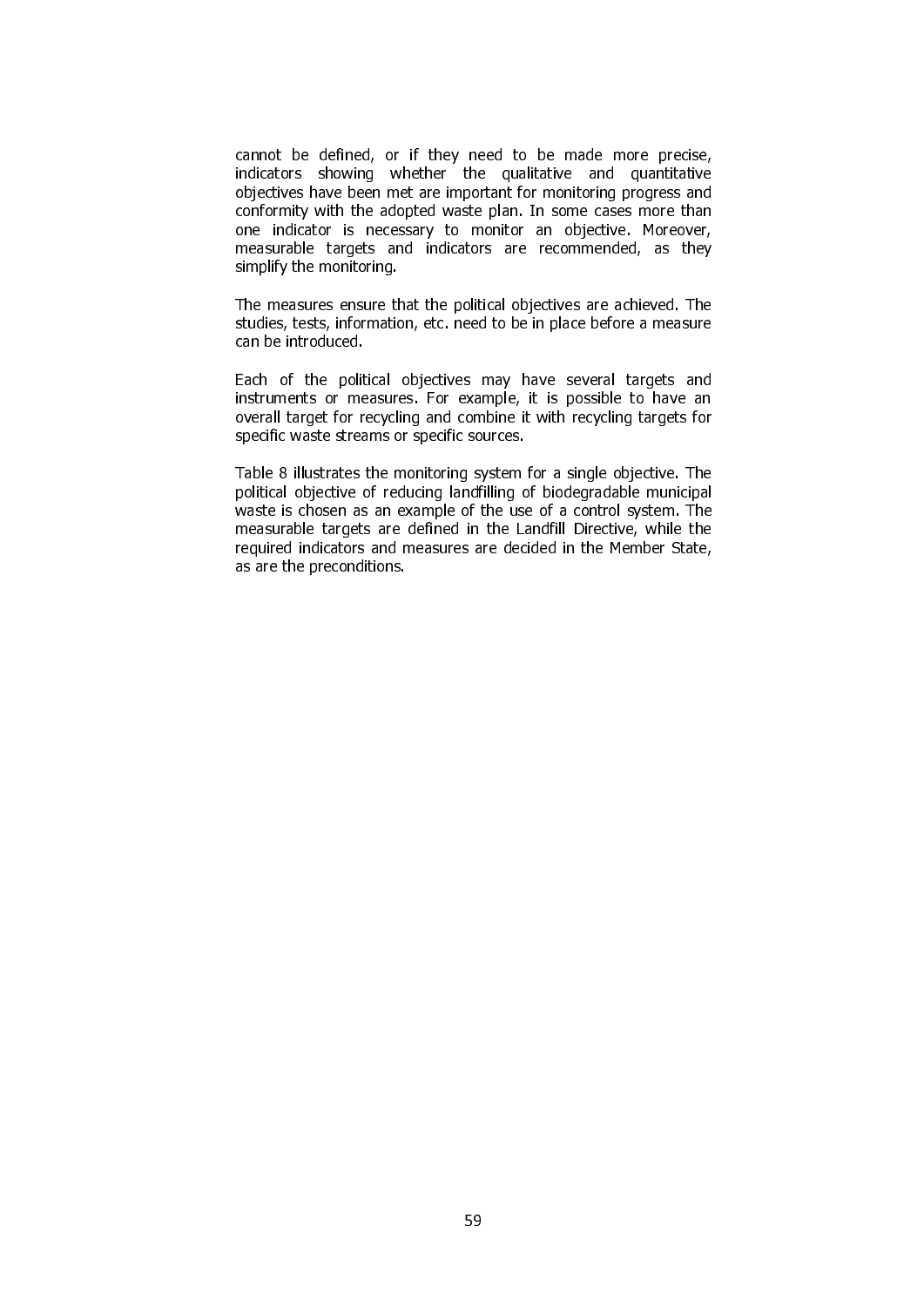cannot be defined, or if they need to be made more precise, indicators showing whether the qualitative and quantitative objectives have been met are important for monitoring progress and conformity with the adopted waste plan. In some cases more than one indicator is necessary to monitor an objective. Moreover, measurable targets and indicators are recommended, as they simplify the monitoring.

The measures ensure that the political objectives are achieved. The studies, tests, information, etc. need to be in place before a measure can be introduced.

Each of the political objectives may have several targets and instruments or measures. For example, it is possible to have an overall target for recycling and combine it with recycling targets for specific waste streams or specific sources.

Table 8 illustrates the monitoring system for a single objective. The political objective of reducing landfilling of biodegradable municipal waste is chosen as an example of the use of a control system. The measurable targets are defined in the Landfill Directive, while the required indicators and measures are decided in the Member State, as are the preconditions.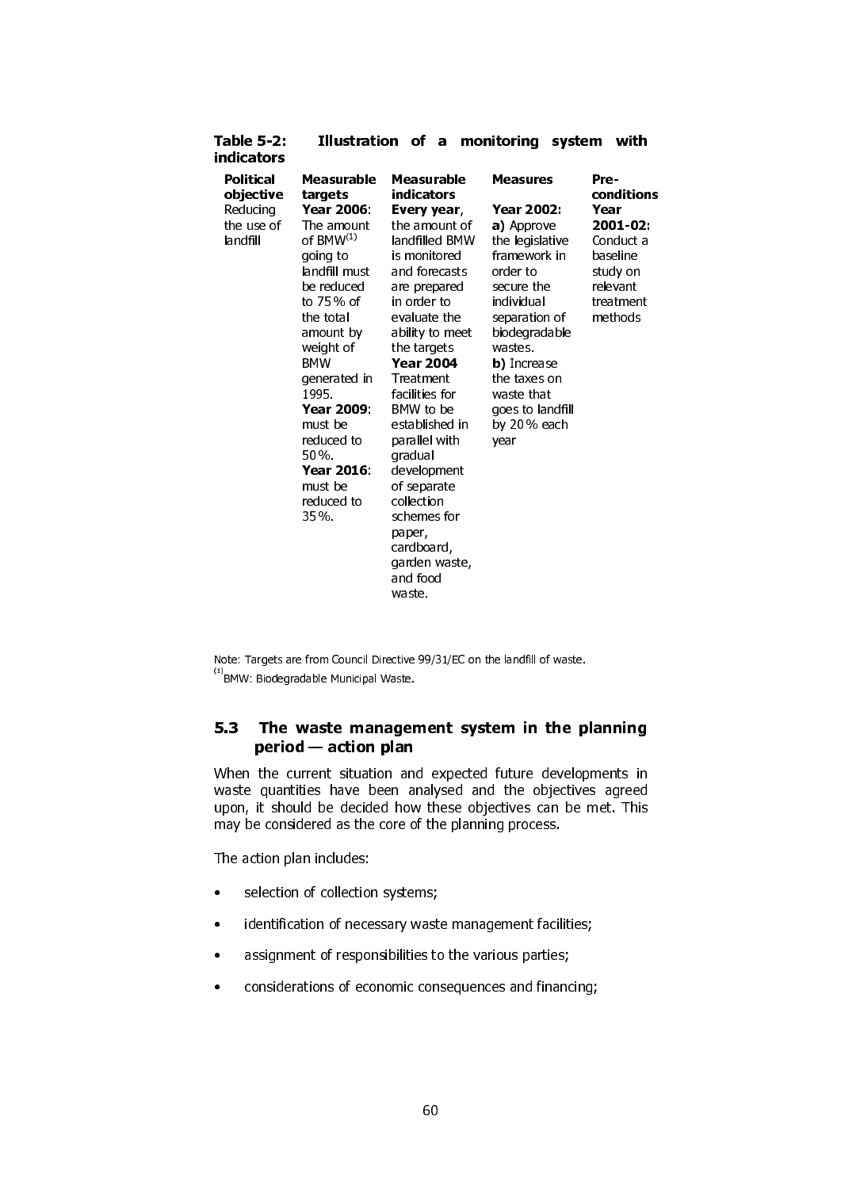**Table 5-2: Illustration of a monitoring system with indicators**

| Political objective | Measurable targets | Measurable indicators | Measures | Pre-conditions |
|---|---|---|---|---|
| Reducing the use of landfill | **Year 2006**: The amount of BMW[1] going to landfill must be reduced to 75 % of the total amount by weight of BMW generated in 1995. **Year 2009**: must be reduced to 50 %. **Year 2016**: must be reduced to 35 %. | **Every year**, the amount of landfilled BMW is monitored and forecasts are prepared in order to evaluate the ability to meet the targets **Year 2004** Treatment facilities for BMW to be established in parallel with gradual development of separate collection schemes for paper, cardboard, garden waste, and food waste. | **Year 2002**: **a)** Approve the legislative framework in order to secure the individual separation of biodegradable wastes. **b)** Increase the taxes on waste that goes to landfill by 20 % each year | **Year 2001-02**: Conduct a baseline study on relevant treatment methods |

Note: Targets are from Council Directive 99/31/EC on the landfill of waste.
[1] BMW: Biodegradable Municipal Waste.

## 5.3 The waste management system in the planning period — action plan

When the current situation and expected future developments in waste quantities have been analysed and the objectives agreed upon, it should be decided how these objectives can be met. This may be considered as the core of the planning process.

The action plan includes:

- selection of collection systems;
- identification of necessary waste management facilities;
- assignment of responsibilities to the various parties;
- considerations of economic consequences and financing;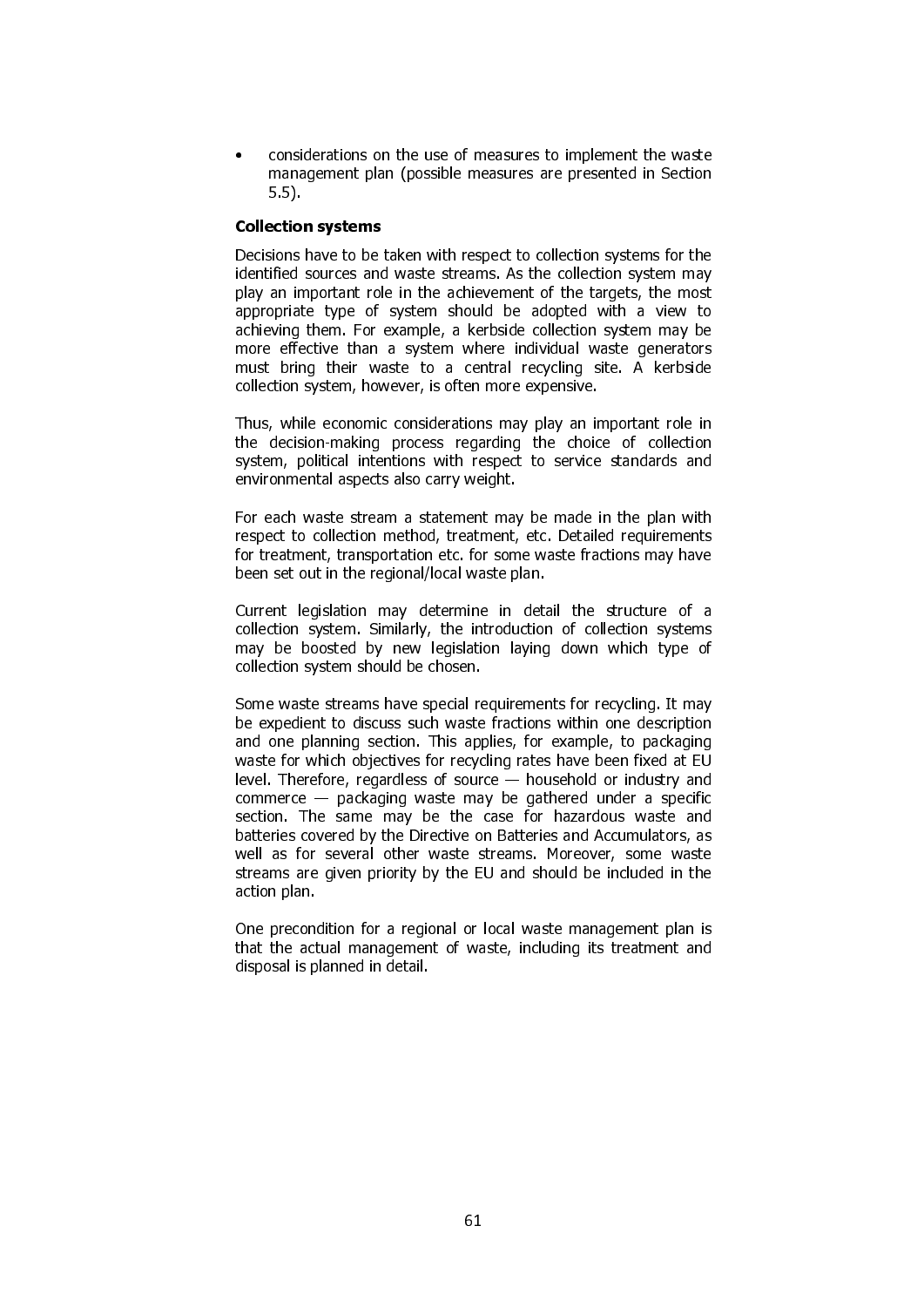- considerations on the use of measures to implement the waste management plan (possible measures are presented in Section 5.5).

**Collection systems**

Decisions have to be taken with respect to collection systems for the identified sources and waste streams. As the collection system may play an important role in the achievement of the targets, the most appropriate type of system should be adopted with a view to achieving them. For example, a kerbside collection system may be more effective than a system where individual waste generators must bring their waste to a central recycling site. A kerbside collection system, however, is often more expensive.

Thus, while economic considerations may play an important role in the decision-making process regarding the choice of collection system, political intentions with respect to service standards and environmental aspects also carry weight.

For each waste stream a statement may be made in the plan with respect to collection method, treatment, etc. Detailed requirements for treatment, transportation etc. for some waste fractions may have been set out in the regional/local waste plan.

Current legislation may determine in detail the structure of a collection system. Similarly, the introduction of collection systems may be boosted by new legislation laying down which type of collection system should be chosen.

Some waste streams have special requirements for recycling. It may be expedient to discuss such waste fractions within one description and one planning section. This applies, for example, to packaging waste for which objectives for recycling rates have been fixed at EU level. Therefore, regardless of source — household or industry and commerce — packaging waste may be gathered under a specific section. The same may be the case for hazardous waste and batteries covered by the Directive on Batteries and Accumulators, as well as for several other waste streams. Moreover, some waste streams are given priority by the EU and should be included in the action plan.

One precondition for a regional or local waste management plan is that the actual management of waste, including its treatment and disposal is planned in detail.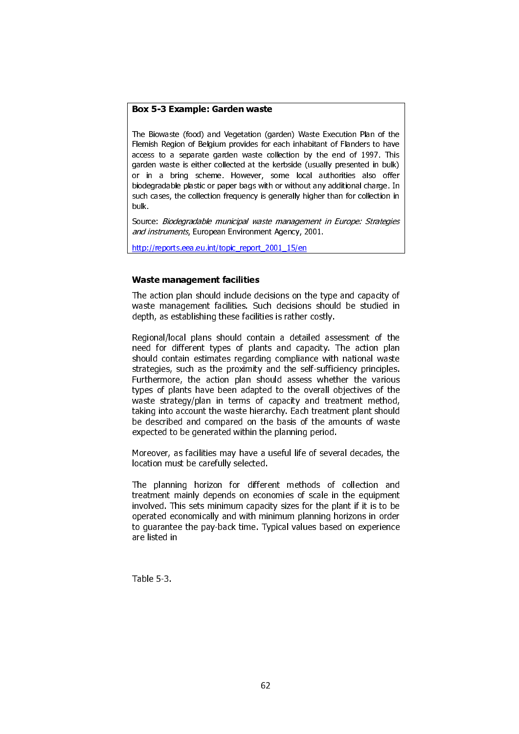**Box 5-3 Example: Garden waste**

The Biowaste (food) and Vegetation (garden) Waste Execution Plan of the Flemish Region of Belgium provides for each inhabitant of Flanders to have access to a separate garden waste collection by the end of 1997. This garden waste is either collected at the kerbside (usually presented in bulk) or in a bring scheme. However, some local authorities also offer biodegradable plastic or paper bags with or without any additional charge. In such cases, the collection frequency is generally higher than for collection in bulk.

Source: *Biodegradable municipal waste management in Europe: Strategies and instruments*, European Environment Agency, 2001.

http://reports.eea.eu.int/topic_report_2001_15/en

### Waste management facilities

The action plan should include decisions on the type and capacity of waste management facilities. Such decisions should be studied in depth, as establishing these facilities is rather costly.

Regional/local plans should contain a detailed assessment of the need for different types of plants and capacity. The action plan should contain estimates regarding compliance with national waste strategies, such as the proximity and the self-sufficiency principles. Furthermore, the action plan should assess whether the various types of plants have been adapted to the overall objectives of the waste strategy/plan in terms of capacity and treatment method, taking into account the waste hierarchy. Each treatment plant should be described and compared on the basis of the amounts of waste expected to be generated within the planning period.

Moreover, as facilities may have a useful life of several decades, the location must be carefully selected.

The planning horizon for different methods of collection and treatment mainly depends on economies of scale in the equipment involved. This sets minimum capacity sizes for the plant if it is to be operated economically and with minimum planning horizons in order to guarantee the pay-back time. Typical values based on experience are listed in

Table 5-3.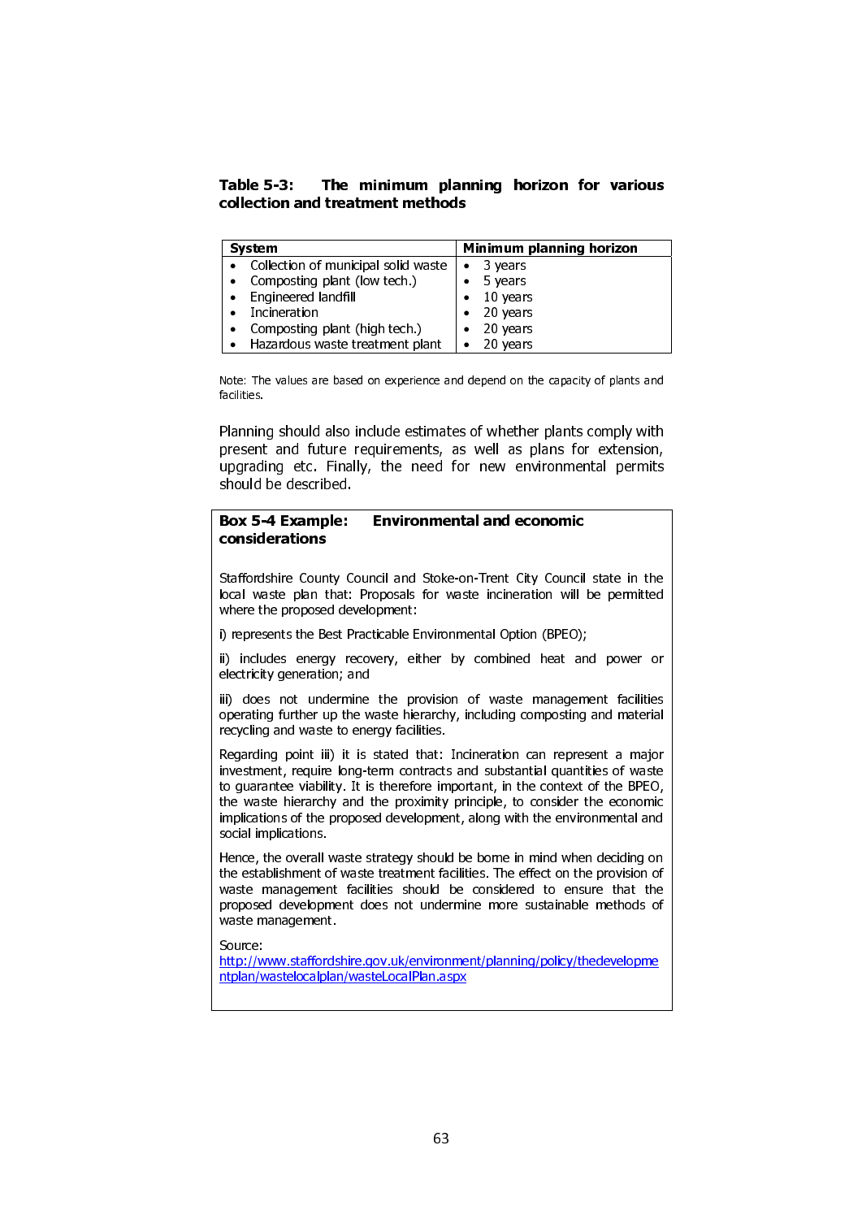**Table 5-3: The minimum planning horizon for various collection and treatment methods**

| System | Minimum planning horizon |
|---|---|
| • Collection of municipal solid waste | • 3 years |
| • Composting plant (low tech.) | • 5 years |
| • Engineered landfill | • 10 years |
| • Incineration | • 20 years |
| • Composting plant (high tech.) | • 20 years |
| • Hazardous waste treatment plant | • 20 years |

Note: The values are based on experience and depend on the capacity of plants and facilities.

Planning should also include estimates of whether plants comply with present and future requirements, as well as plans for extension, upgrading etc. Finally, the need for new environmental permits should be described.

> **Box 5-4 Example: Environmental and economic considerations**
>
> Staffordshire County Council and Stoke-on-Trent City Council state in the local waste plan that: Proposals for waste incineration will be permitted where the proposed development:
>
> i) represents the Best Practicable Environmental Option (BPEO);
>
> ii) includes energy recovery, either by combined heat and power or electricity generation; and
>
> iii) does not undermine the provision of waste management facilities operating further up the waste hierarchy, including composting and material recycling and waste to energy facilities.
>
> Regarding point iii) it is stated that: Incineration can represent a major investment, require long-term contracts and substantial quantities of waste to guarantee viability. It is therefore important, in the context of the BPEO, the waste hierarchy and the proximity principle, to consider the economic implications of the proposed development, along with the environmental and social implications.
>
> Hence, the overall waste strategy should be borne in mind when deciding on the establishment of waste treatment facilities. The effect on the provision of waste management facilities should be considered to ensure that the proposed development does not undermine more sustainable methods of waste management.
>
> Source:
> http://www.staffordshire.gov.uk/environment/planning/policy/thedevelopmentplan/wastelocalplan/wasteLocalPlan.aspx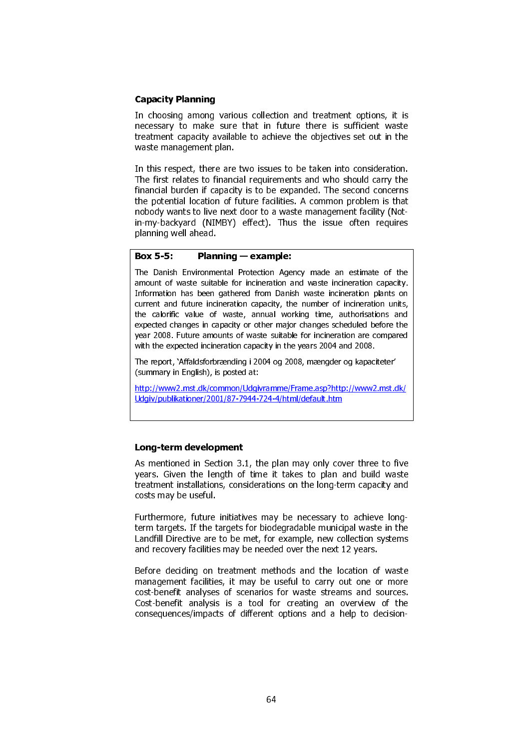### Capacity Planning

In choosing among various collection and treatment options, it is necessary to make sure that in future there is sufficient waste treatment capacity available to achieve the objectives set out in the waste management plan.

In this respect, there are two issues to be taken into consideration. The first relates to financial requirements and who should carry the financial burden if capacity is to be expanded. The second concerns the potential location of future facilities. A common problem is that nobody wants to live next door to a waste management facility (Not-in-my-backyard (NIMBY) effect). Thus the issue often requires planning well ahead.

> **Box 5-5: Planning — example:**
>
> The Danish Environmental Protection Agency made an estimate of the amount of waste suitable for incineration and waste incineration capacity. Information has been gathered from Danish waste incineration plants on current and future incineration capacity, the number of incineration units, the calorific value of waste, annual working time, authorisations and expected changes in capacity or other major changes scheduled before the year 2008. Future amounts of waste suitable for incineration are compared with the expected incineration capacity in the years 2004 and 2008.
>
> The report, 'Affaldsforbrænding i 2004 og 2008, mængder og kapaciteter' (summary in English), is posted at:
>
> http://www2.mst.dk/common/Udgivramme/Frame.asp?http://www2.mst.dk/Udgiv/publikationer/2001/87-7944-724-4/html/default.htm

### Long-term development

As mentioned in Section 3.1, the plan may only cover three to five years. Given the length of time it takes to plan and build waste treatment installations, considerations on the long-term capacity and costs may be useful.

Furthermore, future initiatives may be necessary to achieve long-term targets. If the targets for biodegradable municipal waste in the Landfill Directive are to be met, for example, new collection systems and recovery facilities may be needed over the next 12 years.

Before deciding on treatment methods and the location of waste management facilities, it may be useful to carry out one or more cost-benefit analyses of scenarios for waste streams and sources. Cost-benefit analysis is a tool for creating an overview of the consequences/impacts of different options and a help to decision-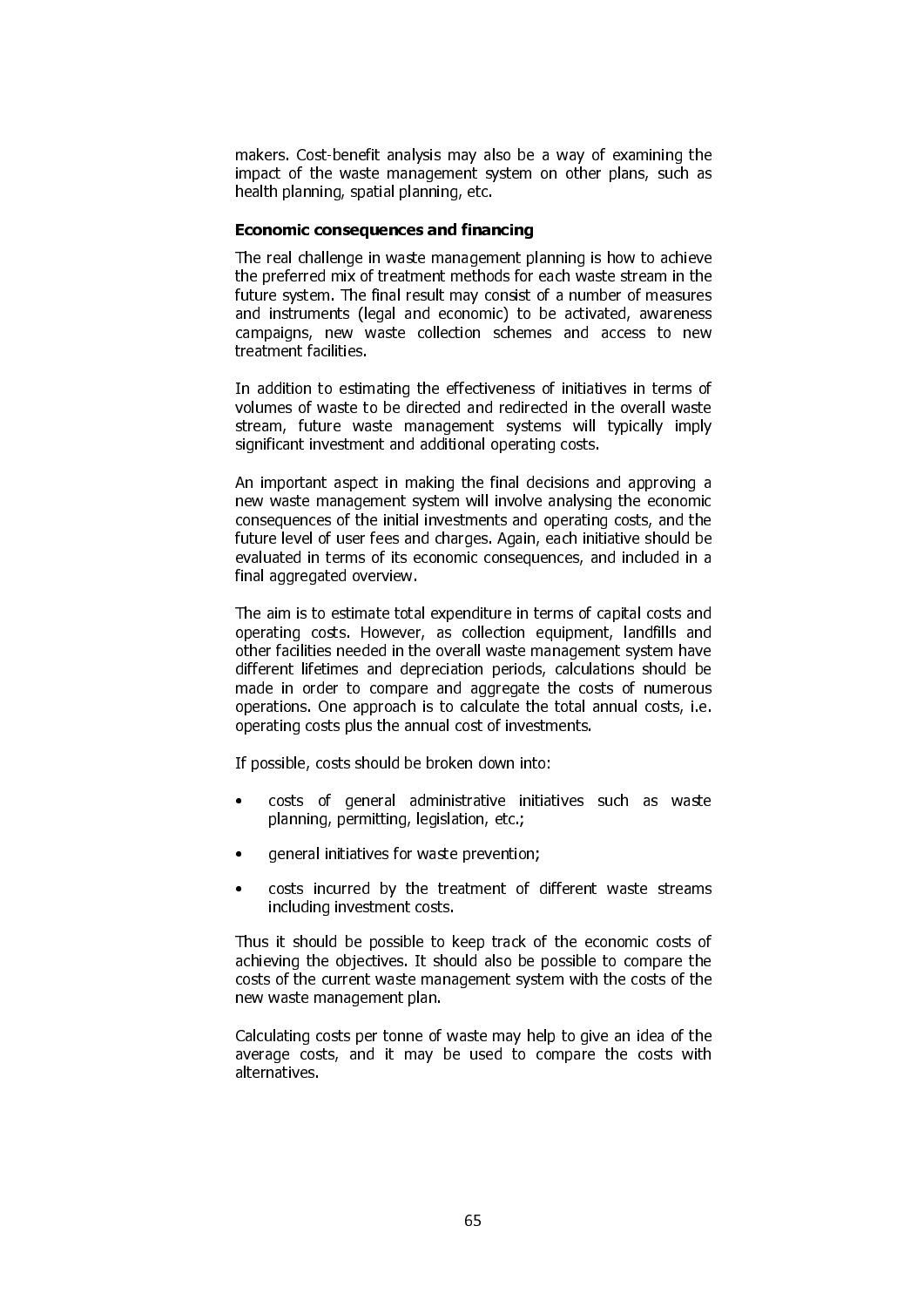makers. Cost-benefit analysis may also be a way of examining the impact of the waste management system on other plans, such as health planning, spatial planning, etc.

**Economic consequences and financing**

The real challenge in waste management planning is how to achieve the preferred mix of treatment methods for each waste stream in the future system. The final result may consist of a number of measures and instruments (legal and economic) to be activated, awareness campaigns, new waste collection schemes and access to new treatment facilities.

In addition to estimating the effectiveness of initiatives in terms of volumes of waste to be directed and redirected in the overall waste stream, future waste management systems will typically imply significant investment and additional operating costs.

An important aspect in making the final decisions and approving a new waste management system will involve analysing the economic consequences of the initial investments and operating costs, and the future level of user fees and charges. Again, each initiative should be evaluated in terms of its economic consequences, and included in a final aggregated overview.

The aim is to estimate total expenditure in terms of capital costs and operating costs. However, as collection equipment, landfills and other facilities needed in the overall waste management system have different lifetimes and depreciation periods, calculations should be made in order to compare and aggregate the costs of numerous operations. One approach is to calculate the total annual costs, i.e. operating costs plus the annual cost of investments.

If possible, costs should be broken down into:

- costs of general administrative initiatives such as waste planning, permitting, legislation, etc.;
- general initiatives for waste prevention;
- costs incurred by the treatment of different waste streams including investment costs.

Thus it should be possible to keep track of the economic costs of achieving the objectives. It should also be possible to compare the costs of the current waste management system with the costs of the new waste management plan.

Calculating costs per tonne of waste may help to give an idea of the average costs, and it may be used to compare the costs with alternatives.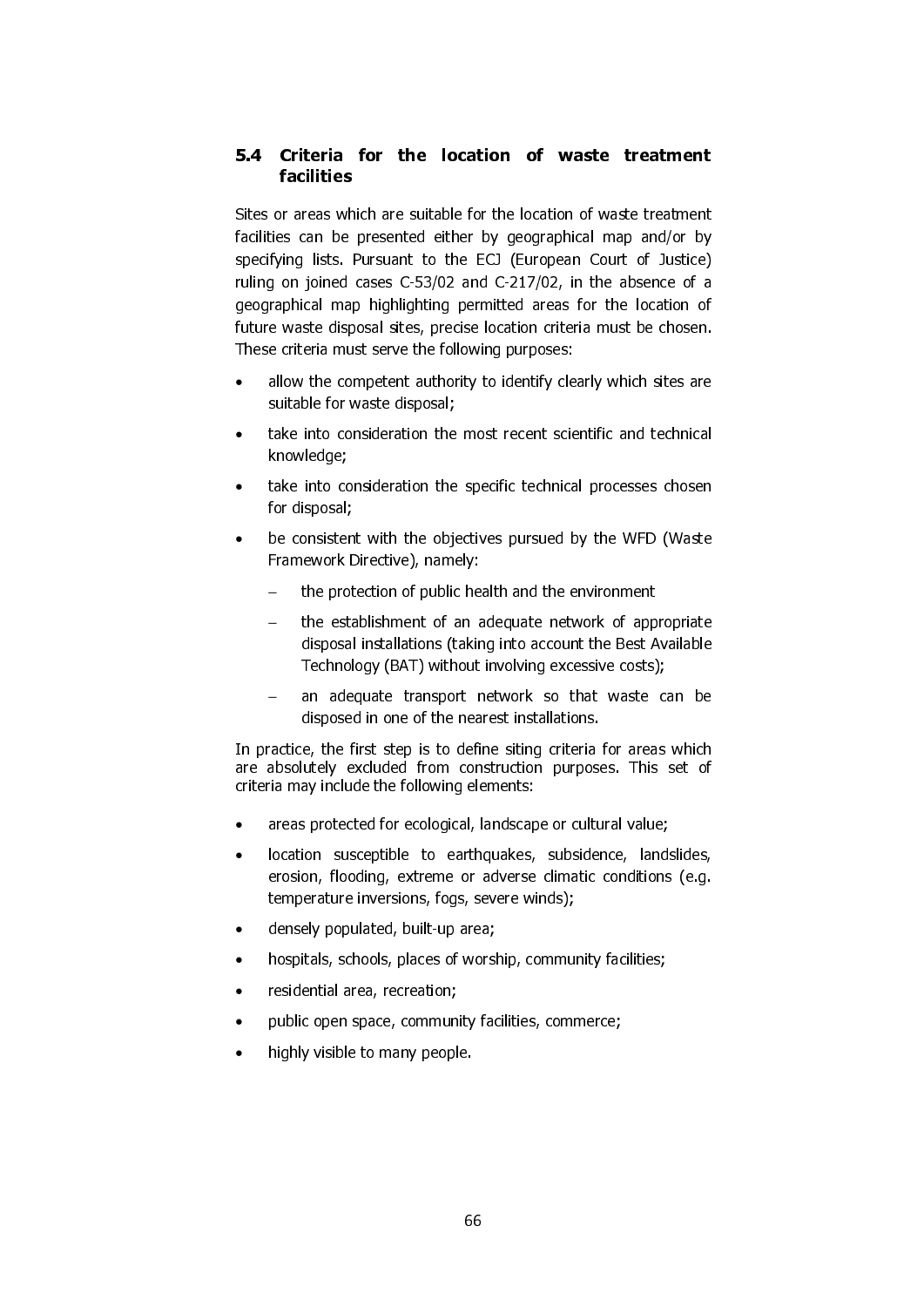## 5.4 Criteria for the location of waste treatment facilities

Sites or areas which are suitable for the location of waste treatment facilities can be presented either by geographical map and/or by specifying lists. Pursuant to the ECJ (European Court of Justice) ruling on joined cases C-53/02 and C-217/02, in the absence of a geographical map highlighting permitted areas for the location of future waste disposal sites, precise location criteria must be chosen. These criteria must serve the following purposes:

- allow the competent authority to identify clearly which sites are suitable for waste disposal;
- take into consideration the most recent scientific and technical knowledge;
- take into consideration the specific technical processes chosen for disposal;
- be consistent with the objectives pursued by the WFD (Waste Framework Directive), namely:
  - the protection of public health and the environment
  - the establishment of an adequate network of appropriate disposal installations (taking into account the Best Available Technology (BAT) without involving excessive costs);
  - an adequate transport network so that waste can be disposed in one of the nearest installations.

In practice, the first step is to define siting criteria for areas which are absolutely excluded from construction purposes. This set of criteria may include the following elements:

- areas protected for ecological, landscape or cultural value;
- location susceptible to earthquakes, subsidence, landslides, erosion, flooding, extreme or adverse climatic conditions (e.g. temperature inversions, fogs, severe winds);
- densely populated, built-up area;
- hospitals, schools, places of worship, community facilities;
- residential area, recreation;
- public open space, community facilities, commerce;
- highly visible to many people.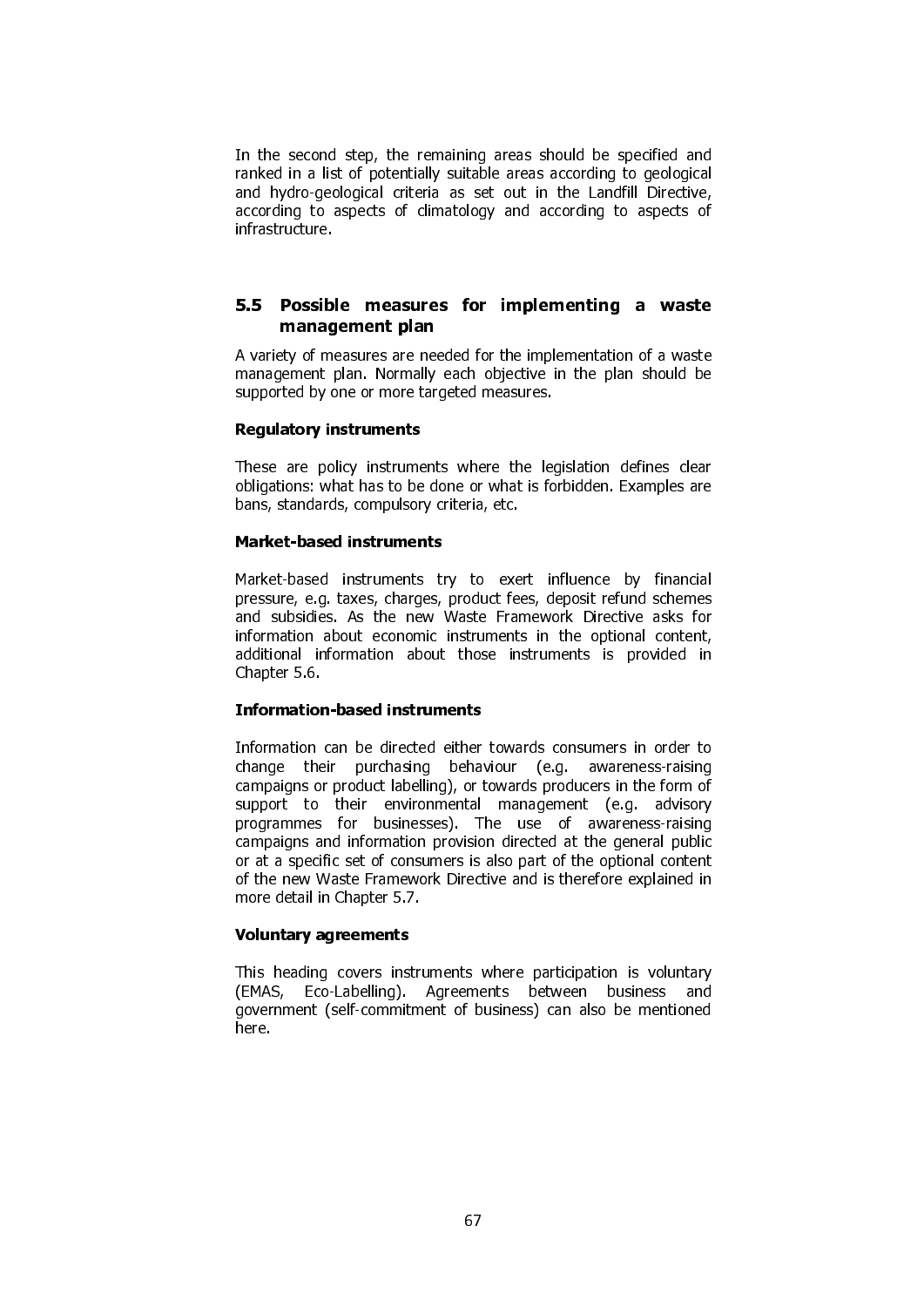In the second step, the remaining areas should be specified and ranked in a list of potentially suitable areas according to geological and hydro-geological criteria as set out in the Landfill Directive, according to aspects of climatology and according to aspects of infrastructure.

## 5.5 Possible measures for implementing a waste management plan

A variety of measures are needed for the implementation of a waste management plan. Normally each objective in the plan should be supported by one or more targeted measures.

**Regulatory instruments**

These are policy instruments where the legislation defines clear obligations: what has to be done or what is forbidden. Examples are bans, standards, compulsory criteria, etc.

**Market-based instruments**

Market-based instruments try to exert influence by financial pressure, e.g. taxes, charges, product fees, deposit refund schemes and subsidies. As the new Waste Framework Directive asks for information about economic instruments in the optional content, additional information about those instruments is provided in Chapter 5.6.

**Information-based instruments**

Information can be directed either towards consumers in order to change their purchasing behaviour (e.g. awareness-raising campaigns or product labelling), or towards producers in the form of support to their environmental management (e.g. advisory programmes for businesses). The use of awareness-raising campaigns and information provision directed at the general public or at a specific set of consumers is also part of the optional content of the new Waste Framework Directive and is therefore explained in more detail in Chapter 5.7.

**Voluntary agreements**

This heading covers instruments where participation is voluntary (EMAS, Eco-Labelling). Agreements between business and government (self-commitment of business) can also be mentioned here.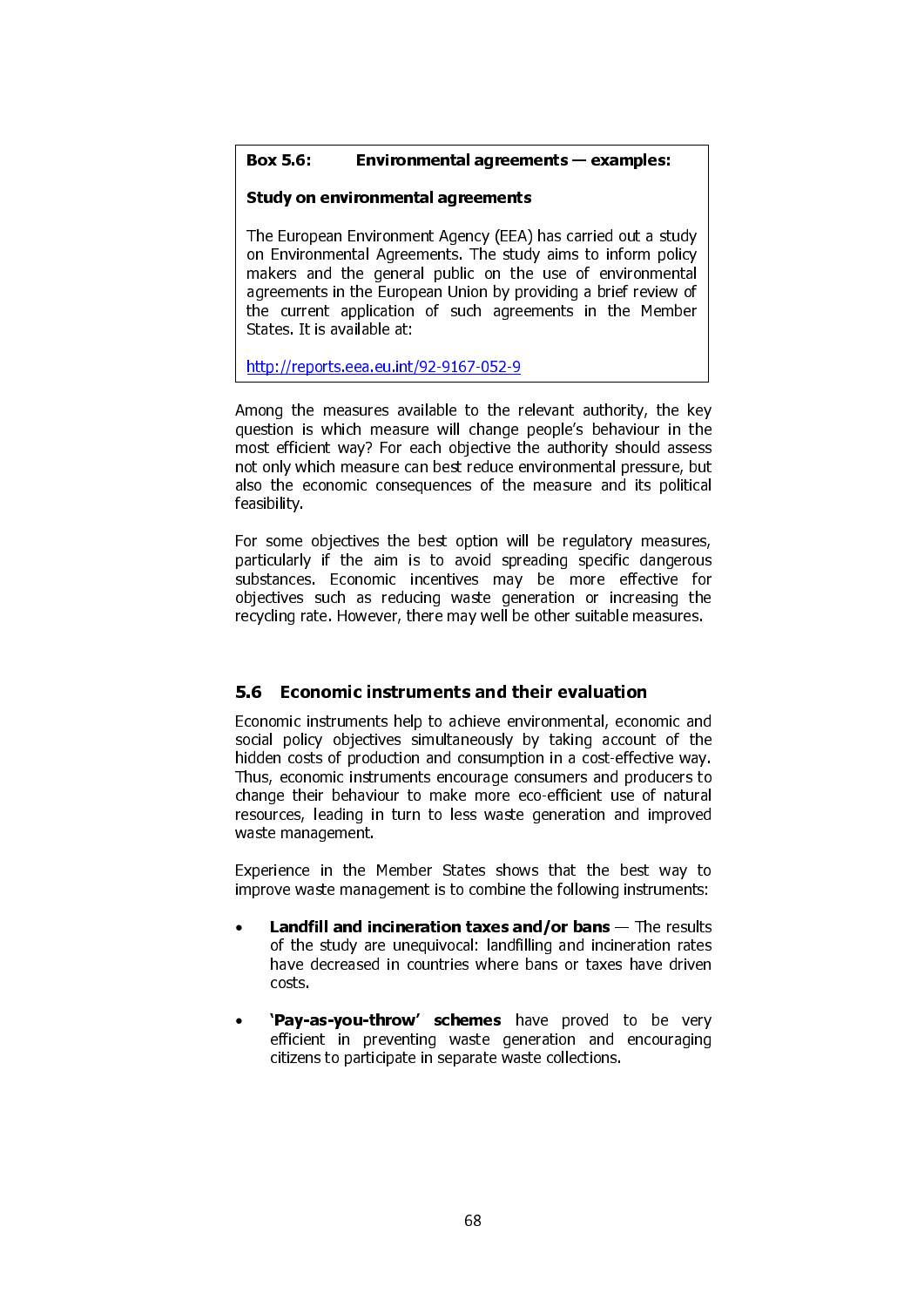**Box 5.6: Environmental agreements — examples:**

**Study on environmental agreements**

The European Environment Agency (EEA) has carried out a study on Environmental Agreements. The study aims to inform policy makers and the general public on the use of environmental agreements in the European Union by providing a brief review of the current application of such agreements in the Member States. It is available at:

http://reports.eea.eu.int/92-9167-052-9

Among the measures available to the relevant authority, the key question is which measure will change people's behaviour in the most efficient way? For each objective the authority should assess not only which measure can best reduce environmental pressure, but also the economic consequences of the measure and its political feasibility.

For some objectives the best option will be regulatory measures, particularly if the aim is to avoid spreading specific dangerous substances. Economic incentives may be more effective for objectives such as reducing waste generation or increasing the recycling rate. However, there may well be other suitable measures.

## 5.6 Economic instruments and their evaluation

Economic instruments help to achieve environmental, economic and social policy objectives simultaneously by taking account of the hidden costs of production and consumption in a cost-effective way. Thus, economic instruments encourage consumers and producers to change their behaviour to make more eco-efficient use of natural resources, leading in turn to less waste generation and improved waste management.

Experience in the Member States shows that the best way to improve waste management is to combine the following instruments:

- **Landfill and incineration taxes and/or bans** — The results of the study are unequivocal: landfilling and incineration rates have decreased in countries where bans or taxes have driven costs.

- **'Pay-as-you-throw' schemes** have proved to be very efficient in preventing waste generation and encouraging citizens to participate in separate waste collections.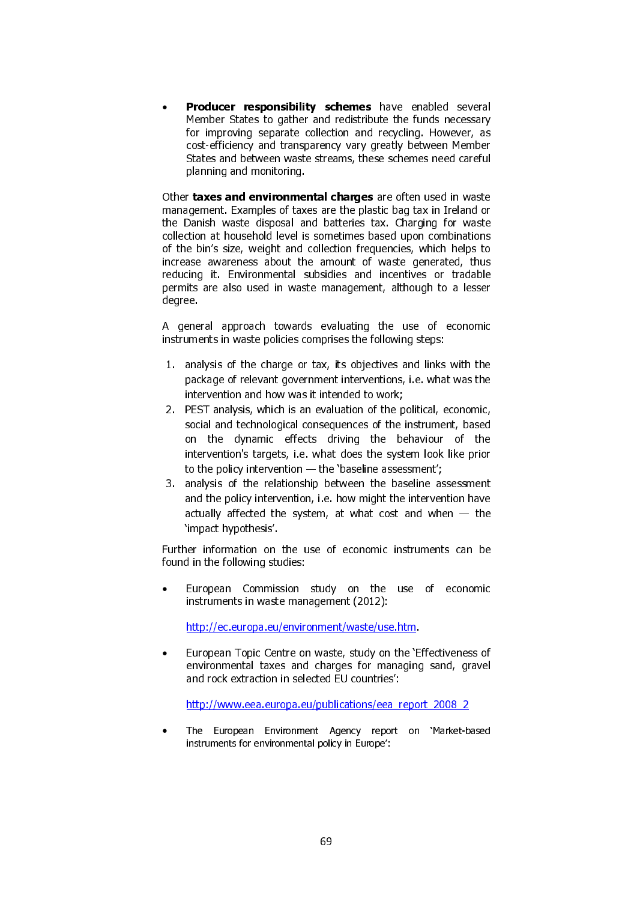- **Producer responsibility schemes** have enabled several Member States to gather and redistribute the funds necessary for improving separate collection and recycling. However, as cost-efficiency and transparency vary greatly between Member States and between waste streams, these schemes need careful planning and monitoring.

Other **taxes and environmental charges** are often used in waste management. Examples of taxes are the plastic bag tax in Ireland or the Danish waste disposal and batteries tax. Charging for waste collection at household level is sometimes based upon combinations of the bin's size, weight and collection frequencies, which helps to increase awareness about the amount of waste generated, thus reducing it. Environmental subsidies and incentives or tradable permits are also used in waste management, although to a lesser degree.

A general approach towards evaluating the use of economic instruments in waste policies comprises the following steps:

1. analysis of the charge or tax, its objectives and links with the package of relevant government interventions, i.e. what was the intervention and how was it intended to work;
2. PEST analysis, which is an evaluation of the political, economic, social and technological consequences of the instrument, based on the dynamic effects driving the behaviour of the intervention's targets, i.e. what does the system look like prior to the policy intervention — the 'baseline assessment';
3. analysis of the relationship between the baseline assessment and the policy intervention, i.e. how might the intervention have actually affected the system, at what cost and when — the 'impact hypothesis'.

Further information on the use of economic instruments can be found in the following studies:

- European Commission study on the use of economic instruments in waste management (2012):

  http://ec.europa.eu/environment/waste/use.htm.

- European Topic Centre on waste, study on the 'Effectiveness of environmental taxes and charges for managing sand, gravel and rock extraction in selected EU countries':

  http://www.eea.europa.eu/publications/eea_report_2008_2

- The European Environment Agency report on 'Market-based instruments for environmental policy in Europe':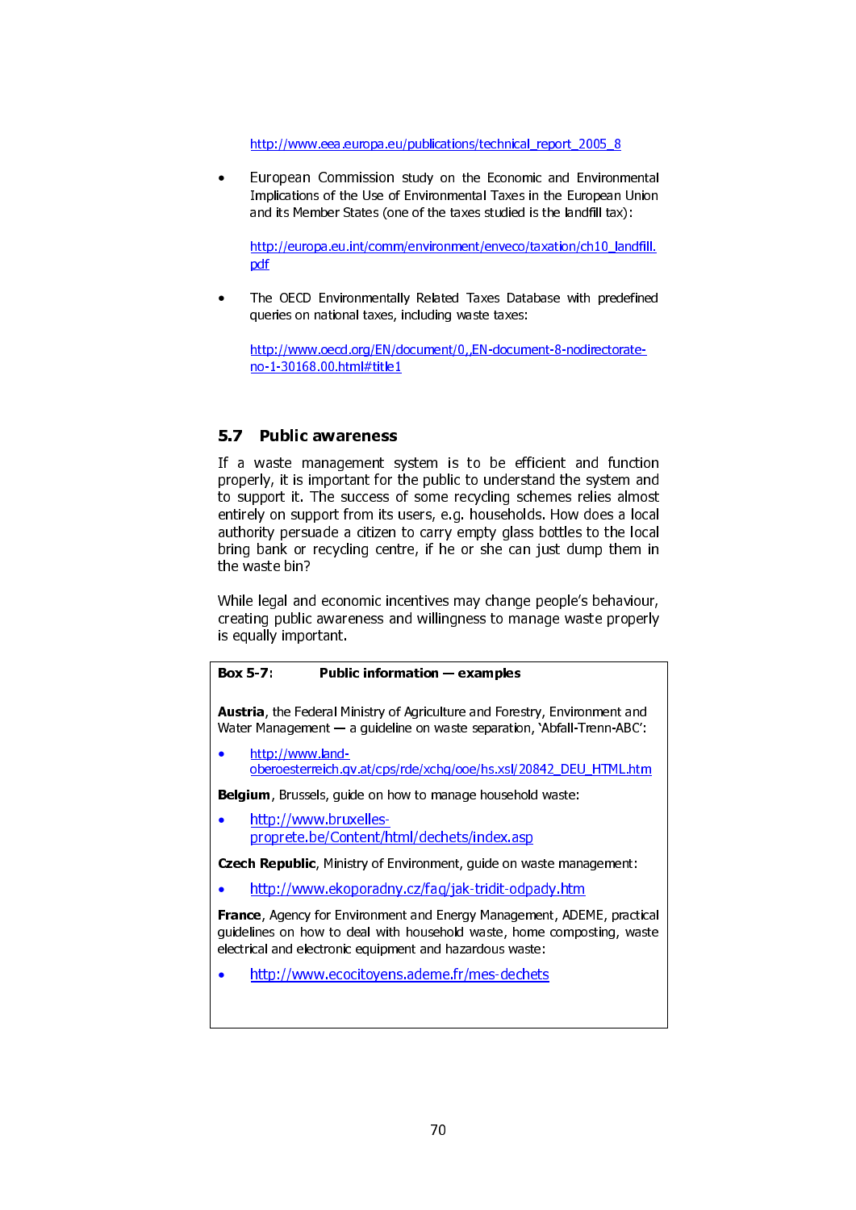http://www.eea.europa.eu/publications/technical_report_2005_8

- European Commission study on the Economic and Environmental Implications of the Use of Environmental Taxes in the European Union and its Member States (one of the taxes studied is the landfill tax):

  http://europa.eu.int/comm/environment/enveco/taxation/ch10_landfill.pdf

- The OECD Environmentally Related Taxes Database with predefined queries on national taxes, including waste taxes:

  http://www.oecd.org/EN/document/0,,EN-document-8-nodirectorate-no-1-30168.00.html#title1

## 5.7 Public awareness

If a waste management system is to be efficient and function properly, it is important for the public to understand the system and to support it. The success of some recycling schemes relies almost entirely on support from its users, e.g. households. How does a local authority persuade a citizen to carry empty glass bottles to the local bring bank or recycling centre, if he or she can just dump them in the waste bin?

While legal and economic incentives may change people's behaviour, creating public awareness and willingness to manage waste properly is equally important.

**Box 5-7: Public information — examples**

**Austria**, the Federal Ministry of Agriculture and Forestry, Environment and Water Management — a guideline on waste separation, 'Abfall-Trenn-ABC':

- http://www.land-oberoesterreich.gv.at/cps/rde/xchg/ooe/hs.xsl/20842_DEU_HTML.htm

**Belgium**, Brussels, guide on how to manage household waste:

- http://www.bruxelles-proprete.be/Content/html/dechets/index.asp

**Czech Republic**, Ministry of Environment, guide on waste management:

- http://www.ekoporadny.cz/faq/jak-tridit-odpady.htm

**France**, Agency for Environment and Energy Management, ADEME, practical guidelines on how to deal with household waste, home composting, waste electrical and electronic equipment and hazardous waste:

- http://www.ecocitoyens.ademe.fr/mes-dechets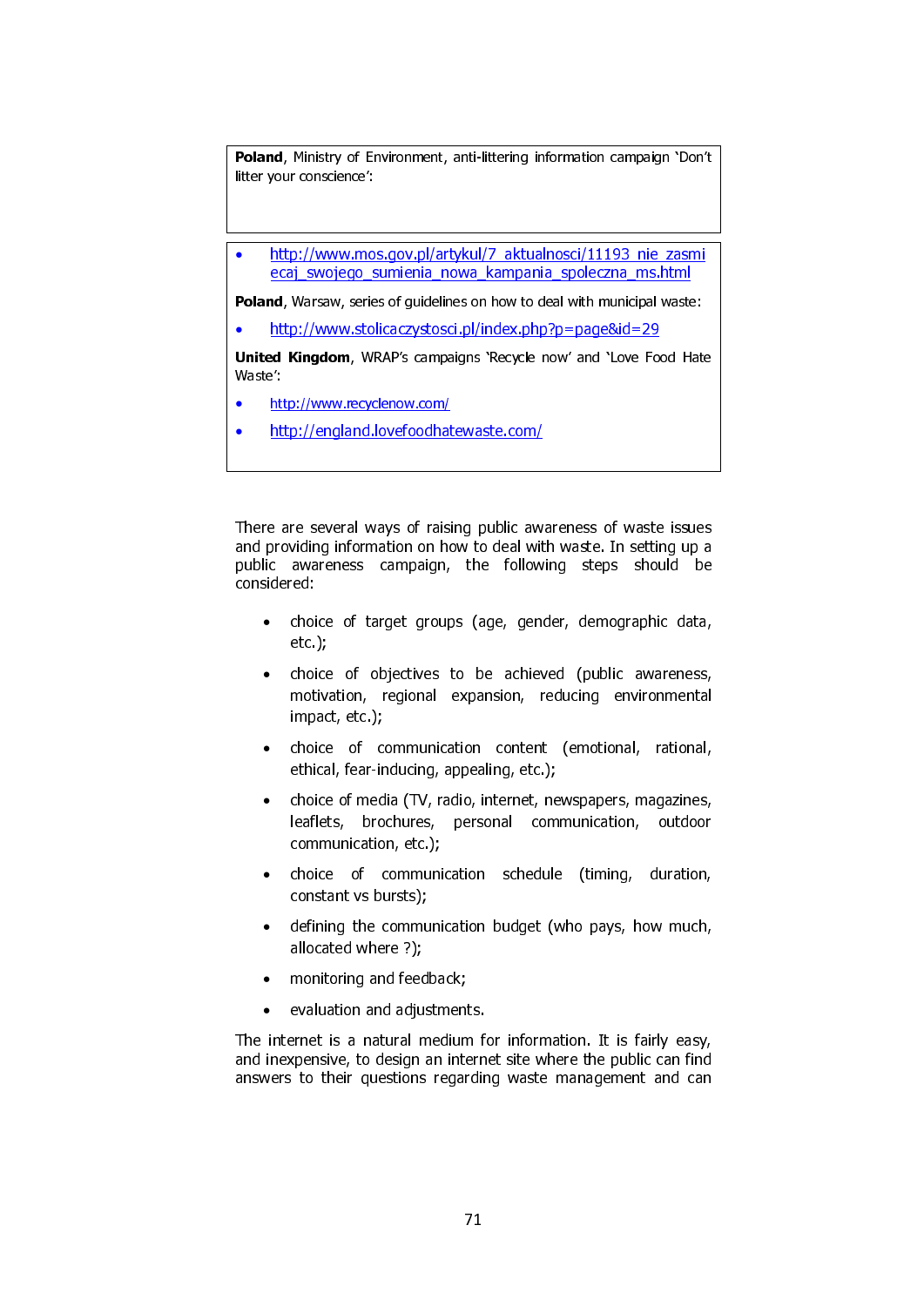**Poland**, Ministry of Environment, anti-littering information campaign 'Don't litter your conscience':

- http://www.mos.gov.pl/artykul/7_aktualnosci/11193_nie_zasmiecaj_swojego_sumienia_nowa_kampania_spoleczna_ms.html

**Poland**, Warsaw, series of guidelines on how to deal with municipal waste:

- http://www.stolicaczystosci.pl/index.php?p=page&id=29

**United Kingdom**, WRAP's campaigns 'Recycle now' and 'Love Food Hate Waste':

- http://www.recyclenow.com/
- http://england.lovefoodhatewaste.com/

There are several ways of raising public awareness of waste issues and providing information on how to deal with waste. In setting up a public awareness campaign, the following steps should be considered:

- choice of target groups (age, gender, demographic data, etc.);
- choice of objectives to be achieved (public awareness, motivation, regional expansion, reducing environmental impact, etc.);
- choice of communication content (emotional, rational, ethical, fear-inducing, appealing, etc.);
- choice of media (TV, radio, internet, newspapers, magazines, leaflets, brochures, personal communication, outdoor communication, etc.);
- choice of communication schedule (timing, duration, constant vs bursts);
- defining the communication budget (who pays, how much, allocated where ?);
- monitoring and feedback;
- evaluation and adjustments.

The internet is a natural medium for information. It is fairly easy, and inexpensive, to design an internet site where the public can find answers to their questions regarding waste management and can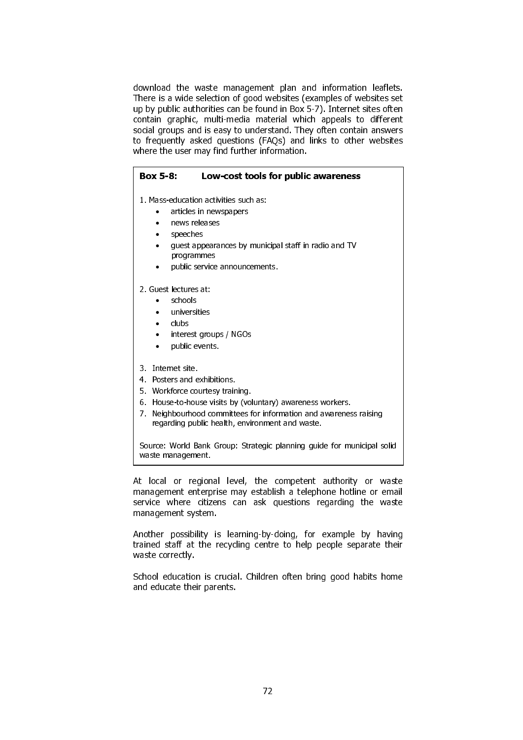download the waste management plan and information leaflets. There is a wide selection of good websites (examples of websites set up by public authorities can be found in Box 5-7). Internet sites often contain graphic, multi-media material which appeals to different social groups and is easy to understand. They often contain answers to frequently asked questions (FAQs) and links to other websites where the user may find further information.

**Box 5-8: Low-cost tools for public awareness**

1. Mass-education activities such as:
   - articles in newspapers
   - news releases
   - speeches
   - guest appearances by municipal staff in radio and TV programmes
   - public service announcements.

2. Guest lectures at:
   - schools
   - universities
   - clubs
   - interest groups / NGOs
   - public events.

3. Internet site.
4. Posters and exhibitions.
5. Workforce courtesy training.
6. House-to-house visits by (voluntary) awareness workers.
7. Neighbourhood committees for information and awareness raising regarding public health, environment and waste.

Source: World Bank Group: Strategic planning guide for municipal solid waste management.

At local or regional level, the competent authority or waste management enterprise may establish a telephone hotline or email service where citizens can ask questions regarding the waste management system.

Another possibility is learning-by-doing, for example by having trained staff at the recycling centre to help people separate their waste correctly.

School education is crucial. Children often bring good habits home and educate their parents.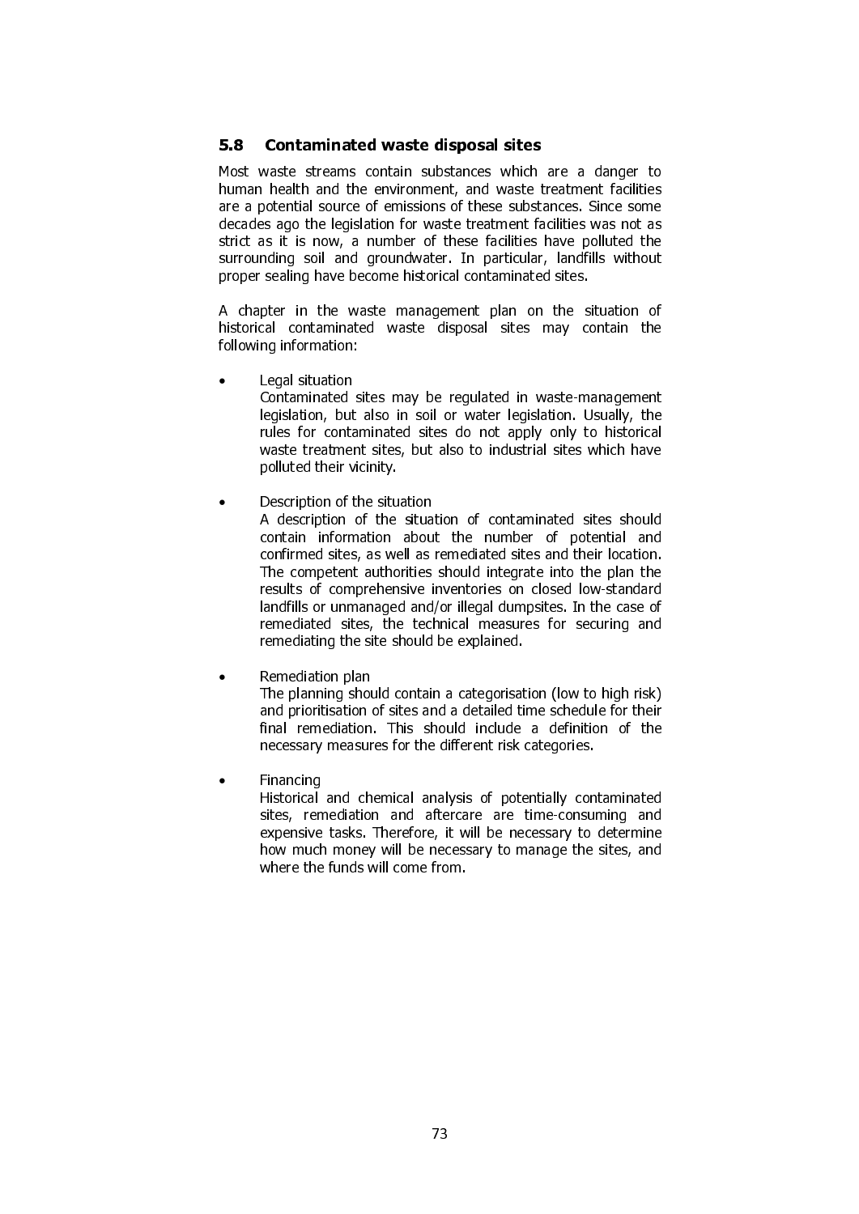## 5.8 Contaminated waste disposal sites

Most waste streams contain substances which are a danger to human health and the environment, and waste treatment facilities are a potential source of emissions of these substances. Since some decades ago the legislation for waste treatment facilities was not as strict as it is now, a number of these facilities have polluted the surrounding soil and groundwater. In particular, landfills without proper sealing have become historical contaminated sites.

A chapter in the waste management plan on the situation of historical contaminated waste disposal sites may contain the following information:

- Legal situation
  Contaminated sites may be regulated in waste-management legislation, but also in soil or water legislation. Usually, the rules for contaminated sites do not apply only to historical waste treatment sites, but also to industrial sites which have polluted their vicinity.

- Description of the situation
  A description of the situation of contaminated sites should contain information about the number of potential and confirmed sites, as well as remediated sites and their location. The competent authorities should integrate into the plan the results of comprehensive inventories on closed low-standard landfills or unmanaged and/or illegal dumpsites. In the case of remediated sites, the technical measures for securing and remediating the site should be explained.

- Remediation plan
  The planning should contain a categorisation (low to high risk) and prioritisation of sites and a detailed time schedule for their final remediation. This should include a definition of the necessary measures for the different risk categories.

- Financing
  Historical and chemical analysis of potentially contaminated sites, remediation and aftercare are time-consuming and expensive tasks. Therefore, it will be necessary to determine how much money will be necessary to manage the sites, and where the funds will come from.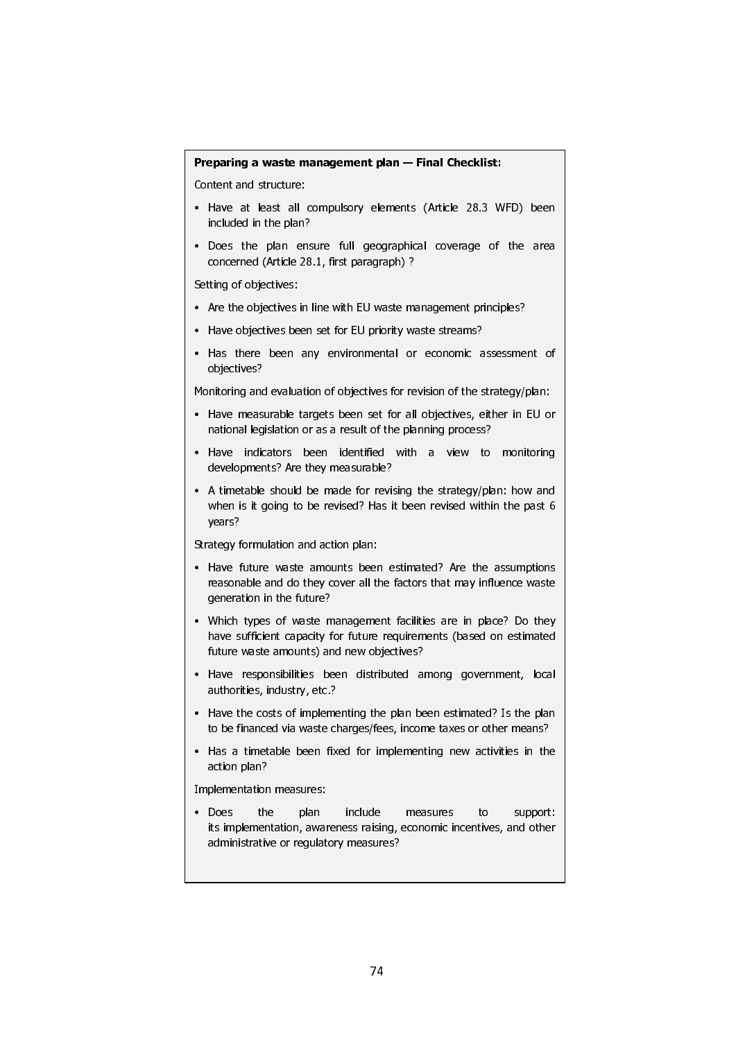**Preparing a waste management plan — Final Checklist:**

Content and structure:

- Have at least all compulsory elements (Article 28.3 WFD) been included in the plan?
- Does the plan ensure full geographical coverage of the area concerned (Article 28.1, first paragraph) ?

Setting of objectives:

- Are the objectives in line with EU waste management principles?
- Have objectives been set for EU priority waste streams?
- Has there been any environmental or economic assessment of objectives?

Monitoring and evaluation of objectives for revision of the strategy/plan:

- Have measurable targets been set for all objectives, either in EU or national legislation or as a result of the planning process?
- Have indicators been identified with a view to monitoring developments? Are they measurable?
- A timetable should be made for revising the strategy/plan: how and when is it going to be revised? Has it been revised within the past 6 years?

Strategy formulation and action plan:

- Have future waste amounts been estimated? Are the assumptions reasonable and do they cover all the factors that may influence waste generation in the future?
- Which types of waste management facilities are in place? Do they have sufficient capacity for future requirements (based on estimated future waste amounts) and new objectives?
- Have responsibilities been distributed among government, local authorities, industry, etc.?
- Have the costs of implementing the plan been estimated? Is the plan to be financed via waste charges/fees, income taxes or other means?
- Has a timetable been fixed for implementing new activities in the action plan?

Implementation measures:

- Does the plan include measures to support: its implementation, awareness raising, economic incentives, and other administrative or regulatory measures?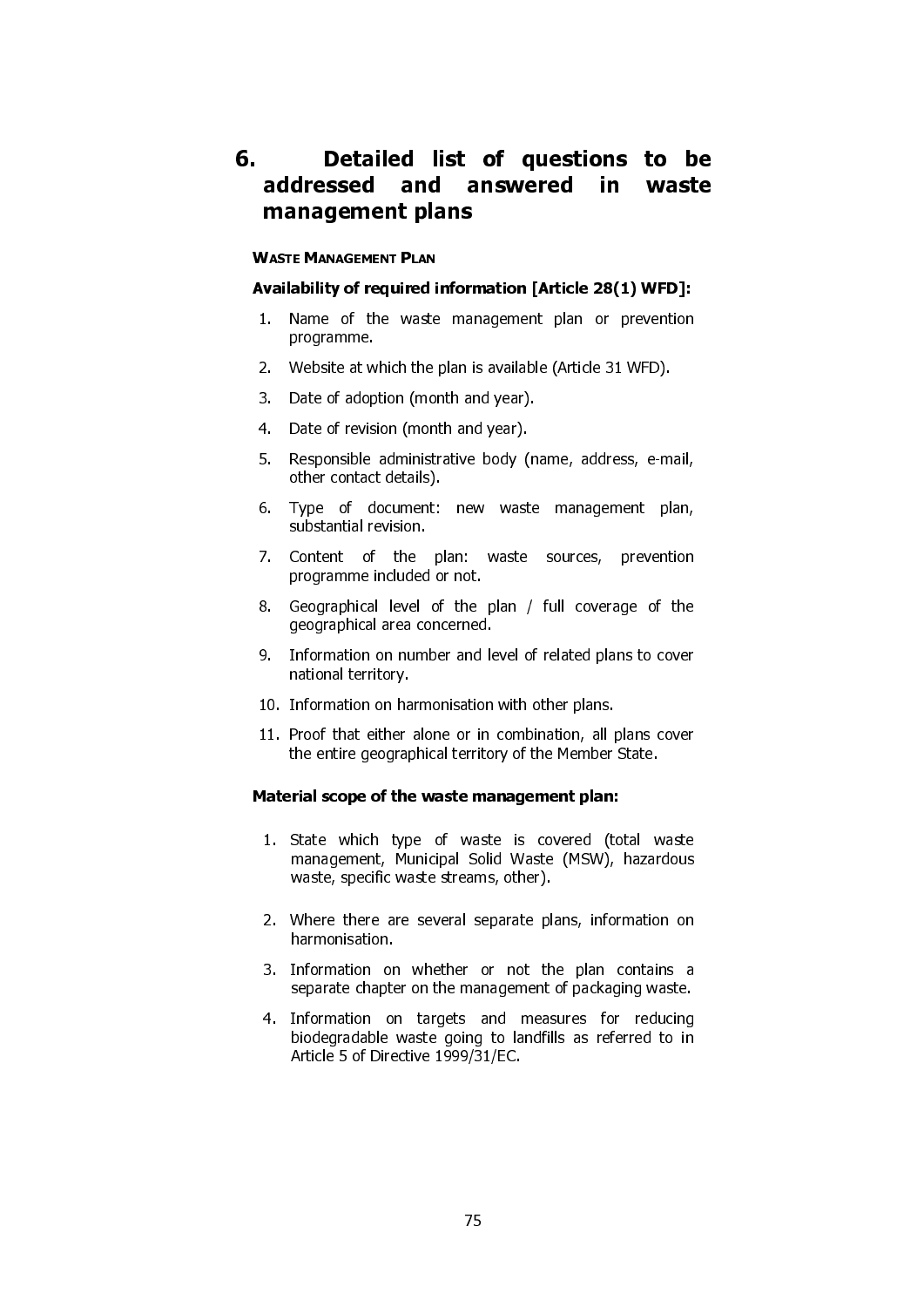# 6. Detailed list of questions to be addressed and answered in waste management plans

## Waste Management Plan

**Availability of required information [Article 28(1) WFD]:**

1. Name of the waste management plan or prevention programme.
2. Website at which the plan is available (Article 31 WFD).
3. Date of adoption (month and year).
4. Date of revision (month and year).
5. Responsible administrative body (name, address, e-mail, other contact details).
6. Type of document: new waste management plan, substantial revision.
7. Content of the plan: waste sources, prevention programme included or not.
8. Geographical level of the plan / full coverage of the geographical area concerned.
9. Information on number and level of related plans to cover national territory.
10. Information on harmonisation with other plans.
11. Proof that either alone or in combination, all plans cover the entire geographical territory of the Member State.

**Material scope of the waste management plan:**

1. State which type of waste is covered (total waste management, Municipal Solid Waste (MSW), hazardous waste, specific waste streams, other).
2. Where there are several separate plans, information on harmonisation.
3. Information on whether or not the plan contains a separate chapter on the management of packaging waste.
4. Information on targets and measures for reducing biodegradable waste going to landfills as referred to in Article 5 of Directive 1999/31/EC.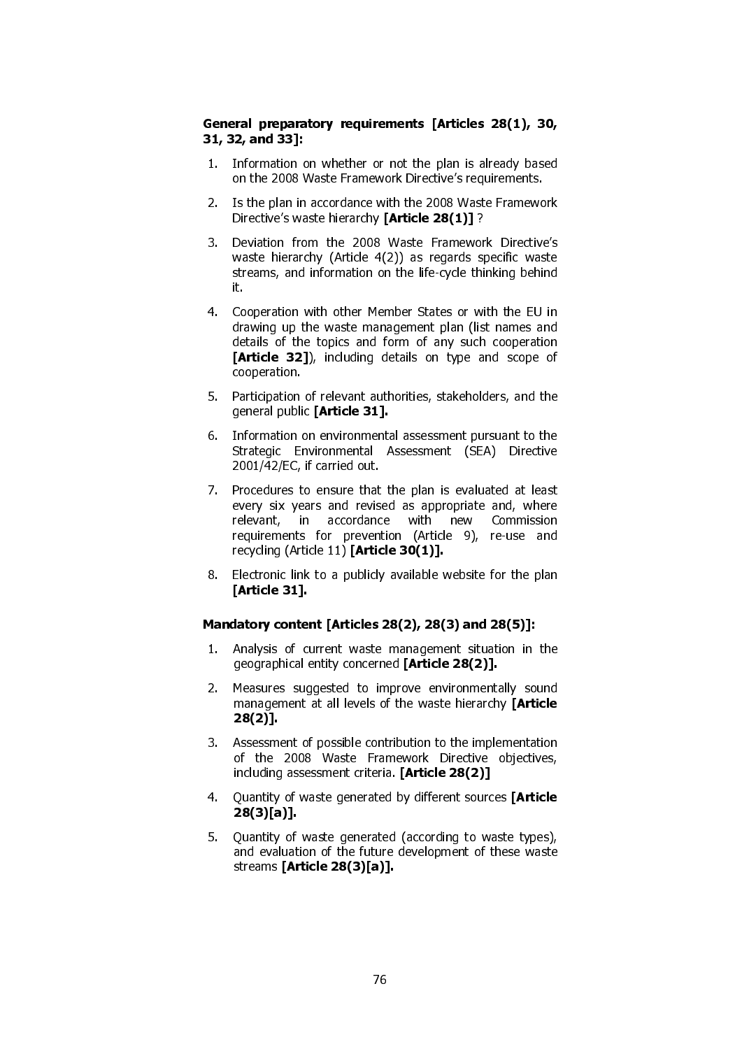**General preparatory requirements [Articles 28(1), 30, 31, 32, and 33]:**

1. Information on whether or not the plan is already based on the 2008 Waste Framework Directive's requirements.
2. Is the plan in accordance with the 2008 Waste Framework Directive's waste hierarchy **[Article 28(1)]** ?
3. Deviation from the 2008 Waste Framework Directive's waste hierarchy (Article 4(2)) as regards specific waste streams, and information on the life-cycle thinking behind it.
4. Cooperation with other Member States or with the EU in drawing up the waste management plan (list names and details of the topics and form of any such cooperation **[Article 32]**), including details on type and scope of cooperation.
5. Participation of relevant authorities, stakeholders, and the general public **[Article 31].**
6. Information on environmental assessment pursuant to the Strategic Environmental Assessment (SEA) Directive 2001/42/EC, if carried out.
7. Procedures to ensure that the plan is evaluated at least every six years and revised as appropriate and, where relevant, in accordance with new Commission requirements for prevention (Article 9), re-use and recycling (Article 11) **[Article 30(1)].**
8. Electronic link to a publicly available website for the plan **[Article 31].**

**Mandatory content [Articles 28(2), 28(3) and 28(5)]:**

1. Analysis of current waste management situation in the geographical entity concerned **[Article 28(2)].**
2. Measures suggested to improve environmentally sound management at all levels of the waste hierarchy **[Article 28(2)].**
3. Assessment of possible contribution to the implementation of the 2008 Waste Framework Directive objectives, including assessment criteria. **[Article 28(2)]**
4. Quantity of waste generated by different sources **[Article 28(3)[a)].**
5. Quantity of waste generated (according to waste types), and evaluation of the future development of these waste streams **[Article 28(3)[a)].**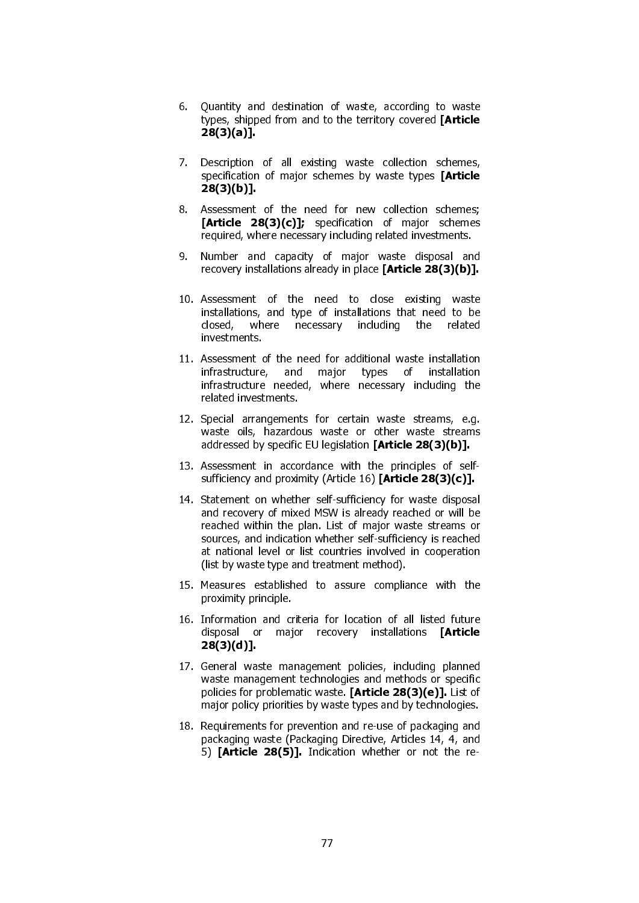6. Quantity and destination of waste, according to waste types, shipped from and to the territory covered **[Article 28(3)(a)].**

7. Description of all existing waste collection schemes, specification of major schemes by waste types **[Article 28(3)(b)].**

8. Assessment of the need for new collection schemes; **[Article 28(3)(c)];** specification of major schemes required, where necessary including related investments.

9. Number and capacity of major waste disposal and recovery installations already in place **[Article 28(3)(b)].**

10. Assessment of the need to close existing waste installations, and type of installations that need to be closed, where necessary including the related investments.

11. Assessment of the need for additional waste installation infrastructure, and major types of installation infrastructure needed, where necessary including the related investments.

12. Special arrangements for certain waste streams, e.g. waste oils, hazardous waste or other waste streams addressed by specific EU legislation **[Article 28(3)(b)].**

13. Assessment in accordance with the principles of self-sufficiency and proximity (Article 16) **[Article 28(3)(c)].**

14. Statement on whether self-sufficiency for waste disposal and recovery of mixed MSW is already reached or will be reached within the plan. List of major waste streams or sources, and indication whether self-sufficiency is reached at national level or list countries involved in cooperation (list by waste type and treatment method).

15. Measures established to assure compliance with the proximity principle.

16. Information and criteria for location of all listed future disposal or major recovery installations **[Article 28(3)(d)].**

17. General waste management policies, including planned waste management technologies and methods or specific policies for problematic waste. **[Article 28(3)(e)].** List of major policy priorities by waste types and by technologies.

18. Requirements for prevention and re-use of packaging and packaging waste (Packaging Directive, Articles 14, 4, and 5) **[Article 28(5)].** Indication whether or not the re-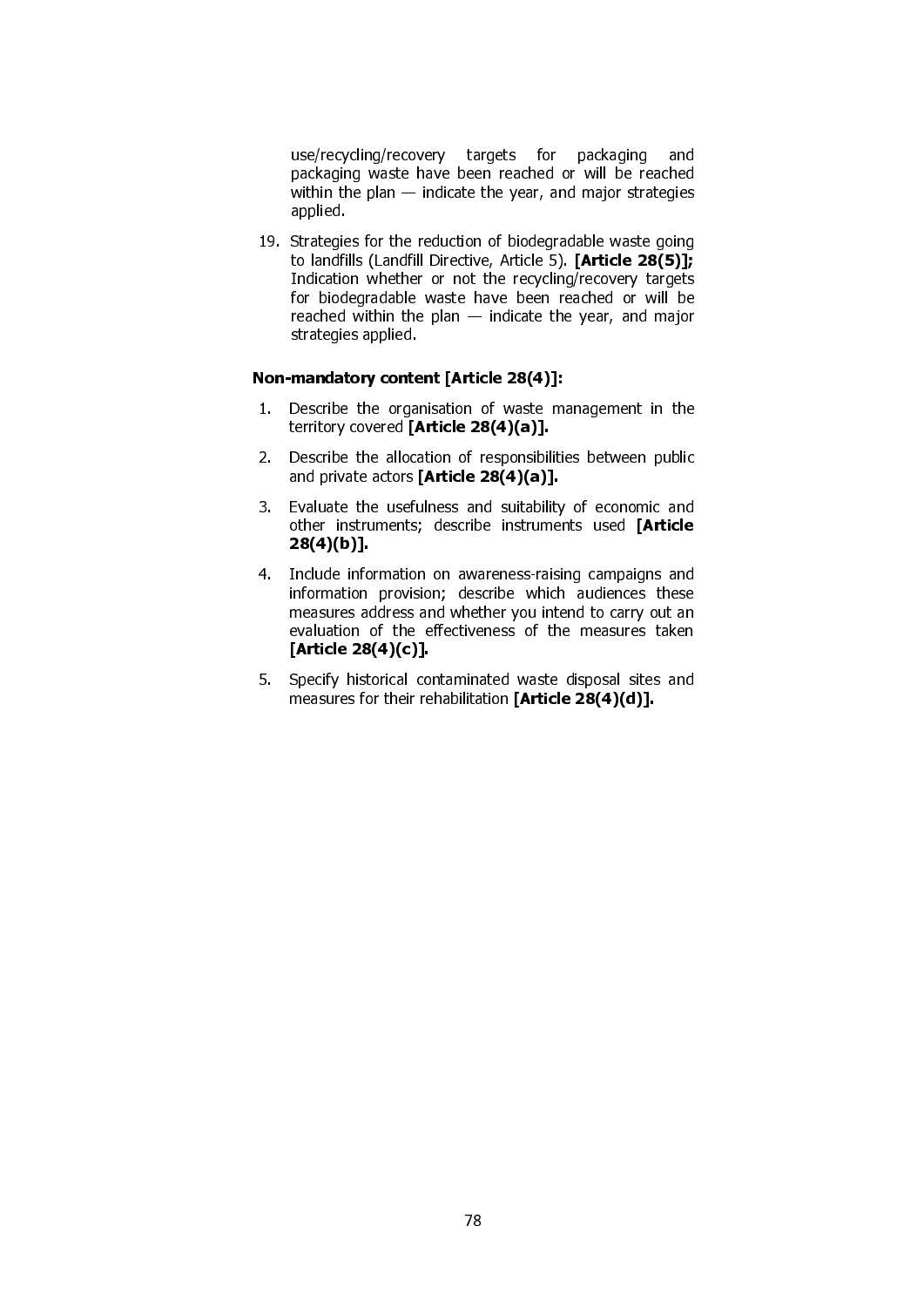use/recycling/recovery targets for packaging and packaging waste have been reached or will be reached within the plan — indicate the year, and major strategies applied.

19. Strategies for the reduction of biodegradable waste going to landfills (Landfill Directive, Article 5). **[Article 28(5)];** Indication whether or not the recycling/recovery targets for biodegradable waste have been reached or will be reached within the plan — indicate the year, and major strategies applied.

**Non-mandatory content [Article 28(4)]:**

1. Describe the organisation of waste management in the territory covered **[Article 28(4)(a)].**
2. Describe the allocation of responsibilities between public and private actors **[Article 28(4)(a)].**
3. Evaluate the usefulness and suitability of economic and other instruments; describe instruments used **[Article 28(4)(b)].**
4. Include information on awareness-raising campaigns and information provision; describe which audiences these measures address and whether you intend to carry out an evaluation of the effectiveness of the measures taken **[Article 28(4)(c)].**
5. Specify historical contaminated waste disposal sites and measures for their rehabilitation **[Article 28(4)(d)].**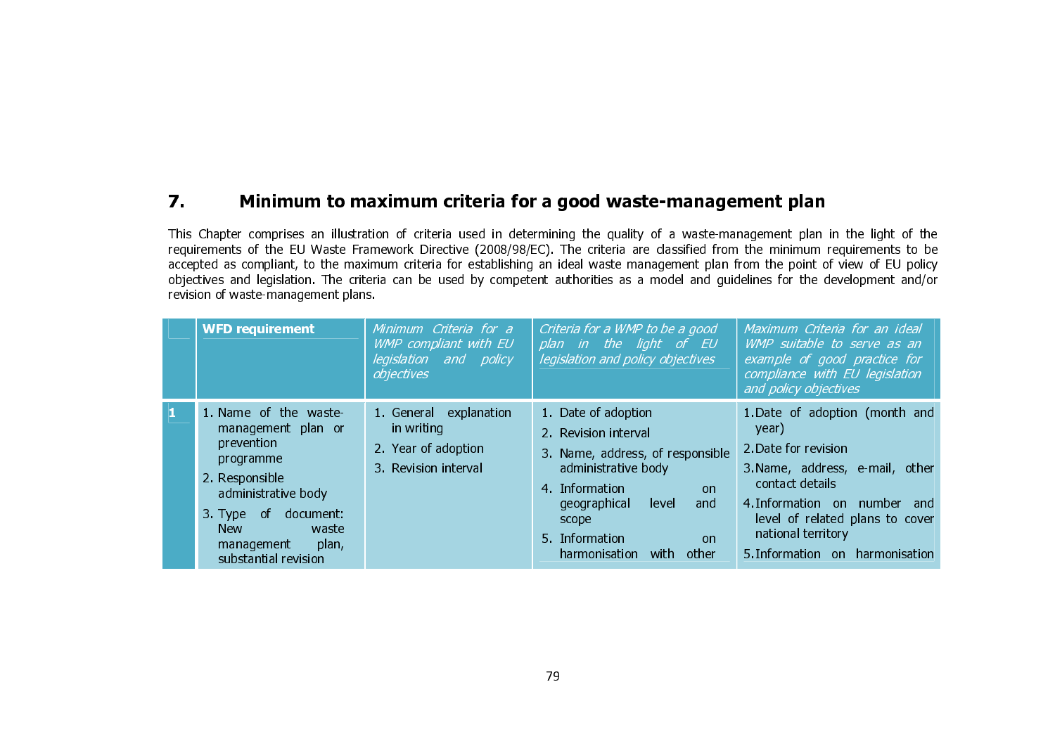## 7. Minimum to maximum criteria for a good waste-management plan

This Chapter comprises an illustration of criteria used in determining the quality of a waste-management plan in the light of the requirements of the EU Waste Framework Directive (2008/98/EC). The criteria are classified from the minimum requirements to be accepted as compliant, to the maximum criteria for establishing an ideal waste management plan from the point of view of EU policy objectives and legislation. The criteria can be used by competent authorities as a model and guidelines for the development and/or revision of waste-management plans.

| | **WFD requirement** | *Minimum Criteria for a WMP compliant with EU legislation and policy objectives* | *Criteria for a WMP to be a good plan in the light of EU legislation and policy objectives* | *Maximum Criteria for an ideal WMP suitable to serve as an example of good practice for compliance with EU legislation and policy objectives* |
|---|---|---|---|---|
| **1** | 1. Name of the waste-management plan or prevention programme<br>2. Responsible administrative body<br>3. Type of document: New waste management plan, substantial revision | 1. General explanation in writing<br>2. Year of adoption<br>3. Revision interval | 1. Date of adoption<br>2. Revision interval<br>3. Name, address, of responsible administrative body<br>4. Information on geographical level and scope<br>5. Information on harmonisation with other | 1. Date of adoption (month and year)<br>2. Date for revision<br>3. Name, address, e-mail, other contact details<br>4. Information on number and level of related plans to cover national territory<br>5. Information on harmonisation |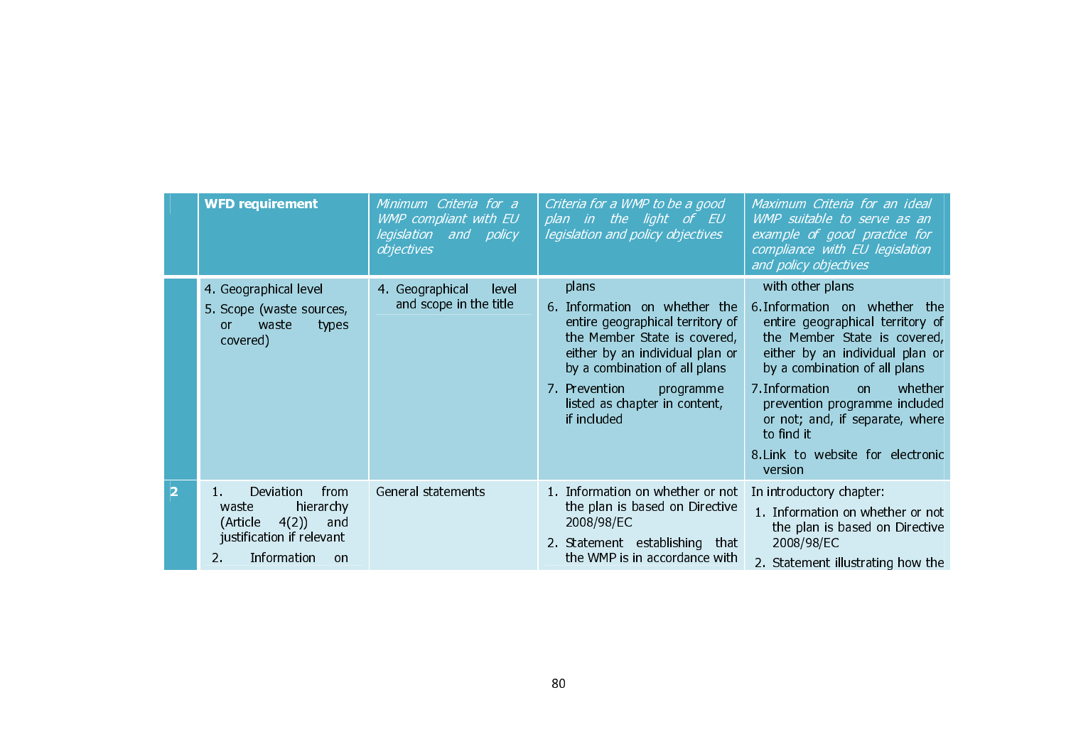| | WFD requirement | *Minimum Criteria for a WMP compliant with EU legislation and policy objectives* | *Criteria for a WMP to be a good plan in the light of EU legislation and policy objectives* | *Maximum Criteria for an ideal WMP suitable to serve as an example of good practice for compliance with EU legislation and policy objectives* |
|---|---|---|---|---|
| | 4. Geographical level<br>5. Scope (waste sources, or waste types covered) | 4. Geographical level and scope in the title | plans<br>6. Information on whether the entire geographical territory of the Member State is covered, either by an individual plan or by a combination of all plans<br>7. Prevention programme listed as chapter in content, if included | with other plans<br>6. Information on whether the entire geographical territory of the Member State is covered, either by an individual plan or by a combination of all plans<br>7. Information on whether prevention programme included or not; and, if separate, where to find it<br>8. Link to website for electronic version |
| 2 | 1. Deviation from waste hierarchy (Article 4(2)) and justification if relevant<br>2. Information on | General statements | 1. Information on whether or not the plan is based on Directive 2008/98/EC<br>2. Statement establishing that the WMP is in accordance with | In introductory chapter:<br>1. Information on whether or not the plan is based on Directive 2008/98/EC<br>2. Statement illustrating how the |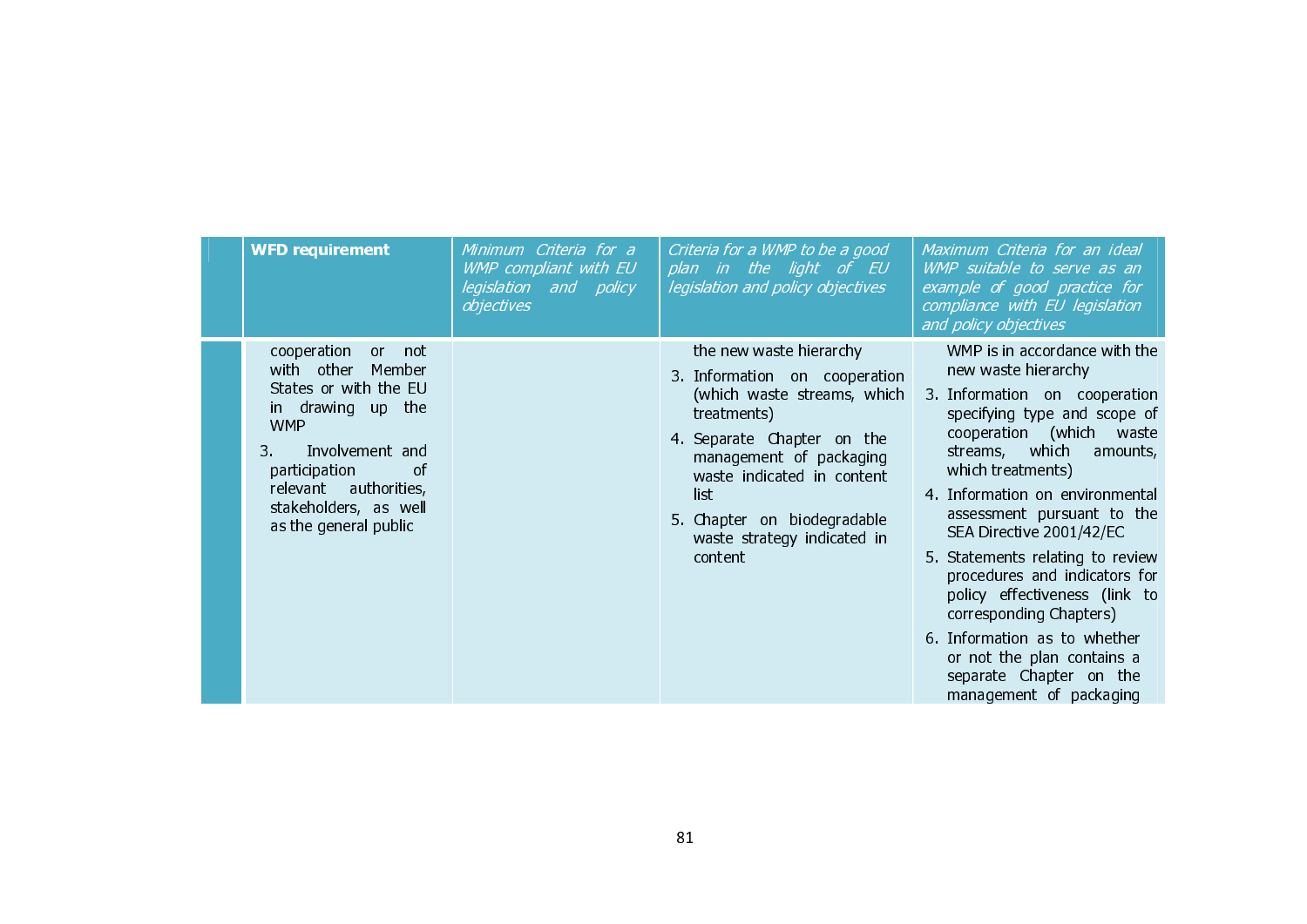| | WFD requirement | *Minimum Criteria for a WMP compliant with EU legislation and policy objectives* | *Criteria for a WMP to be a good plan in the light of EU legislation and policy objectives* | *Maximum Criteria for an ideal WMP suitable to serve as an example of good practice for compliance with EU legislation and policy objectives* |
|---|---|---|---|---|
| | cooperation or not with other Member States or with the EU in drawing up the WMP<br>3. Involvement and participation of relevant authorities, stakeholders, as well as the general public | | the new waste hierarchy<br>3. Information on cooperation (which waste streams, which treatments)<br>4. Separate Chapter on the management of packaging waste indicated in content list<br>5. Chapter on biodegradable waste strategy indicated in content | WMP is in accordance with the new waste hierarchy<br>3. Information on cooperation specifying type and scope of cooperation (which waste streams, which amounts, which treatments)<br>4. Information on environmental assessment pursuant to the SEA Directive 2001/42/EC<br>5. Statements relating to review procedures and indicators for policy effectiveness (link to corresponding Chapters)<br>6. Information as to whether or not the plan contains a separate Chapter on the management of packaging |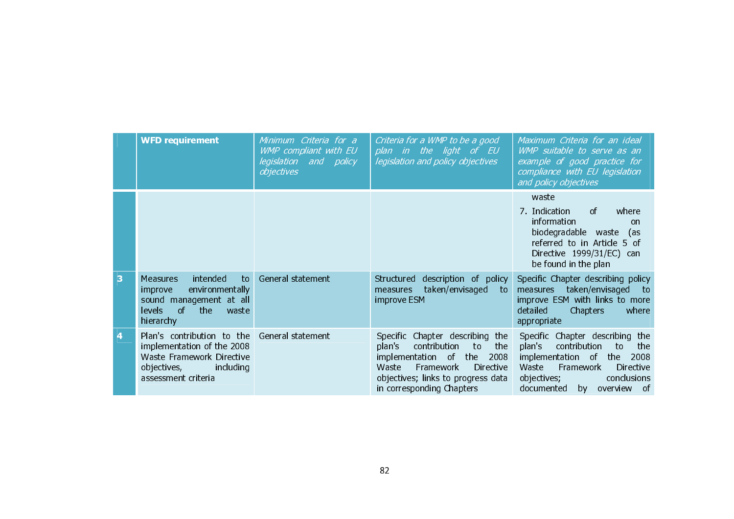| | WFD requirement | *Minimum Criteria for a WMP compliant with EU legislation and policy objectives* | *Criteria for a WMP to be a good plan in the light of EU legislation and policy objectives* | *Maximum Criteria for an ideal WMP suitable to serve as an example of good practice for compliance with EU legislation and policy objectives* |
|---|---|---|---|---|
| | | | | waste<br>7. Indication of where information on biodegradable waste (as referred to in Article 5 of Directive 1999/31/EC) can be found in the plan |
| 3 | Measures intended to improve environmentally sound management at all levels of the waste hierarchy | General statement | Structured description of policy measures taken/envisaged to improve ESM | Specific Chapter describing policy measures taken/envisaged to improve ESM with links to more detailed Chapters where appropriate |
| 4 | Plan's contribution to the implementation of the 2008 Waste Framework Directive objectives, including assessment criteria | General statement | Specific Chapter describing the plan's contribution to the implementation of the 2008 Waste Framework Directive objectives; links to progress data in corresponding Chapters | Specific Chapter describing the plan's contribution to the implementation of the 2008 Waste Framework Directive objectives; conclusions documented by overview of |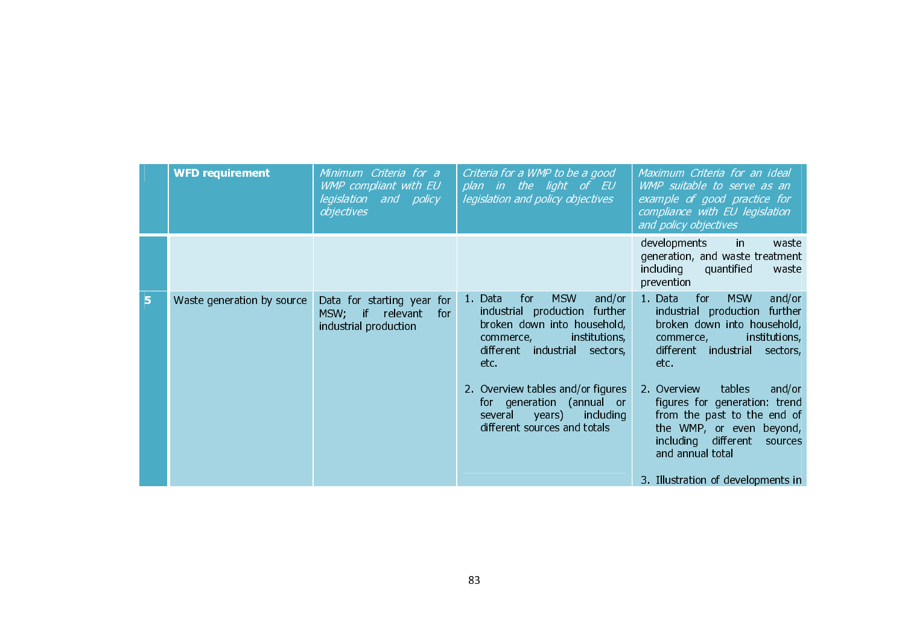| | WFD requirement | *Minimum Criteria for a WMP compliant with EU legislation and policy objectives* | *Criteria for a WMP to be a good plan in the light of EU legislation and policy objectives* | *Maximum Criteria for an ideal WMP suitable to serve as an example of good practice for compliance with EU legislation and policy objectives* |
|---|---|---|---|---|
| | | | | developments in waste generation, and waste treatment including quantified waste prevention |
| 5 | Waste generation by source | Data for starting year for MSW; if relevant for industrial production | 1. Data for MSW and/or industrial production further broken down into household, commerce, institutions, different industrial sectors, etc.<br><br>2. Overview tables and/or figures for generation (annual or several years) including different sources and totals | 1. Data for MSW and/or industrial production further broken down into household, commerce, institutions, different industrial sectors, etc.<br><br>2. Overview tables and/or figures for generation: trend from the past to the end of the WMP, or even beyond, including different sources and annual total<br><br>3. Illustration of developments in |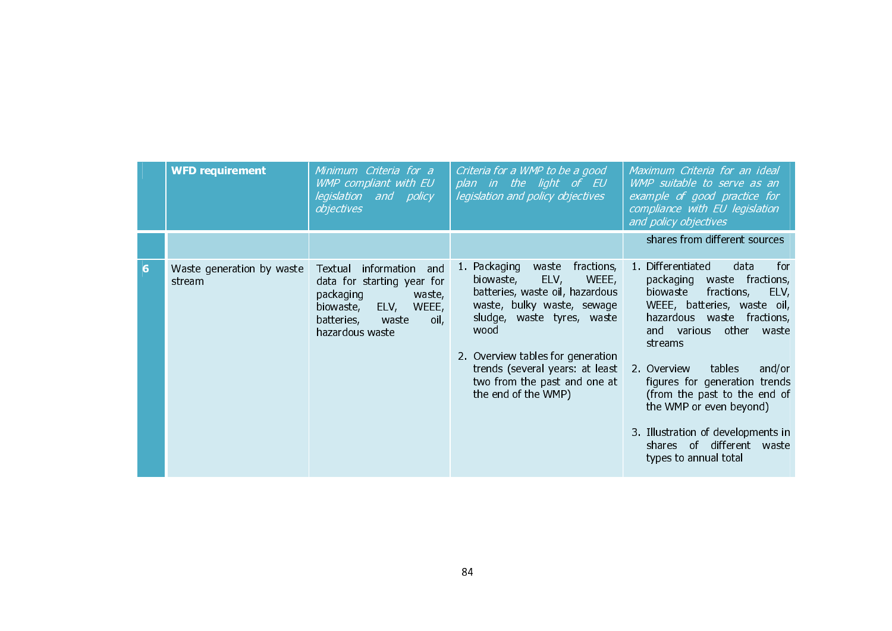| | WFD requirement | *Minimum Criteria for a WMP compliant with EU legislation and policy objectives* | *Criteria for a WMP to be a good plan in the light of EU legislation and policy objectives* | *Maximum Criteria for an ideal WMP suitable to serve as an example of good practice for compliance with EU legislation and policy objectives* |
|---|---|---|---|---|
| | | | | shares from different sources |
| **6** | Waste generation by waste stream | Textual information and data for starting year for packaging waste, biowaste, ELV, WEEE, batteries, waste oil, hazardous waste | 1. Packaging waste fractions, biowaste, ELV, WEEE, batteries, waste oil, hazardous waste, bulky waste, sewage sludge, waste tyres, waste wood<br><br>2. Overview tables for generation trends (several years: at least two from the past and one at the end of the WMP) | 1. Differentiated data for packaging waste fractions, biowaste fractions, ELV, WEEE, batteries, waste oil, hazardous waste fractions, and various other waste streams<br><br>2. Overview tables and/or figures for generation trends (from the past to the end of the WMP or even beyond)<br><br>3. Illustration of developments in shares of different waste types to annual total |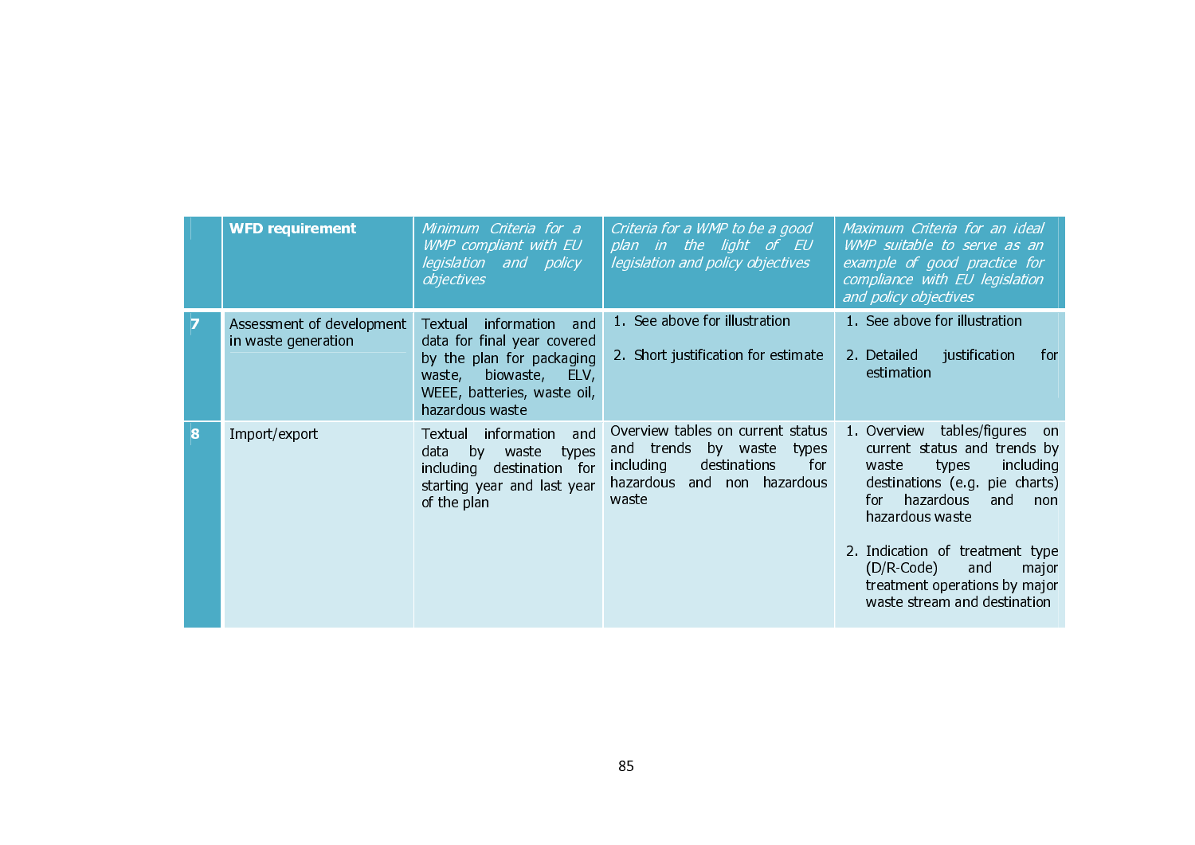| | WFD requirement | *Minimum Criteria for a WMP compliant with EU legislation and policy objectives* | *Criteria for a WMP to be a good plan in the light of EU legislation and policy objectives* | *Maximum Criteria for an ideal WMP suitable to serve as an example of good practice for compliance with EU legislation and policy objectives* |
|---|---|---|---|---|
| 7 | Assessment of development in waste generation | Textual information and data for final year covered by the plan for packaging waste, biowaste, ELV, WEEE, batteries, waste oil, hazardous waste | 1. See above for illustration<br>2. Short justification for estimate | 1. See above for illustration<br>2. Detailed justification for estimation |
| 8 | Import/export | Textual information and data by waste types including destination for starting year and last year of the plan | Overview tables on current status and trends by waste types including destinations for hazardous and non hazardous waste | 1. Overview tables/figures on current status and trends by waste types including destinations (e.g. pie charts) for hazardous and non hazardous waste<br>2. Indication of treatment type (D/R-Code) and major treatment operations by major waste stream and destination |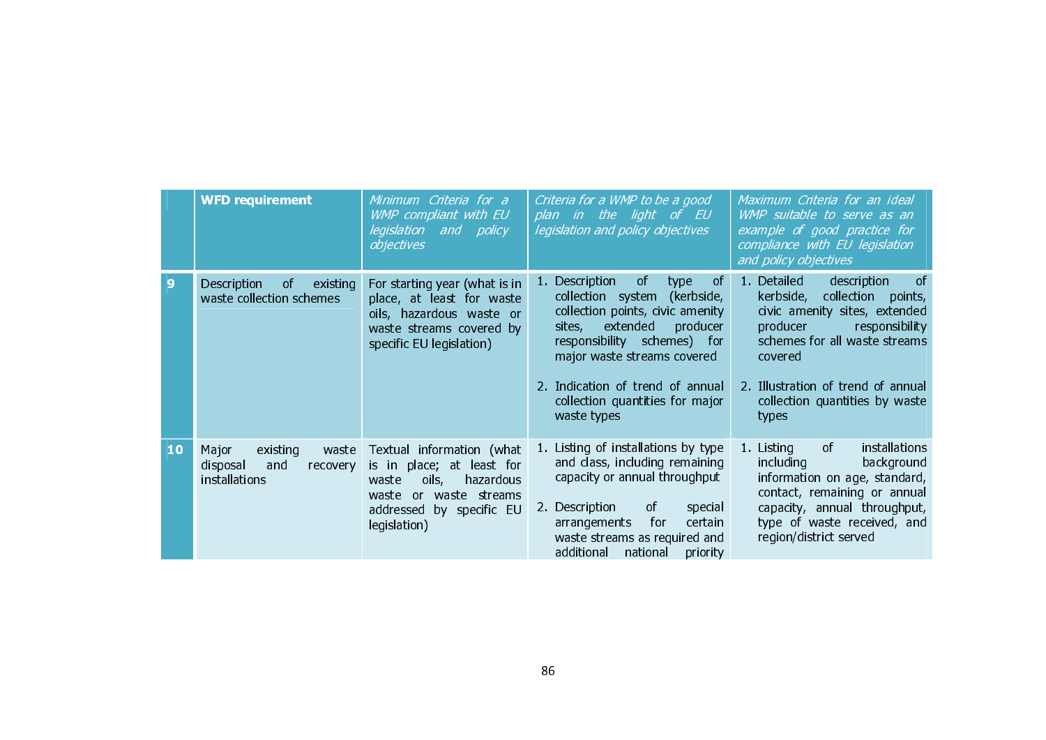| | **WFD requirement** | *Minimum Criteria for a WMP compliant with EU legislation and policy objectives* | *Criteria for a WMP to be a good plan in the light of EU legislation and policy objectives* | *Maximum Criteria for an ideal WMP suitable to serve as an example of good practice for compliance with EU legislation and policy objectives* |
|---|---|---|---|---|
| **9** | Description of existing waste collection schemes | For starting year (what is in place, at least for waste oils, hazardous waste or waste streams covered by specific EU legislation) | 1. Description of type of collection system (kerbside, collection points, civic amenity sites, extended producer responsibility schemes) for major waste streams covered<br><br>2. Indication of trend of annual collection quantities for major waste types | 1. Detailed description of kerbside, collection points, civic amenity sites, extended producer responsibility schemes for all waste streams covered<br><br>2. Illustration of trend of annual collection quantities by waste types |
| **10** | Major existing waste disposal and recovery installations | Textual information (what is in place; at least for waste oils, hazardous waste or waste streams addressed by specific EU legislation) | 1. Listing of installations by type and class, including remaining capacity or annual throughput<br><br>2. Description of special arrangements for certain waste streams as required and additional national priority | 1. Listing of installations including background information on age, standard, contact, remaining or annual capacity, annual throughput, type of waste received, and region/district served |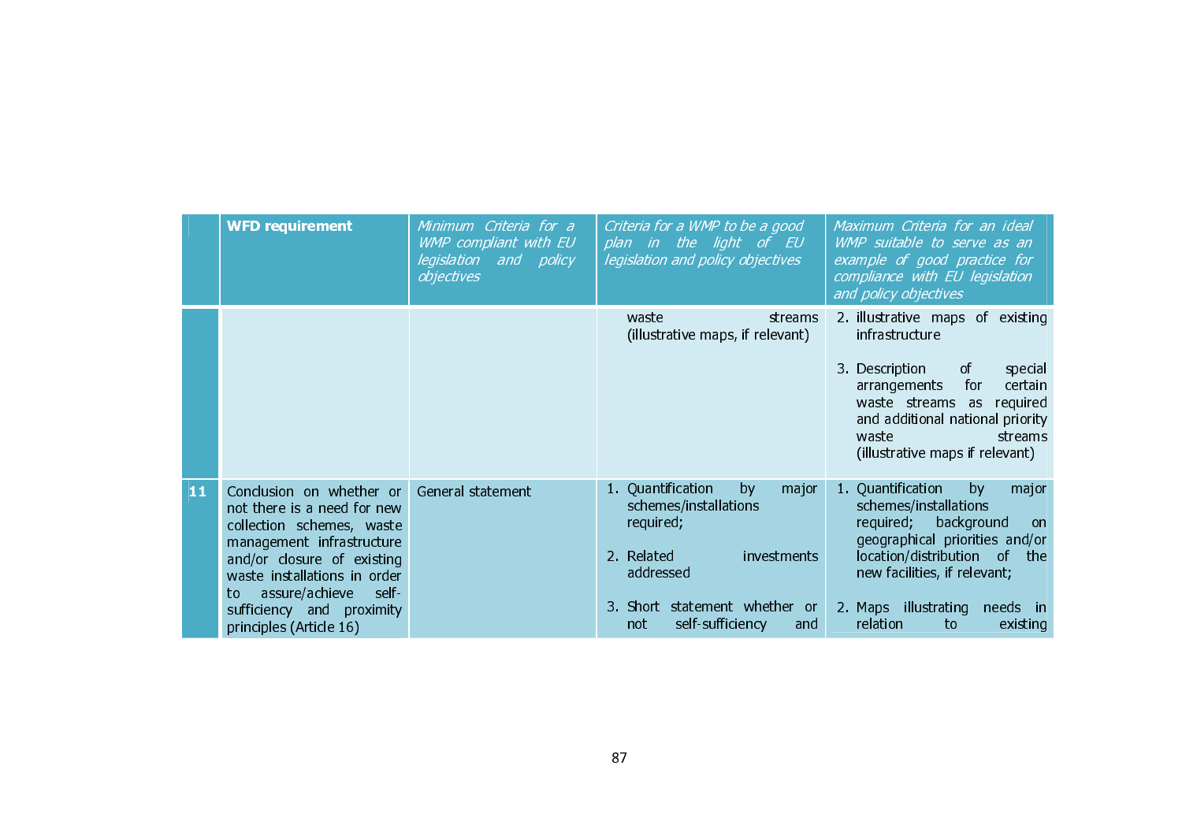| | WFD requirement | *Minimum Criteria for a WMP compliant with EU legislation and policy objectives* | *Criteria for a WMP to be a good plan in the light of EU legislation and policy objectives* | *Maximum Criteria for an ideal WMP suitable to serve as an example of good practice for compliance with EU legislation and policy objectives* |
|---|---|---|---|---|
| | | | waste streams (illustrative maps, if relevant) | 2. illustrative maps of existing infrastructure<br><br>3. Description of special arrangements for certain waste streams as required and additional national priority waste streams (illustrative maps if relevant) |
| 11 | Conclusion on whether or not there is a need for new collection schemes, waste management infrastructure and/or closure of existing waste installations in order to assure/achieve self-sufficiency and proximity principles (Article 16) | General statement | 1. Quantification by major schemes/installations required;<br><br>2. Related investments addressed<br><br>3. Short statement whether or not self-sufficiency and | 1. Quantification by major schemes/installations required; background on geographical priorities and/or location/distribution of the new facilities, if relevant;<br><br>2. Maps illustrating needs in relation to existing |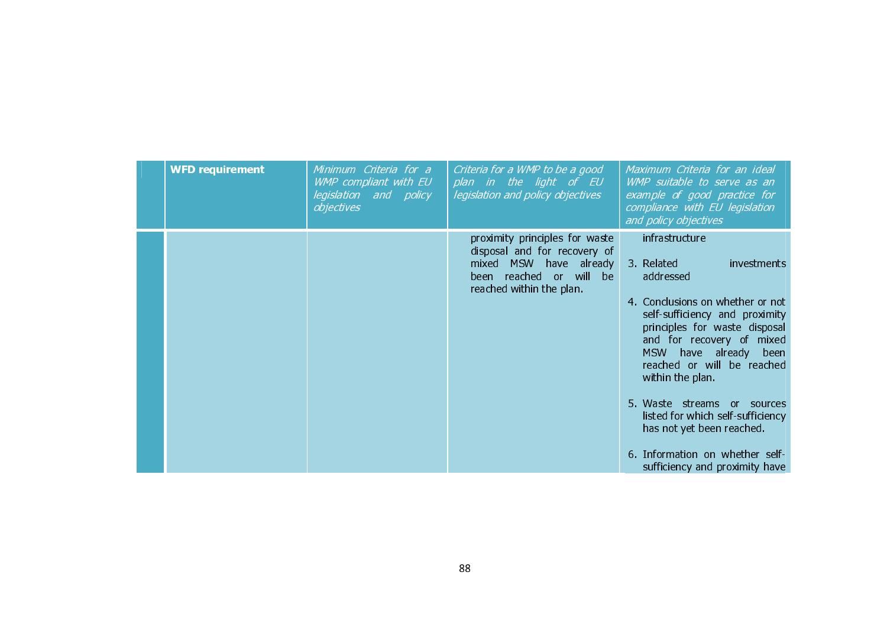| | **WFD requirement** | *Minimum Criteria for a WMP compliant with EU legislation and policy objectives* | *Criteria for a WMP to be a good plan in the light of EU legislation and policy objectives* | *Maximum Criteria for an ideal WMP suitable to serve as an example of good practice for compliance with EU legislation and policy objectives* |
|---|---|---|---|---|
| | | | proximity principles for waste disposal and for recovery of mixed MSW have already been reached or will be reached within the plan. | infrastructure<br><br>3. Related investments addressed<br><br>4. Conclusions on whether or not self-sufficiency and proximity principles for waste disposal and for recovery of mixed MSW have already been reached or will be reached within the plan.<br><br>5. Waste streams or sources listed for which self-sufficiency has not yet been reached.<br><br>6. Information on whether self-sufficiency and proximity have |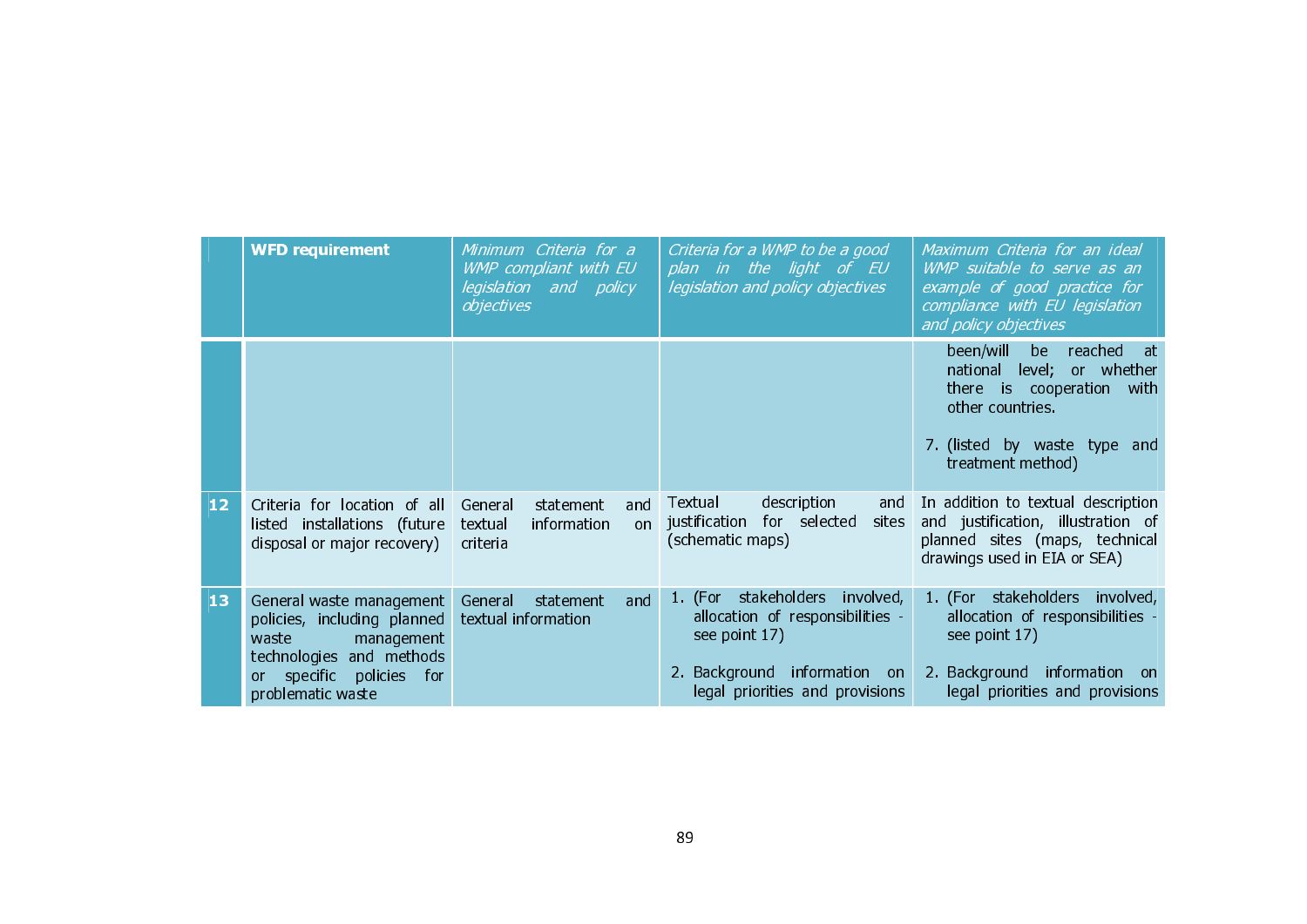| | WFD requirement | *Minimum Criteria for a WMP compliant with EU legislation and policy objectives* | *Criteria for a WMP to be a good plan in the light of EU legislation and policy objectives* | *Maximum Criteria for an ideal WMP suitable to serve as an example of good practice for compliance with EU legislation and policy objectives* |
|---|---|---|---|---|
| | | | | been/will be reached at national level; or whether there is cooperation with other countries.<br><br>7. (listed by waste type and treatment method) |
| 12 | Criteria for location of all listed installations (future disposal or major recovery) | General statement and textual information on criteria | Textual description and justification for selected sites (schematic maps) | In addition to textual description and justification, illustration of planned sites (maps, technical drawings used in EIA or SEA) |
| 13 | General waste management policies, including planned waste management technologies and methods or specific policies for problematic waste | General statement and textual information | 1. (For stakeholders involved, allocation of responsibilities - see point 17)<br><br>2. Background information on legal priorities and provisions | 1. (For stakeholders involved, allocation of responsibilities - see point 17)<br><br>2. Background information on legal priorities and provisions |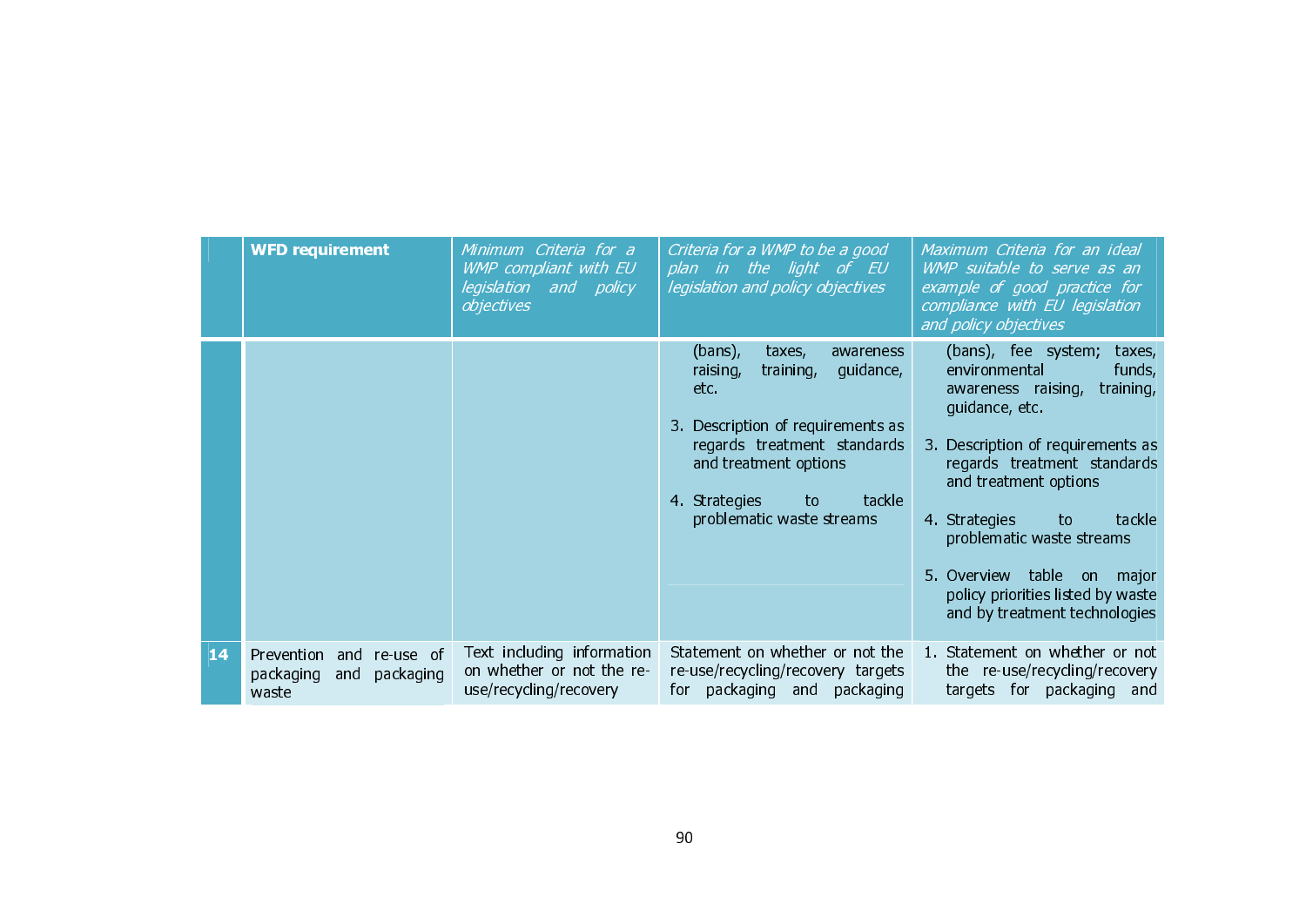| | WFD requirement | *Minimum Criteria for a WMP compliant with EU legislation and policy objectives* | *Criteria for a WMP to be a good plan in the light of EU legislation and policy objectives* | *Maximum Criteria for an ideal WMP suitable to serve as an example of good practice for compliance with EU legislation and policy objectives* |
|---|---|---|---|---|
| | | | (bans), taxes, awareness raising, training, guidance, etc.<br><br>3. Description of requirements as regards treatment standards and treatment options<br><br>4. Strategies to tackle problematic waste streams | (bans), fee system; taxes, environmental funds, awareness raising, training, guidance, etc.<br><br>3. Description of requirements as regards treatment standards and treatment options<br><br>4. Strategies to tackle problematic waste streams<br><br>5. Overview table on major policy priorities listed by waste and by treatment technologies |
| **14** | Prevention and re-use of packaging and packaging waste | Text including information on whether or not the re-use/recycling/recovery | Statement on whether or not the re-use/recycling/recovery targets for packaging and packaging | 1. Statement on whether or not the re-use/recycling/recovery targets for packaging and |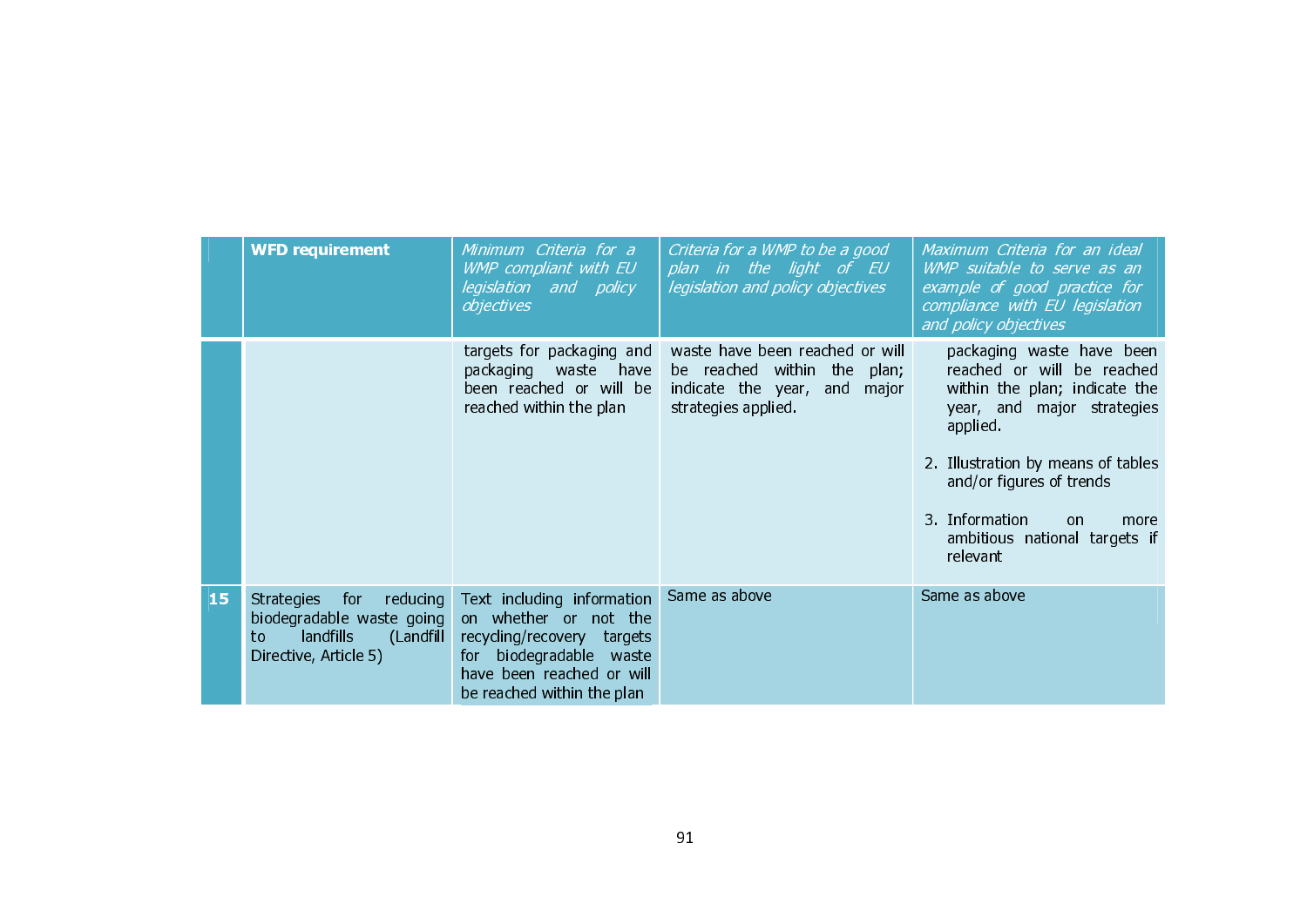| | WFD requirement | *Minimum Criteria for a WMP compliant with EU legislation and policy objectives* | *Criteria for a WMP to be a good plan in the light of EU legislation and policy objectives* | *Maximum Criteria for an ideal WMP suitable to serve as an example of good practice for compliance with EU legislation and policy objectives* |
|---|---|---|---|---|
| | | targets for packaging and packaging waste have been reached or will be reached within the plan | waste have been reached or will be reached within the plan; indicate the year, and major strategies applied. | packaging waste have been reached or will be reached within the plan; indicate the year, and major strategies applied.<br><br>2. Illustration by means of tables and/or figures of trends<br><br>3. Information on more ambitious national targets if relevant |
| **15** | Strategies for reducing biodegradable waste going to landfills (Landfill Directive, Article 5) | Text including information on whether or not the recycling/recovery targets for biodegradable waste have been reached or will be reached within the plan | Same as above | Same as above |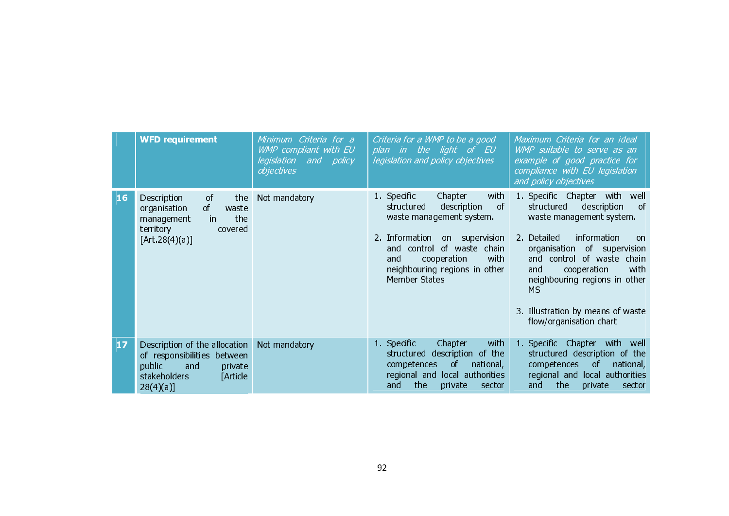| | WFD requirement | *Minimum Criteria for a WMP compliant with EU legislation and policy objectives* | *Criteria for a WMP to be a good plan in the light of EU legislation and policy objectives* | *Maximum Criteria for an ideal WMP suitable to serve as an example of good practice for compliance with EU legislation and policy objectives* |
|---|---|---|---|---|
| **16** | Description of the organisation of waste management in the territory covered [Art.28(4)(a)] | Not mandatory | 1. Specific Chapter with structured description of waste management system.<br><br>2. Information on supervision and control of waste chain and cooperation with neighbouring regions in other Member States | 1. Specific Chapter with well structured description of waste management system.<br><br>2. Detailed information on organisation of supervision and control of waste chain and cooperation with neighbouring regions in other MS<br><br>3. Illustration by means of waste flow/organisation chart |
| **17** | Description of the allocation of responsibilities between public and private stakeholders [Article 28(4)(a)] | Not mandatory | 1. Specific Chapter with structured description of the competences of national, regional and local authorities and the private sector | 1. Specific Chapter with well structured description of the competences of national, regional and local authorities and the private sector |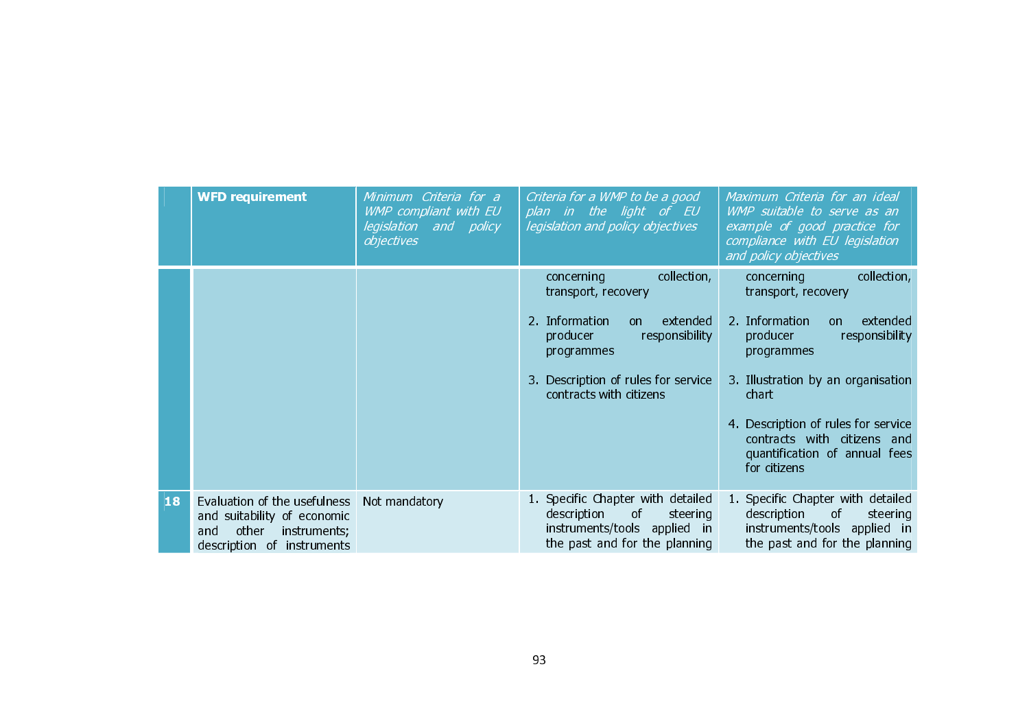| | **WFD requirement** | *Minimum Criteria for a WMP compliant with EU legislation and policy objectives* | *Criteria for a WMP to be a good plan in the light of EU legislation and policy objectives* | *Maximum Criteria for an ideal WMP suitable to serve as an example of good practice for compliance with EU legislation and policy objectives* |
|---|---|---|---|---|
| | | | concerning collection, transport, recovery<br><br>2. Information on extended producer responsibility programmes<br><br>3. Description of rules for service contracts with citizens | concerning collection, transport, recovery<br><br>2. Information on extended producer responsibility programmes<br><br>3. Illustration by an organisation chart<br><br>4. Description of rules for service contracts with citizens and quantification of annual fees for citizens |
| **18** | Evaluation of the usefulness and suitability of economic and other instruments; description of instruments | Not mandatory | 1. Specific Chapter with detailed description of steering instruments/tools applied in the past and for the planning | 1. Specific Chapter with detailed description of steering instruments/tools applied in the past and for the planning |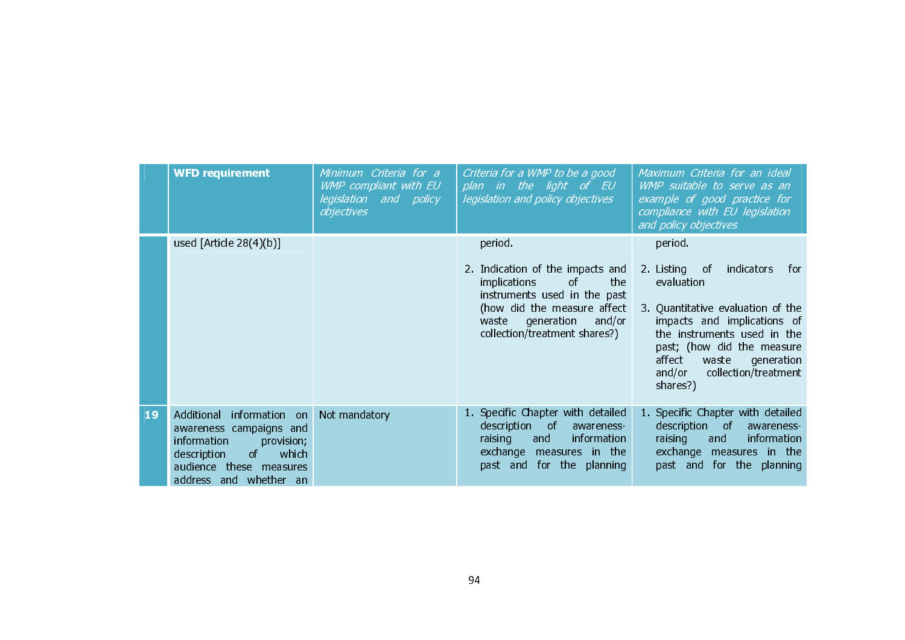| | WFD requirement | *Minimum Criteria for a WMP compliant with EU legislation and policy objectives* | *Criteria for a WMP to be a good plan in the light of EU legislation and policy objectives* | *Maximum Criteria for an ideal WMP suitable to serve as an example of good practice for compliance with EU legislation and policy objectives* |
|---|---|---|---|---|
| | used [Article 28(4)(b)] | | period.<br><br>2. Indication of the impacts and implications of the instruments used in the past (how did the measure affect waste generation and/or collection/treatment shares?) | period.<br><br>2. Listing of indicators for evaluation<br><br>3. Quantitative evaluation of the impacts and implications of the instruments used in the past; (how did the measure affect waste generation and/or collection/treatment shares?) |
| **19** | Additional information on awareness campaigns and information provision; description of which audience these measures address and whether an | Not mandatory | 1. Specific Chapter with detailed description of awareness-raising and information exchange measures in the past and for the planning | 1. Specific Chapter with detailed description of awareness-raising and information exchange measures in the past and for the planning |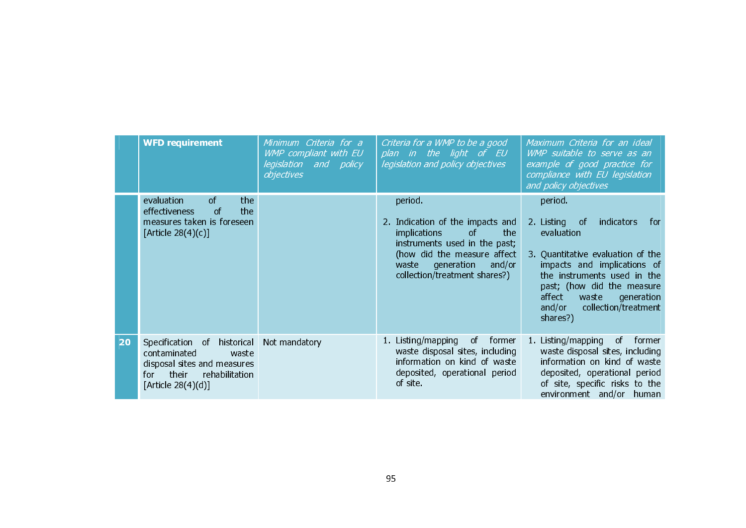| | WFD requirement | *Minimum Criteria for a WMP compliant with EU legislation and policy objectives* | *Criteria for a WMP to be a good plan in the light of EU legislation and policy objectives* | *Maximum Criteria for an ideal WMP suitable to serve as an example of good practice for compliance with EU legislation and policy objectives* |
|---|---|---|---|---|
| | evaluation of the effectiveness of the measures taken is foreseen [Article 28(4)(c)] | | period.<br><br>2. Indication of the impacts and implications of the instruments used in the past; (how did the measure affect waste generation and/or collection/treatment shares?) | period.<br><br>2. Listing of indicators for evaluation<br><br>3. Quantitative evaluation of the impacts and implications of the instruments used in the past; (how did the measure affect waste generation and/or collection/treatment shares?) |
| **20** | Specification of historical contaminated waste disposal sites and measures for their rehabilitation [Article 28(4)(d)] | Not mandatory | 1. Listing/mapping of former waste disposal sites, including information on kind of waste deposited, operational period of site. | 1. Listing/mapping of former waste disposal sites, including information on kind of waste deposited, operational period of site, specific risks to the environment and/or human |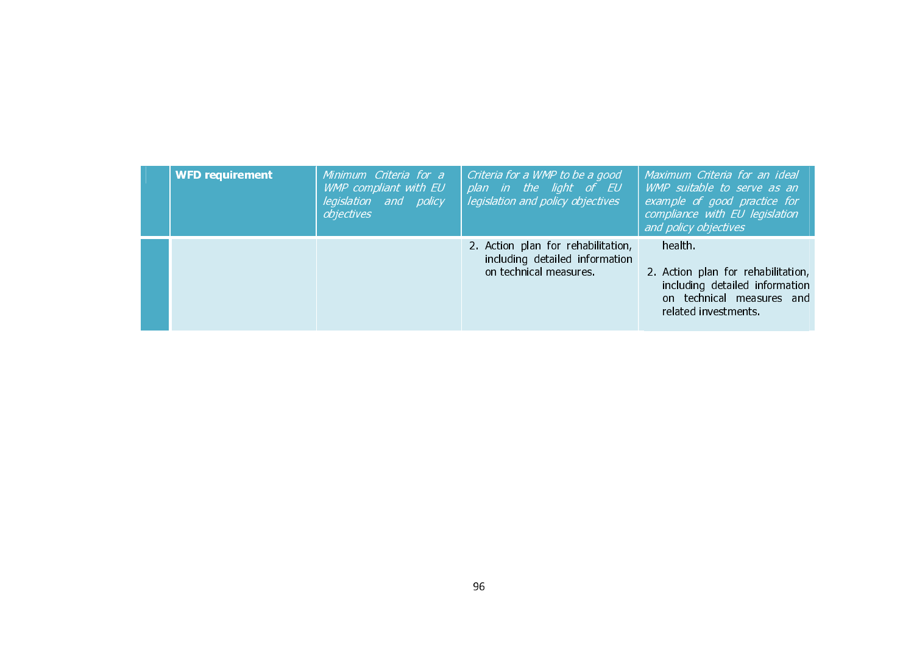| | WFD requirement | *Minimum Criteria for a WMP compliant with EU legislation and policy objectives* | *Criteria for a WMP to be a good plan in the light of EU legislation and policy objectives* | *Maximum Criteria for an ideal WMP suitable to serve as an example of good practice for compliance with EU legislation and policy objectives* |
|---|---|---|---|---|
| | | | 2. Action plan for rehabilitation, including detailed information on technical measures. | health.<br><br>2. Action plan for rehabilitation, including detailed information on technical measures and related investments. |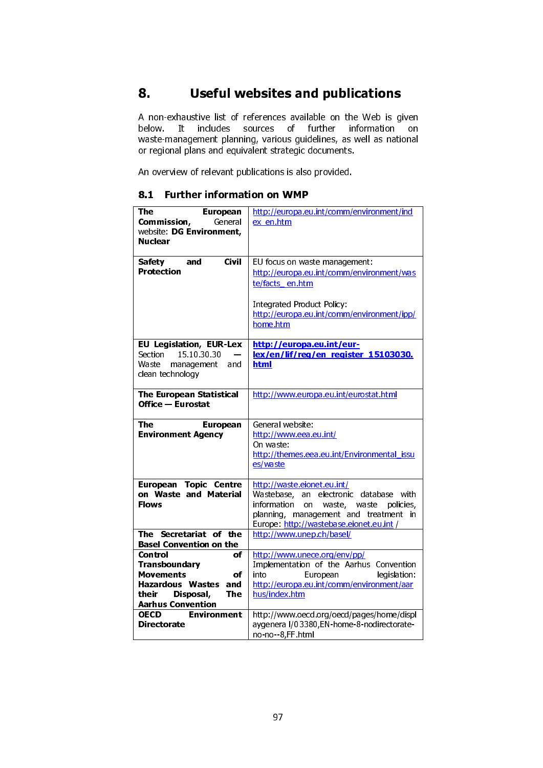# 8. Useful websites and publications

A non-exhaustive list of references available on the Web is given below. It includes sources of further information on waste-management planning, various guidelines, as well as national or regional plans and equivalent strategic documents.

An overview of relevant publications is also provided.

## 8.1 Further information on WMP

| | |
|---|---|
| **The European Commission,** General website: **DG Environment, Nuclear** | http://europa.eu.int/comm/environment/index_en.htm |
| **Safety and Civil Protection** | EU focus on waste management: http://europa.eu.int/comm/environment/waste/facts_ en.htm<br><br>Integrated Product Policy: http://europa.eu.int/comm/environment/ipp/home.htm |
| **EU Legislation, EUR-Lex** Section 15.10.30.30 — Waste management and clean technology | **http://europa.eu.int/eur-lex/en/lif/reg/en_register_15103030.html** |
| **The European Statistical Office — Eurostat** | http://www.europa.eu.int/eurostat.html |
| **The European Environment Agency** | General website: http://www.eea.eu.int/<br>On waste: http://themes.eea.eu.int/Environmental_issues/waste |
| **European Topic Centre on Waste and Material Flows** | http://waste.eionet.eu.int/<br>Wastebase, an electronic database with information on waste, waste policies, planning, management and treatment in Europe: http://wastebase.eionet.eu.int / |
| **The Secretariat of the Basel Convention on the** | http://www.unep.ch/basel/ |
| **Control of Transboundary Movements of Hazardous Wastes and their Disposal, The Aarhus Convention** | http://www.unece.org/env/pp/<br>Implementation of the Aarhus Convention into European legislation: http://europa.eu.int/comm/environment/aarhus/index.htm |
| **OECD Environment Directorate** | http://www.oecd.org/oecd/pages/home/displaygenera l/0 3380,EN-home-8-nodirectorate-no-no--8,FF.html |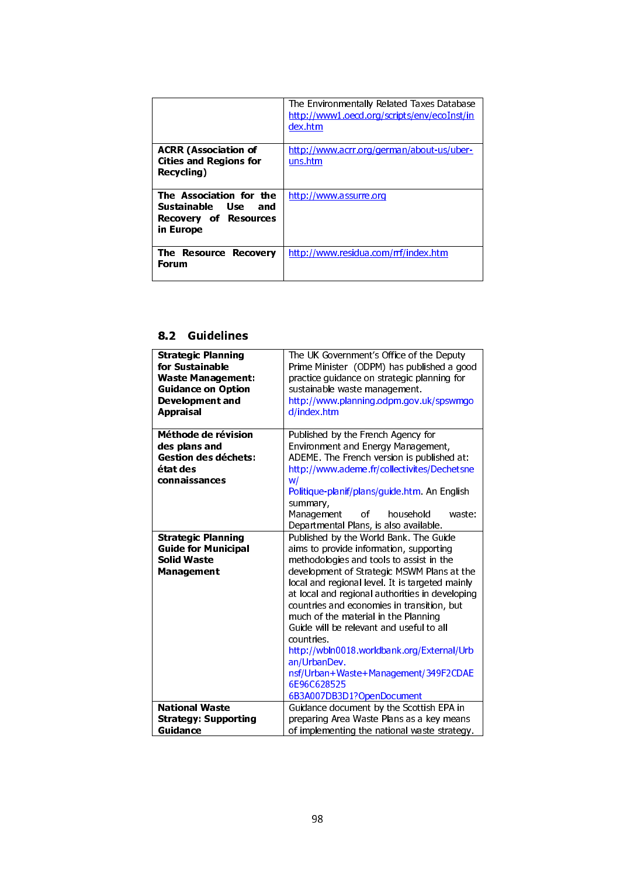| | |
|---|---|
| | The Environmentally Related Taxes Database http://www1.oecd.org/scripts/env/ecoInst/index.htm |
| **ACRR (Association of Cities and Regions for Recycling)** | http://www.acrr.org/german/about-us/uber-uns.htm |
| **The Association for the Sustainable Use and Recovery of Resources in Europe** | http://www.assurre.org |
| **The Resource Recovery Forum** | http://www.residua.com/rrf/index.htm |

## 8.2 Guidelines

| | |
|---|---|
| **Strategic Planning for Sustainable Waste Management: Guidance on Option Development and Appraisal** | The UK Government's Office of the Deputy Prime Minister (ODPM) has published a good practice guidance on strategic planning for sustainable waste management. http://www.planning.odpm.gov.uk/spswmgod/index.htm |
| **Méthode de révision des plans and Gestion des déchets: état des connaissances** | Published by the French Agency for Environment and Energy Management, ADEME. The French version is published at: http://www.ademe.fr/collectivites/Dechetsnew/Politique-planif/plans/guide.htm. An English summary, Management of household waste: Departmental Plans, is also available. |
| **Strategic Planning Guide for Municipal Solid Waste Management** | Published by the World Bank. The Guide aims to provide information, supporting methodologies and tools to assist in the development of Strategic MSWM Plans at the local and regional level. It is targeted mainly at local and regional authorities in developing countries and economies in transition, but much of the material in the Planning Guide will be relevant and useful to all countries. http://wbln0018.worldbank.org/External/Urban/UrbanDev.nsf/Urban+Waste+Management/349F2CDAE6E96C6285256B3A007DB3D1?OpenDocument |
| **National Waste Strategy: Supporting Guidance** | Guidance document by the Scottish EPA in preparing Area Waste Plans as a key means of implementing the national waste strategy. |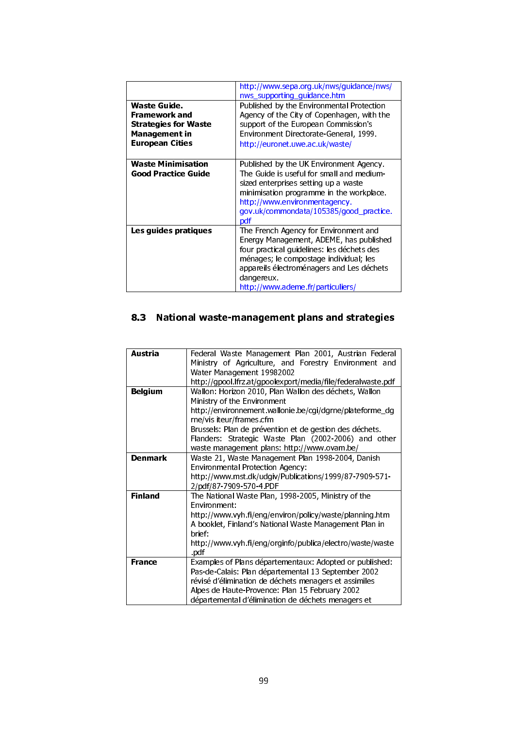| | |
|---|---|
| | http://www.sepa.org.uk/nws/guidance/nws/nws_supporting_guidance.htm |
| **Waste Guide. Framework and Strategies for Waste Management in European Cities** | Published by the Environmental Protection Agency of the City of Copenhagen, with the support of the European Commission's Environment Directorate-General, 1999. http://euronet.uwe.ac.uk/waste/ |
| **Waste Minimisation Good Practice Guide** | Published by the UK Environment Agency. The Guide is useful for small and medium-sized enterprises setting up a waste minimisation programme in the workplace. http://www.environmentagency.gov.uk/commondata/105385/good_practice.pdf |
| **Les guides pratiques** | The French Agency for Environment and Energy Management, ADEME, has published four practical guidelines: les déchets des ménages; le compostage individual; les appareils électroménagers and Les déchets dangereux. http://www.ademe.fr/particuliers/ |

## 8.3 National waste-management plans and strategies

| | |
|---|---|
| **Austria** | Federal Waste Management Plan 2001, Austrian Federal Ministry of Agriculture, and Forestry Environment and Water Management 19982002 http://gpool.lfrz.at/gpoolexport/media/file/federalwaste.pdf |
| **Belgium** | Wallon: Horizon 2010, Plan Wallon des déchets, Wallon Ministry of the Environment http://environnement.wallonie.be/cgi/dgrne/plateforme_dgrne/visiteur/frames.cfm<br>Brussels: Plan de prévention et de gestion des déchets.<br>Flanders: Strategic Waste Plan (2002-2006) and other waste management plans: http://www.ovam.be/ |
| **Denmark** | Waste 21, Waste Management Plan 1998-2004, Danish Environmental Protection Agency: http://www.mst.dk/udgiv/Publications/1999/87-7909-571-2/pdf/87-7909-570-4.PDF |
| **Finland** | The National Waste Plan, 1998-2005, Ministry of the Environment: http://www.vyh.fi/eng/environ/policy/waste/planning.htm<br>A booklet, Finland's National Waste Management Plan in brief: http://www.vyh.fi/eng/orginfo/publica/electro/waste/waste.pdf |
| **France** | Examples of Plans départementaux: Adopted or published:<br>Pas-de-Calais: Plan départemental 13 September 2002 révisé d'élimination de déchets menagers et assimiles<br>Alpes de Haute-Provence: Plan 15 February 2002 départemental d'élimination de déchets menagers et |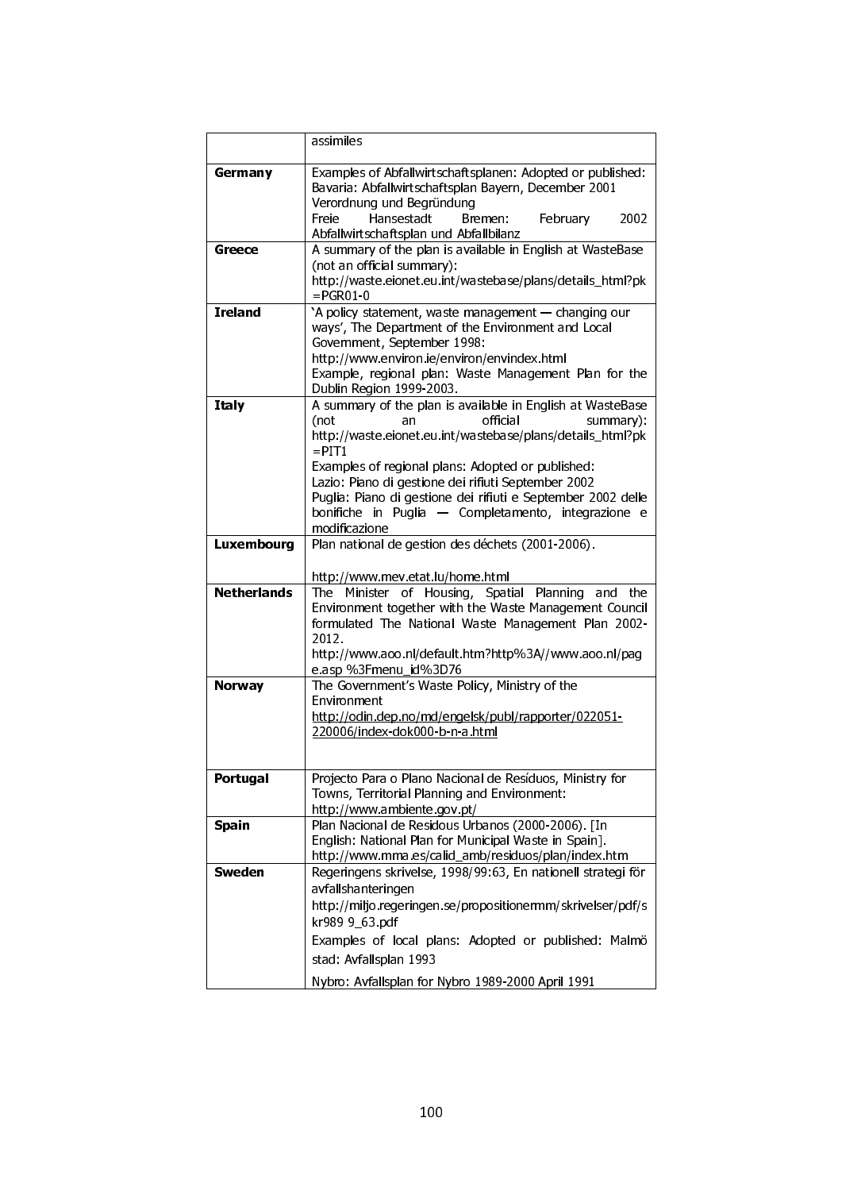| | |
|---|---|
| | assimiles |
| **Germany** | Examples of Abfallwirtschaftsplanen: Adopted or published: Bavaria: Abfallwirtschaftsplan Bayern, December 2001 Verordnung und Begründung<br>Freie Hansestadt Bremen: February 2002 Abfallwirtschaftsplan und Abfallbilanz |
| **Greece** | A summary of the plan is available in English at WasteBase (not an official summary): http://waste.eionet.eu.int/wastebase/plans/details_html?pk=PGR01-0 |
| **Ireland** | 'A policy statement, waste management — changing our ways', The Department of the Environment and Local Government, September 1998: http://www.environ.ie/environ/envindex.html<br>Example, regional plan: Waste Management Plan for the Dublin Region 1999-2003. |
| **Italy** | A summary of the plan is available in English at WasteBase (not an official summary): http://waste.eionet.eu.int/wastebase/plans/details_html?pk=PIT1<br>Examples of regional plans: Adopted or published:<br>Lazio: Piano di gestione dei rifiuti September 2002<br>Puglia: Piano di gestione dei rifiuti e September 2002 delle bonifiche in Puglia — Completamento, integrazione e modificazione |
| **Luxembourg** | Plan national de gestion des déchets (2001-2006).<br><br>http://www.mev.etat.lu/home.html |
| **Netherlands** | The Minister of Housing, Spatial Planning and the Environment together with the Waste Management Council formulated The National Waste Management Plan 2002-2012.<br>http://www.aoo.nl/default.htm?http%3A//www.aoo.nl/page.asp %3Fmenu_id%3D76 |
| **Norway** | The Government's Waste Policy, Ministry of the Environment<br>http://odin.dep.no/md/engelsk/publ/rapporter/022051-220006/index-dok000-b-n-a.html |
| **Portugal** | Projecto Para o Plano Nacional de Resíduos, Ministry for Towns, Territorial Planning and Environment: http://www.ambiente.gov.pt/ |
| **Spain** | Plan Nacional de Residous Urbanos (2000-2006). [In English: National Plan for Municipal Waste in Spain]. http://www.mma.es/calid_amb/residuos/plan/index.htm |
| **Sweden** | Regeringens skrivelse, 1998/99:63, En nationell strategi för avfallshanteringen<br>http://miljo.regeringen.se/propositionermm/skrivelser/pdf/skr989 9_63.pdf<br>Examples of local plans: Adopted or published: Malmö stad: Avfallsplan 1993<br>Nybro: Avfallsplan for Nybro 1989-2000 April 1991 |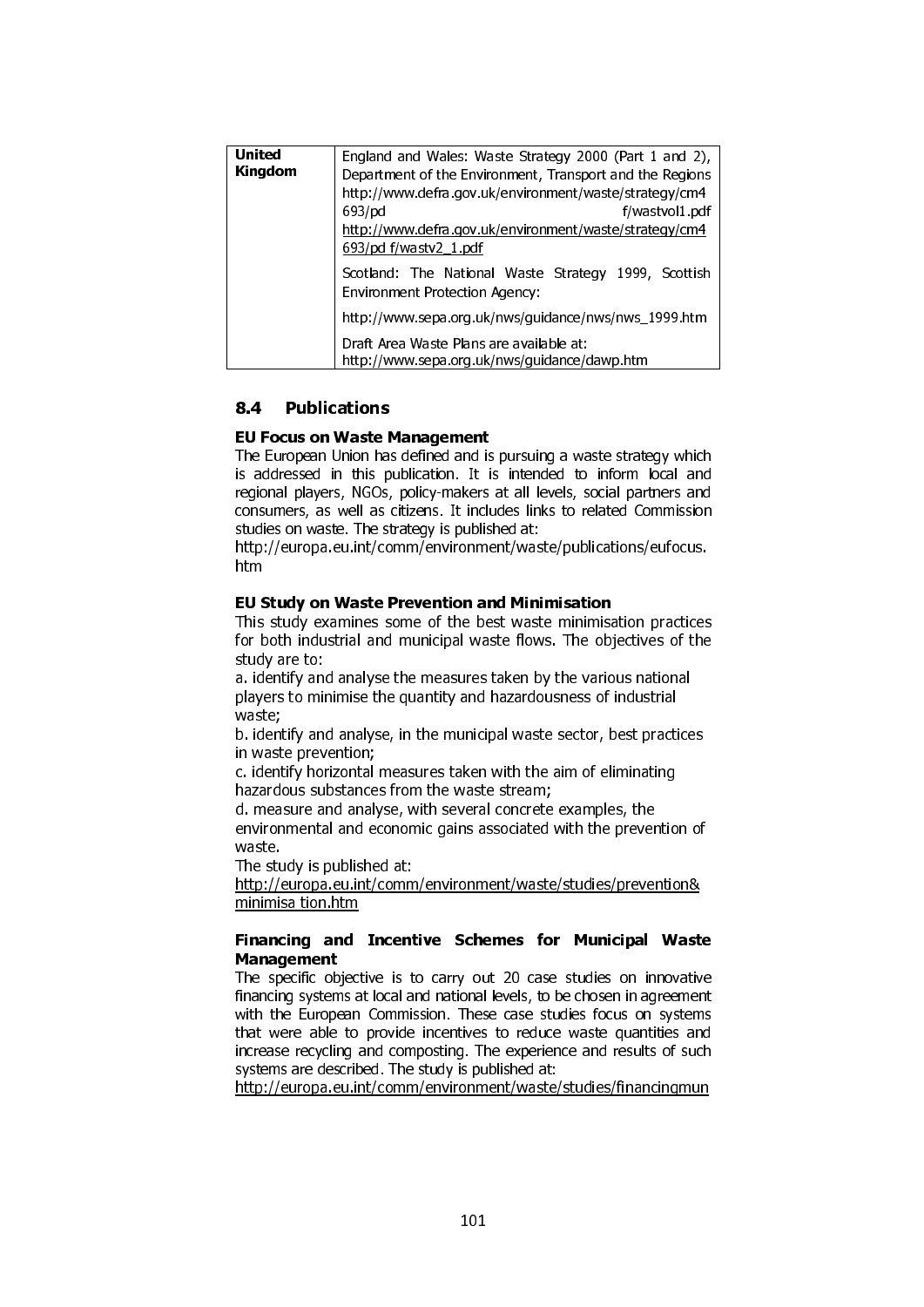| United Kingdom | England and Wales: Waste Strategy 2000 (Part 1 and 2), Department of the Environment, Transport and the Regions http://www.defra.gov.uk/environment/waste/strategy/cm4693/pd f/wastvol1.pdf http://www.defra.gov.uk/environment/waste/strategy/cm4693/pd f/wastv2_1.pdf<br>Scotland: The National Waste Strategy 1999, Scottish Environment Protection Agency:<br>http://www.sepa.org.uk/nws/guidance/nws/nws_1999.htm<br>Draft Area Waste Plans are available at: http://www.sepa.org.uk/nws/guidance/dawp.htm |
|---|---|

## 8.4 Publications

**EU Focus on Waste Management**

The European Union has defined and is pursuing a waste strategy which is addressed in this publication. It is intended to inform local and regional players, NGOs, policy-makers at all levels, social partners and consumers, as well as citizens. It includes links to related Commission studies on waste. The strategy is published at:
http://europa.eu.int/comm/environment/waste/publications/eufocus.htm

**EU Study on Waste Prevention and Minimisation**

This study examines some of the best waste minimisation practices for both industrial and municipal waste flows. The objectives of the study are to:

a. identify and analyse the measures taken by the various national players to minimise the quantity and hazardousness of industrial waste;
b. identify and analyse, in the municipal waste sector, best practices in waste prevention;
c. identify horizontal measures taken with the aim of eliminating hazardous substances from the waste stream;
d. measure and analyse, with several concrete examples, the environmental and economic gains associated with the prevention of waste.

The study is published at:
http://europa.eu.int/comm/environment/waste/studies/prevention&minimisa tion.htm

**Financing and Incentive Schemes for Municipal Waste Management**

The specific objective is to carry out 20 case studies on innovative financing systems at local and national levels, to be chosen in agreement with the European Commission. These case studies focus on systems that were able to provide incentives to reduce waste quantities and increase recycling and composting. The experience and results of such systems are described. The study is published at:
http://europa.eu.int/comm/environment/waste/studies/financingmun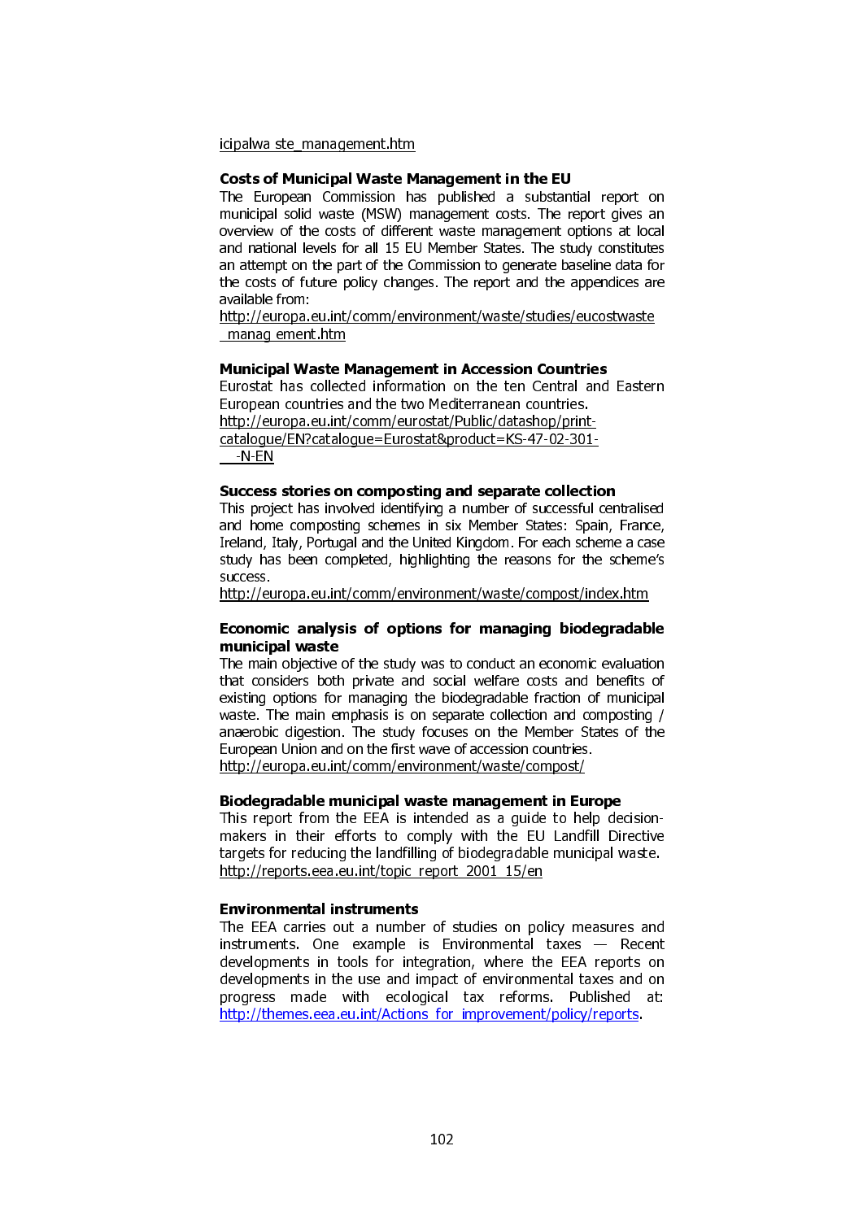icipalwa ste_management.htm

**Costs of Municipal Waste Management in the EU**

The European Commission has published a substantial report on municipal solid waste (MSW) management costs. The report gives an overview of the costs of different waste management options at local and national levels for all 15 EU Member States. The study constitutes an attempt on the part of the Commission to generate baseline data for the costs of future policy changes. The report and the appendices are available from:
http://europa.eu.int/comm/environment/waste/studies/eucostwaste_manag ement.htm

**Municipal Waste Management in Accession Countries**

Eurostat has collected information on the ten Central and Eastern European countries and the two Mediterranean countries.
http://europa.eu.int/comm/eurostat/Public/datashop/print-catalogue/EN?catalogue=Eurostat&product=KS-47-02-301-__-N-EN

**Success stories on composting and separate collection**

This project has involved identifying a number of successful centralised and home composting schemes in six Member States: Spain, France, Ireland, Italy, Portugal and the United Kingdom. For each scheme a case study has been completed, highlighting the reasons for the scheme's success.
http://europa.eu.int/comm/environment/waste/compost/index.htm

**Economic analysis of options for managing biodegradable municipal waste**

The main objective of the study was to conduct an economic evaluation that considers both private and social welfare costs and benefits of existing options for managing the biodegradable fraction of municipal waste. The main emphasis is on separate collection and composting / anaerobic digestion. The study focuses on the Member States of the European Union and on the first wave of accession countries.
http://europa.eu.int/comm/environment/waste/compost/

**Biodegradable municipal waste management in Europe**

This report from the EEA is intended as a guide to help decision-makers in their efforts to comply with the EU Landfill Directive targets for reducing the landfilling of biodegradable municipal waste.
http://reports.eea.eu.int/topic_report_2001_15/en

**Environmental instruments**

The EEA carries out a number of studies on policy measures and instruments. One example is Environmental taxes — Recent developments in tools for integration, where the EEA reports on developments in the use and impact of environmental taxes and on progress made with ecological tax reforms. Published at: http://themes.eea.eu.int/Actions_for_improvement/policy/reports.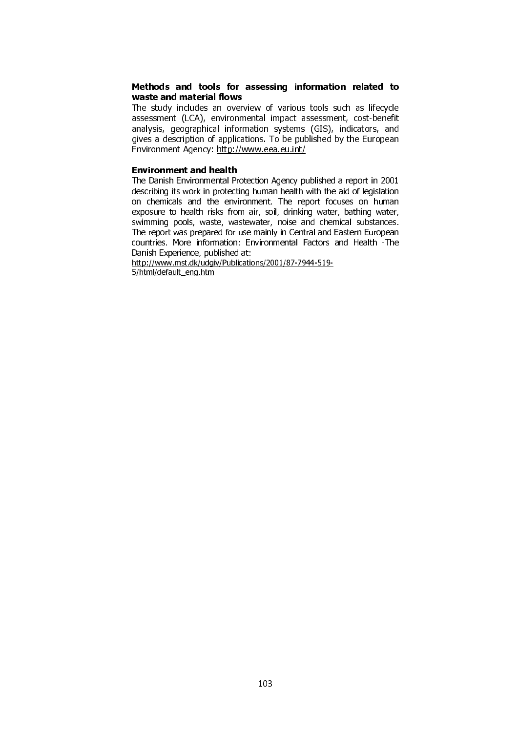**Methods and tools for assessing information related to waste and material flows**

The study includes an overview of various tools such as lifecycle assessment (LCA), environmental impact assessment, cost-benefit analysis, geographical information systems (GIS), indicators, and gives a description of applications. To be published by the European Environment Agency: http://www.eea.eu.int/

**Environment and health**

The Danish Environmental Protection Agency published a report in 2001 describing its work in protecting human health with the aid of legislation on chemicals and the environment. The report focuses on human exposure to health risks from air, soil, drinking water, bathing water, swimming pools, waste, wastewater, noise and chemical substances. The report was prepared for use mainly in Central and Eastern European countries. More information: Environmental Factors and Health -The Danish Experience, published at:
http://www.mst.dk/udgiv/Publications/2001/87-7944-519-5/html/default_eng.htm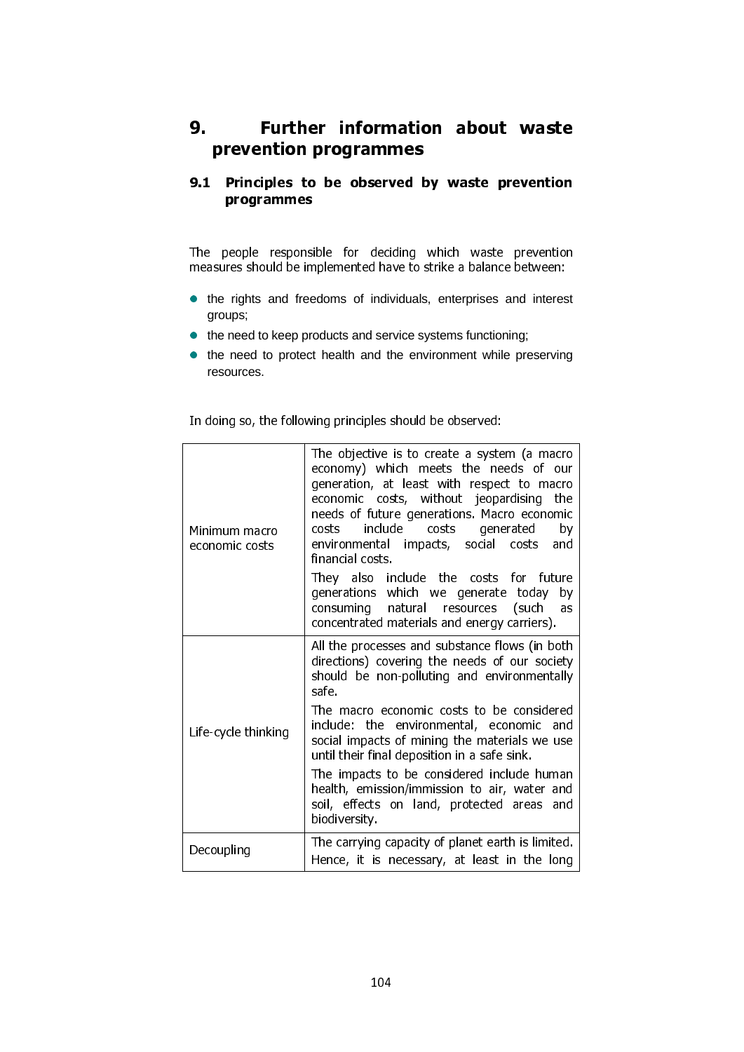# 9. Further information about waste prevention programmes

## 9.1 Principles to be observed by waste prevention programmes

The people responsible for deciding which waste prevention measures should be implemented have to strike a balance between:

- the rights and freedoms of individuals, enterprises and interest groups;
- the need to keep products and service systems functioning;
- the need to protect health and the environment while preserving resources.

In doing so, the following principles should be observed:

| | |
|---|---|
| Minimum macro economic costs | The objective is to create a system (a macro economy) which meets the needs of our generation, at least with respect to macro economic costs, without jeopardising the needs of future generations. Macro economic costs include costs generated by environmental impacts, social costs and financial costs.<br><br>They also include the costs for future generations which we generate today by consuming natural resources (such as concentrated materials and energy carriers). |
| Life-cycle thinking | All the processes and substance flows (in both directions) covering the needs of our society should be non-polluting and environmentally safe.<br><br>The macro economic costs to be considered include: the environmental, economic and social impacts of mining the materials we use until their final deposition in a safe sink.<br><br>The impacts to be considered include human health, emission/immission to air, water and soil, effects on land, protected areas and biodiversity. |
| Decoupling | The carrying capacity of planet earth is limited. Hence, it is necessary, at least in the long |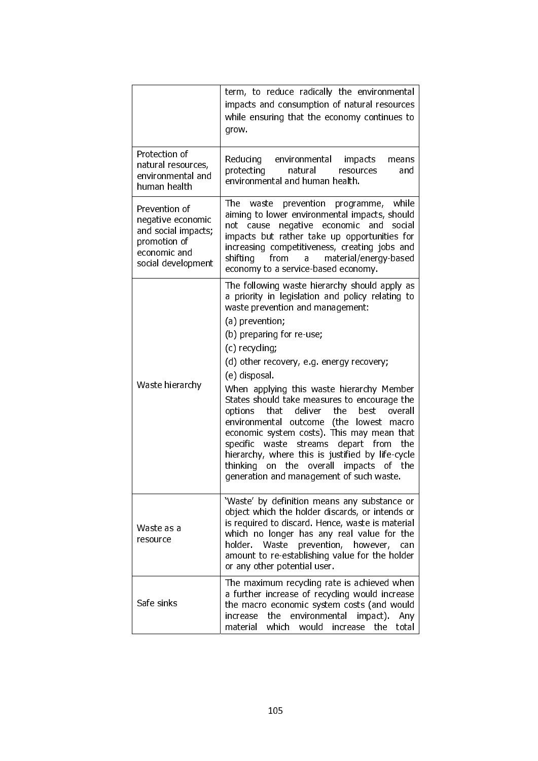| | |
|---|---|
| | term, to reduce radically the environmental impacts and consumption of natural resources while ensuring that the economy continues to grow. |
| Protection of natural resources, environmental and human health | Reducing environmental impacts means protecting natural resources and environmental and human health. |
| Prevention of negative economic and social impacts; promotion of economic and social development | The waste prevention programme, while aiming to lower environmental impacts, should not cause negative economic and social impacts but rather take up opportunities for increasing competitiveness, creating jobs and shifting from a material/energy-based economy to a service-based economy. |
| Waste hierarchy | The following waste hierarchy should apply as a priority in legislation and policy relating to waste prevention and management:<br>(a) prevention;<br>(b) preparing for re-use;<br>(c) recycling;<br>(d) other recovery, e.g. energy recovery;<br>(e) disposal.<br>When applying this waste hierarchy Member States should take measures to encourage the options that deliver the best overall environmental outcome (the lowest macro economic system costs). This may mean that specific waste streams depart from the hierarchy, where this is justified by life-cycle thinking on the overall impacts of the generation and management of such waste. |
| Waste as a resource | 'Waste' by definition means any substance or object which the holder discards, or intends or is required to discard. Hence, waste is material which no longer has any real value for the holder. Waste prevention, however, can amount to re-establishing value for the holder or any other potential user. |
| Safe sinks | The maximum recycling rate is achieved when a further increase of recycling would increase the macro economic system costs (and would increase the environmental impact). Any material which would increase the total |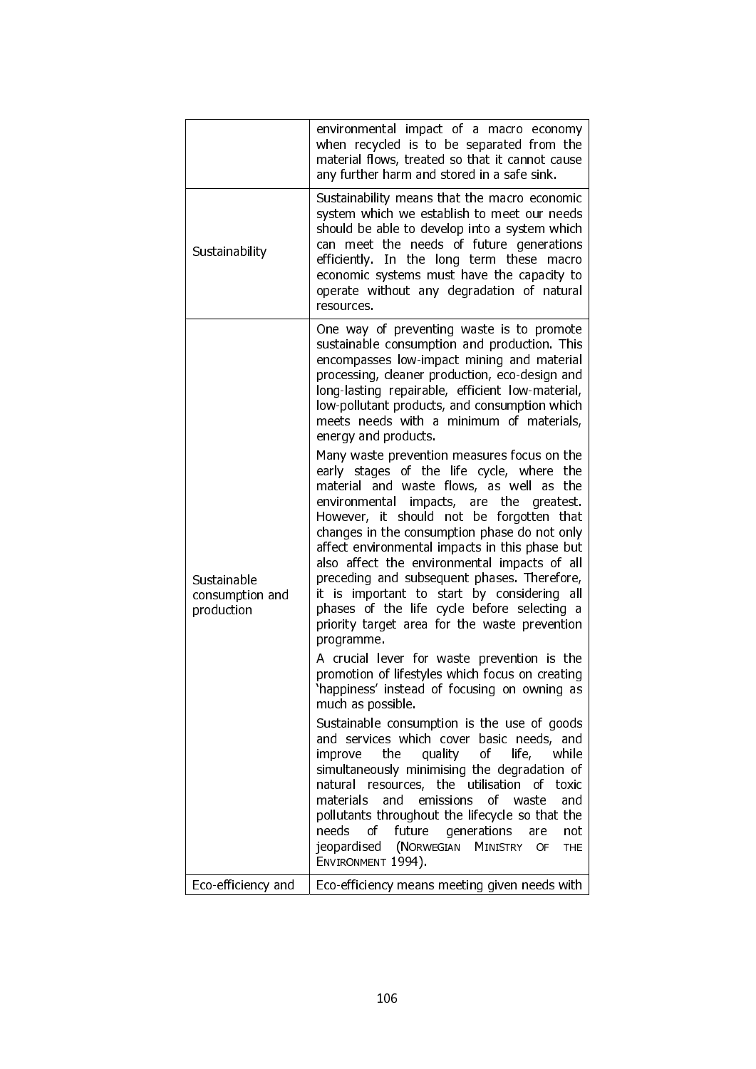| | |
|---|---|
| | environmental impact of a macro economy when recycled is to be separated from the material flows, treated so that it cannot cause any further harm and stored in a safe sink. |
| Sustainability | Sustainability means that the macro economic system which we establish to meet our needs should be able to develop into a system which can meet the needs of future generations efficiently. In the long term these macro economic systems must have the capacity to operate without any degradation of natural resources. |
| Sustainable consumption and production | One way of preventing waste is to promote sustainable consumption and production. This encompasses low-impact mining and material processing, cleaner production, eco-design and long-lasting repairable, efficient low-material, low-pollutant products, and consumption which meets needs with a minimum of materials, energy and products.<br><br>Many waste prevention measures focus on the early stages of the life cycle, where the material and waste flows, as well as the environmental impacts, are the greatest. However, it should not be forgotten that changes in the consumption phase do not only affect environmental impacts in this phase but also affect the environmental impacts of all preceding and subsequent phases. Therefore, it is important to start by considering all phases of the life cycle before selecting a priority target area for the waste prevention programme.<br><br>A crucial lever for waste prevention is the promotion of lifestyles which focus on creating 'happiness' instead of focusing on owning as much as possible.<br><br>Sustainable consumption is the use of goods and services which cover basic needs, and improve the quality of life, while simultaneously minimising the degradation of natural resources, the utilisation of toxic materials and emissions of waste and pollutants throughout the lifecycle so that the needs of future generations are not jeopardised (NORWEGIAN MINISTRY OF THE ENVIRONMENT 1994). |
| Eco-efficiency and | Eco-efficiency means meeting given needs with |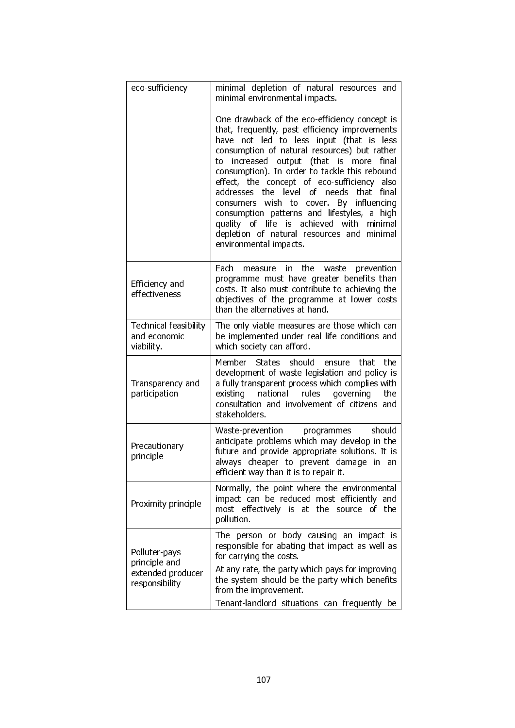| | |
|---|---|
| eco-sufficiency | minimal depletion of natural resources and minimal environmental impacts.<br><br>One drawback of the eco-efficiency concept is that, frequently, past efficiency improvements have not led to less input (that is less consumption of natural resources) but rather to increased output (that is more final consumption). In order to tackle this rebound effect, the concept of eco-sufficiency also addresses the level of needs that final consumers wish to cover. By influencing consumption patterns and lifestyles, a high quality of life is achieved with minimal depletion of natural resources and minimal environmental impacts. |
| Efficiency and effectiveness | Each measure in the waste prevention programme must have greater benefits than costs. It also must contribute to achieving the objectives of the programme at lower costs than the alternatives at hand. |
| Technical feasibility and economic viability. | The only viable measures are those which can be implemented under real life conditions and which society can afford. |
| Transparency and participation | Member States should ensure that the development of waste legislation and policy is a fully transparent process which complies with existing national rules governing the consultation and involvement of citizens and stakeholders. |
| Precautionary principle | Waste-prevention programmes should anticipate problems which may develop in the future and provide appropriate solutions. It is always cheaper to prevent damage in an efficient way than it is to repair it. |
| Proximity principle | Normally, the point where the environmental impact can be reduced most efficiently and most effectively is at the source of the pollution. |
| Polluter-pays principle and extended producer responsibility | The person or body causing an impact is responsible for abating that impact as well as for carrying the costs.<br><br>At any rate, the party which pays for improving the system should be the party which benefits from the improvement.<br><br>Tenant-landlord situations can frequently be |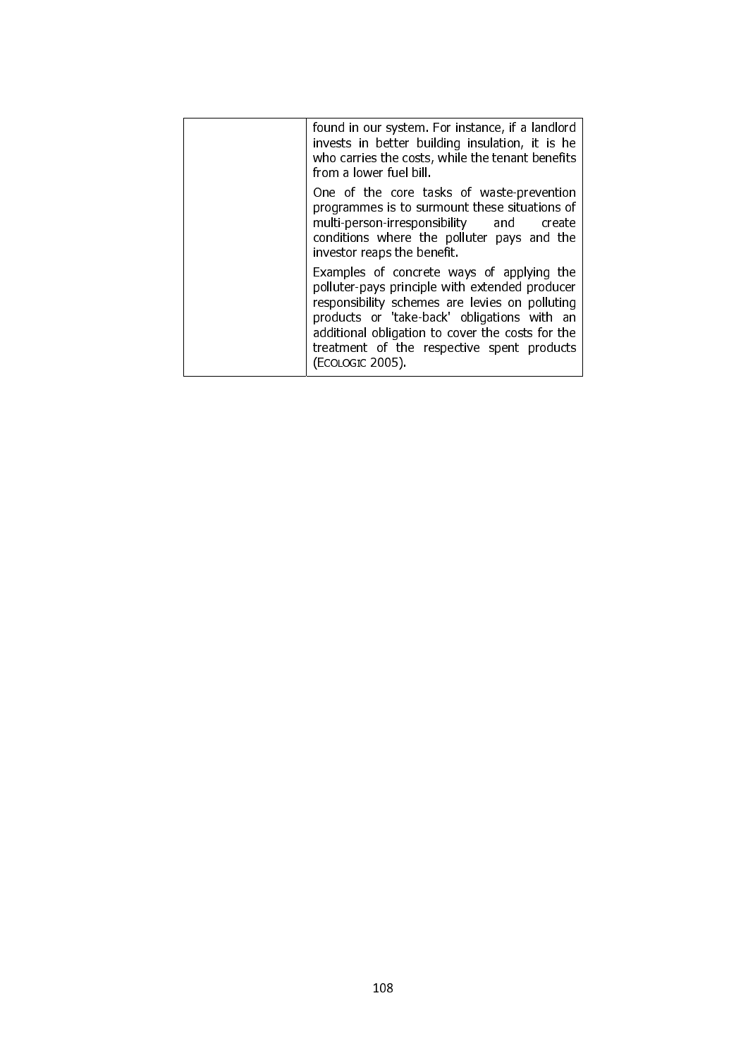| | |
|---|---|
| | found in our system. For instance, if a landlord invests in better building insulation, it is he who carries the costs, while the tenant benefits from a lower fuel bill.<br><br>One of the core tasks of waste-prevention programmes is to surmount these situations of multi-person-irresponsibility and create conditions where the polluter pays and the investor reaps the benefit.<br><br>Examples of concrete ways of applying the polluter-pays principle with extended producer responsibility schemes are levies on polluting products or 'take-back' obligations with an additional obligation to cover the costs for the treatment of the respective spent products (ECOLOGIC 2005). |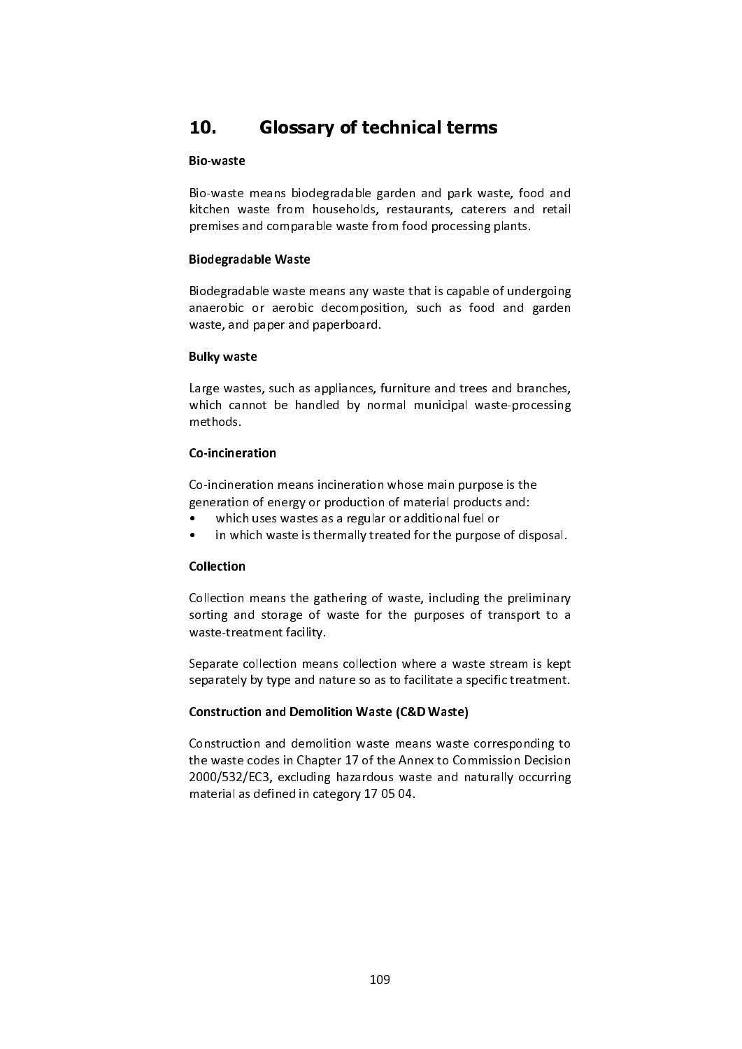# 10. Glossary of technical terms

**Bio-waste**

Bio-waste means biodegradable garden and park waste, food and kitchen waste from households, restaurants, caterers and retail premises and comparable waste from food processing plants.

**Biodegradable Waste**

Biodegradable waste means any waste that is capable of undergoing anaerobic or aerobic decomposition, such as food and garden waste, and paper and paperboard.

**Bulky waste**

Large wastes, such as appliances, furniture and trees and branches, which cannot be handled by normal municipal waste-processing methods.

**Co-incineration**

Co-incineration means incineration whose main purpose is the generation of energy or production of material products and:

- which uses wastes as a regular or additional fuel or
- in which waste is thermally treated for the purpose of disposal.

**Collection**

Collection means the gathering of waste, including the preliminary sorting and storage of waste for the purposes of transport to a waste-treatment facility.

Separate collection means collection where a waste stream is kept separately by type and nature so as to facilitate a specific treatment.

**Construction and Demolition Waste (C&D Waste)**

Construction and demolition waste means waste corresponding to the waste codes in Chapter 17 of the Annex to Commission Decision 2000/532/EC3, excluding hazardous waste and naturally occurring material as defined in category 17 05 04.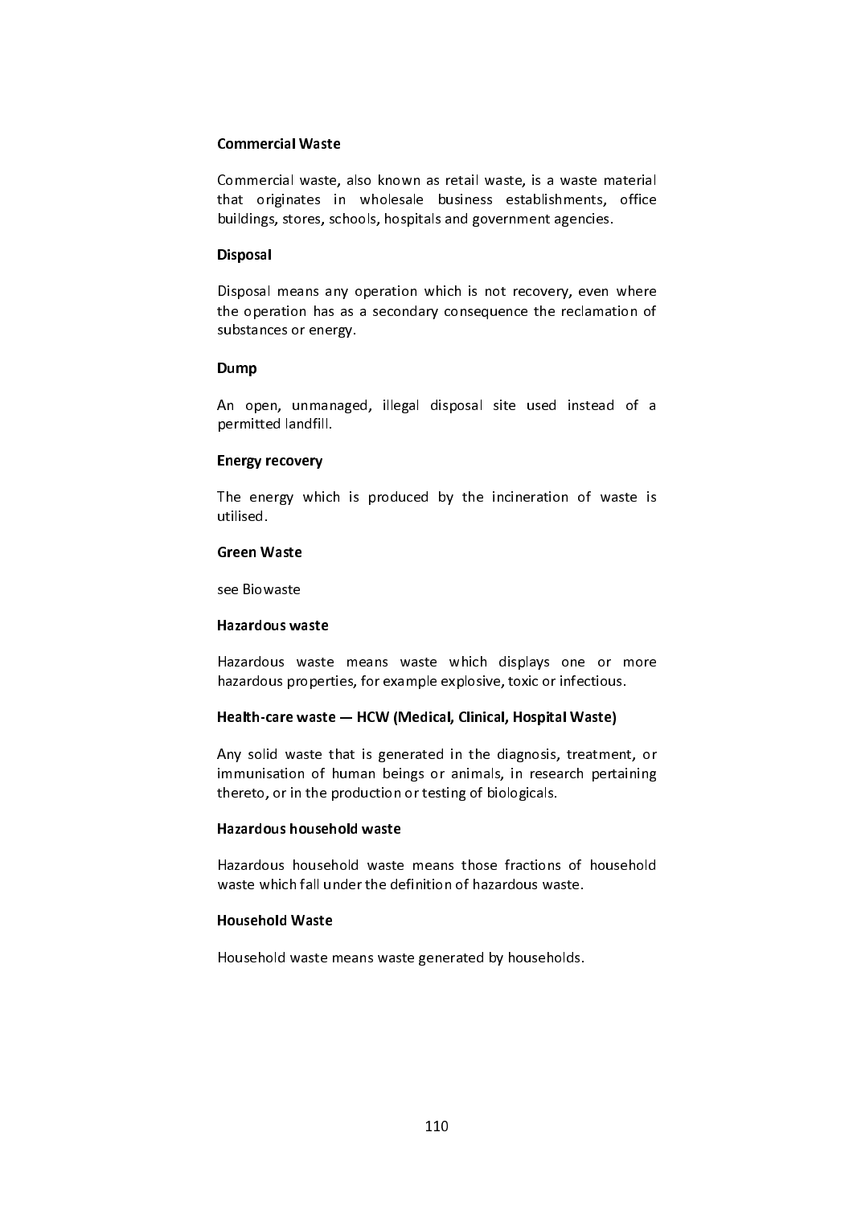**Commercial Waste**

Commercial waste, also known as retail waste, is a waste material that originates in wholesale business establishments, office buildings, stores, schools, hospitals and government agencies.

**Disposal**

Disposal means any operation which is not recovery, even where the operation has as a secondary consequence the reclamation of substances or energy.

**Dump**

An open, unmanaged, illegal disposal site used instead of a permitted landfill.

**Energy recovery**

The energy which is produced by the incineration of waste is utilised.

**Green Waste**

see Biowaste

**Hazardous waste**

Hazardous waste means waste which displays one or more hazardous properties, for example explosive, toxic or infectious.

**Health-care waste — HCW (Medical, Clinical, Hospital Waste)**

Any solid waste that is generated in the diagnosis, treatment, or immunisation of human beings or animals, in research pertaining thereto, or in the production or testing of biologicals.

**Hazardous household waste**

Hazardous household waste means those fractions of household waste which fall under the definition of hazardous waste.

**Household Waste**

Household waste means waste generated by households.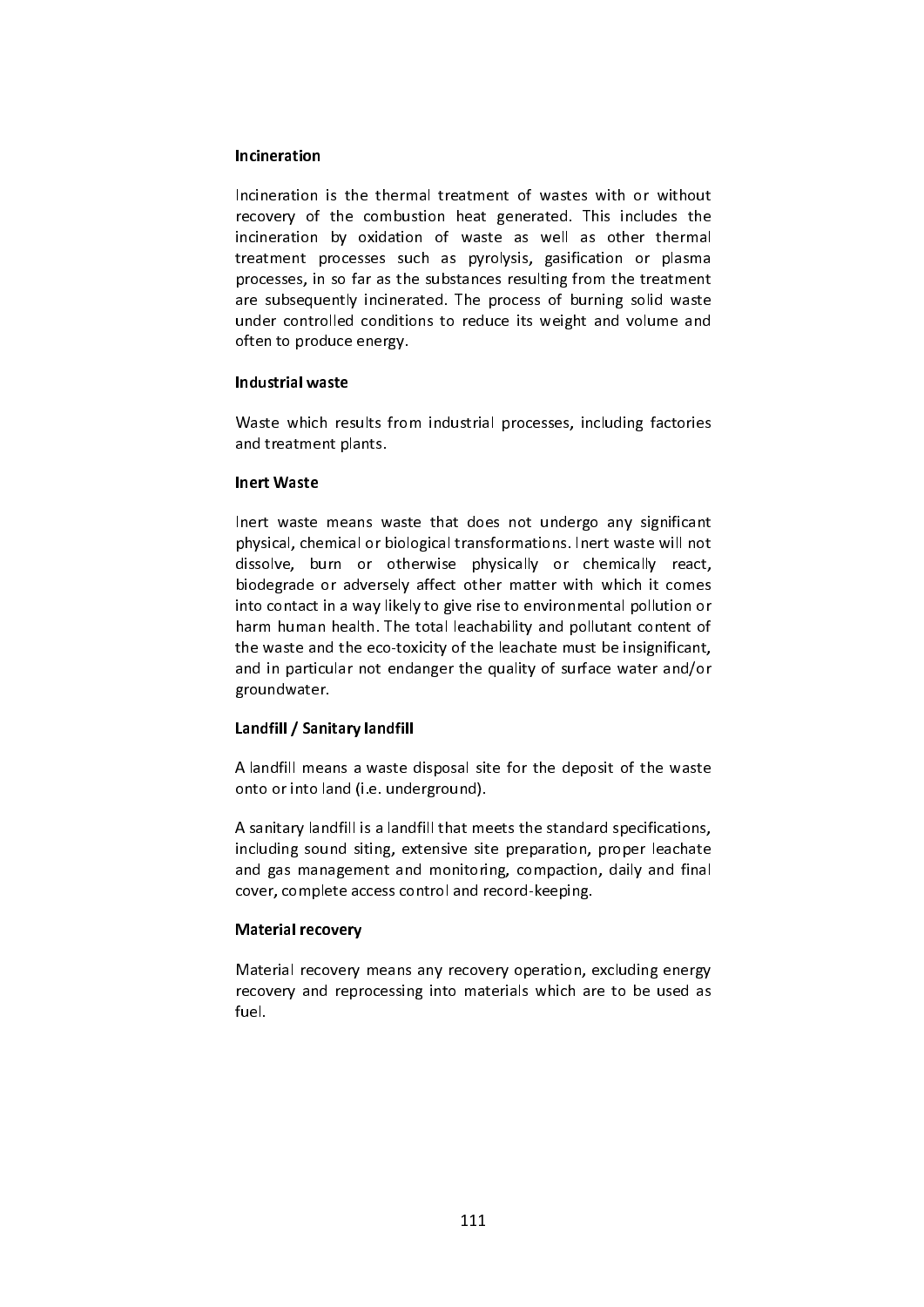**Incineration**

Incineration is the thermal treatment of wastes with or without recovery of the combustion heat generated. This includes the incineration by oxidation of waste as well as other thermal treatment processes such as pyrolysis, gasification or plasma processes, in so far as the substances resulting from the treatment are subsequently incinerated. The process of burning solid waste under controlled conditions to reduce its weight and volume and often to produce energy.

**Industrial waste**

Waste which results from industrial processes, including factories and treatment plants.

**Inert Waste**

Inert waste means waste that does not undergo any significant physical, chemical or biological transformations. Inert waste will not dissolve, burn or otherwise physically or chemically react, biodegrade or adversely affect other matter with which it comes into contact in a way likely to give rise to environmental pollution or harm human health. The total leachability and pollutant content of the waste and the eco-toxicity of the leachate must be insignificant, and in particular not endanger the quality of surface water and/or groundwater.

**Landfill / Sanitary landfill**

A landfill means a waste disposal site for the deposit of the waste onto or into land (i.e. underground).

A sanitary landfill is a landfill that meets the standard specifications, including sound siting, extensive site preparation, proper leachate and gas management and monitoring, compaction, daily and final cover, complete access control and record-keeping.

**Material recovery**

Material recovery means any recovery operation, excluding energy recovery and reprocessing into materials which are to be used as fuel.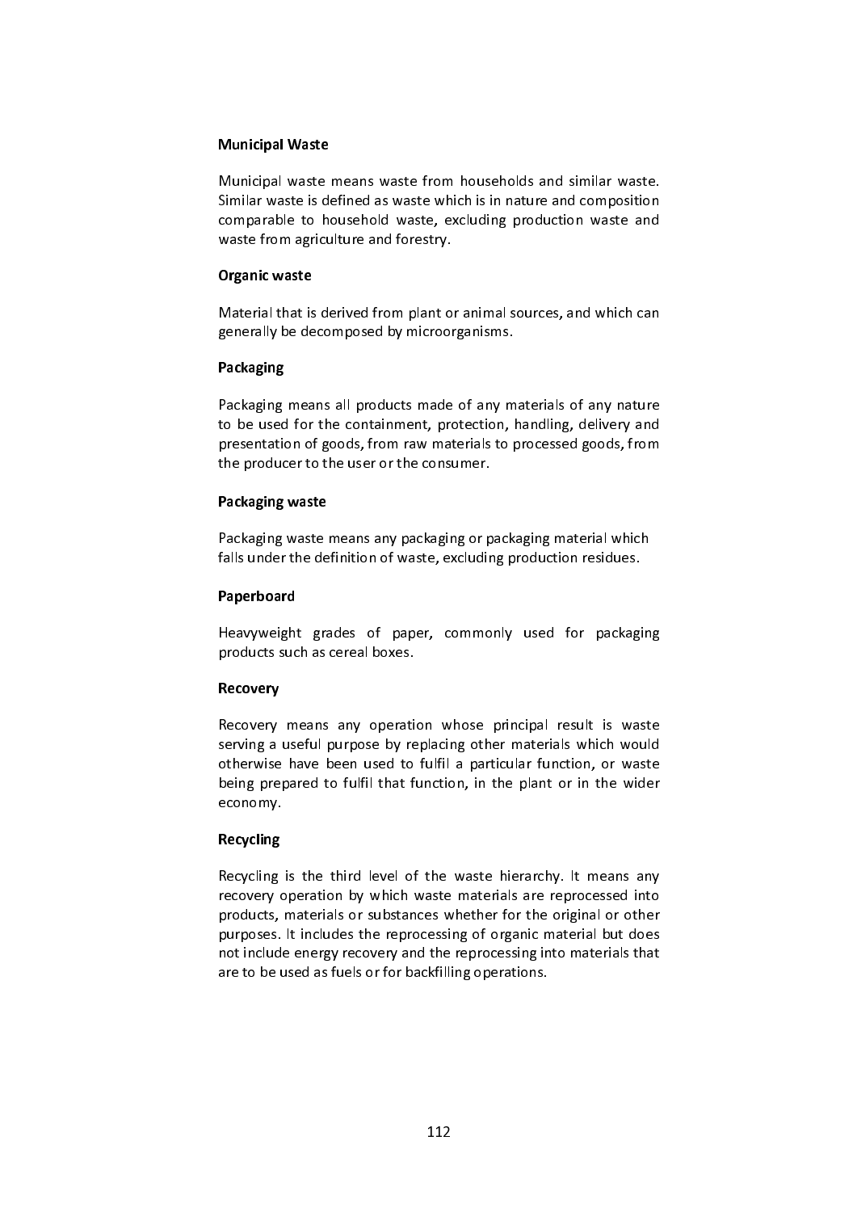### Municipal Waste

Municipal waste means waste from households and similar waste. Similar waste is defined as waste which is in nature and composition comparable to household waste, excluding production waste and waste from agriculture and forestry.

### Organic waste

Material that is derived from plant or animal sources, and which can generally be decomposed by microorganisms.

### Packaging

Packaging means all products made of any materials of any nature to be used for the containment, protection, handling, delivery and presentation of goods, from raw materials to processed goods, from the producer to the user or the consumer.

### Packaging waste

Packaging waste means any packaging or packaging material which falls under the definition of waste, excluding production residues.

### Paperboard

Heavyweight grades of paper, commonly used for packaging products such as cereal boxes.

### Recovery

Recovery means any operation whose principal result is waste serving a useful purpose by replacing other materials which would otherwise have been used to fulfil a particular function, or waste being prepared to fulfil that function, in the plant or in the wider economy.

### Recycling

Recycling is the third level of the waste hierarchy. It means any recovery operation by which waste materials are reprocessed into products, materials or substances whether for the original or other purposes. It includes the reprocessing of organic material but does not include energy recovery and the reprocessing into materials that are to be used as fuels or for backfilling operations.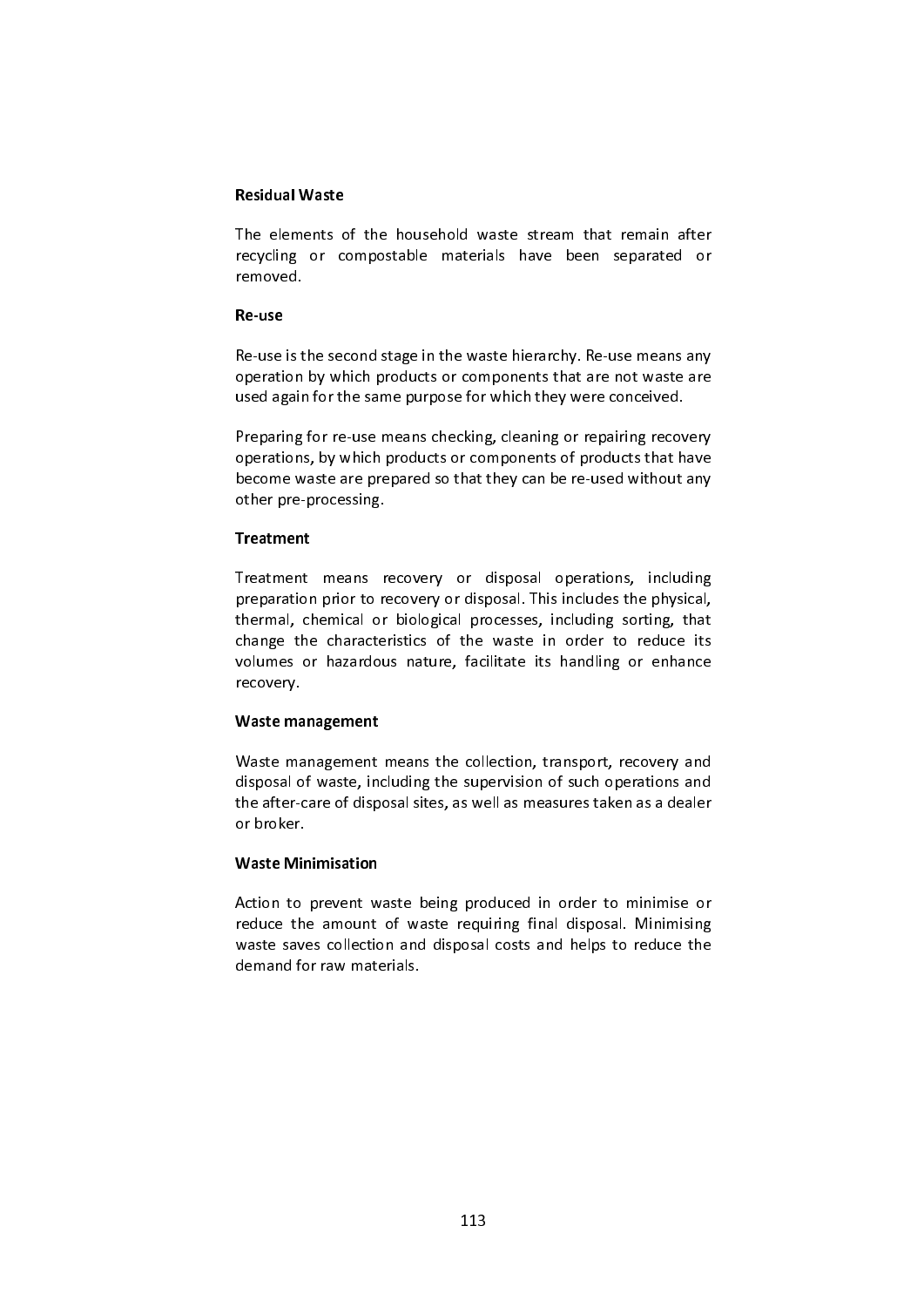**Residual Waste**

The elements of the household waste stream that remain after recycling or compostable materials have been separated or removed.

**Re-use**

Re-use is the second stage in the waste hierarchy. Re-use means any operation by which products or components that are not waste are used again for the same purpose for which they were conceived.

Preparing for re-use means checking, cleaning or repairing recovery operations, by which products or components of products that have become waste are prepared so that they can be re-used without any other pre-processing.

**Treatment**

Treatment means recovery or disposal operations, including preparation prior to recovery or disposal. This includes the physical, thermal, chemical or biological processes, including sorting, that change the characteristics of the waste in order to reduce its volumes or hazardous nature, facilitate its handling or enhance recovery.

**Waste management**

Waste management means the collection, transport, recovery and disposal of waste, including the supervision of such operations and the after-care of disposal sites, as well as measures taken as a dealer or broker.

**Waste Minimisation**

Action to prevent waste being produced in order to minimise or reduce the amount of waste requiring final disposal. Minimising waste saves collection and disposal costs and helps to reduce the demand for raw materials.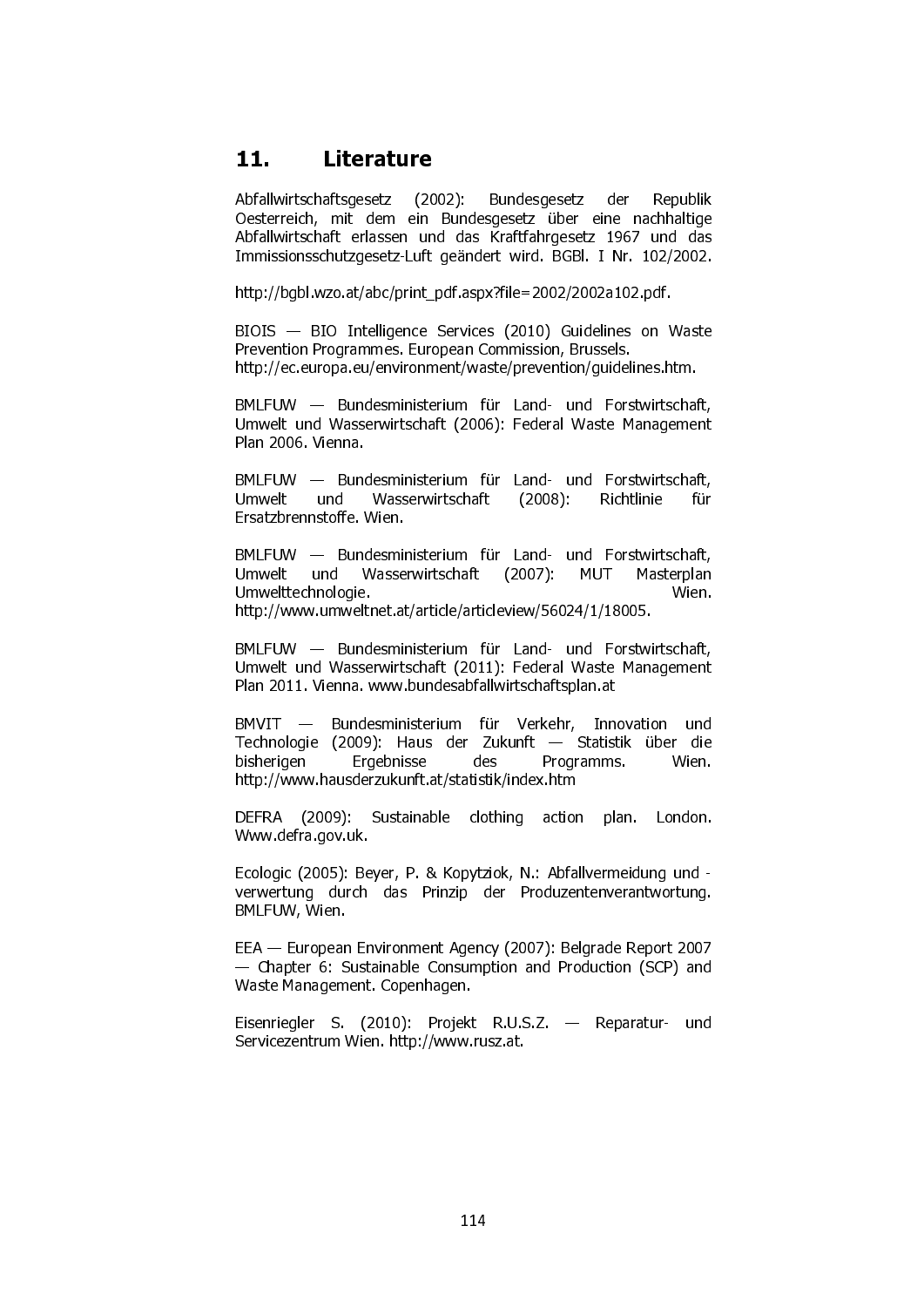# 11. Literature

Abfallwirtschaftsgesetz (2002): Bundesgesetz der Republik Oesterreich, mit dem ein Bundesgesetz über eine nachhaltige Abfallwirtschaft erlassen und das Kraftfahrgesetz 1967 und das Immissionsschutzgesetz-Luft geändert wird. BGBl. I Nr. 102/2002.

http://bgbl.wzo.at/abc/print_pdf.aspx?file=2002/2002a102.pdf.

BIOIS — BIO Intelligence Services (2010) Guidelines on Waste Prevention Programmes. European Commission, Brussels. http://ec.europa.eu/environment/waste/prevention/guidelines.htm.

BMLFUW — Bundesministerium für Land- und Forstwirtschaft, Umwelt und Wasserwirtschaft (2006): Federal Waste Management Plan 2006. Vienna.

BMLFUW — Bundesministerium für Land- und Forstwirtschaft, Umwelt und Wasserwirtschaft (2008): Richtlinie für Ersatzbrennstoffe. Wien.

BMLFUW — Bundesministerium für Land- und Forstwirtschaft, Umwelt und Wasserwirtschaft (2007): MUT Masterplan Umwelttechnologie. Wien. http://www.umweltnet.at/article/articleview/56024/1/18005.

BMLFUW — Bundesministerium für Land- und Forstwirtschaft, Umwelt und Wasserwirtschaft (2011): Federal Waste Management Plan 2011. Vienna. www.bundesabfallwirtschaftsplan.at

BMVIT — Bundesministerium für Verkehr, Innovation und Technologie (2009): Haus der Zukunft — Statistik über die bisherigen Ergebnisse des Programms. Wien. http://www.hausderzukunft.at/statistik/index.htm

DEFRA (2009): Sustainable clothing action plan. London. Www.defra.gov.uk.

Ecologic (2005): Beyer, P. & Kopytziok, N.: Abfallvermeidung und -verwertung durch das Prinzip der Produzentenverantwortung. BMLFUW, Wien.

EEA — European Environment Agency (2007): Belgrade Report 2007 — Chapter 6: Sustainable Consumption and Production (SCP) and Waste Management. Copenhagen.

Eisenriegler S. (2010): Projekt R.U.S.Z. — Reparatur- und Servicezentrum Wien. http://www.rusz.at.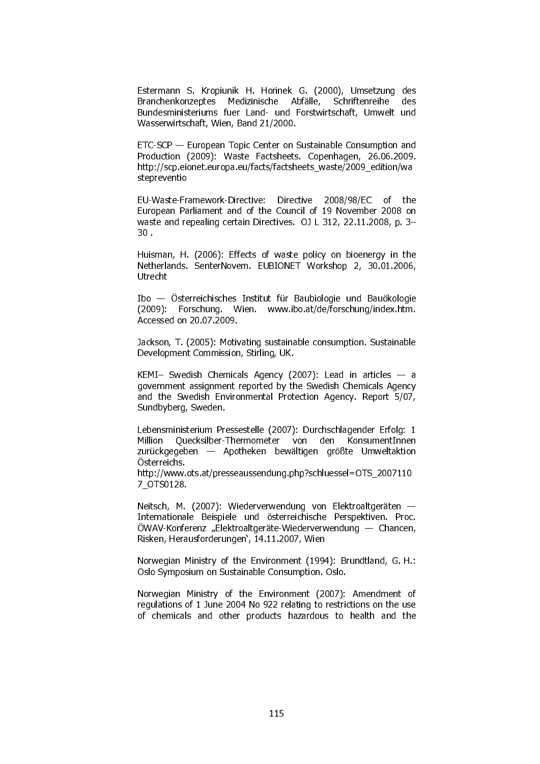Estermann S. Kropiunik H. Horinek G. (2000), Umsetzung des Branchenkonzeptes Medizinische Abfälle, Schriftenreihe des Bundesministeriums fuer Land- und Forstwirtschaft, Umwelt und Wasserwirtschaft, Wien, Band 21/2000.

ETC-SCP — European Topic Center on Sustainable Consumption and Production (2009): Waste Factsheets. Copenhagen, 26.06.2009. http://scp.eionet.europa.eu/facts/factsheets_waste/2009_edition/wastepreventio

EU-Waste-Framework-Directive: Directive 2008/98/EC of the European Parliament and of the Council of 19 November 2008 on waste and repealing certain Directives. OJ L 312, 22.11.2008, p. 3–30 .

Huisman, H. (2006): Effects of waste policy on bioenergy in the Netherlands. SenterNovem. EUBIONET Workshop 2, 30.01.2006, Utrecht

Ibo — Österreichisches Institut für Baubiologie und Bauökologie (2009): Forschung. Wien. www.ibo.at/de/forschung/index.htm. Accessed on 20.07.2009.

Jackson, T. (2005): Motivating sustainable consumption. Sustainable Development Commission, Stirling, UK.

KEMI– Swedish Chemicals Agency (2007): Lead in articles — a government assignment reported by the Swedish Chemicals Agency and the Swedish Environmental Protection Agency. Report 5/07, Sundbyberg, Sweden.

Lebensministerium Pressestelle (2007): Durchschlagender Erfolg: 1 Million Quecksilber-Thermometer von den KonsumentInnen zurückgegeben — Apotheken bewältigen größte Umweltaktion Österreichs. http://www.ots.at/presseaussendung.php?schluessel=OTS_20071107_OTS0128.

Neitsch, M. (2007): Wiederverwendung von Elektroaltgeräten — Internationale Beispiele und österreichische Perspektiven. Proc. ÖWAV-Konferenz „Elektroaltgeräte-Wiederverwendung — Chancen, Risken, Herausforderungen', 14.11.2007, Wien

Norwegian Ministry of the Environment (1994): Brundtland, G. H.: Oslo Symposium on Sustainable Consumption. Oslo.

Norwegian Ministry of the Environment (2007): Amendment of regulations of 1 June 2004 No 922 relating to restrictions on the use of chemicals and other products hazardous to health and the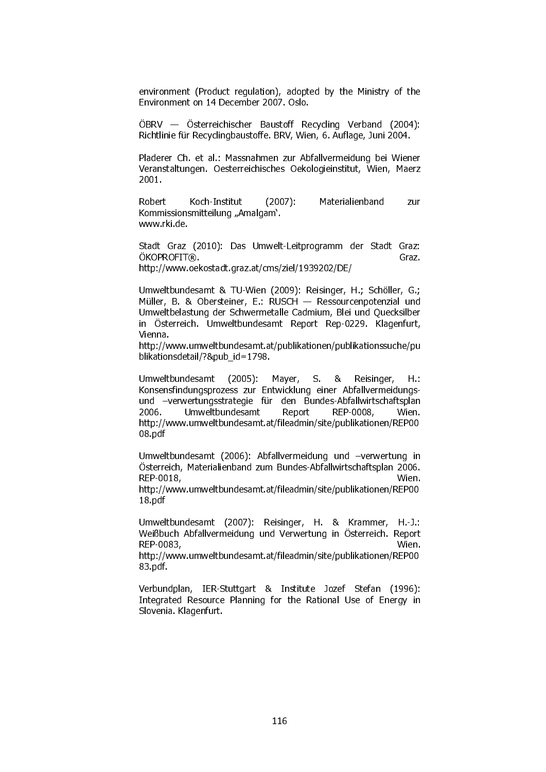environment (Product regulation), adopted by the Ministry of the Environment on 14 December 2007. Oslo.

ÖBRV — Österreichischer Baustoff Recycling Verband (2004): Richtlinie für Recyclingbaustoffe. BRV, Wien, 6. Auflage, Juni 2004.

Pladerer Ch. et al.: Massnahmen zur Abfallvermeidung bei Wiener Veranstaltungen. Oesterreichisches Oekologieinstitut, Wien, Maerz 2001.

Robert Koch-Institut (2007): Materialienband zur Kommissionsmitteilung „Amalgam�".
www.rki.de.

Stadt Graz (2010): Das Umwelt-Leitprogramm der Stadt Graz: ÖKOPROFIT®. Graz.
http://www.oekostadt.graz.at/cms/ziel/1939202/DE/

Umweltbundesamt & TU-Wien (2009): Reisinger, H.; Schöller, G.; Müller, B. & Obersteiner, E.: RUSCH — Ressourcenpotenzial und Umweltbelastung der Schwermetalle Cadmium, Blei und Quecksilber in Österreich. Umweltbundesamt Report Rep-0229. Klagenfurt, Vienna.
http://www.umweltbundesamt.at/publikationen/publikationssuche/publikationsdetail/?&pub_id=1798.

Umweltbundesamt (2005): Mayer, S. & Reisinger, H.: Konsensfindungsprozess zur Entwicklung einer Abfallvermeidungs- und –verwertungsstrategie für den Bundes-Abfallwirtschaftsplan 2006. Umweltbundesamt Report REP-0008, Wien.
http://www.umweltbundesamt.at/fileadmin/site/publikationen/REP0008.pdf

Umweltbundesamt (2006): Abfallvermeidung und –verwertung in Österreich, Materialienband zum Bundes-Abfallwirtschaftsplan 2006. REP-0018, Wien.
http://www.umweltbundesamt.at/fileadmin/site/publikationen/REP0018.pdf

Umweltbundesamt (2007): Reisinger, H. & Krammer, H.-J.: Weißbuch Abfallvermeidung und Verwertung in Österreich. Report REP-0083, Wien.
http://www.umweltbundesamt.at/fileadmin/site/publikationen/REP0083.pdf.

Verbundplan, IER-Stuttgart & Institute Jozef Stefan (1996): Integrated Resource Planning for the Rational Use of Energy in Slovenia. Klagenfurt.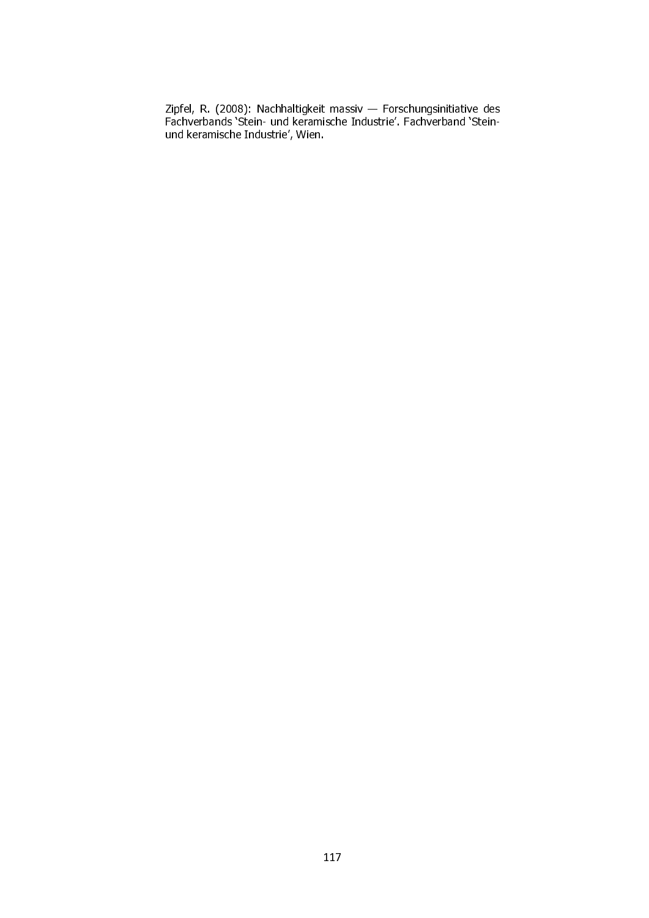Zipfel, R. (2008): Nachhaltigkeit massiv — Forschungsinitiative des Fachverbands 'Stein- und keramische Industrie'. Fachverband 'Stein- und keramische Industrie', Wien.